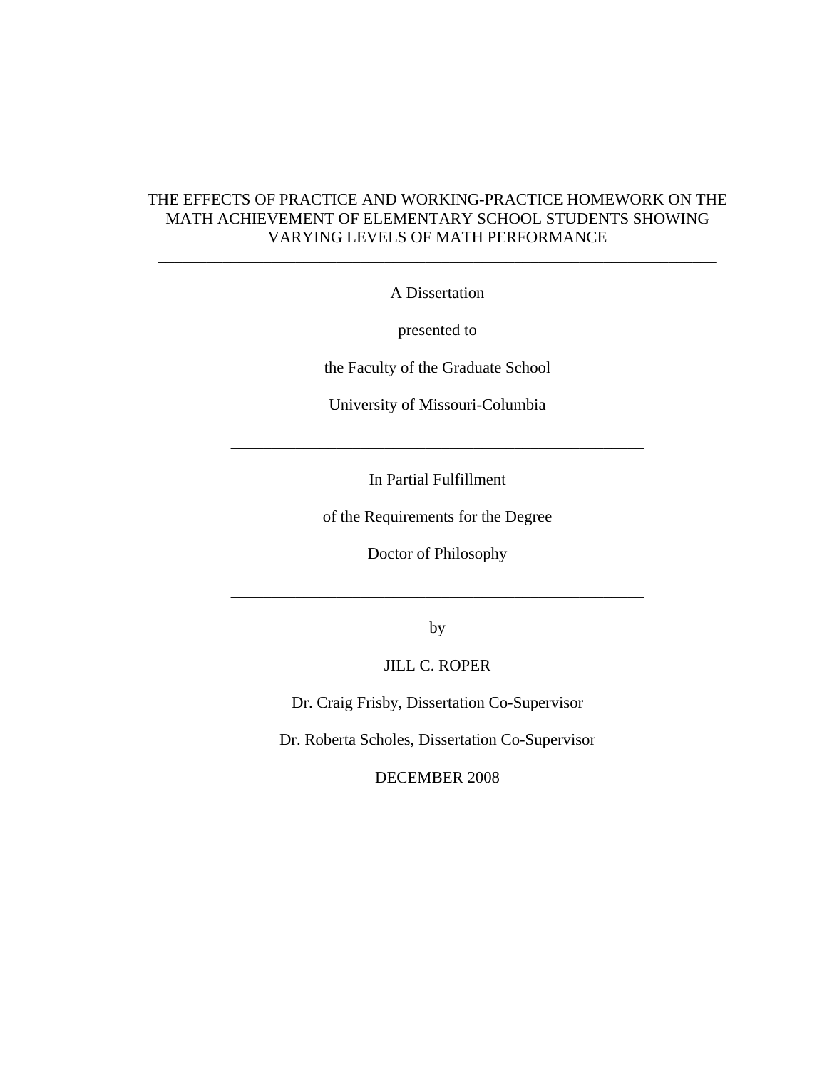# THE EFFECTS OF PRACTICE AND WORKING-PRACTICE HOMEWORK ON THE MATH ACHIEVEMENT OF ELEMENTARY SCHOOL STUDENTS SHOWING VARYING LEVELS OF MATH PERFORMANCE

---

A Dissertation

presented to

the Faculty of the Graduate School

University of Missouri-Columbia

---

In Partial Fulfillment

of the Requirements for the Degree

Doctor of Philosophy

---

by

JILL C. ROPER

Dr. Craig Frisby, Dissertation Co-Supervisor

Dr. Roberta Scholes, Dissertation Co-Supervisor

DECEMBER 2008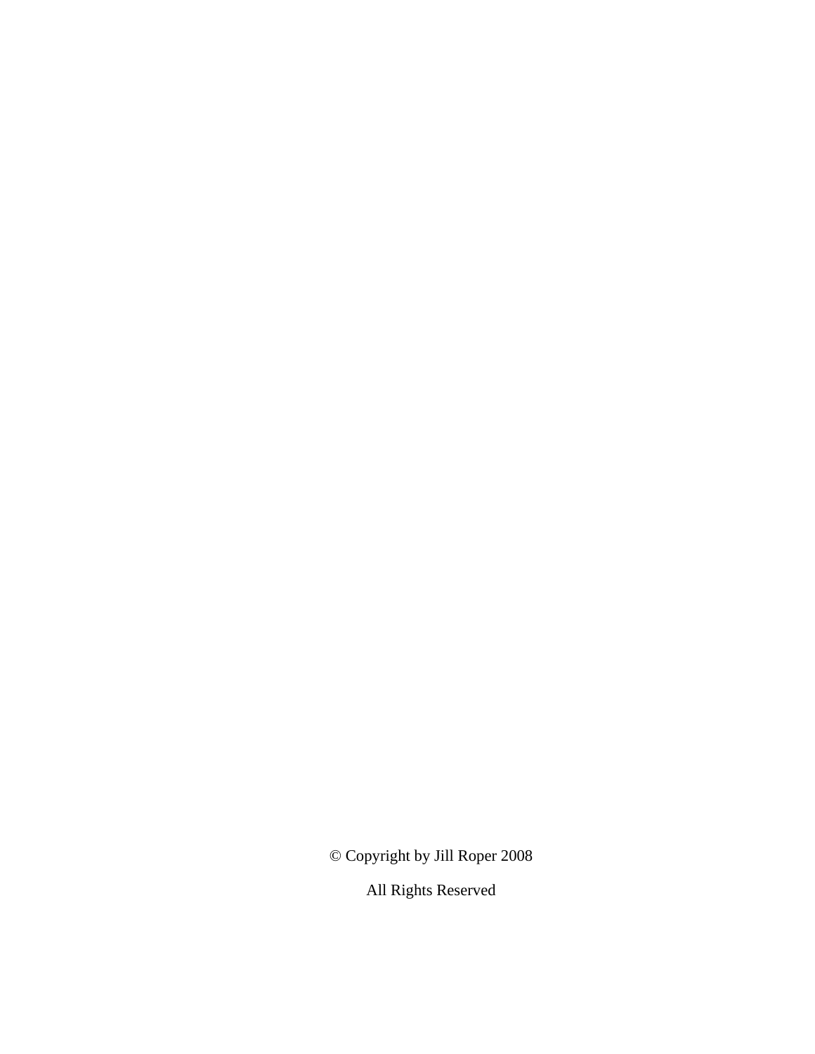© Copyright by Jill Roper 2008

All Rights Reserved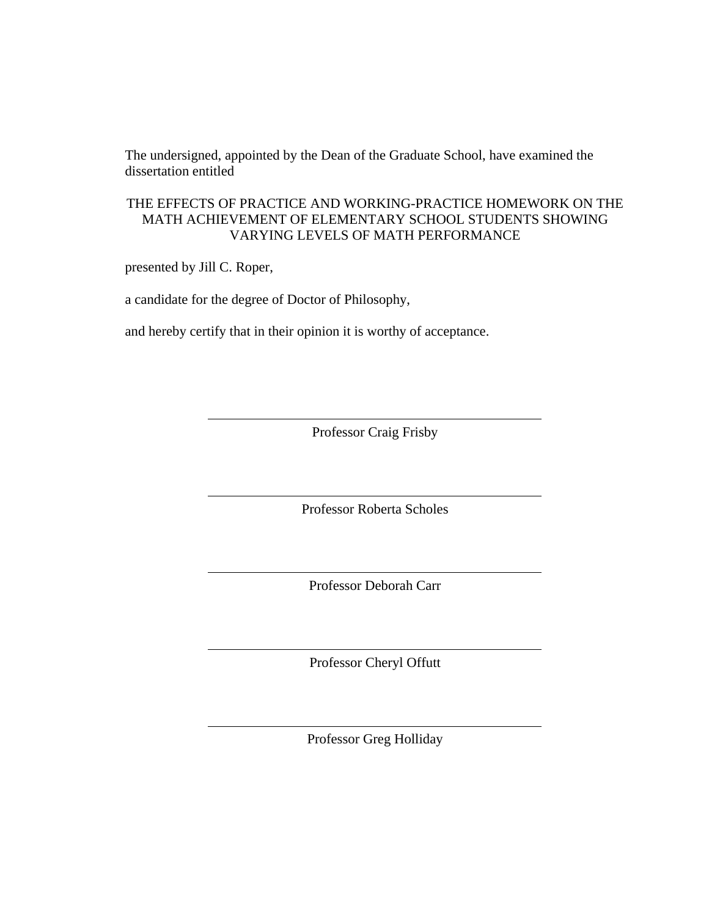The undersigned, appointed by the Dean of the Graduate School, have examined the dissertation entitled

THE EFFECTS OF PRACTICE AND WORKING-PRACTICE HOMEWORK ON THE MATH ACHIEVEMENT OF ELEMENTARY SCHOOL STUDENTS SHOWING VARYING LEVELS OF MATH PERFORMANCE

presented by Jill C. Roper,

a candidate for the degree of Doctor of Philosophy,

and hereby certify that in their opinion it is worthy of acceptance.

\_\_\_\_\_\_\_\_\_\_\_\_\_\_\_\_\_\_\_\_\_\_\_\_\_\_\_\_\_\_\_\_\_\_\_\_\_\_\_\_

Professor Craig Frisby

\_\_\_\_\_\_\_\_\_\_\_\_\_\_\_\_\_\_\_\_\_\_\_\_\_\_\_\_\_\_\_\_\_\_\_\_\_\_\_\_

Professor Roberta Scholes

\_\_\_\_\_\_\_\_\_\_\_\_\_\_\_\_\_\_\_\_\_\_\_\_\_\_\_\_\_\_\_\_\_\_\_\_\_\_\_\_

Professor Deborah Carr

\_\_\_\_\_\_\_\_\_\_\_\_\_\_\_\_\_\_\_\_\_\_\_\_\_\_\_\_\_\_\_\_\_\_\_\_\_\_\_\_

Professor Cheryl Offutt

\_\_\_\_\_\_\_\_\_\_\_\_\_\_\_\_\_\_\_\_\_\_\_\_\_\_\_\_\_\_\_\_\_\_\_\_\_\_\_\_

Professor Greg Holliday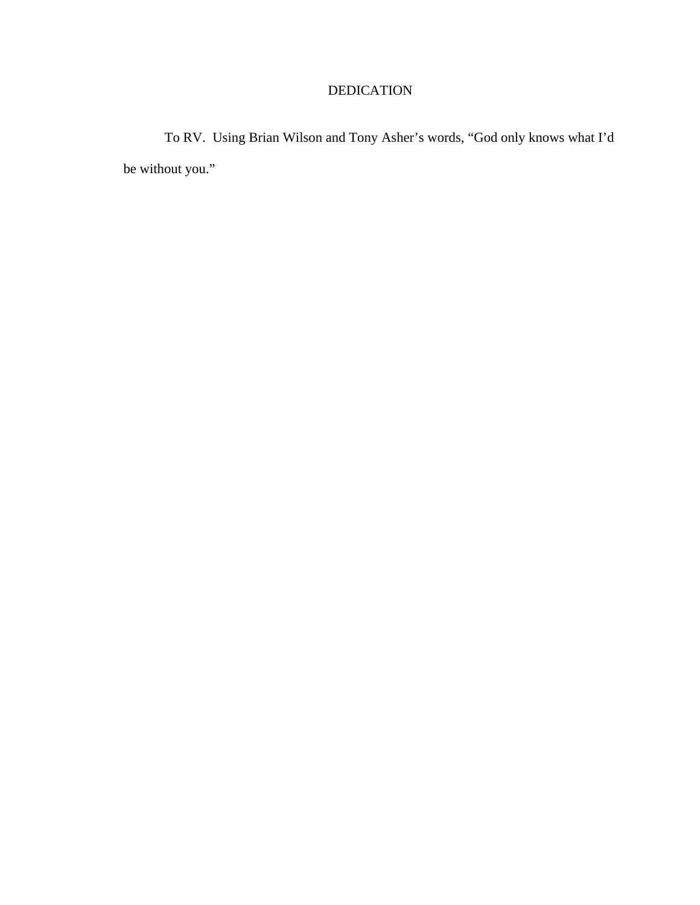# DEDICATION

To RV. Using Brian Wilson and Tony Asher’s words, “God only knows what I’d be without you.”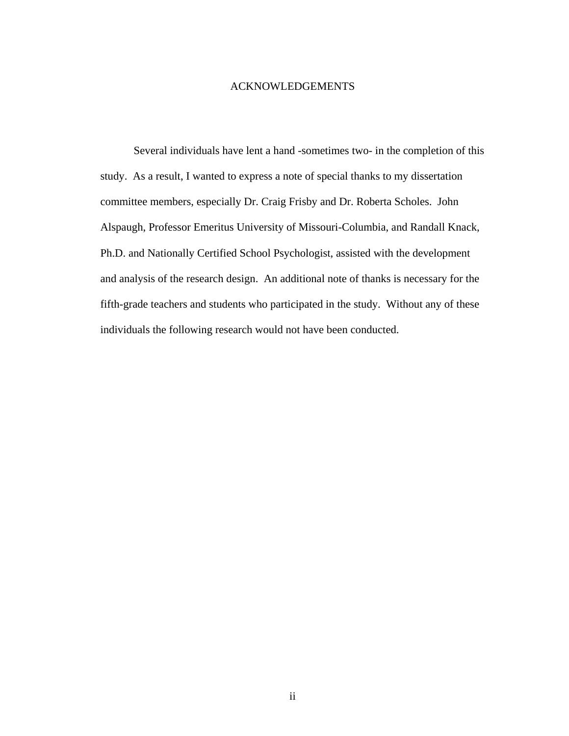# ACKNOWLEDGEMENTS

Several individuals have lent a hand -sometimes two- in the completion of this study. As a result, I wanted to express a note of special thanks to my dissertation committee members, especially Dr. Craig Frisby and Dr. Roberta Scholes. John Alspaugh, Professor Emeritus University of Missouri-Columbia, and Randall Knack, Ph.D. and Nationally Certified School Psychologist, assisted with the development and analysis of the research design. An additional note of thanks is necessary for the fifth-grade teachers and students who participated in the study. Without any of these individuals the following research would not have been conducted.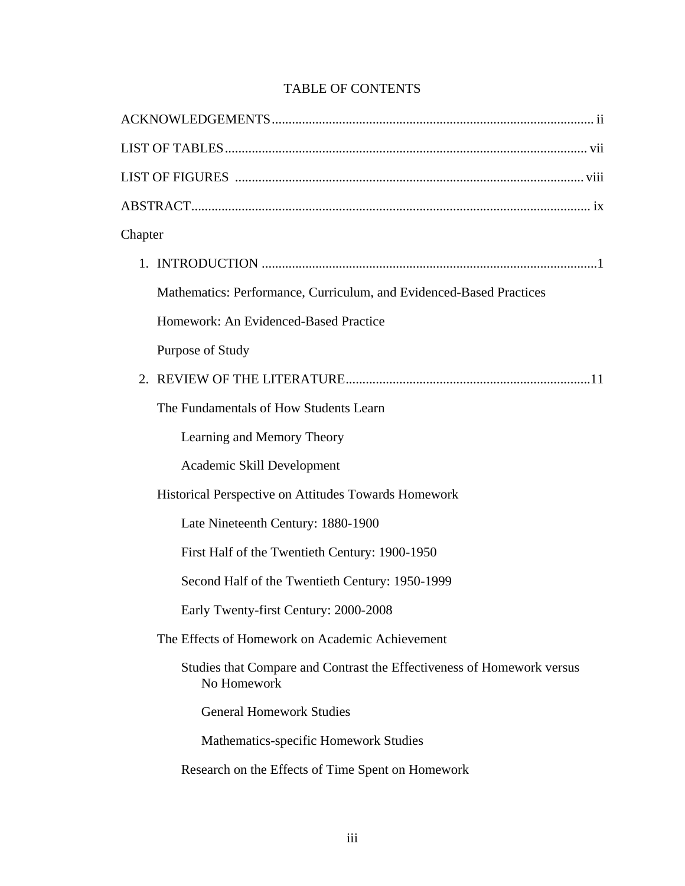# TABLE OF CONTENTS

ACKNOWLEDGEMENTS ........................................................................................ ii

LIST OF TABLES ........................................................................................ vii

LIST OF FIGURES ........................................................................................ viii

ABSTRACT ........................................................................................ ix

Chapter

1. INTRODUCTION ........................................................................................ 1

    Mathematics: Performance, Curriculum, and Evidenced-Based Practices

    Homework: An Evidenced-Based Practice

    Purpose of Study

2. REVIEW OF THE LITERATURE ........................................................................................ 11

    The Fundamentals of How Students Learn

        Learning and Memory Theory

        Academic Skill Development

    Historical Perspective on Attitudes Towards Homework

        Late Nineteenth Century: 1880-1900

        First Half of the Twentieth Century: 1900-1950

        Second Half of the Twentieth Century: 1950-1999

        Early Twenty-first Century: 2000-2008

    The Effects of Homework on Academic Achievement

        Studies that Compare and Contrast the Effectiveness of Homework versus No Homework

            General Homework Studies

            Mathematics-specific Homework Studies

        Research on the Effects of Time Spent on Homework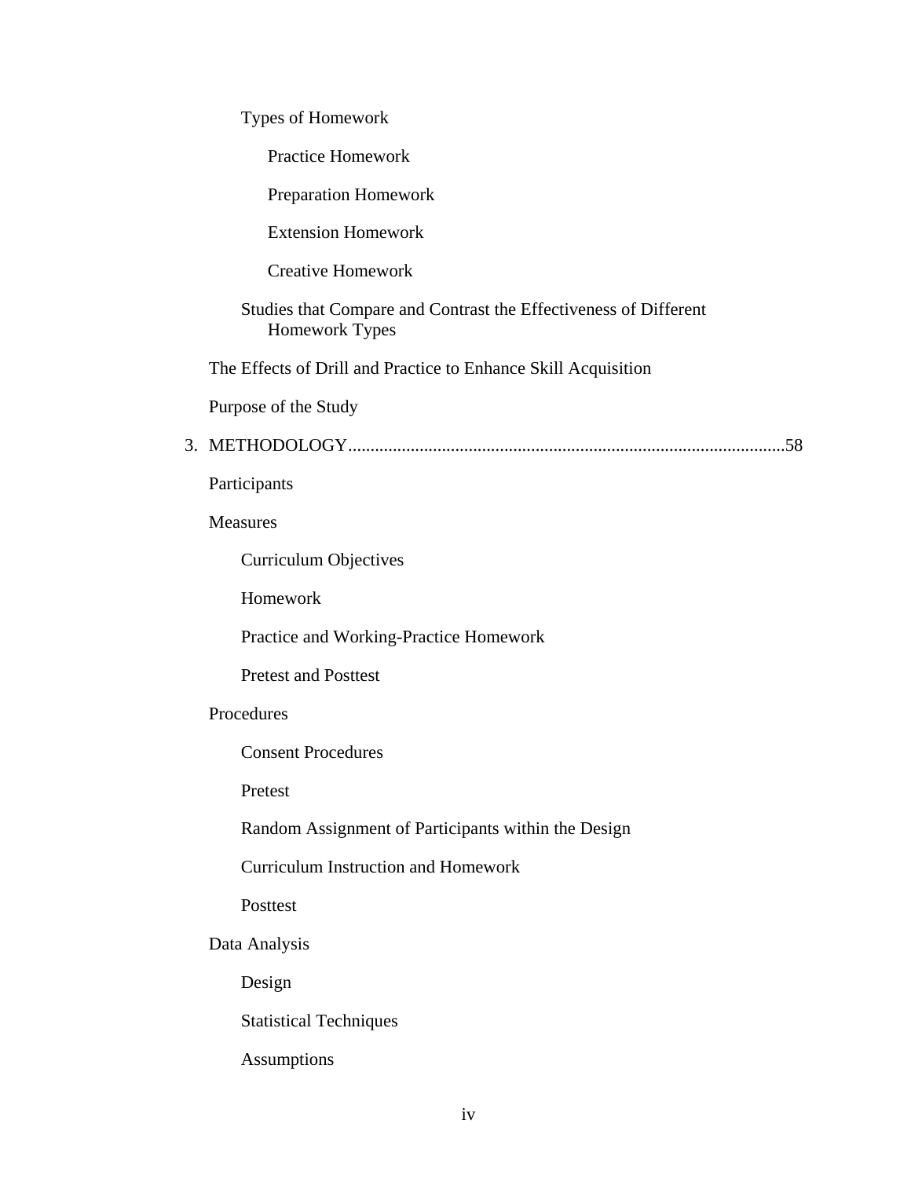Types of Homework

Practice Homework

Preparation Homework

Extension Homework

Creative Homework

Studies that Compare and Contrast the Effectiveness of Different Homework Types

The Effects of Drill and Practice to Enhance Skill Acquisition

Purpose of the Study

3. METHODOLOGY..................................................................................................58

Participants

Measures

Curriculum Objectives

Homework

Practice and Working-Practice Homework

Pretest and Posttest

Procedures

Consent Procedures

Pretest

Random Assignment of Participants within the Design

Curriculum Instruction and Homework

Posttest

Data Analysis

Design

Statistical Techniques

Assumptions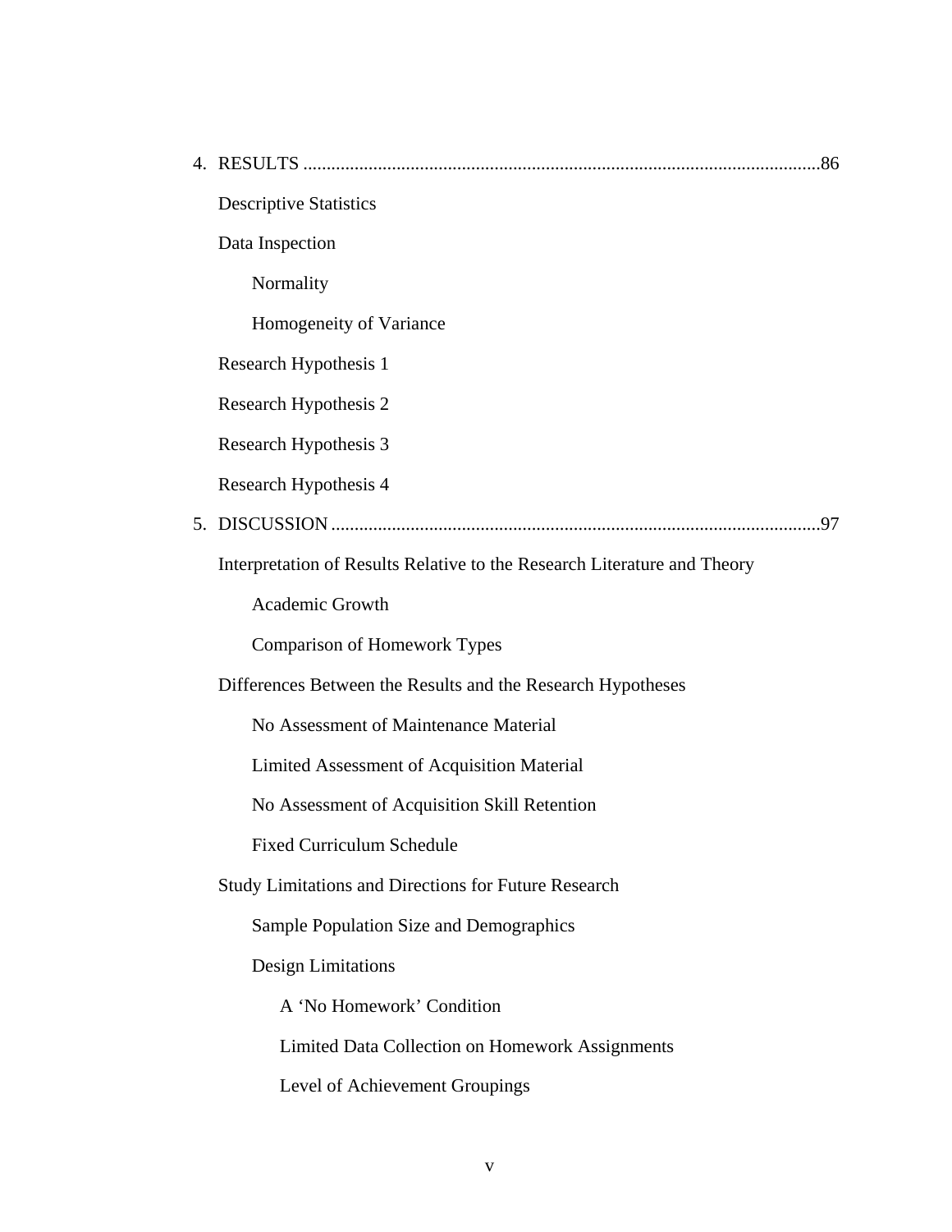4. RESULTS ..............................................................................................................86

    Descriptive Statistics

    Data Inspection

        Normality

        Homogeneity of Variance

    Research Hypothesis 1

    Research Hypothesis 2

    Research Hypothesis 3

    Research Hypothesis 4

5. DISCUSSION .........................................................................................................97

    Interpretation of Results Relative to the Research Literature and Theory

        Academic Growth

        Comparison of Homework Types

    Differences Between the Results and the Research Hypotheses

        No Assessment of Maintenance Material

        Limited Assessment of Acquisition Material

        No Assessment of Acquisition Skill Retention

        Fixed Curriculum Schedule

    Study Limitations and Directions for Future Research

        Sample Population Size and Demographics

        Design Limitations

            A 'No Homework' Condition

            Limited Data Collection on Homework Assignments

            Level of Achievement Groupings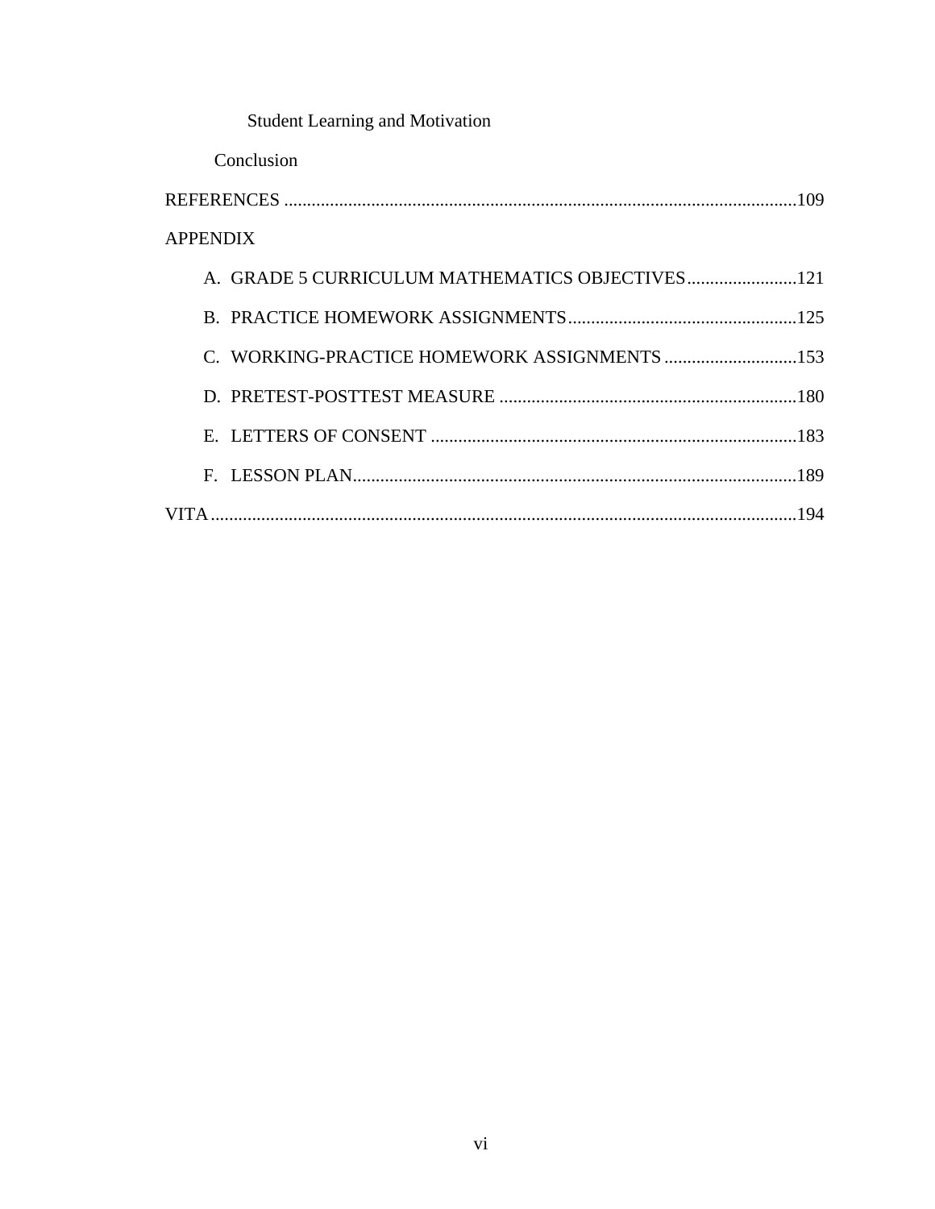Student Learning and Motivation

Conclusion

REFERENCES ............................................................................................................109

APPENDIX

A. GRADE 5 CURRICULUM MATHEMATICS OBJECTIVES........................121

B. PRACTICE HOMEWORK ASSIGNMENTS..................................................125

C. WORKING-PRACTICE HOMEWORK ASSIGNMENTS .............................153

D. PRETEST-POSTTEST MEASURE .................................................................180

E. LETTERS OF CONSENT ................................................................................183

F. LESSON PLAN.................................................................................................189

VITA................................................................................................................................194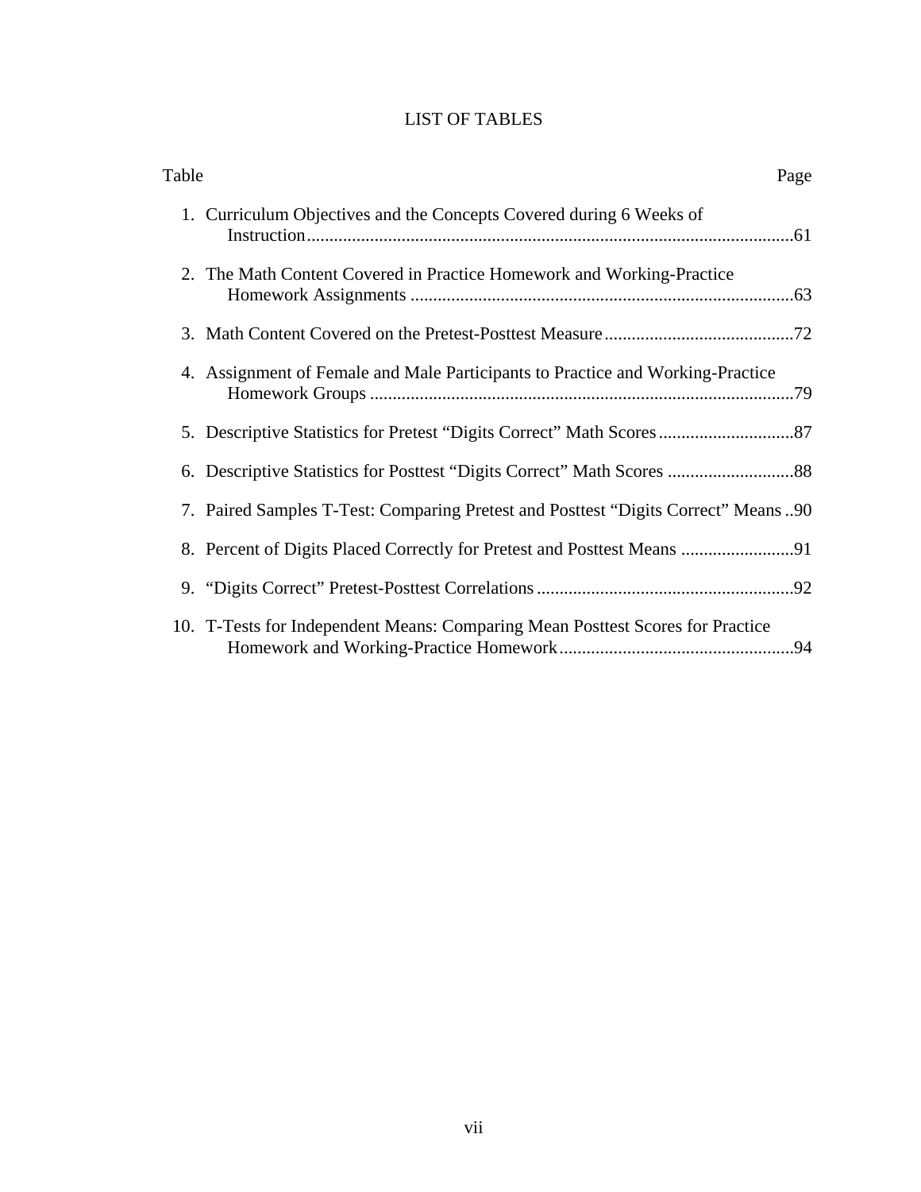# LIST OF TABLES

| Table | Page |
|---|---|
| 1. Curriculum Objectives and the Concepts Covered during 6 Weeks of Instruction | 61 |
| 2. The Math Content Covered in Practice Homework and Working-Practice Homework Assignments | 63 |
| 3. Math Content Covered on the Pretest-Posttest Measure | 72 |
| 4. Assignment of Female and Male Participants to Practice and Working-Practice Homework Groups | 79 |
| 5. Descriptive Statistics for Pretest "Digits Correct" Math Scores | 87 |
| 6. Descriptive Statistics for Posttest "Digits Correct" Math Scores | 88 |
| 7. Paired Samples T-Test: Comparing Pretest and Posttest "Digits Correct" Means | 90 |
| 8. Percent of Digits Placed Correctly for Pretest and Posttest Means | 91 |
| 9. "Digits Correct" Pretest-Posttest Correlations | 92 |
| 10. T-Tests for Independent Means: Comparing Mean Posttest Scores for Practice Homework and Working-Practice Homework | 94 |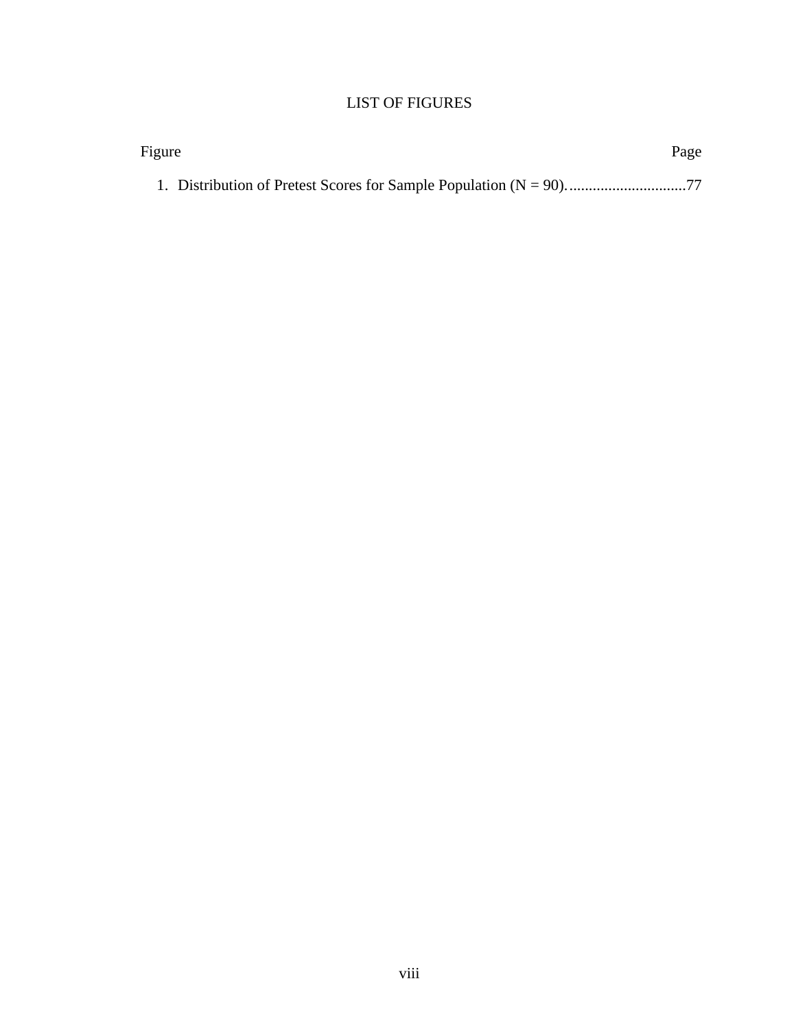# LIST OF FIGURES

Figure Page

1. Distribution of Pretest Scores for Sample Population (N = 90)...............................77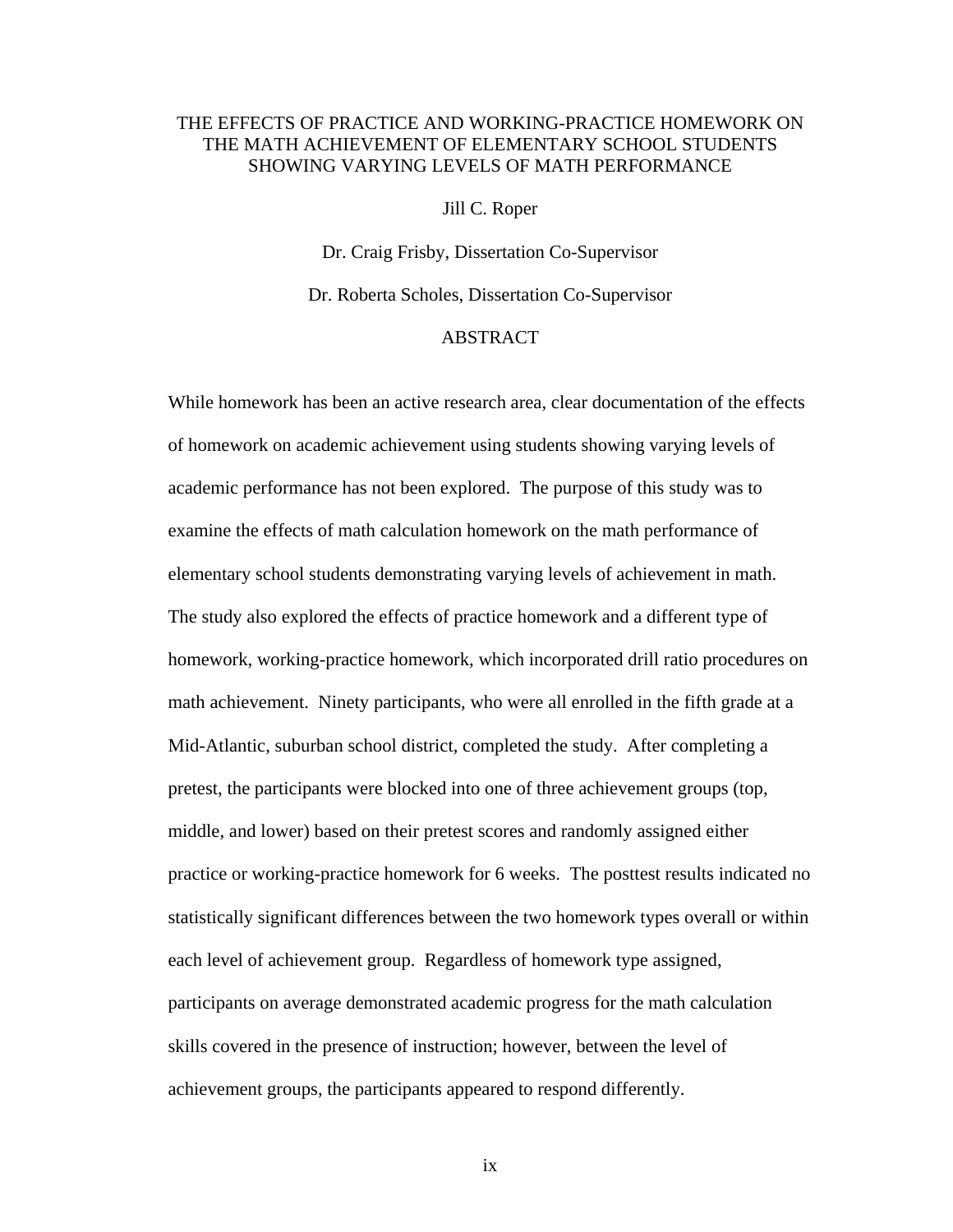THE EFFECTS OF PRACTICE AND WORKING-PRACTICE HOMEWORK ON THE MATH ACHIEVEMENT OF ELEMENTARY SCHOOL STUDENTS SHOWING VARYING LEVELS OF MATH PERFORMANCE

Jill C. Roper

Dr. Craig Frisby, Dissertation Co-Supervisor

Dr. Roberta Scholes, Dissertation Co-Supervisor

## ABSTRACT

While homework has been an active research area, clear documentation of the effects of homework on academic achievement using students showing varying levels of academic performance has not been explored. The purpose of this study was to examine the effects of math calculation homework on the math performance of elementary school students demonstrating varying levels of achievement in math. The study also explored the effects of practice homework and a different type of homework, working-practice homework, which incorporated drill ratio procedures on math achievement. Ninety participants, who were all enrolled in the fifth grade at a Mid-Atlantic, suburban school district, completed the study. After completing a pretest, the participants were blocked into one of three achievement groups (top, middle, and lower) based on their pretest scores and randomly assigned either practice or working-practice homework for 6 weeks. The posttest results indicated no statistically significant differences between the two homework types overall or within each level of achievement group. Regardless of homework type assigned, participants on average demonstrated academic progress for the math calculation skills covered in the presence of instruction; however, between the level of achievement groups, the participants appeared to respond differently.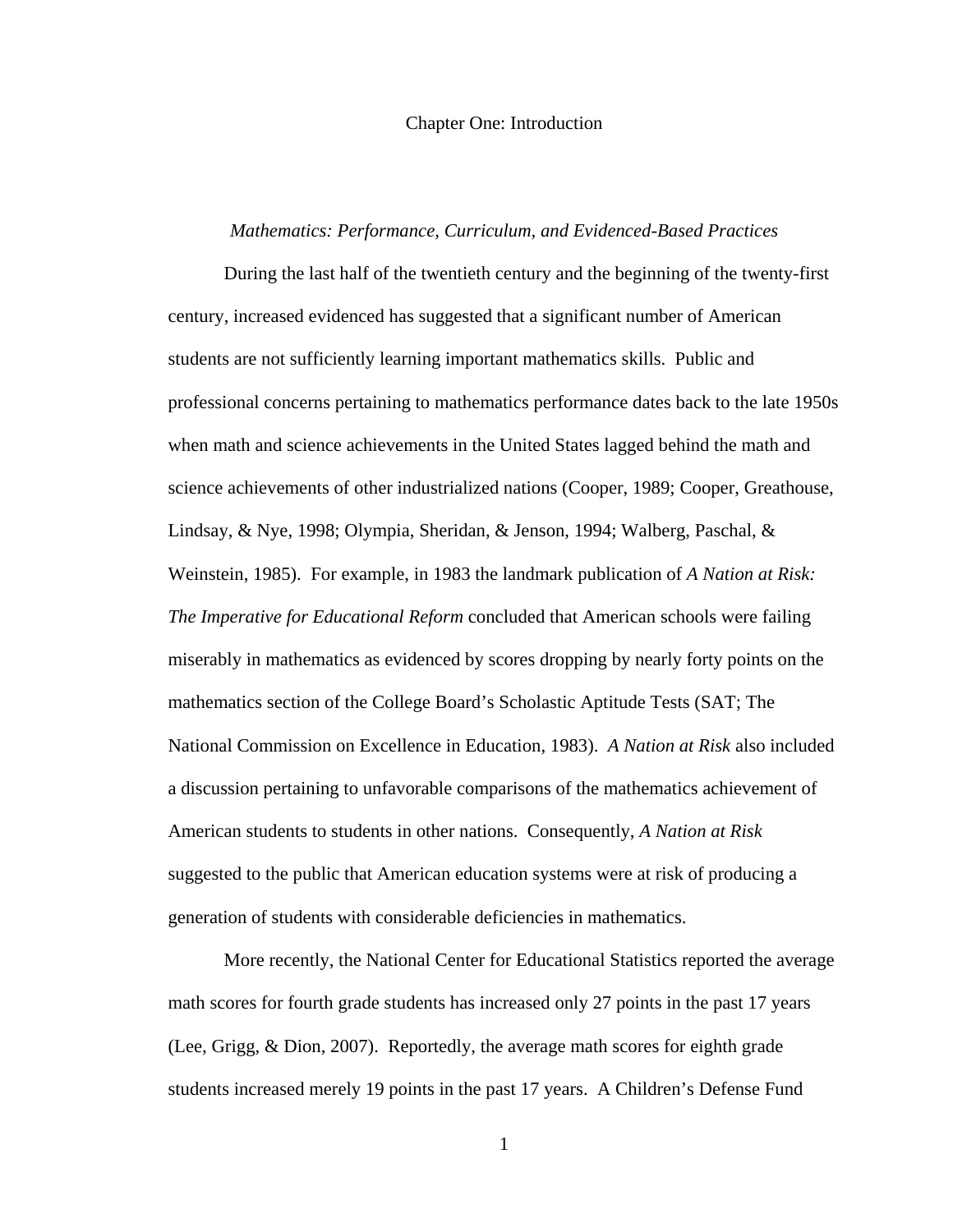# Chapter One: Introduction

## *Mathematics: Performance, Curriculum, and Evidenced-Based Practices*

During the last half of the twentieth century and the beginning of the twenty-first century, increased evidenced has suggested that a significant number of American students are not sufficiently learning important mathematics skills. Public and professional concerns pertaining to mathematics performance dates back to the late 1950s when math and science achievements in the United States lagged behind the math and science achievements of other industrialized nations (Cooper, 1989; Cooper, Greathouse, Lindsay, & Nye, 1998; Olympia, Sheridan, & Jenson, 1994; Walberg, Paschal, & Weinstein, 1985). For example, in 1983 the landmark publication of *A Nation at Risk: The Imperative for Educational Reform* concluded that American schools were failing miserably in mathematics as evidenced by scores dropping by nearly forty points on the mathematics section of the College Board's Scholastic Aptitude Tests (SAT; The National Commission on Excellence in Education, 1983). *A Nation at Risk* also included a discussion pertaining to unfavorable comparisons of the mathematics achievement of American students to students in other nations. Consequently, *A Nation at Risk* suggested to the public that American education systems were at risk of producing a generation of students with considerable deficiencies in mathematics.

More recently, the National Center for Educational Statistics reported the average math scores for fourth grade students has increased only 27 points in the past 17 years (Lee, Grigg, & Dion, 2007). Reportedly, the average math scores for eighth grade students increased merely 19 points in the past 17 years. A Children's Defense Fund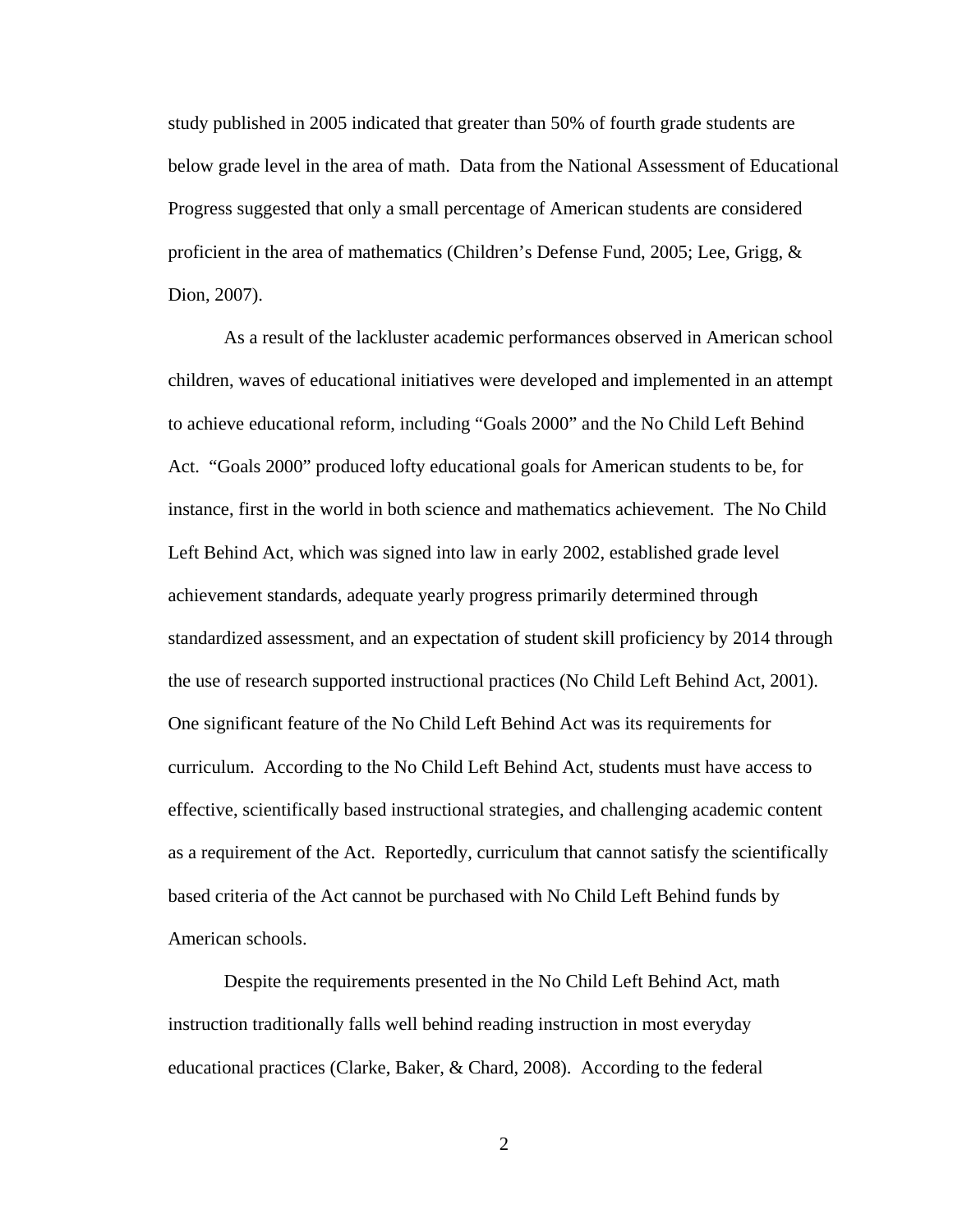study published in 2005 indicated that greater than 50% of fourth grade students are below grade level in the area of math. Data from the National Assessment of Educational Progress suggested that only a small percentage of American students are considered proficient in the area of mathematics (Children's Defense Fund, 2005; Lee, Grigg, & Dion, 2007).

As a result of the lackluster academic performances observed in American school children, waves of educational initiatives were developed and implemented in an attempt to achieve educational reform, including "Goals 2000" and the No Child Left Behind Act. "Goals 2000" produced lofty educational goals for American students to be, for instance, first in the world in both science and mathematics achievement. The No Child Left Behind Act, which was signed into law in early 2002, established grade level achievement standards, adequate yearly progress primarily determined through standardized assessment, and an expectation of student skill proficiency by 2014 through the use of research supported instructional practices (No Child Left Behind Act, 2001). One significant feature of the No Child Left Behind Act was its requirements for curriculum. According to the No Child Left Behind Act, students must have access to effective, scientifically based instructional strategies, and challenging academic content as a requirement of the Act. Reportedly, curriculum that cannot satisfy the scientifically based criteria of the Act cannot be purchased with No Child Left Behind funds by American schools.

Despite the requirements presented in the No Child Left Behind Act, math instruction traditionally falls well behind reading instruction in most everyday educational practices (Clarke, Baker, & Chard, 2008). According to the federal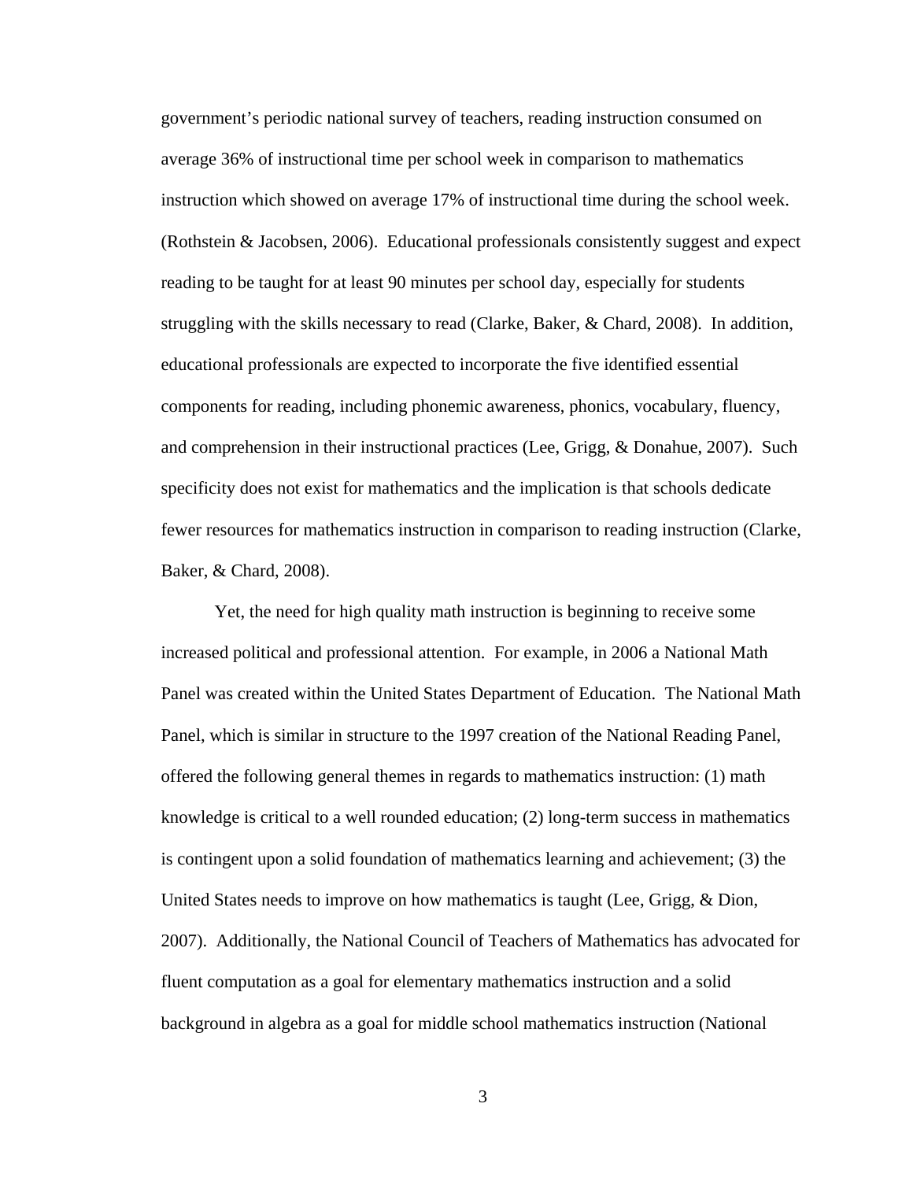government's periodic national survey of teachers, reading instruction consumed on average 36% of instructional time per school week in comparison to mathematics instruction which showed on average 17% of instructional time during the school week. (Rothstein & Jacobsen, 2006). Educational professionals consistently suggest and expect reading to be taught for at least 90 minutes per school day, especially for students struggling with the skills necessary to read (Clarke, Baker, & Chard, 2008). In addition, educational professionals are expected to incorporate the five identified essential components for reading, including phonemic awareness, phonics, vocabulary, fluency, and comprehension in their instructional practices (Lee, Grigg, & Donahue, 2007). Such specificity does not exist for mathematics and the implication is that schools dedicate fewer resources for mathematics instruction in comparison to reading instruction (Clarke, Baker, & Chard, 2008).

Yet, the need for high quality math instruction is beginning to receive some increased political and professional attention. For example, in 2006 a National Math Panel was created within the United States Department of Education. The National Math Panel, which is similar in structure to the 1997 creation of the National Reading Panel, offered the following general themes in regards to mathematics instruction: (1) math knowledge is critical to a well rounded education; (2) long-term success in mathematics is contingent upon a solid foundation of mathematics learning and achievement; (3) the United States needs to improve on how mathematics is taught (Lee, Grigg, & Dion, 2007). Additionally, the National Council of Teachers of Mathematics has advocated for fluent computation as a goal for elementary mathematics instruction and a solid background in algebra as a goal for middle school mathematics instruction (National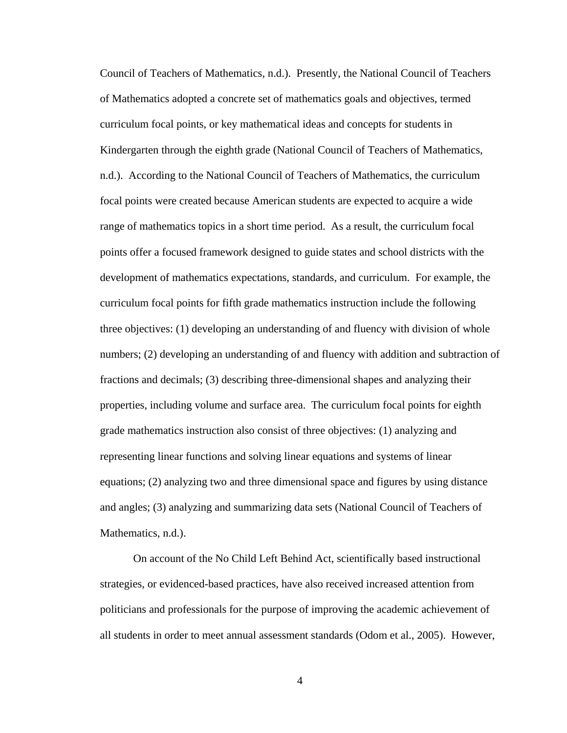Council of Teachers of Mathematics, n.d.). Presently, the National Council of Teachers of Mathematics adopted a concrete set of mathematics goals and objectives, termed curriculum focal points, or key mathematical ideas and concepts for students in Kindergarten through the eighth grade (National Council of Teachers of Mathematics, n.d.). According to the National Council of Teachers of Mathematics, the curriculum focal points were created because American students are expected to acquire a wide range of mathematics topics in a short time period. As a result, the curriculum focal points offer a focused framework designed to guide states and school districts with the development of mathematics expectations, standards, and curriculum. For example, the curriculum focal points for fifth grade mathematics instruction include the following three objectives: (1) developing an understanding of and fluency with division of whole numbers; (2) developing an understanding of and fluency with addition and subtraction of fractions and decimals; (3) describing three-dimensional shapes and analyzing their properties, including volume and surface area. The curriculum focal points for eighth grade mathematics instruction also consist of three objectives: (1) analyzing and representing linear functions and solving linear equations and systems of linear equations; (2) analyzing two and three dimensional space and figures by using distance and angles; (3) analyzing and summarizing data sets (National Council of Teachers of Mathematics, n.d.).

On account of the No Child Left Behind Act, scientifically based instructional strategies, or evidenced-based practices, have also received increased attention from politicians and professionals for the purpose of improving the academic achievement of all students in order to meet annual assessment standards (Odom et al., 2005). However,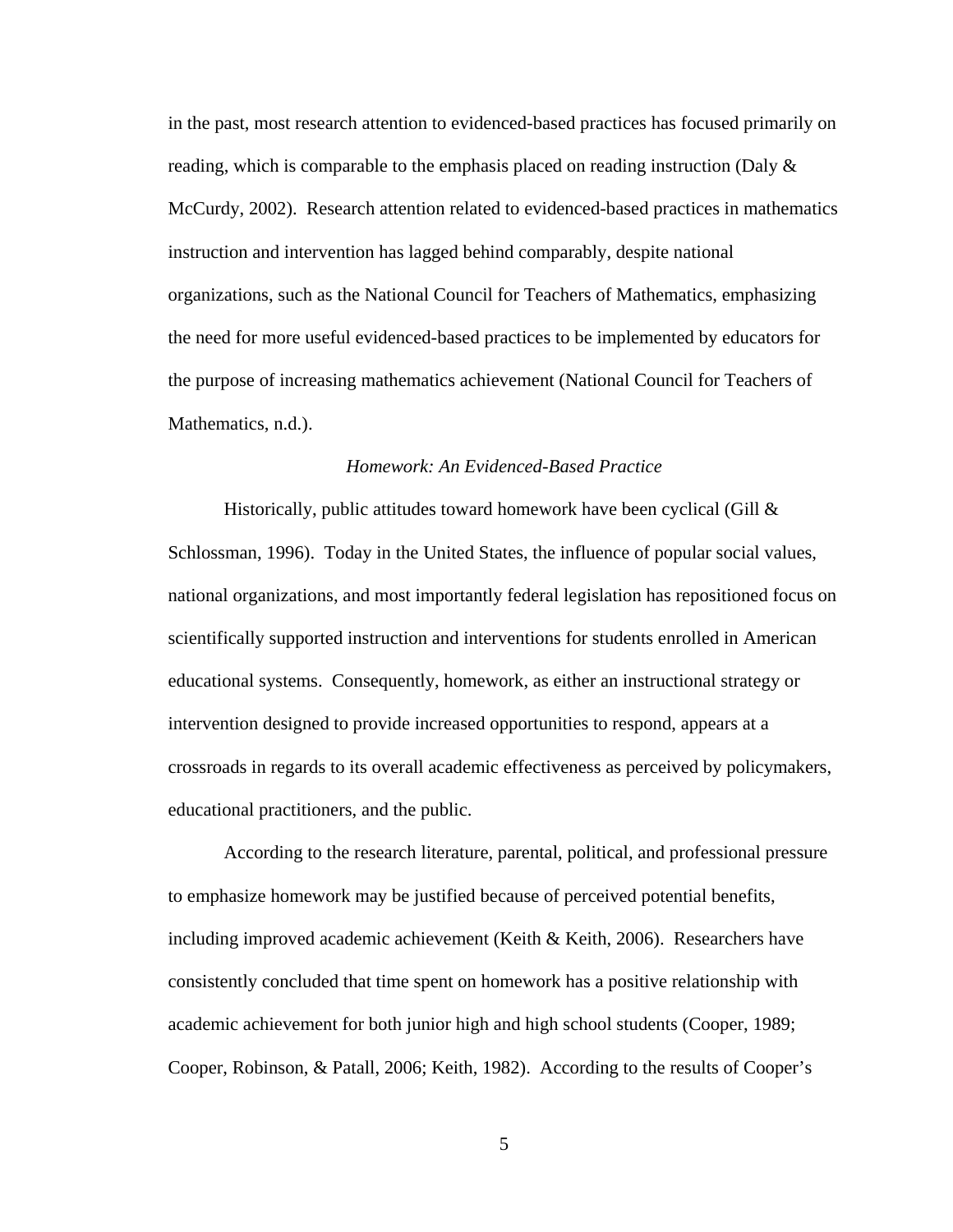in the past, most research attention to evidenced-based practices has focused primarily on reading, which is comparable to the emphasis placed on reading instruction (Daly & McCurdy, 2002). Research attention related to evidenced-based practices in mathematics instruction and intervention has lagged behind comparably, despite national organizations, such as the National Council for Teachers of Mathematics, emphasizing the need for more useful evidenced-based practices to be implemented by educators for the purpose of increasing mathematics achievement (National Council for Teachers of Mathematics, n.d.).

### *Homework: An Evidenced-Based Practice*

Historically, public attitudes toward homework have been cyclical (Gill & Schlossman, 1996). Today in the United States, the influence of popular social values, national organizations, and most importantly federal legislation has repositioned focus on scientifically supported instruction and interventions for students enrolled in American educational systems. Consequently, homework, as either an instructional strategy or intervention designed to provide increased opportunities to respond, appears at a crossroads in regards to its overall academic effectiveness as perceived by policymakers, educational practitioners, and the public.

According to the research literature, parental, political, and professional pressure to emphasize homework may be justified because of perceived potential benefits, including improved academic achievement (Keith & Keith, 2006). Researchers have consistently concluded that time spent on homework has a positive relationship with academic achievement for both junior high and high school students (Cooper, 1989; Cooper, Robinson, & Patall, 2006; Keith, 1982). According to the results of Cooper's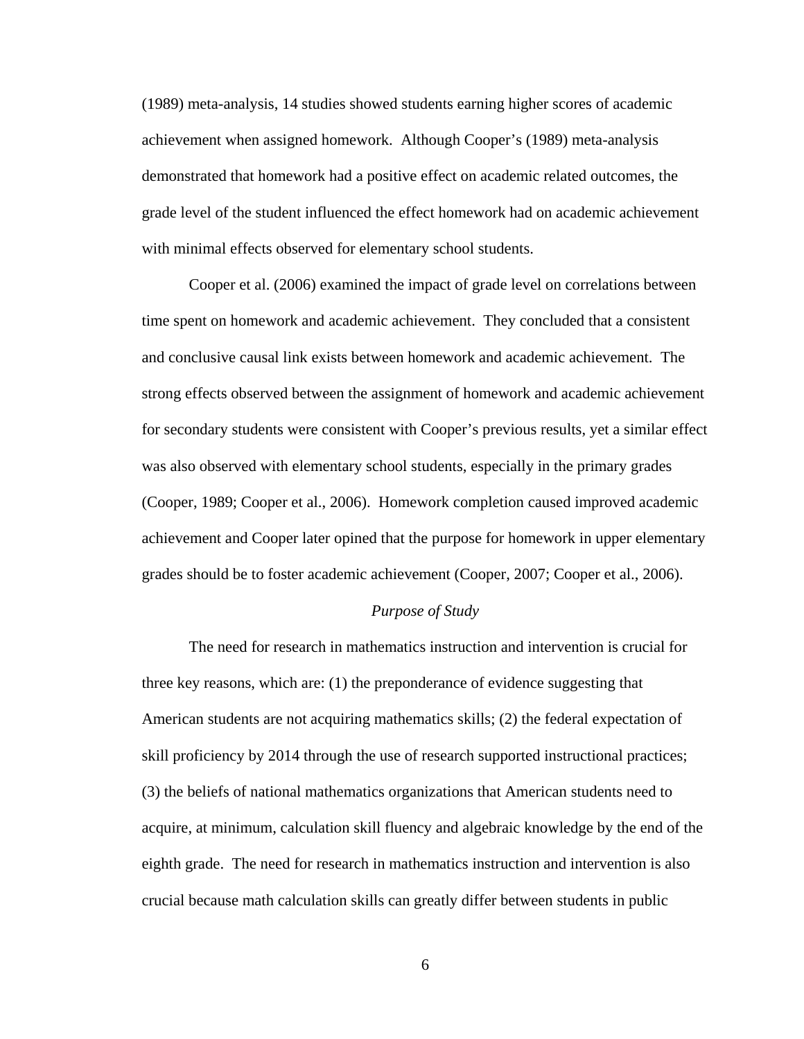(1989) meta-analysis, 14 studies showed students earning higher scores of academic achievement when assigned homework. Although Cooper's (1989) meta-analysis demonstrated that homework had a positive effect on academic related outcomes, the grade level of the student influenced the effect homework had on academic achievement with minimal effects observed for elementary school students.

Cooper et al. (2006) examined the impact of grade level on correlations between time spent on homework and academic achievement. They concluded that a consistent and conclusive causal link exists between homework and academic achievement. The strong effects observed between the assignment of homework and academic achievement for secondary students were consistent with Cooper's previous results, yet a similar effect was also observed with elementary school students, especially in the primary grades (Cooper, 1989; Cooper et al., 2006). Homework completion caused improved academic achievement and Cooper later opined that the purpose for homework in upper elementary grades should be to foster academic achievement (Cooper, 2007; Cooper et al., 2006).

### *Purpose of Study*

The need for research in mathematics instruction and intervention is crucial for three key reasons, which are: (1) the preponderance of evidence suggesting that American students are not acquiring mathematics skills; (2) the federal expectation of skill proficiency by 2014 through the use of research supported instructional practices; (3) the beliefs of national mathematics organizations that American students need to acquire, at minimum, calculation skill fluency and algebraic knowledge by the end of the eighth grade. The need for research in mathematics instruction and intervention is also crucial because math calculation skills can greatly differ between students in public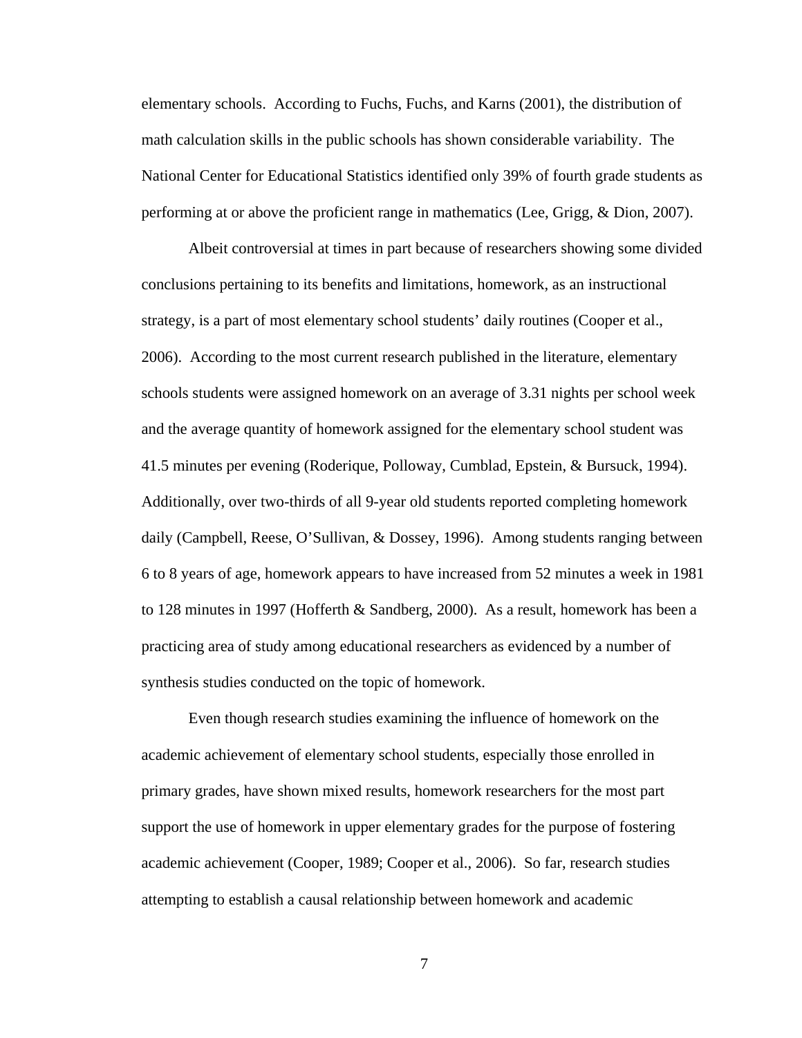elementary schools. According to Fuchs, Fuchs, and Karns (2001), the distribution of math calculation skills in the public schools has shown considerable variability. The National Center for Educational Statistics identified only 39% of fourth grade students as performing at or above the proficient range in mathematics (Lee, Grigg, & Dion, 2007).

Albeit controversial at times in part because of researchers showing some divided conclusions pertaining to its benefits and limitations, homework, as an instructional strategy, is a part of most elementary school students' daily routines (Cooper et al., 2006). According to the most current research published in the literature, elementary schools students were assigned homework on an average of 3.31 nights per school week and the average quantity of homework assigned for the elementary school student was 41.5 minutes per evening (Roderique, Polloway, Cumblad, Epstein, & Bursuck, 1994). Additionally, over two-thirds of all 9-year old students reported completing homework daily (Campbell, Reese, O'Sullivan, & Dossey, 1996). Among students ranging between 6 to 8 years of age, homework appears to have increased from 52 minutes a week in 1981 to 128 minutes in 1997 (Hofferth & Sandberg, 2000). As a result, homework has been a practicing area of study among educational researchers as evidenced by a number of synthesis studies conducted on the topic of homework.

Even though research studies examining the influence of homework on the academic achievement of elementary school students, especially those enrolled in primary grades, have shown mixed results, homework researchers for the most part support the use of homework in upper elementary grades for the purpose of fostering academic achievement (Cooper, 1989; Cooper et al., 2006). So far, research studies attempting to establish a causal relationship between homework and academic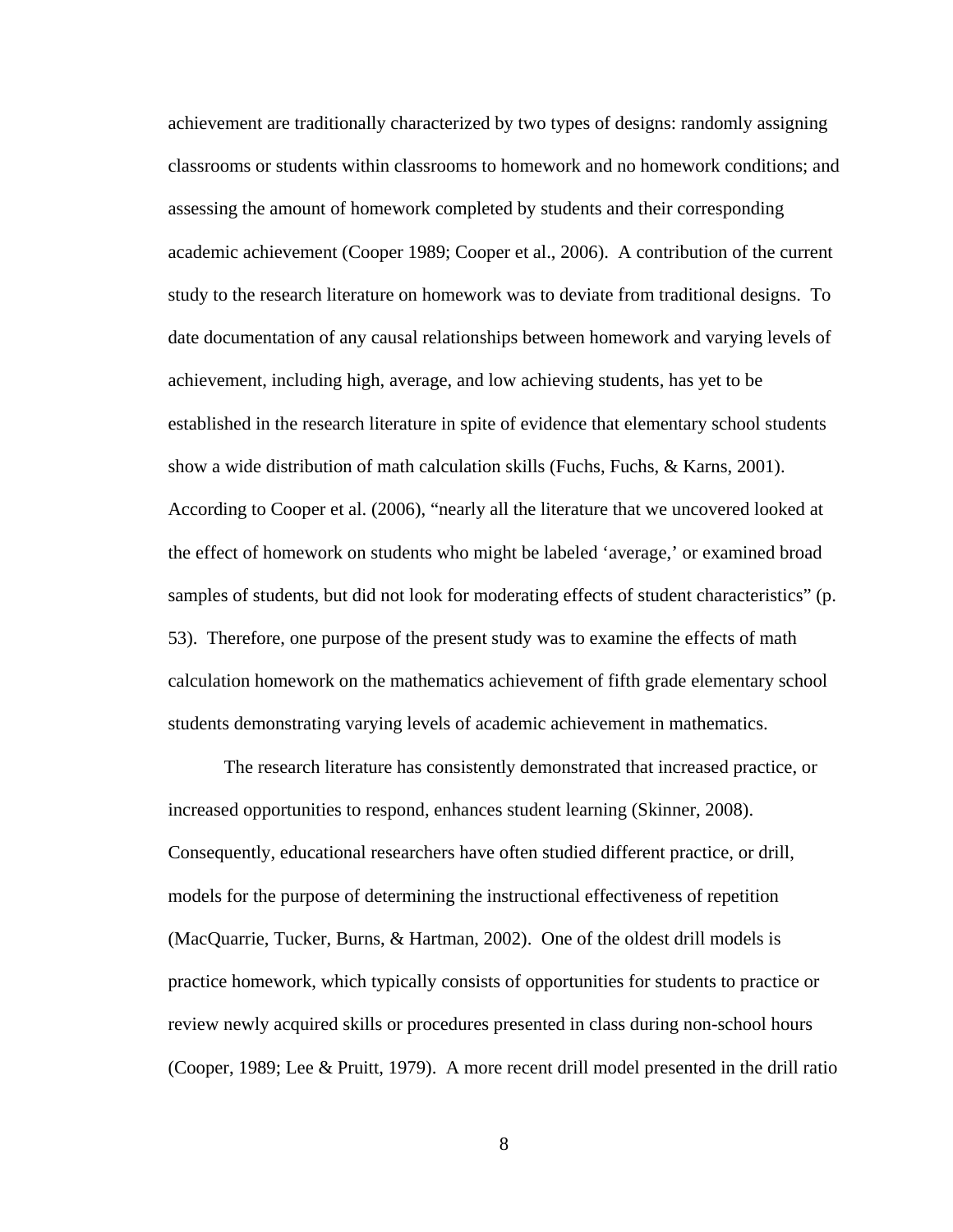achievement are traditionally characterized by two types of designs: randomly assigning classrooms or students within classrooms to homework and no homework conditions; and assessing the amount of homework completed by students and their corresponding academic achievement (Cooper 1989; Cooper et al., 2006). A contribution of the current study to the research literature on homework was to deviate from traditional designs. To date documentation of any causal relationships between homework and varying levels of achievement, including high, average, and low achieving students, has yet to be established in the research literature in spite of evidence that elementary school students show a wide distribution of math calculation skills (Fuchs, Fuchs, & Karns, 2001). According to Cooper et al. (2006), "nearly all the literature that we uncovered looked at the effect of homework on students who might be labeled 'average,' or examined broad samples of students, but did not look for moderating effects of student characteristics" (p. 53). Therefore, one purpose of the present study was to examine the effects of math calculation homework on the mathematics achievement of fifth grade elementary school students demonstrating varying levels of academic achievement in mathematics.

The research literature has consistently demonstrated that increased practice, or increased opportunities to respond, enhances student learning (Skinner, 2008). Consequently, educational researchers have often studied different practice, or drill, models for the purpose of determining the instructional effectiveness of repetition (MacQuarrie, Tucker, Burns, & Hartman, 2002). One of the oldest drill models is practice homework, which typically consists of opportunities for students to practice or review newly acquired skills or procedures presented in class during non-school hours (Cooper, 1989; Lee & Pruitt, 1979). A more recent drill model presented in the drill ratio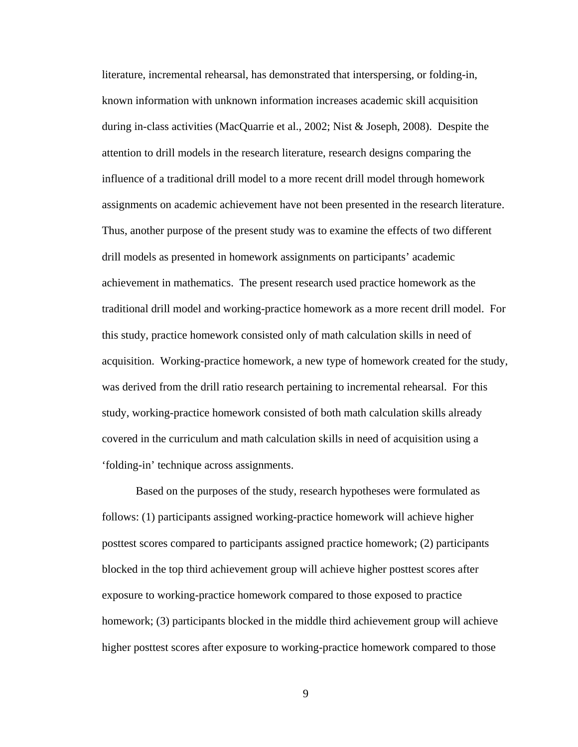literature, incremental rehearsal, has demonstrated that interspersing, or folding-in, known information with unknown information increases academic skill acquisition during in-class activities (MacQuarrie et al., 2002; Nist & Joseph, 2008). Despite the attention to drill models in the research literature, research designs comparing the influence of a traditional drill model to a more recent drill model through homework assignments on academic achievement have not been presented in the research literature. Thus, another purpose of the present study was to examine the effects of two different drill models as presented in homework assignments on participants' academic achievement in mathematics. The present research used practice homework as the traditional drill model and working-practice homework as a more recent drill model. For this study, practice homework consisted only of math calculation skills in need of acquisition. Working-practice homework, a new type of homework created for the study, was derived from the drill ratio research pertaining to incremental rehearsal. For this study, working-practice homework consisted of both math calculation skills already covered in the curriculum and math calculation skills in need of acquisition using a 'folding-in' technique across assignments.

Based on the purposes of the study, research hypotheses were formulated as follows: (1) participants assigned working-practice homework will achieve higher posttest scores compared to participants assigned practice homework; (2) participants blocked in the top third achievement group will achieve higher posttest scores after exposure to working-practice homework compared to those exposed to practice homework; (3) participants blocked in the middle third achievement group will achieve higher posttest scores after exposure to working-practice homework compared to those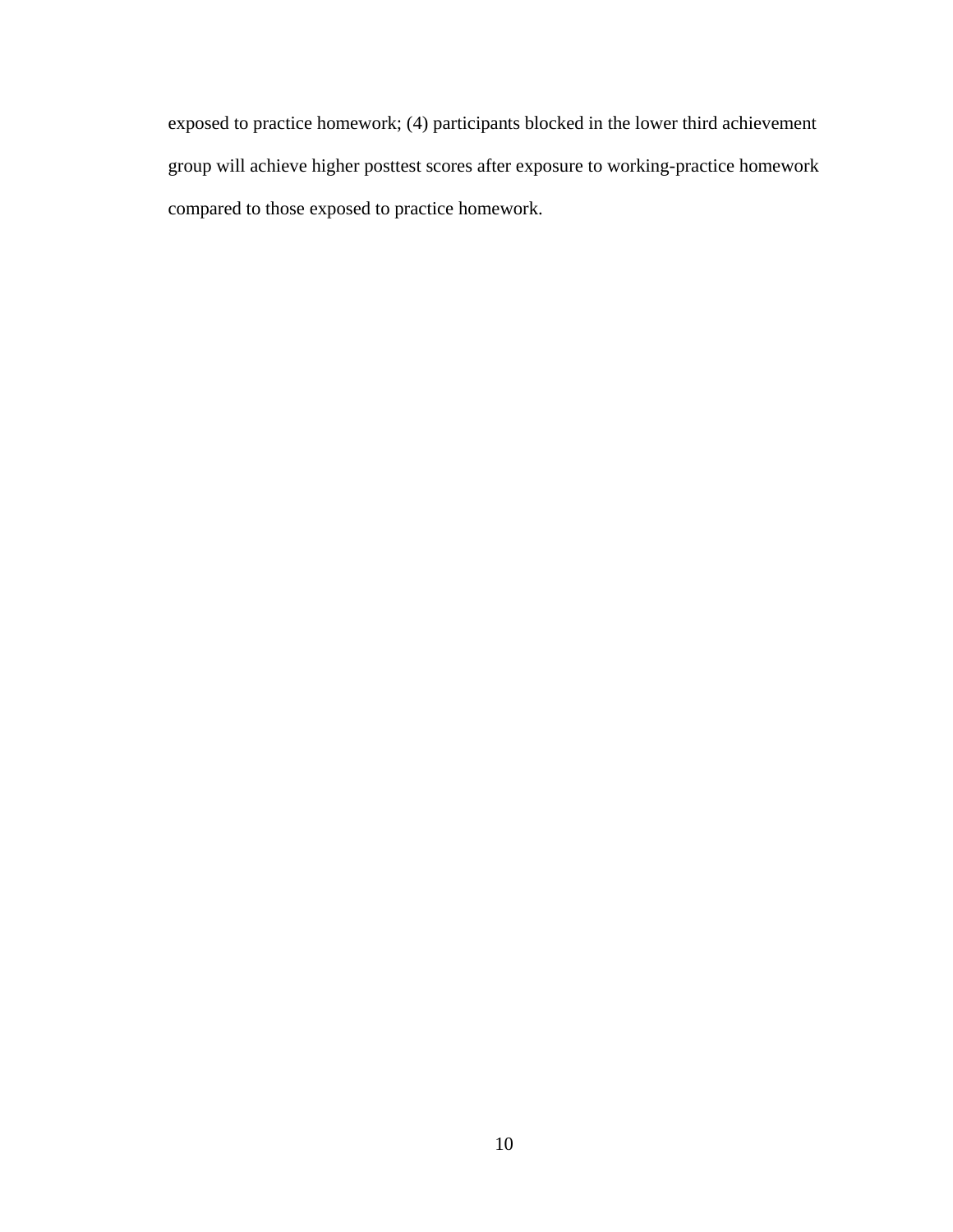exposed to practice homework; (4) participants blocked in the lower third achievement group will achieve higher posttest scores after exposure to working-practice homework compared to those exposed to practice homework.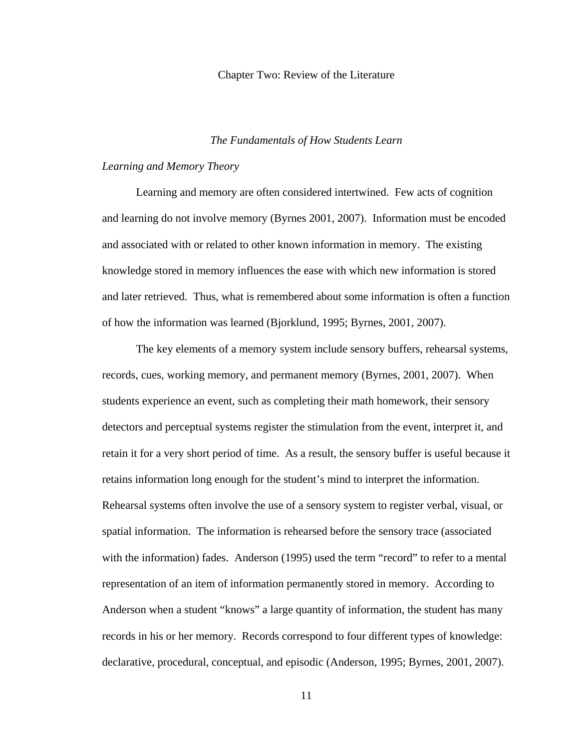# Chapter Two: Review of the Literature

## *The Fundamentals of How Students Learn*

### *Learning and Memory Theory*

Learning and memory are often considered intertwined. Few acts of cognition and learning do not involve memory (Byrnes 2001, 2007). Information must be encoded and associated with or related to other known information in memory. The existing knowledge stored in memory influences the ease with which new information is stored and later retrieved. Thus, what is remembered about some information is often a function of how the information was learned (Bjorklund, 1995; Byrnes, 2001, 2007).

The key elements of a memory system include sensory buffers, rehearsal systems, records, cues, working memory, and permanent memory (Byrnes, 2001, 2007). When students experience an event, such as completing their math homework, their sensory detectors and perceptual systems register the stimulation from the event, interpret it, and retain it for a very short period of time. As a result, the sensory buffer is useful because it retains information long enough for the student's mind to interpret the information. Rehearsal systems often involve the use of a sensory system to register verbal, visual, or spatial information. The information is rehearsed before the sensory trace (associated with the information) fades. Anderson (1995) used the term "record" to refer to a mental representation of an item of information permanently stored in memory. According to Anderson when a student "knows" a large quantity of information, the student has many records in his or her memory. Records correspond to four different types of knowledge: declarative, procedural, conceptual, and episodic (Anderson, 1995; Byrnes, 2001, 2007).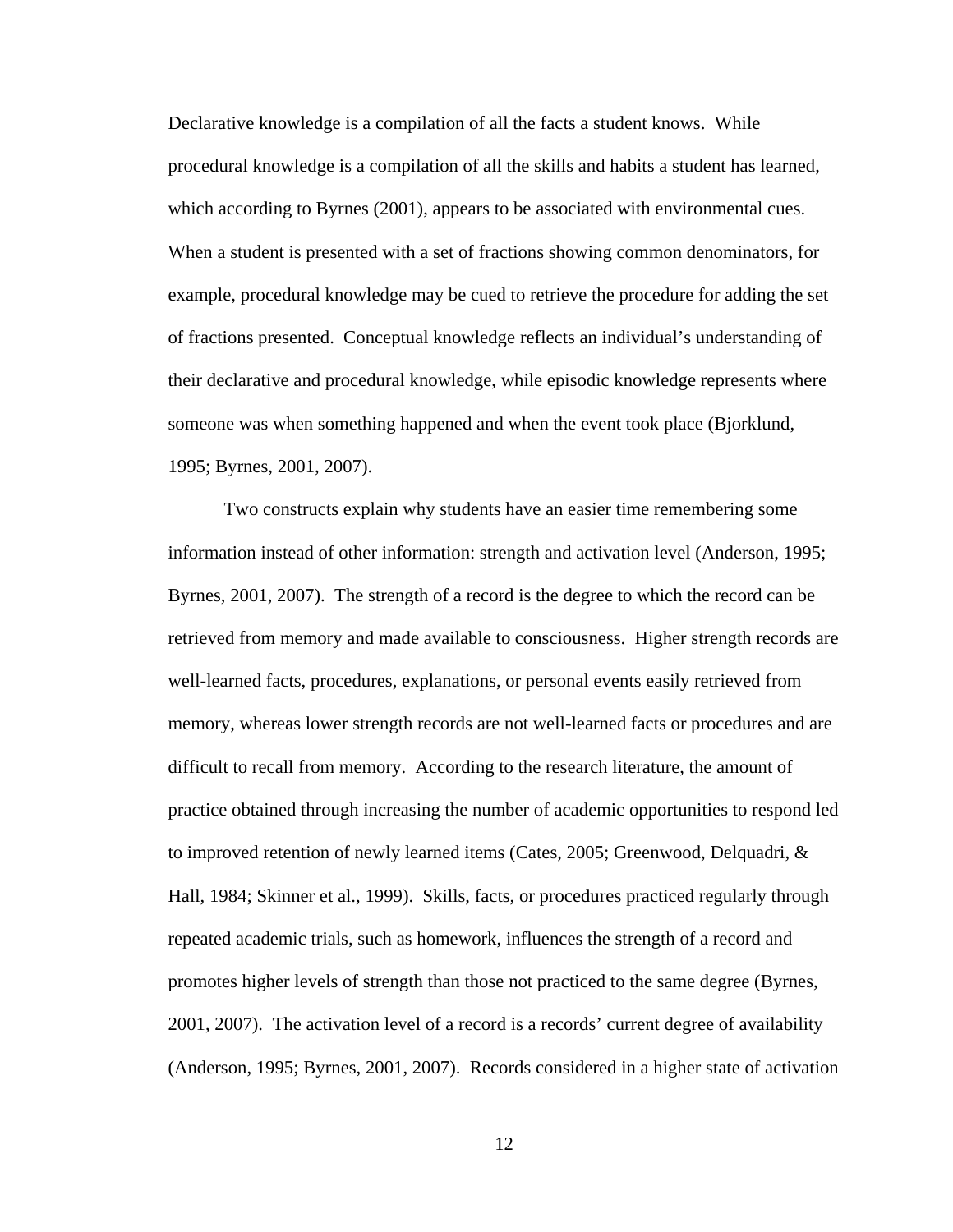Declarative knowledge is a compilation of all the facts a student knows. While procedural knowledge is a compilation of all the skills and habits a student has learned, which according to Byrnes (2001), appears to be associated with environmental cues. When a student is presented with a set of fractions showing common denominators, for example, procedural knowledge may be cued to retrieve the procedure for adding the set of fractions presented. Conceptual knowledge reflects an individual's understanding of their declarative and procedural knowledge, while episodic knowledge represents where someone was when something happened and when the event took place (Bjorklund, 1995; Byrnes, 2001, 2007).

Two constructs explain why students have an easier time remembering some information instead of other information: strength and activation level (Anderson, 1995; Byrnes, 2001, 2007). The strength of a record is the degree to which the record can be retrieved from memory and made available to consciousness. Higher strength records are well-learned facts, procedures, explanations, or personal events easily retrieved from memory, whereas lower strength records are not well-learned facts or procedures and are difficult to recall from memory. According to the research literature, the amount of practice obtained through increasing the number of academic opportunities to respond led to improved retention of newly learned items (Cates, 2005; Greenwood, Delquadri, & Hall, 1984; Skinner et al., 1999). Skills, facts, or procedures practiced regularly through repeated academic trials, such as homework, influences the strength of a record and promotes higher levels of strength than those not practiced to the same degree (Byrnes, 2001, 2007). The activation level of a record is a records' current degree of availability (Anderson, 1995; Byrnes, 2001, 2007). Records considered in a higher state of activation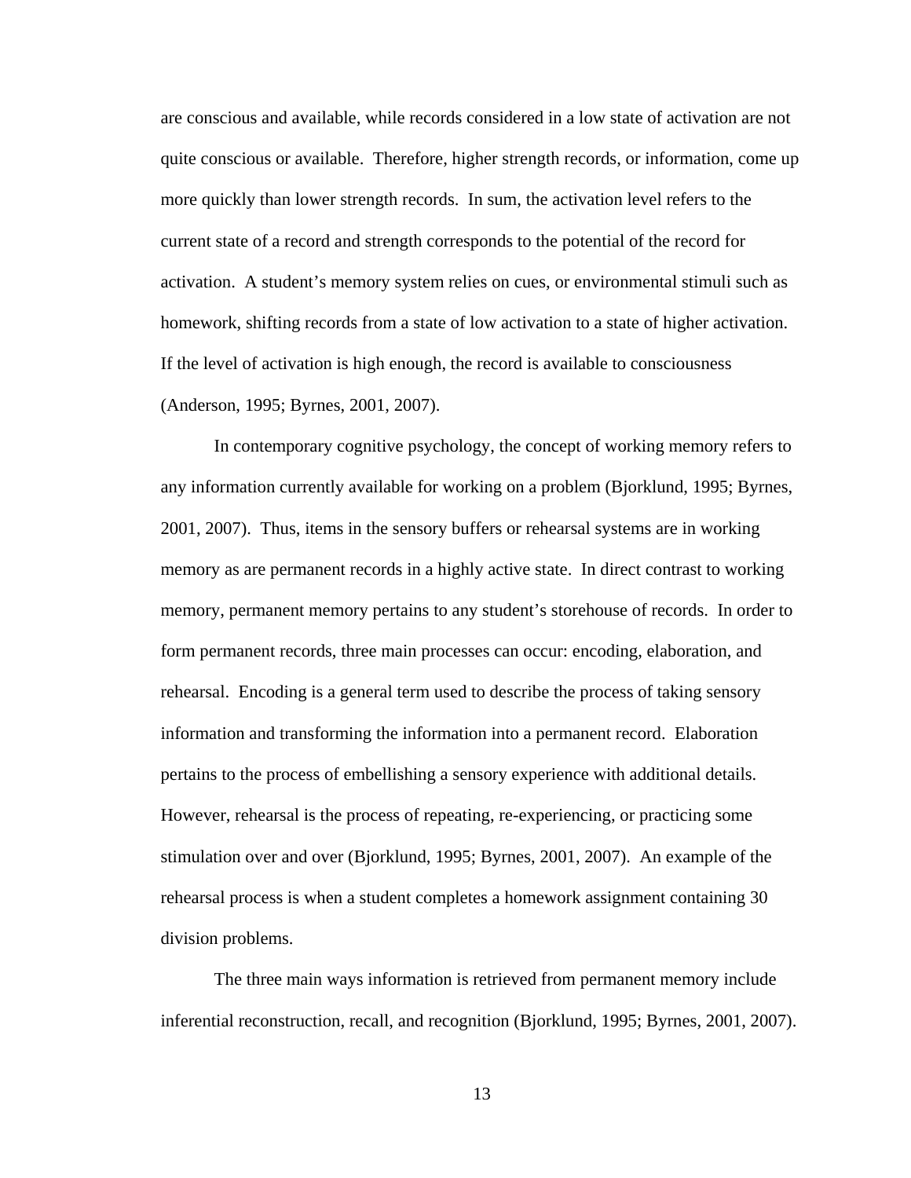are conscious and available, while records considered in a low state of activation are not quite conscious or available. Therefore, higher strength records, or information, come up more quickly than lower strength records. In sum, the activation level refers to the current state of a record and strength corresponds to the potential of the record for activation. A student's memory system relies on cues, or environmental stimuli such as homework, shifting records from a state of low activation to a state of higher activation. If the level of activation is high enough, the record is available to consciousness (Anderson, 1995; Byrnes, 2001, 2007).

In contemporary cognitive psychology, the concept of working memory refers to any information currently available for working on a problem (Bjorklund, 1995; Byrnes, 2001, 2007). Thus, items in the sensory buffers or rehearsal systems are in working memory as are permanent records in a highly active state. In direct contrast to working memory, permanent memory pertains to any student's storehouse of records. In order to form permanent records, three main processes can occur: encoding, elaboration, and rehearsal. Encoding is a general term used to describe the process of taking sensory information and transforming the information into a permanent record. Elaboration pertains to the process of embellishing a sensory experience with additional details. However, rehearsal is the process of repeating, re-experiencing, or practicing some stimulation over and over (Bjorklund, 1995; Byrnes, 2001, 2007). An example of the rehearsal process is when a student completes a homework assignment containing 30 division problems.

The three main ways information is retrieved from permanent memory include inferential reconstruction, recall, and recognition (Bjorklund, 1995; Byrnes, 2001, 2007).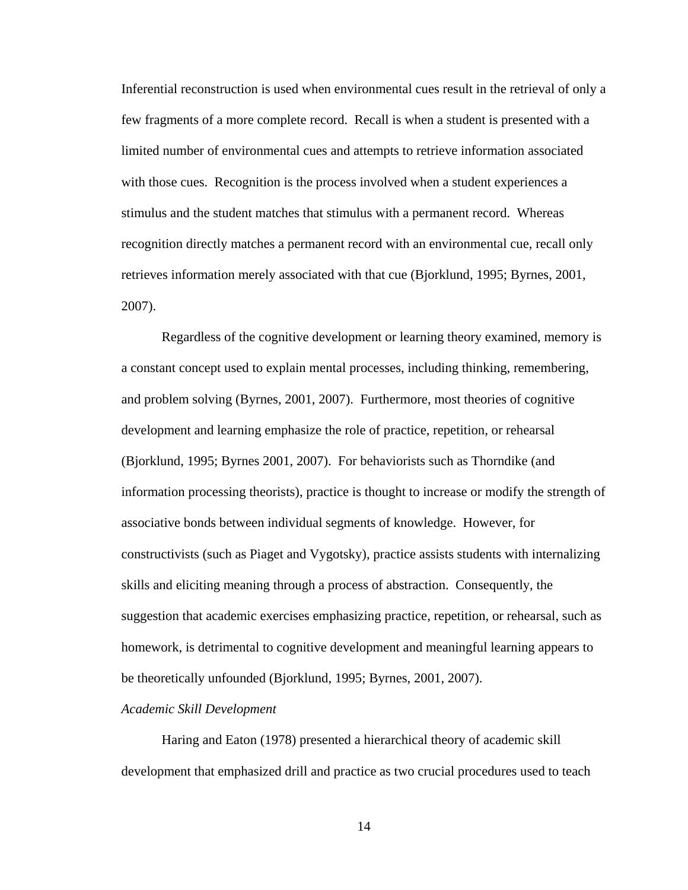Inferential reconstruction is used when environmental cues result in the retrieval of only a few fragments of a more complete record. Recall is when a student is presented with a limited number of environmental cues and attempts to retrieve information associated with those cues. Recognition is the process involved when a student experiences a stimulus and the student matches that stimulus with a permanent record. Whereas recognition directly matches a permanent record with an environmental cue, recall only retrieves information merely associated with that cue (Bjorklund, 1995; Byrnes, 2001, 2007).

Regardless of the cognitive development or learning theory examined, memory is a constant concept used to explain mental processes, including thinking, remembering, and problem solving (Byrnes, 2001, 2007). Furthermore, most theories of cognitive development and learning emphasize the role of practice, repetition, or rehearsal (Bjorklund, 1995; Byrnes 2001, 2007). For behaviorists such as Thorndike (and information processing theorists), practice is thought to increase or modify the strength of associative bonds between individual segments of knowledge. However, for constructivists (such as Piaget and Vygotsky), practice assists students with internalizing skills and eliciting meaning through a process of abstraction. Consequently, the suggestion that academic exercises emphasizing practice, repetition, or rehearsal, such as homework, is detrimental to cognitive development and meaningful learning appears to be theoretically unfounded (Bjorklund, 1995; Byrnes, 2001, 2007).

*Academic Skill Development*

Haring and Eaton (1978) presented a hierarchical theory of academic skill development that emphasized drill and practice as two crucial procedures used to teach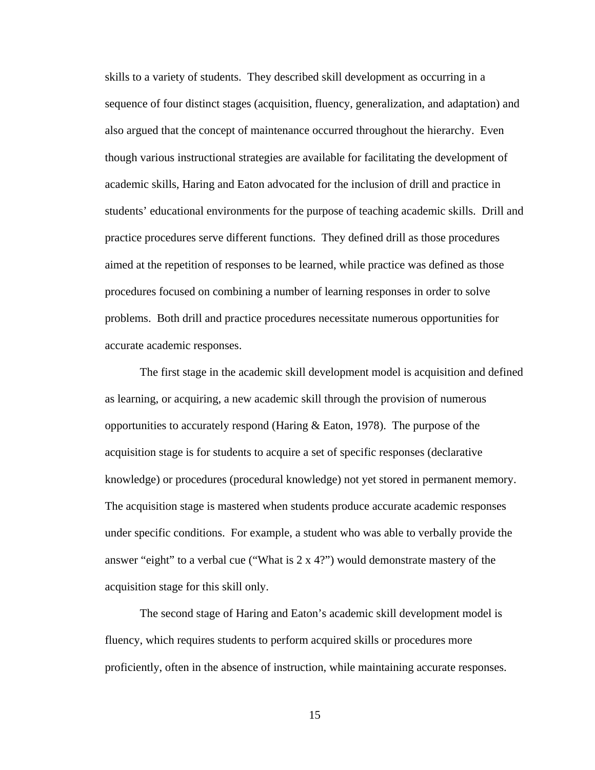skills to a variety of students. They described skill development as occurring in a sequence of four distinct stages (acquisition, fluency, generalization, and adaptation) and also argued that the concept of maintenance occurred throughout the hierarchy. Even though various instructional strategies are available for facilitating the development of academic skills, Haring and Eaton advocated for the inclusion of drill and practice in students' educational environments for the purpose of teaching academic skills. Drill and practice procedures serve different functions. They defined drill as those procedures aimed at the repetition of responses to be learned, while practice was defined as those procedures focused on combining a number of learning responses in order to solve problems. Both drill and practice procedures necessitate numerous opportunities for accurate academic responses.

The first stage in the academic skill development model is acquisition and defined as learning, or acquiring, a new academic skill through the provision of numerous opportunities to accurately respond (Haring & Eaton, 1978). The purpose of the acquisition stage is for students to acquire a set of specific responses (declarative knowledge) or procedures (procedural knowledge) not yet stored in permanent memory. The acquisition stage is mastered when students produce accurate academic responses under specific conditions. For example, a student who was able to verbally provide the answer "eight" to a verbal cue ("What is 2 x 4?") would demonstrate mastery of the acquisition stage for this skill only.

The second stage of Haring and Eaton's academic skill development model is fluency, which requires students to perform acquired skills or procedures more proficiently, often in the absence of instruction, while maintaining accurate responses.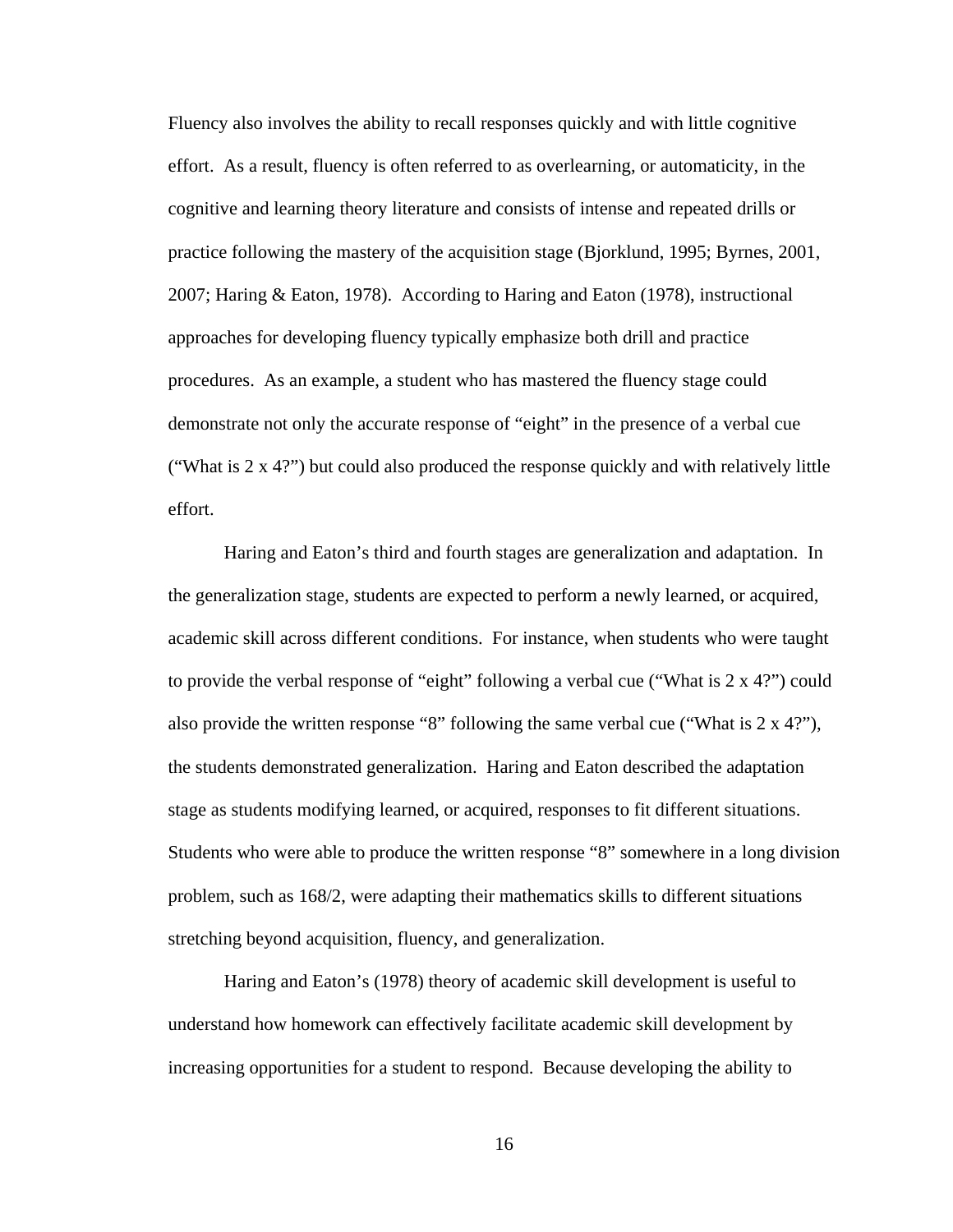Fluency also involves the ability to recall responses quickly and with little cognitive effort. As a result, fluency is often referred to as overlearning, or automaticity, in the cognitive and learning theory literature and consists of intense and repeated drills or practice following the mastery of the acquisition stage (Bjorklund, 1995; Byrnes, 2001, 2007; Haring & Eaton, 1978). According to Haring and Eaton (1978), instructional approaches for developing fluency typically emphasize both drill and practice procedures. As an example, a student who has mastered the fluency stage could demonstrate not only the accurate response of “eight” in the presence of a verbal cue (“What is 2 x 4?”) but could also produced the response quickly and with relatively little effort.

Haring and Eaton’s third and fourth stages are generalization and adaptation. In the generalization stage, students are expected to perform a newly learned, or acquired, academic skill across different conditions. For instance, when students who were taught to provide the verbal response of “eight” following a verbal cue (“What is 2 x 4?”) could also provide the written response “8” following the same verbal cue (“What is 2 x 4?”), the students demonstrated generalization. Haring and Eaton described the adaptation stage as students modifying learned, or acquired, responses to fit different situations. Students who were able to produce the written response “8” somewhere in a long division problem, such as 168/2, were adapting their mathematics skills to different situations stretching beyond acquisition, fluency, and generalization.

Haring and Eaton’s (1978) theory of academic skill development is useful to understand how homework can effectively facilitate academic skill development by increasing opportunities for a student to respond. Because developing the ability to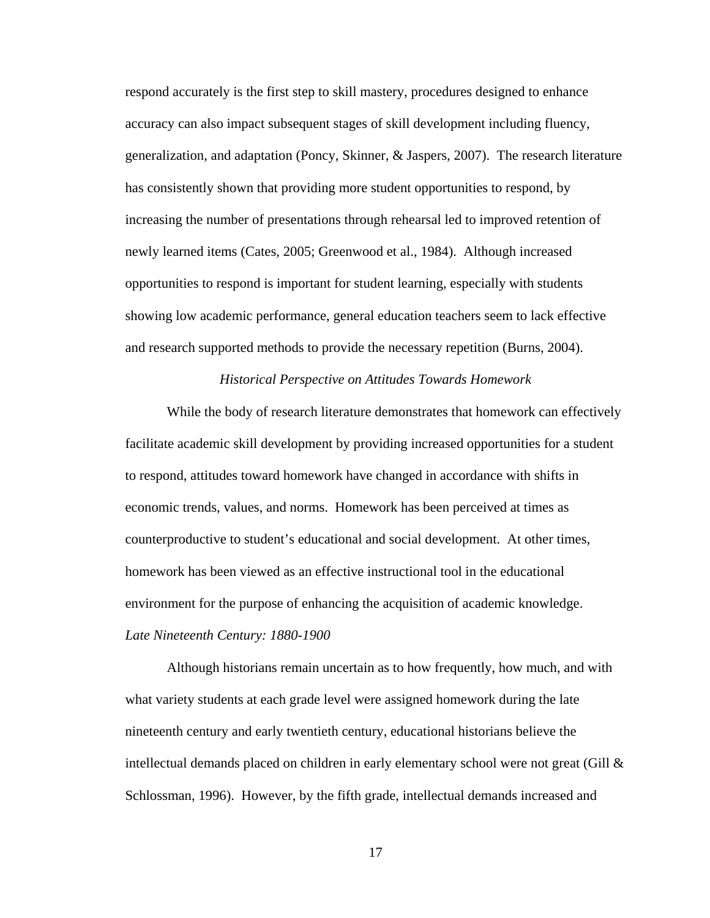respond accurately is the first step to skill mastery, procedures designed to enhance accuracy can also impact subsequent stages of skill development including fluency, generalization, and adaptation (Poncy, Skinner, & Jaspers, 2007). The research literature has consistently shown that providing more student opportunities to respond, by increasing the number of presentations through rehearsal led to improved retention of newly learned items (Cates, 2005; Greenwood et al., 1984). Although increased opportunities to respond is important for student learning, especially with students showing low academic performance, general education teachers seem to lack effective and research supported methods to provide the necessary repetition (Burns, 2004).

## *Historical Perspective on Attitudes Towards Homework*

While the body of research literature demonstrates that homework can effectively facilitate academic skill development by providing increased opportunities for a student to respond, attitudes toward homework have changed in accordance with shifts in economic trends, values, and norms. Homework has been perceived at times as counterproductive to student's educational and social development. At other times, homework has been viewed as an effective instructional tool in the educational environment for the purpose of enhancing the acquisition of academic knowledge.

### *Late Nineteenth Century: 1880-1900*

Although historians remain uncertain as to how frequently, how much, and with what variety students at each grade level were assigned homework during the late nineteenth century and early twentieth century, educational historians believe the intellectual demands placed on children in early elementary school were not great (Gill & Schlossman, 1996). However, by the fifth grade, intellectual demands increased and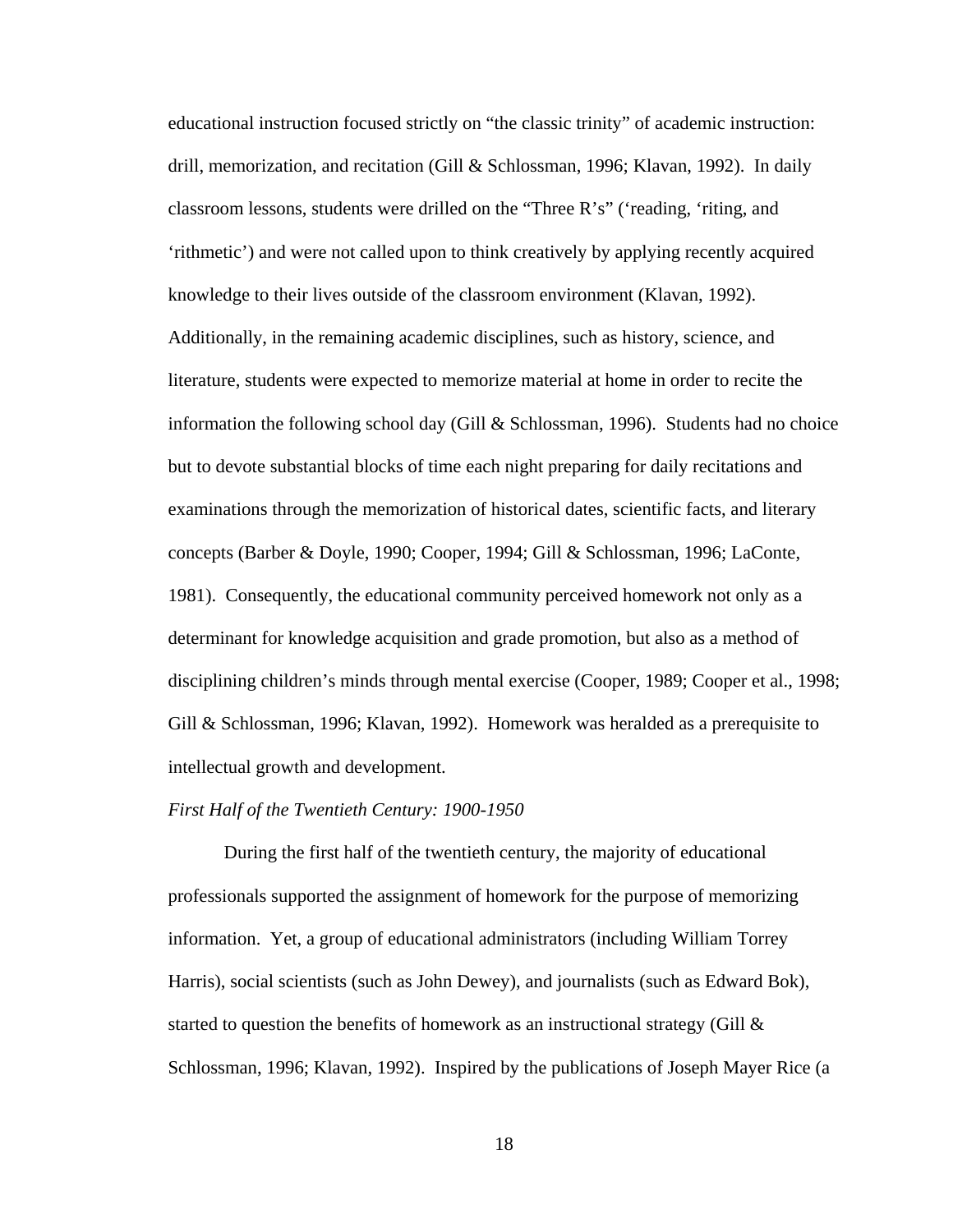educational instruction focused strictly on “the classic trinity” of academic instruction: drill, memorization, and recitation (Gill & Schlossman, 1996; Klavan, 1992). In daily classroom lessons, students were drilled on the “Three R’s” (‘reading, ‘riting, and ‘rithmetic’) and were not called upon to think creatively by applying recently acquired knowledge to their lives outside of the classroom environment (Klavan, 1992). Additionally, in the remaining academic disciplines, such as history, science, and literature, students were expected to memorize material at home in order to recite the information the following school day (Gill & Schlossman, 1996). Students had no choice but to devote substantial blocks of time each night preparing for daily recitations and examinations through the memorization of historical dates, scientific facts, and literary concepts (Barber & Doyle, 1990; Cooper, 1994; Gill & Schlossman, 1996; LaConte, 1981). Consequently, the educational community perceived homework not only as a determinant for knowledge acquisition and grade promotion, but also as a method of disciplining children’s minds through mental exercise (Cooper, 1989; Cooper et al., 1998; Gill & Schlossman, 1996; Klavan, 1992). Homework was heralded as a prerequisite to intellectual growth and development.

*First Half of the Twentieth Century: 1900-1950*

During the first half of the twentieth century, the majority of educational professionals supported the assignment of homework for the purpose of memorizing information. Yet, a group of educational administrators (including William Torrey Harris), social scientists (such as John Dewey), and journalists (such as Edward Bok), started to question the benefits of homework as an instructional strategy (Gill & Schlossman, 1996; Klavan, 1992). Inspired by the publications of Joseph Mayer Rice (a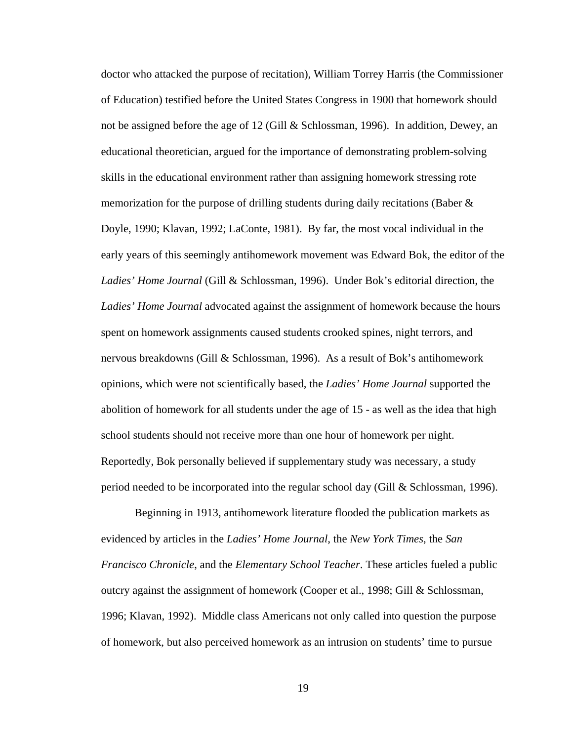doctor who attacked the purpose of recitation), William Torrey Harris (the Commissioner of Education) testified before the United States Congress in 1900 that homework should not be assigned before the age of 12 (Gill & Schlossman, 1996). In addition, Dewey, an educational theoretician, argued for the importance of demonstrating problem-solving skills in the educational environment rather than assigning homework stressing rote memorization for the purpose of drilling students during daily recitations (Baber & Doyle, 1990; Klavan, 1992; LaConte, 1981). By far, the most vocal individual in the early years of this seemingly antihomework movement was Edward Bok, the editor of the *Ladies' Home Journal* (Gill & Schlossman, 1996). Under Bok's editorial direction, the *Ladies' Home Journal* advocated against the assignment of homework because the hours spent on homework assignments caused students crooked spines, night terrors, and nervous breakdowns (Gill & Schlossman, 1996). As a result of Bok's antihomework opinions, which were not scientifically based, the *Ladies' Home Journal* supported the abolition of homework for all students under the age of 15 - as well as the idea that high school students should not receive more than one hour of homework per night. Reportedly, Bok personally believed if supplementary study was necessary, a study period needed to be incorporated into the regular school day (Gill & Schlossman, 1996).

Beginning in 1913, antihomework literature flooded the publication markets as evidenced by articles in the *Ladies' Home Journal*, the *New York Times*, the *San Francisco Chronicle*, and the *Elementary School Teacher*. These articles fueled a public outcry against the assignment of homework (Cooper et al., 1998; Gill & Schlossman, 1996; Klavan, 1992). Middle class Americans not only called into question the purpose of homework, but also perceived homework as an intrusion on students' time to pursue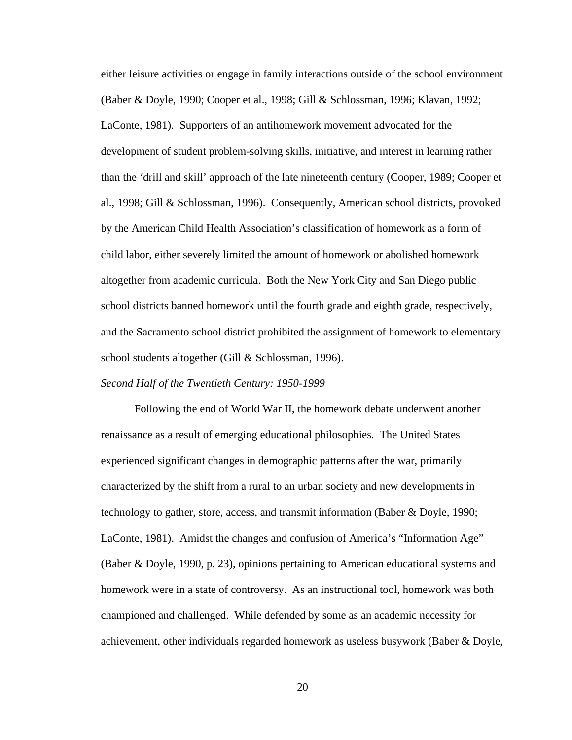either leisure activities or engage in family interactions outside of the school environment (Baber & Doyle, 1990; Cooper et al., 1998; Gill & Schlossman, 1996; Klavan, 1992; LaConte, 1981). Supporters of an antihomework movement advocated for the development of student problem-solving skills, initiative, and interest in learning rather than the 'drill and skill' approach of the late nineteenth century (Cooper, 1989; Cooper et al., 1998; Gill & Schlossman, 1996). Consequently, American school districts, provoked by the American Child Health Association's classification of homework as a form of child labor, either severely limited the amount of homework or abolished homework altogether from academic curricula. Both the New York City and San Diego public school districts banned homework until the fourth grade and eighth grade, respectively, and the Sacramento school district prohibited the assignment of homework to elementary school students altogether (Gill & Schlossman, 1996).

*Second Half of the Twentieth Century: 1950-1999*

Following the end of World War II, the homework debate underwent another renaissance as a result of emerging educational philosophies. The United States experienced significant changes in demographic patterns after the war, primarily characterized by the shift from a rural to an urban society and new developments in technology to gather, store, access, and transmit information (Baber & Doyle, 1990; LaConte, 1981). Amidst the changes and confusion of America's "Information Age" (Baber & Doyle, 1990, p. 23), opinions pertaining to American educational systems and homework were in a state of controversy. As an instructional tool, homework was both championed and challenged. While defended by some as an academic necessity for achievement, other individuals regarded homework as useless busywork (Baber & Doyle,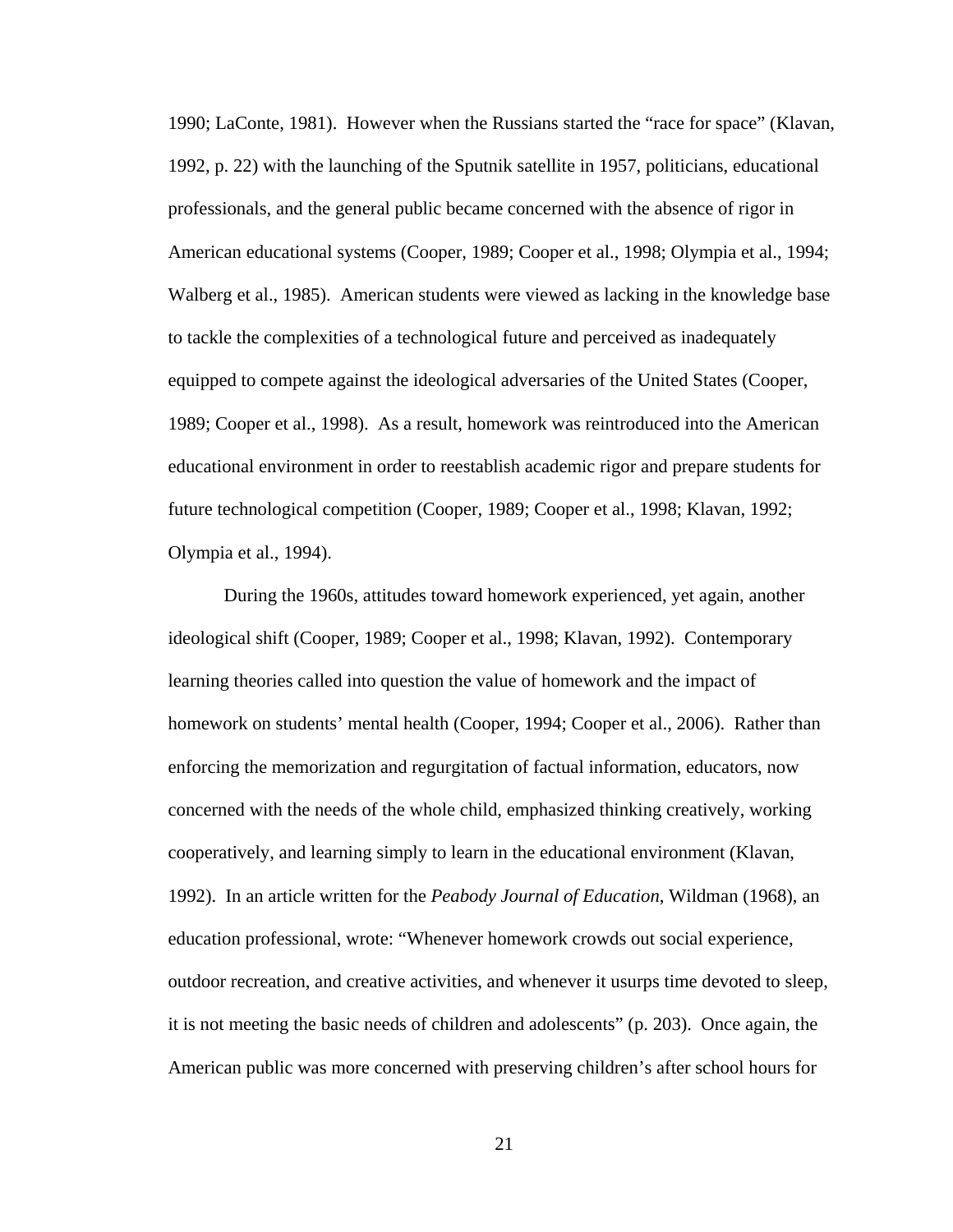1990; LaConte, 1981). However when the Russians started the “race for space” (Klavan, 1992, p. 22) with the launching of the Sputnik satellite in 1957, politicians, educational professionals, and the general public became concerned with the absence of rigor in American educational systems (Cooper, 1989; Cooper et al., 1998; Olympia et al., 1994; Walberg et al., 1985). American students were viewed as lacking in the knowledge base to tackle the complexities of a technological future and perceived as inadequately equipped to compete against the ideological adversaries of the United States (Cooper, 1989; Cooper et al., 1998). As a result, homework was reintroduced into the American educational environment in order to reestablish academic rigor and prepare students for future technological competition (Cooper, 1989; Cooper et al., 1998; Klavan, 1992; Olympia et al., 1994).

During the 1960s, attitudes toward homework experienced, yet again, another ideological shift (Cooper, 1989; Cooper et al., 1998; Klavan, 1992). Contemporary learning theories called into question the value of homework and the impact of homework on students’ mental health (Cooper, 1994; Cooper et al., 2006). Rather than enforcing the memorization and regurgitation of factual information, educators, now concerned with the needs of the whole child, emphasized thinking creatively, working cooperatively, and learning simply to learn in the educational environment (Klavan, 1992). In an article written for the *Peabody Journal of Education*, Wildman (1968), an education professional, wrote: “Whenever homework crowds out social experience, outdoor recreation, and creative activities, and whenever it usurps time devoted to sleep, it is not meeting the basic needs of children and adolescents” (p. 203). Once again, the American public was more concerned with preserving children’s after school hours for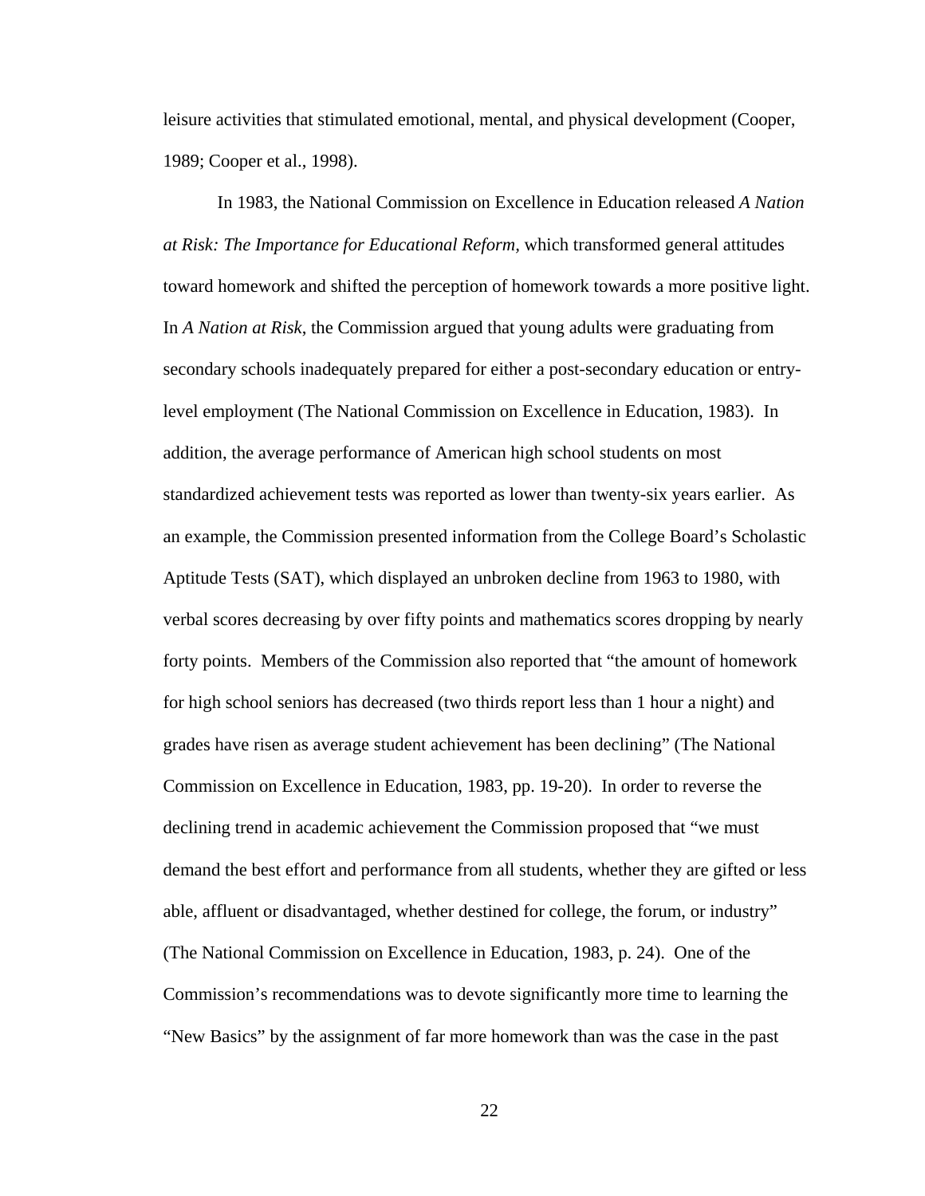leisure activities that stimulated emotional, mental, and physical development (Cooper, 1989; Cooper et al., 1998).

In 1983, the National Commission on Excellence in Education released *A Nation at Risk: The Importance for Educational Reform,* which transformed general attitudes toward homework and shifted the perception of homework towards a more positive light. In *A Nation at Risk*, the Commission argued that young adults were graduating from secondary schools inadequately prepared for either a post-secondary education or entry-level employment (The National Commission on Excellence in Education, 1983). In addition, the average performance of American high school students on most standardized achievement tests was reported as lower than twenty-six years earlier. As an example, the Commission presented information from the College Board's Scholastic Aptitude Tests (SAT), which displayed an unbroken decline from 1963 to 1980, with verbal scores decreasing by over fifty points and mathematics scores dropping by nearly forty points. Members of the Commission also reported that "the amount of homework for high school seniors has decreased (two thirds report less than 1 hour a night) and grades have risen as average student achievement has been declining" (The National Commission on Excellence in Education, 1983, pp. 19-20). In order to reverse the declining trend in academic achievement the Commission proposed that "we must demand the best effort and performance from all students, whether they are gifted or less able, affluent or disadvantaged, whether destined for college, the forum, or industry" (The National Commission on Excellence in Education, 1983, p. 24). One of the Commission's recommendations was to devote significantly more time to learning the "New Basics" by the assignment of far more homework than was the case in the past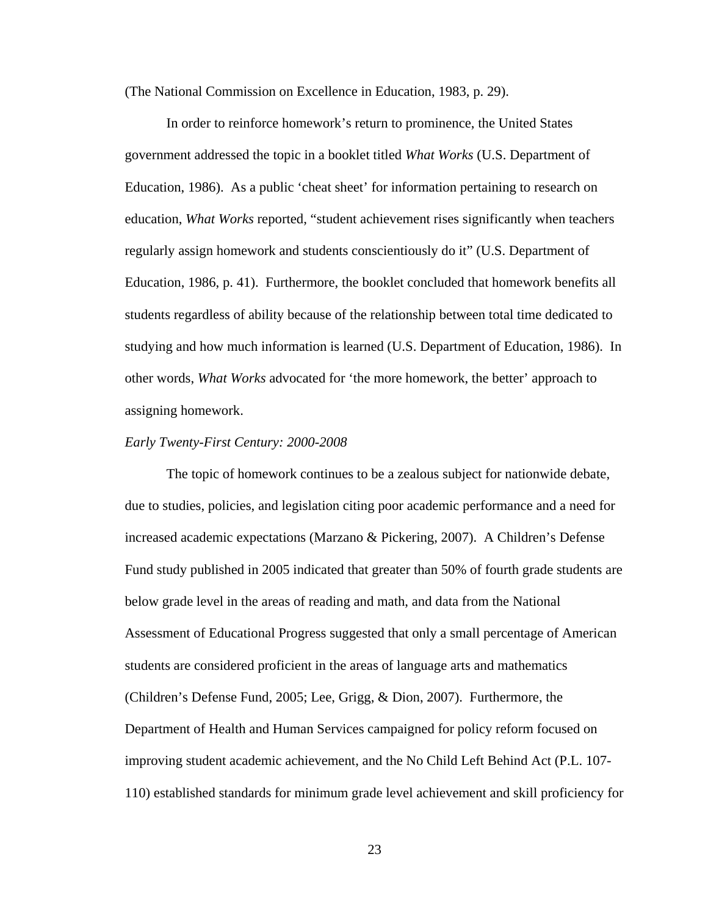(The National Commission on Excellence in Education, 1983, p. 29).

In order to reinforce homework's return to prominence, the United States government addressed the topic in a booklet titled *What Works* (U.S. Department of Education, 1986). As a public 'cheat sheet' for information pertaining to research on education, *What Works* reported, "student achievement rises significantly when teachers regularly assign homework and students conscientiously do it" (U.S. Department of Education, 1986, p. 41). Furthermore, the booklet concluded that homework benefits all students regardless of ability because of the relationship between total time dedicated to studying and how much information is learned (U.S. Department of Education, 1986). In other words, *What Works* advocated for 'the more homework, the better' approach to assigning homework.

*Early Twenty-First Century: 2000-2008*

The topic of homework continues to be a zealous subject for nationwide debate, due to studies, policies, and legislation citing poor academic performance and a need for increased academic expectations (Marzano & Pickering, 2007). A Children's Defense Fund study published in 2005 indicated that greater than 50% of fourth grade students are below grade level in the areas of reading and math, and data from the National Assessment of Educational Progress suggested that only a small percentage of American students are considered proficient in the areas of language arts and mathematics (Children's Defense Fund, 2005; Lee, Grigg, & Dion, 2007). Furthermore, the Department of Health and Human Services campaigned for policy reform focused on improving student academic achievement, and the No Child Left Behind Act (P.L. 107-110) established standards for minimum grade level achievement and skill proficiency for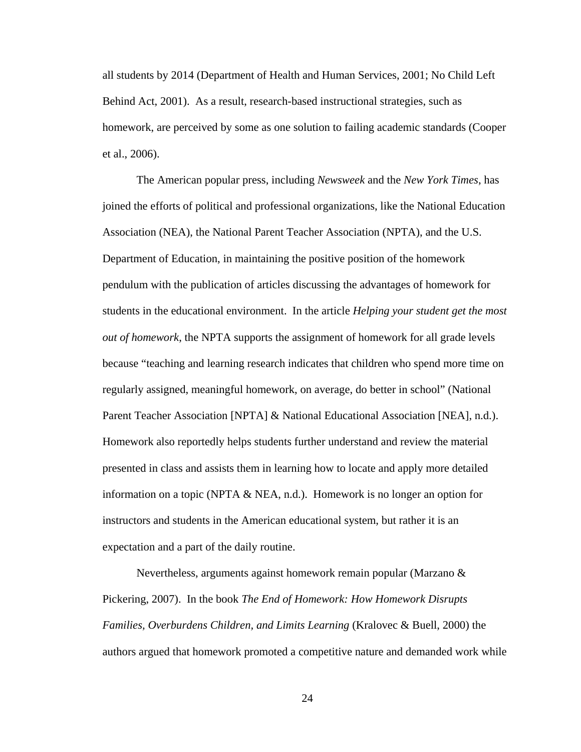all students by 2014 (Department of Health and Human Services, 2001; No Child Left Behind Act, 2001). As a result, research-based instructional strategies, such as homework, are perceived by some as one solution to failing academic standards (Cooper et al., 2006).

The American popular press, including *Newsweek* and the *New York Times*, has joined the efforts of political and professional organizations, like the National Education Association (NEA), the National Parent Teacher Association (NPTA), and the U.S. Department of Education, in maintaining the positive position of the homework pendulum with the publication of articles discussing the advantages of homework for students in the educational environment. In the article *Helping your student get the most out of homework*, the NPTA supports the assignment of homework for all grade levels because "teaching and learning research indicates that children who spend more time on regularly assigned, meaningful homework, on average, do better in school" (National Parent Teacher Association [NPTA] & National Educational Association [NEA], n.d.). Homework also reportedly helps students further understand and review the material presented in class and assists them in learning how to locate and apply more detailed information on a topic (NPTA & NEA, n.d.). Homework is no longer an option for instructors and students in the American educational system, but rather it is an expectation and a part of the daily routine.

Nevertheless, arguments against homework remain popular (Marzano & Pickering, 2007). In the book *The End of Homework: How Homework Disrupts Families, Overburdens Children, and Limits Learning* (Kralovec & Buell, 2000) the authors argued that homework promoted a competitive nature and demanded work while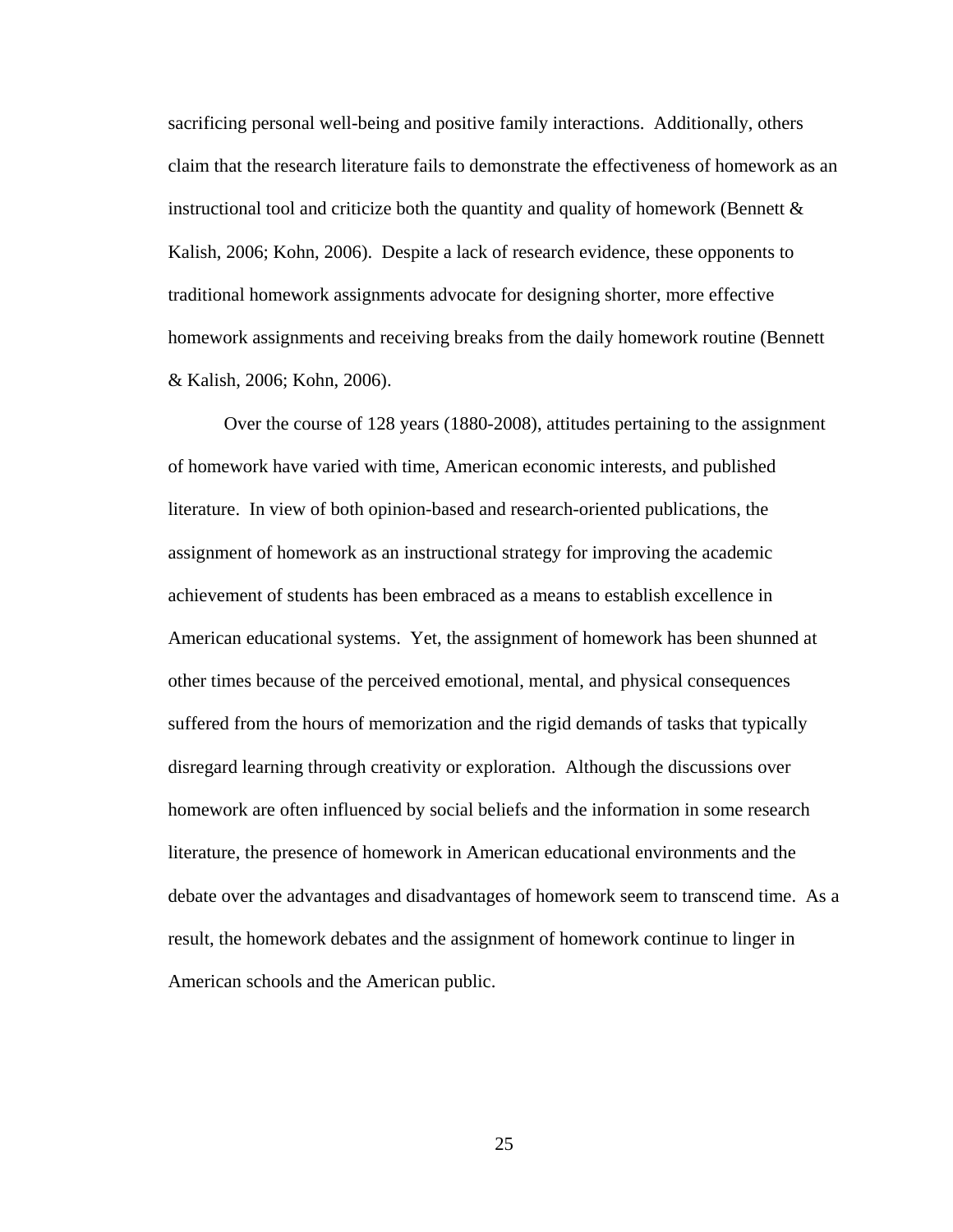sacrificing personal well-being and positive family interactions. Additionally, others claim that the research literature fails to demonstrate the effectiveness of homework as an instructional tool and criticize both the quantity and quality of homework (Bennett & Kalish, 2006; Kohn, 2006). Despite a lack of research evidence, these opponents to traditional homework assignments advocate for designing shorter, more effective homework assignments and receiving breaks from the daily homework routine (Bennett & Kalish, 2006; Kohn, 2006).

Over the course of 128 years (1880-2008), attitudes pertaining to the assignment of homework have varied with time, American economic interests, and published literature. In view of both opinion-based and research-oriented publications, the assignment of homework as an instructional strategy for improving the academic achievement of students has been embraced as a means to establish excellence in American educational systems. Yet, the assignment of homework has been shunned at other times because of the perceived emotional, mental, and physical consequences suffered from the hours of memorization and the rigid demands of tasks that typically disregard learning through creativity or exploration. Although the discussions over homework are often influenced by social beliefs and the information in some research literature, the presence of homework in American educational environments and the debate over the advantages and disadvantages of homework seem to transcend time. As a result, the homework debates and the assignment of homework continue to linger in American schools and the American public.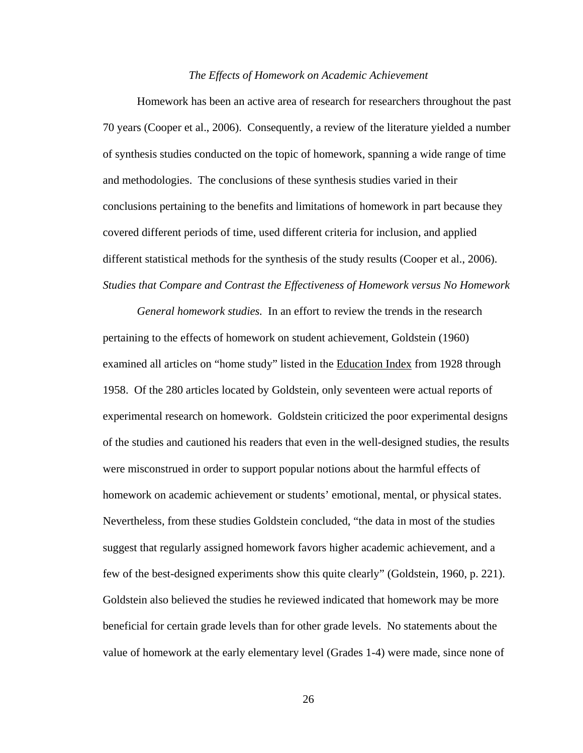*The Effects of Homework on Academic Achievement*

Homework has been an active area of research for researchers throughout the past 70 years (Cooper et al., 2006). Consequently, a review of the literature yielded a number of synthesis studies conducted on the topic of homework, spanning a wide range of time and methodologies. The conclusions of these synthesis studies varied in their conclusions pertaining to the benefits and limitations of homework in part because they covered different periods of time, used different criteria for inclusion, and applied different statistical methods for the synthesis of the study results (Cooper et al., 2006).

*Studies that Compare and Contrast the Effectiveness of Homework versus No Homework*

*General homework studies.* In an effort to review the trends in the research pertaining to the effects of homework on student achievement, Goldstein (1960) examined all articles on "home study" listed in the Education Index from 1928 through 1958. Of the 280 articles located by Goldstein, only seventeen were actual reports of experimental research on homework. Goldstein criticized the poor experimental designs of the studies and cautioned his readers that even in the well-designed studies, the results were misconstrued in order to support popular notions about the harmful effects of homework on academic achievement or students' emotional, mental, or physical states. Nevertheless, from these studies Goldstein concluded, "the data in most of the studies suggest that regularly assigned homework favors higher academic achievement, and a few of the best-designed experiments show this quite clearly" (Goldstein, 1960, p. 221). Goldstein also believed the studies he reviewed indicated that homework may be more beneficial for certain grade levels than for other grade levels. No statements about the value of homework at the early elementary level (Grades 1-4) were made, since none of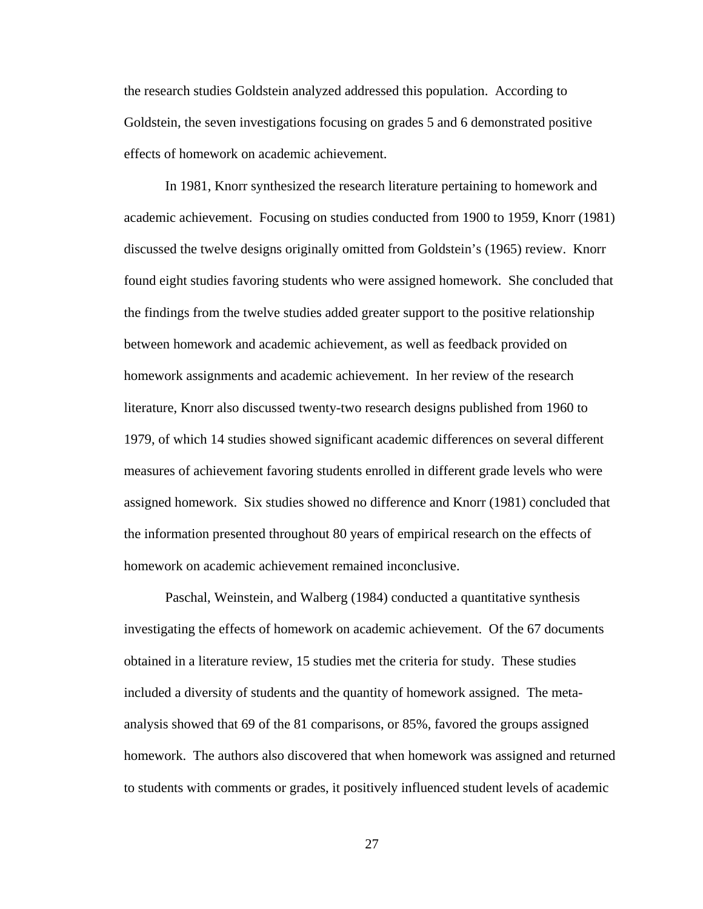the research studies Goldstein analyzed addressed this population. According to Goldstein, the seven investigations focusing on grades 5 and 6 demonstrated positive effects of homework on academic achievement.

In 1981, Knorr synthesized the research literature pertaining to homework and academic achievement. Focusing on studies conducted from 1900 to 1959, Knorr (1981) discussed the twelve designs originally omitted from Goldstein's (1965) review. Knorr found eight studies favoring students who were assigned homework. She concluded that the findings from the twelve studies added greater support to the positive relationship between homework and academic achievement, as well as feedback provided on homework assignments and academic achievement. In her review of the research literature, Knorr also discussed twenty-two research designs published from 1960 to 1979, of which 14 studies showed significant academic differences on several different measures of achievement favoring students enrolled in different grade levels who were assigned homework. Six studies showed no difference and Knorr (1981) concluded that the information presented throughout 80 years of empirical research on the effects of homework on academic achievement remained inconclusive.

Paschal, Weinstein, and Walberg (1984) conducted a quantitative synthesis investigating the effects of homework on academic achievement. Of the 67 documents obtained in a literature review, 15 studies met the criteria for study. These studies included a diversity of students and the quantity of homework assigned. The meta-analysis showed that 69 of the 81 comparisons, or 85%, favored the groups assigned homework. The authors also discovered that when homework was assigned and returned to students with comments or grades, it positively influenced student levels of academic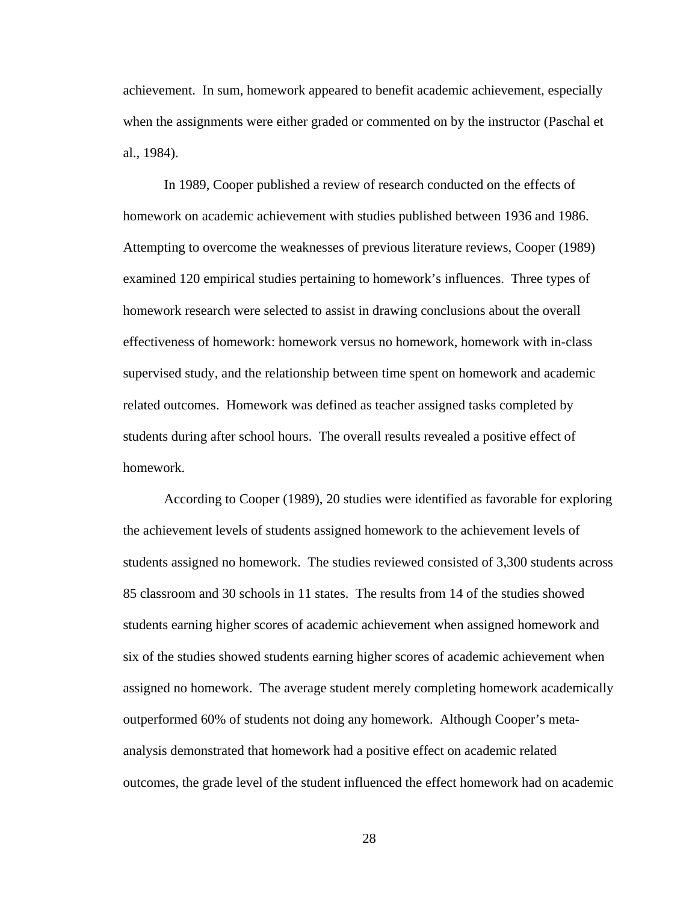achievement. In sum, homework appeared to benefit academic achievement, especially when the assignments were either graded or commented on by the instructor (Paschal et al., 1984).

In 1989, Cooper published a review of research conducted on the effects of homework on academic achievement with studies published between 1936 and 1986. Attempting to overcome the weaknesses of previous literature reviews, Cooper (1989) examined 120 empirical studies pertaining to homework's influences. Three types of homework research were selected to assist in drawing conclusions about the overall effectiveness of homework: homework versus no homework, homework with in-class supervised study, and the relationship between time spent on homework and academic related outcomes. Homework was defined as teacher assigned tasks completed by students during after school hours. The overall results revealed a positive effect of homework.

According to Cooper (1989), 20 studies were identified as favorable for exploring the achievement levels of students assigned homework to the achievement levels of students assigned no homework. The studies reviewed consisted of 3,300 students across 85 classroom and 30 schools in 11 states. The results from 14 of the studies showed students earning higher scores of academic achievement when assigned homework and six of the studies showed students earning higher scores of academic achievement when assigned no homework. The average student merely completing homework academically outperformed 60% of students not doing any homework. Although Cooper's meta-analysis demonstrated that homework had a positive effect on academic related outcomes, the grade level of the student influenced the effect homework had on academic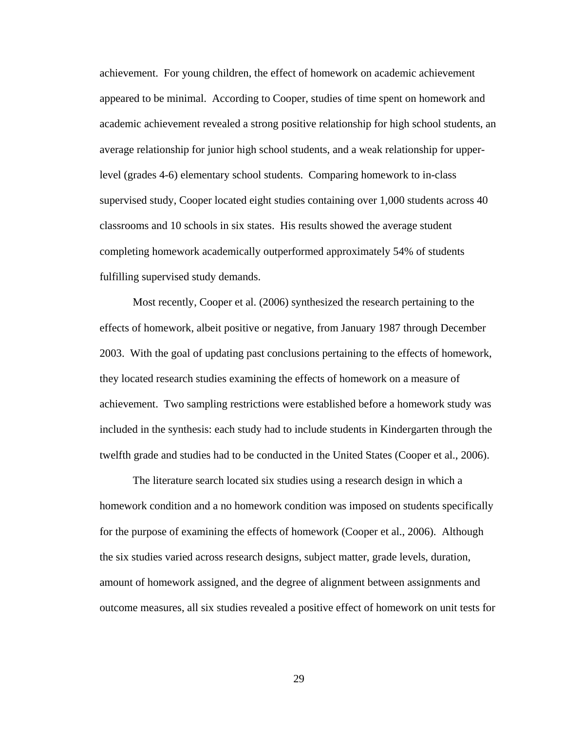achievement. For young children, the effect of homework on academic achievement appeared to be minimal. According to Cooper, studies of time spent on homework and academic achievement revealed a strong positive relationship for high school students, an average relationship for junior high school students, and a weak relationship for upper-level (grades 4-6) elementary school students. Comparing homework to in-class supervised study, Cooper located eight studies containing over 1,000 students across 40 classrooms and 10 schools in six states. His results showed the average student completing homework academically outperformed approximately 54% of students fulfilling supervised study demands.

Most recently, Cooper et al. (2006) synthesized the research pertaining to the effects of homework, albeit positive or negative, from January 1987 through December 2003. With the goal of updating past conclusions pertaining to the effects of homework, they located research studies examining the effects of homework on a measure of achievement. Two sampling restrictions were established before a homework study was included in the synthesis: each study had to include students in Kindergarten through the twelfth grade and studies had to be conducted in the United States (Cooper et al., 2006).

The literature search located six studies using a research design in which a homework condition and a no homework condition was imposed on students specifically for the purpose of examining the effects of homework (Cooper et al., 2006). Although the six studies varied across research designs, subject matter, grade levels, duration, amount of homework assigned, and the degree of alignment between assignments and outcome measures, all six studies revealed a positive effect of homework on unit tests for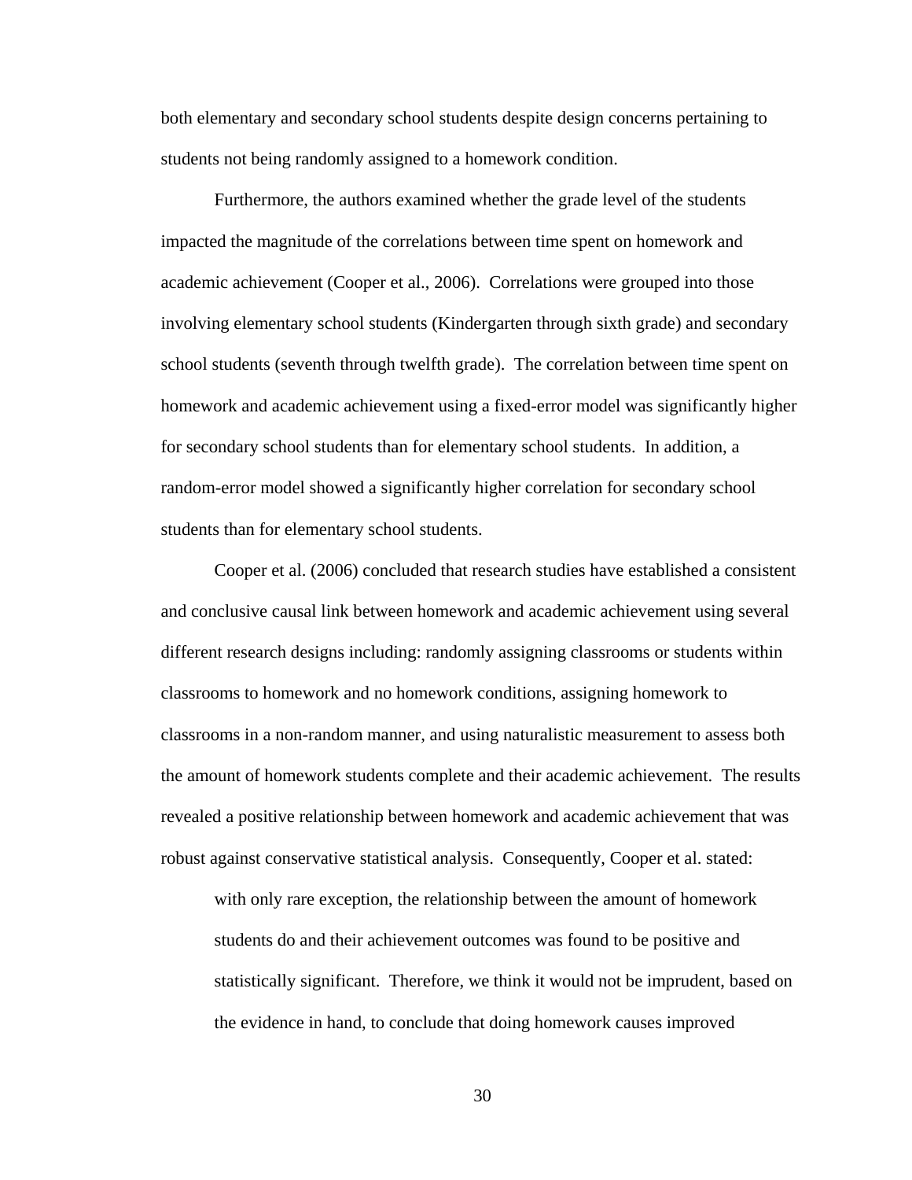both elementary and secondary school students despite design concerns pertaining to students not being randomly assigned to a homework condition.

Furthermore, the authors examined whether the grade level of the students impacted the magnitude of the correlations between time spent on homework and academic achievement (Cooper et al., 2006). Correlations were grouped into those involving elementary school students (Kindergarten through sixth grade) and secondary school students (seventh through twelfth grade). The correlation between time spent on homework and academic achievement using a fixed-error model was significantly higher for secondary school students than for elementary school students. In addition, a random-error model showed a significantly higher correlation for secondary school students than for elementary school students.

Cooper et al. (2006) concluded that research studies have established a consistent and conclusive causal link between homework and academic achievement using several different research designs including: randomly assigning classrooms or students within classrooms to homework and no homework conditions, assigning homework to classrooms in a non-random manner, and using naturalistic measurement to assess both the amount of homework students complete and their academic achievement. The results revealed a positive relationship between homework and academic achievement that was robust against conservative statistical analysis. Consequently, Cooper et al. stated:

> with only rare exception, the relationship between the amount of homework students do and their achievement outcomes was found to be positive and statistically significant. Therefore, we think it would not be imprudent, based on the evidence in hand, to conclude that doing homework causes improved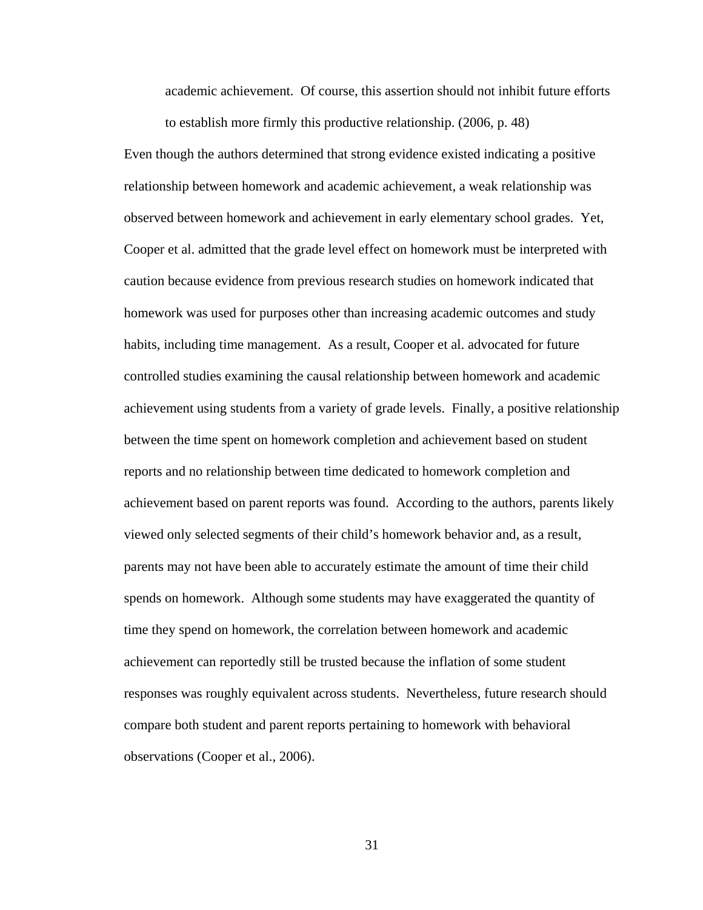> academic achievement. Of course, this assertion should not inhibit future efforts to establish more firmly this productive relationship. (2006, p. 48)

Even though the authors determined that strong evidence existed indicating a positive relationship between homework and academic achievement, a weak relationship was observed between homework and achievement in early elementary school grades. Yet, Cooper et al. admitted that the grade level effect on homework must be interpreted with caution because evidence from previous research studies on homework indicated that homework was used for purposes other than increasing academic outcomes and study habits, including time management. As a result, Cooper et al. advocated for future controlled studies examining the causal relationship between homework and academic achievement using students from a variety of grade levels. Finally, a positive relationship between the time spent on homework completion and achievement based on student reports and no relationship between time dedicated to homework completion and achievement based on parent reports was found. According to the authors, parents likely viewed only selected segments of their child's homework behavior and, as a result, parents may not have been able to accurately estimate the amount of time their child spends on homework. Although some students may have exaggerated the quantity of time they spend on homework, the correlation between homework and academic achievement can reportedly still be trusted because the inflation of some student responses was roughly equivalent across students. Nevertheless, future research should compare both student and parent reports pertaining to homework with behavioral observations (Cooper et al., 2006).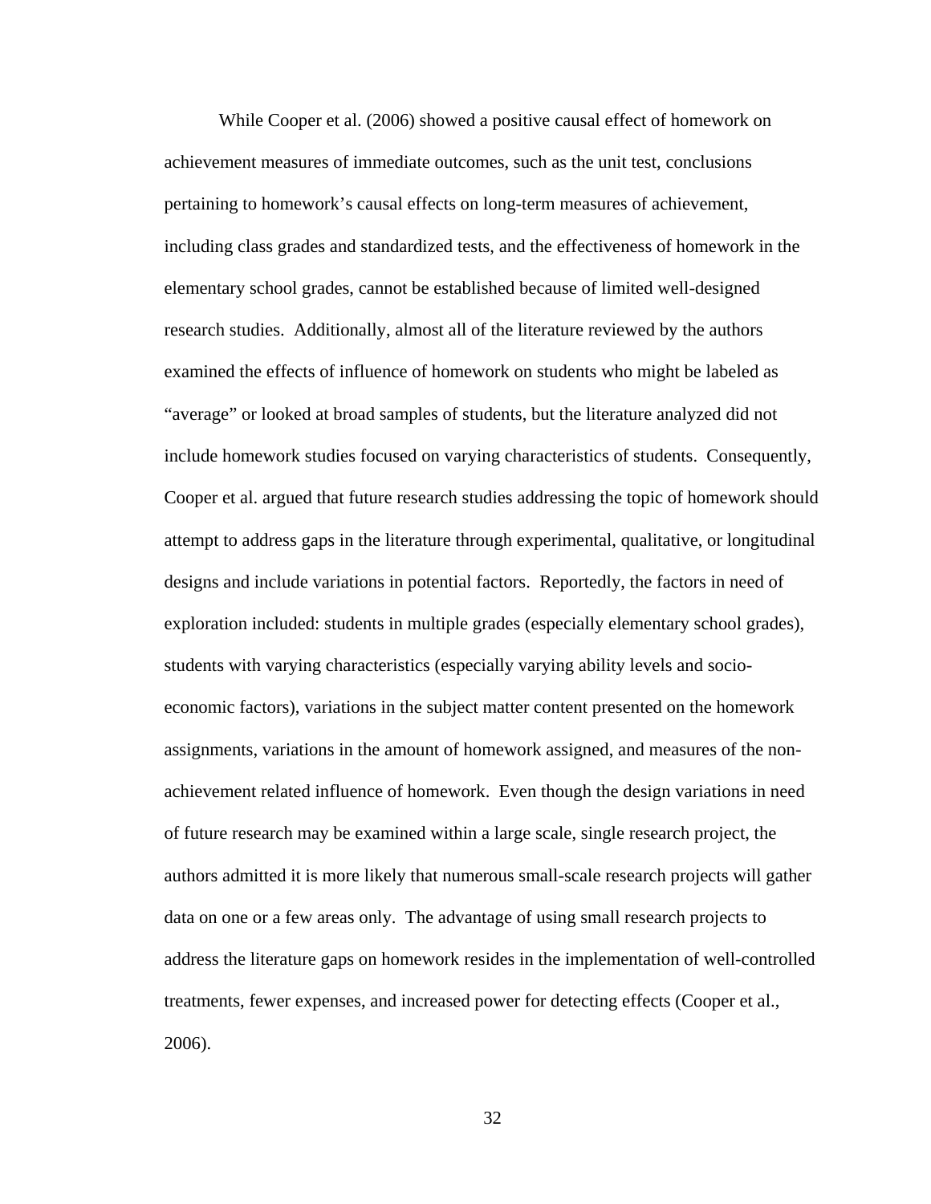While Cooper et al. (2006) showed a positive causal effect of homework on achievement measures of immediate outcomes, such as the unit test, conclusions pertaining to homework's causal effects on long-term measures of achievement, including class grades and standardized tests, and the effectiveness of homework in the elementary school grades, cannot be established because of limited well-designed research studies. Additionally, almost all of the literature reviewed by the authors examined the effects of influence of homework on students who might be labeled as "average" or looked at broad samples of students, but the literature analyzed did not include homework studies focused on varying characteristics of students. Consequently, Cooper et al. argued that future research studies addressing the topic of homework should attempt to address gaps in the literature through experimental, qualitative, or longitudinal designs and include variations in potential factors. Reportedly, the factors in need of exploration included: students in multiple grades (especially elementary school grades), students with varying characteristics (especially varying ability levels and socio-economic factors), variations in the subject matter content presented on the homework assignments, variations in the amount of homework assigned, and measures of the non-achievement related influence of homework. Even though the design variations in need of future research may be examined within a large scale, single research project, the authors admitted it is more likely that numerous small-scale research projects will gather data on one or a few areas only. The advantage of using small research projects to address the literature gaps on homework resides in the implementation of well-controlled treatments, fewer expenses, and increased power for detecting effects (Cooper et al., 2006).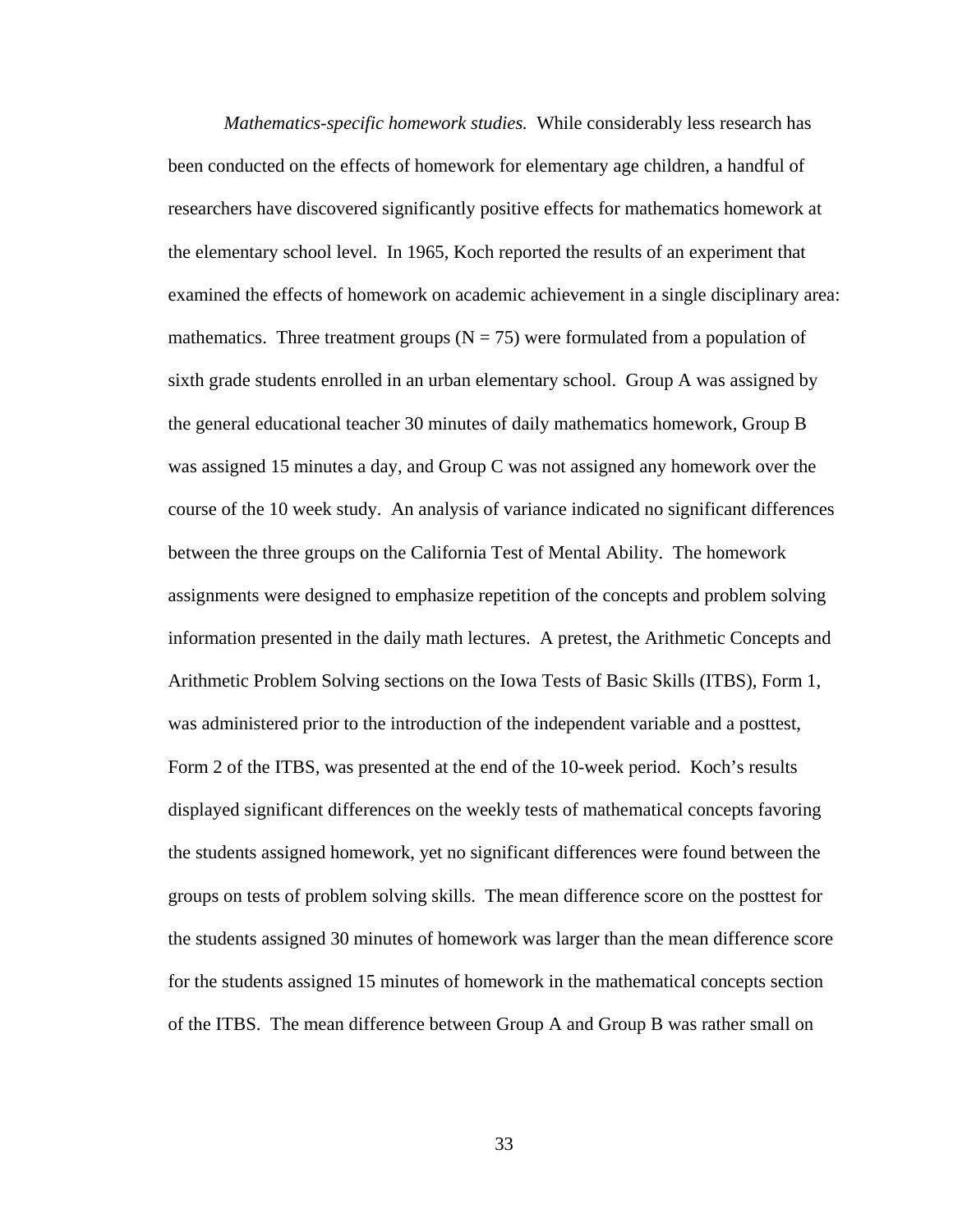*Mathematics-specific homework studies.* While considerably less research has been conducted on the effects of homework for elementary age children, a handful of researchers have discovered significantly positive effects for mathematics homework at the elementary school level. In 1965, Koch reported the results of an experiment that examined the effects of homework on academic achievement in a single disciplinary area: mathematics. Three treatment groups (N = 75) were formulated from a population of sixth grade students enrolled in an urban elementary school. Group A was assigned by the general educational teacher 30 minutes of daily mathematics homework, Group B was assigned 15 minutes a day, and Group C was not assigned any homework over the course of the 10 week study. An analysis of variance indicated no significant differences between the three groups on the California Test of Mental Ability. The homework assignments were designed to emphasize repetition of the concepts and problem solving information presented in the daily math lectures. A pretest, the Arithmetic Concepts and Arithmetic Problem Solving sections on the Iowa Tests of Basic Skills (ITBS), Form 1, was administered prior to the introduction of the independent variable and a posttest, Form 2 of the ITBS, was presented at the end of the 10-week period. Koch's results displayed significant differences on the weekly tests of mathematical concepts favoring the students assigned homework, yet no significant differences were found between the groups on tests of problem solving skills. The mean difference score on the posttest for the students assigned 30 minutes of homework was larger than the mean difference score for the students assigned 15 minutes of homework in the mathematical concepts section of the ITBS. The mean difference between Group A and Group B was rather small on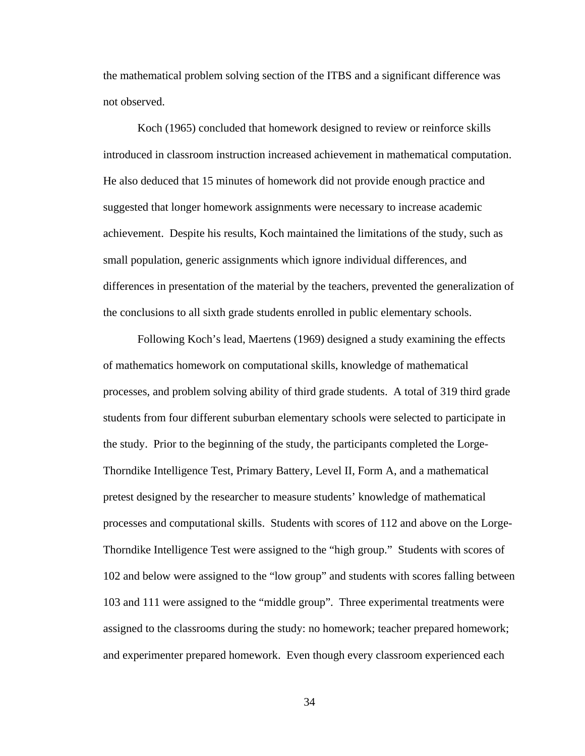the mathematical problem solving section of the ITBS and a significant difference was not observed.

Koch (1965) concluded that homework designed to review or reinforce skills introduced in classroom instruction increased achievement in mathematical computation. He also deduced that 15 minutes of homework did not provide enough practice and suggested that longer homework assignments were necessary to increase academic achievement. Despite his results, Koch maintained the limitations of the study, such as small population, generic assignments which ignore individual differences, and differences in presentation of the material by the teachers, prevented the generalization of the conclusions to all sixth grade students enrolled in public elementary schools.

Following Koch's lead, Maertens (1969) designed a study examining the effects of mathematics homework on computational skills, knowledge of mathematical processes, and problem solving ability of third grade students. A total of 319 third grade students from four different suburban elementary schools were selected to participate in the study. Prior to the beginning of the study, the participants completed the Lorge-Thorndike Intelligence Test, Primary Battery, Level II, Form A, and a mathematical pretest designed by the researcher to measure students' knowledge of mathematical processes and computational skills. Students with scores of 112 and above on the Lorge-Thorndike Intelligence Test were assigned to the "high group." Students with scores of 102 and below were assigned to the "low group" and students with scores falling between 103 and 111 were assigned to the "middle group". Three experimental treatments were assigned to the classrooms during the study: no homework; teacher prepared homework; and experimenter prepared homework. Even though every classroom experienced each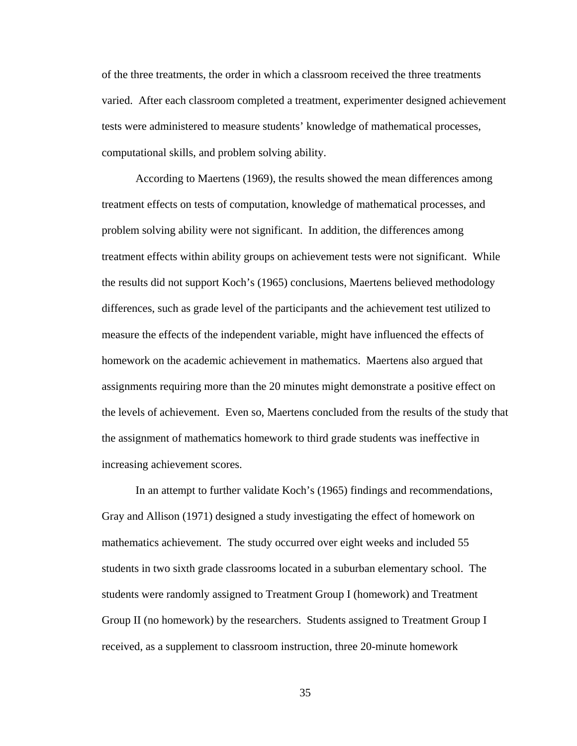of the three treatments, the order in which a classroom received the three treatments varied. After each classroom completed a treatment, experimenter designed achievement tests were administered to measure students' knowledge of mathematical processes, computational skills, and problem solving ability.

According to Maertens (1969), the results showed the mean differences among treatment effects on tests of computation, knowledge of mathematical processes, and problem solving ability were not significant. In addition, the differences among treatment effects within ability groups on achievement tests were not significant. While the results did not support Koch's (1965) conclusions, Maertens believed methodology differences, such as grade level of the participants and the achievement test utilized to measure the effects of the independent variable, might have influenced the effects of homework on the academic achievement in mathematics. Maertens also argued that assignments requiring more than the 20 minutes might demonstrate a positive effect on the levels of achievement. Even so, Maertens concluded from the results of the study that the assignment of mathematics homework to third grade students was ineffective in increasing achievement scores.

In an attempt to further validate Koch's (1965) findings and recommendations, Gray and Allison (1971) designed a study investigating the effect of homework on mathematics achievement. The study occurred over eight weeks and included 55 students in two sixth grade classrooms located in a suburban elementary school. The students were randomly assigned to Treatment Group I (homework) and Treatment Group II (no homework) by the researchers. Students assigned to Treatment Group I received, as a supplement to classroom instruction, three 20-minute homework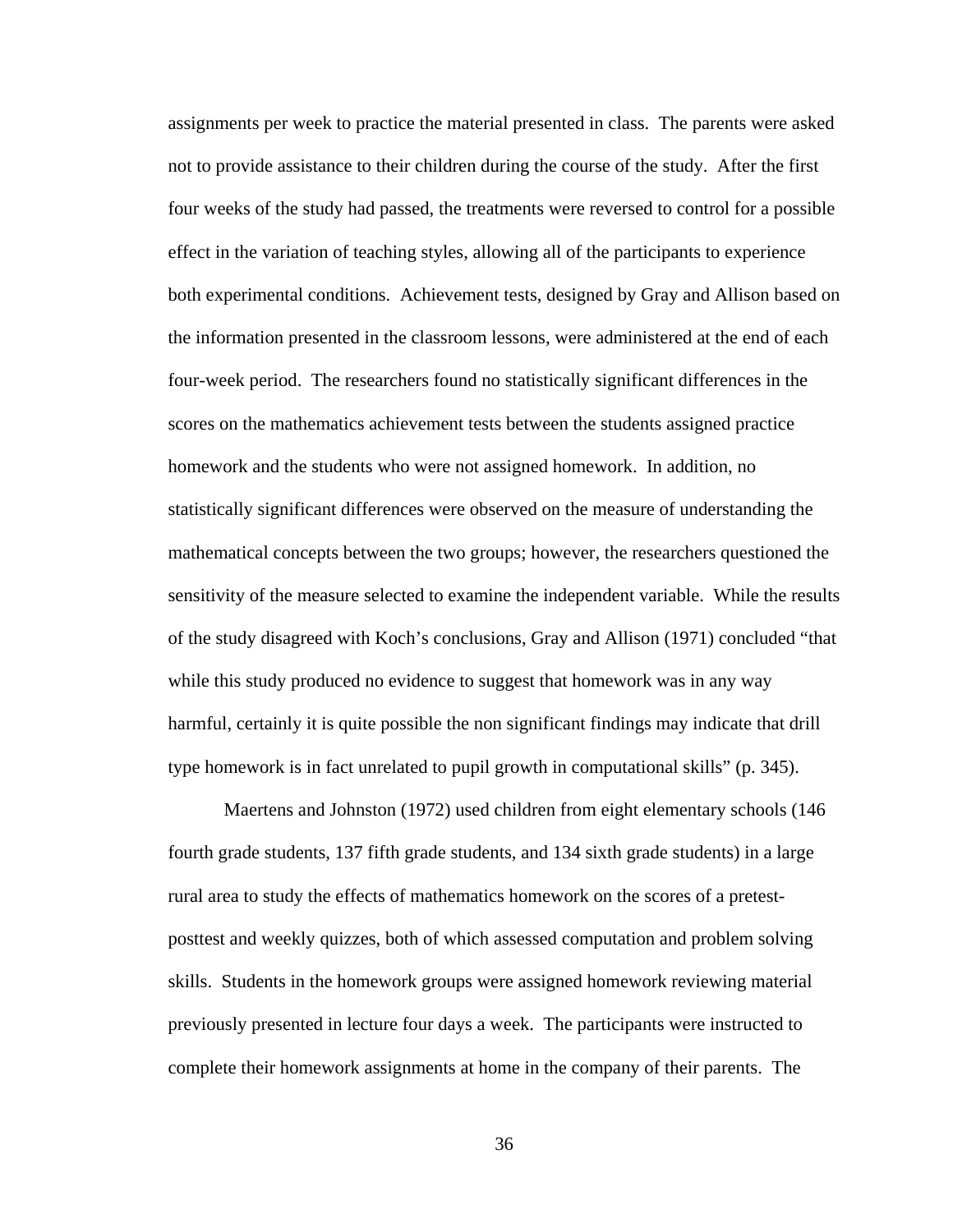assignments per week to practice the material presented in class. The parents were asked not to provide assistance to their children during the course of the study. After the first four weeks of the study had passed, the treatments were reversed to control for a possible effect in the variation of teaching styles, allowing all of the participants to experience both experimental conditions. Achievement tests, designed by Gray and Allison based on the information presented in the classroom lessons, were administered at the end of each four-week period. The researchers found no statistically significant differences in the scores on the mathematics achievement tests between the students assigned practice homework and the students who were not assigned homework. In addition, no statistically significant differences were observed on the measure of understanding the mathematical concepts between the two groups; however, the researchers questioned the sensitivity of the measure selected to examine the independent variable. While the results of the study disagreed with Koch's conclusions, Gray and Allison (1971) concluded "that while this study produced no evidence to suggest that homework was in any way harmful, certainly it is quite possible the non significant findings may indicate that drill type homework is in fact unrelated to pupil growth in computational skills" (p. 345).

Maertens and Johnston (1972) used children from eight elementary schools (146 fourth grade students, 137 fifth grade students, and 134 sixth grade students) in a large rural area to study the effects of mathematics homework on the scores of a pretest-posttest and weekly quizzes, both of which assessed computation and problem solving skills. Students in the homework groups were assigned homework reviewing material previously presented in lecture four days a week. The participants were instructed to complete their homework assignments at home in the company of their parents. The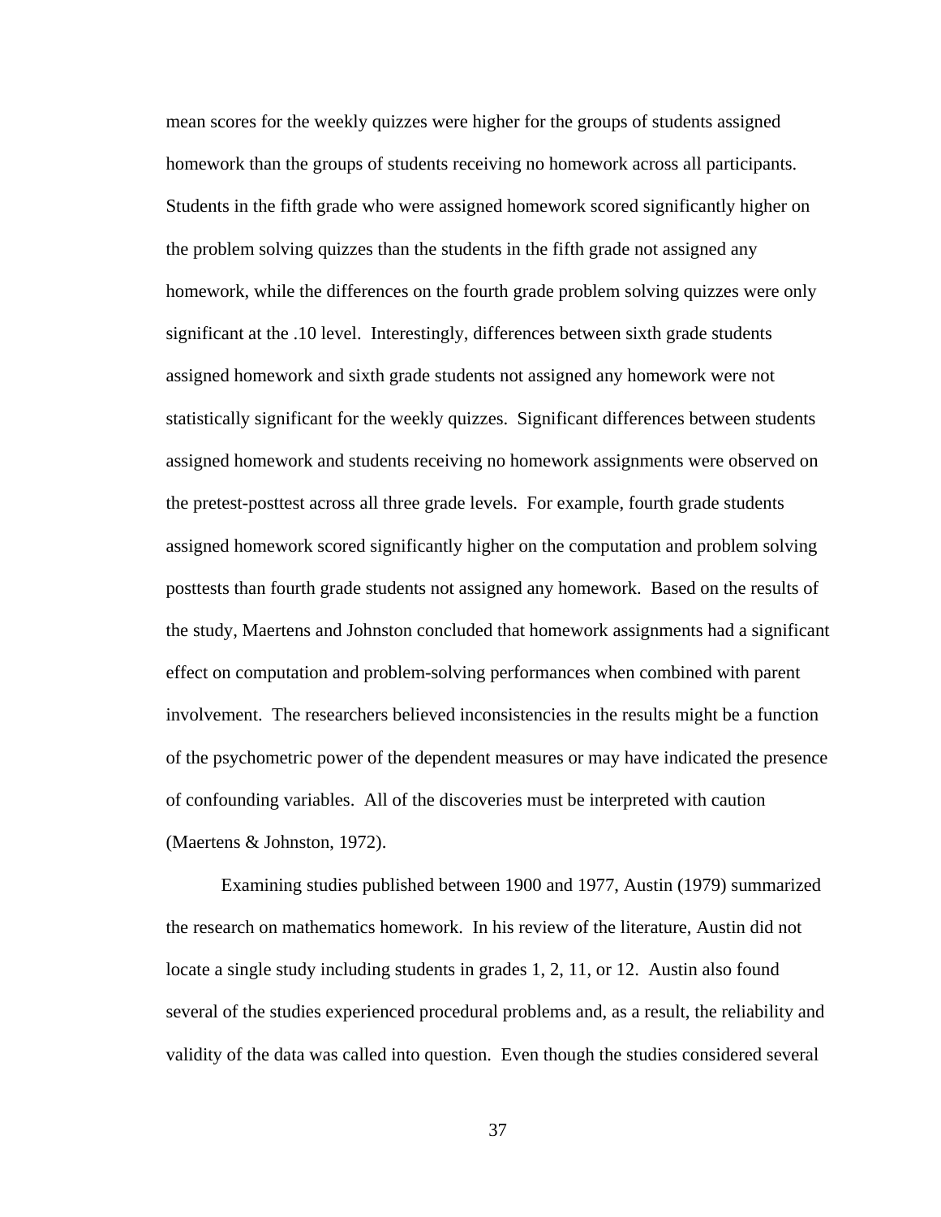mean scores for the weekly quizzes were higher for the groups of students assigned homework than the groups of students receiving no homework across all participants. Students in the fifth grade who were assigned homework scored significantly higher on the problem solving quizzes than the students in the fifth grade not assigned any homework, while the differences on the fourth grade problem solving quizzes were only significant at the .10 level. Interestingly, differences between sixth grade students assigned homework and sixth grade students not assigned any homework were not statistically significant for the weekly quizzes. Significant differences between students assigned homework and students receiving no homework assignments were observed on the pretest-posttest across all three grade levels. For example, fourth grade students assigned homework scored significantly higher on the computation and problem solving posttests than fourth grade students not assigned any homework. Based on the results of the study, Maertens and Johnston concluded that homework assignments had a significant effect on computation and problem-solving performances when combined with parent involvement. The researchers believed inconsistencies in the results might be a function of the psychometric power of the dependent measures or may have indicated the presence of confounding variables. All of the discoveries must be interpreted with caution (Maertens & Johnston, 1972).

Examining studies published between 1900 and 1977, Austin (1979) summarized the research on mathematics homework. In his review of the literature, Austin did not locate a single study including students in grades 1, 2, 11, or 12. Austin also found several of the studies experienced procedural problems and, as a result, the reliability and validity of the data was called into question. Even though the studies considered several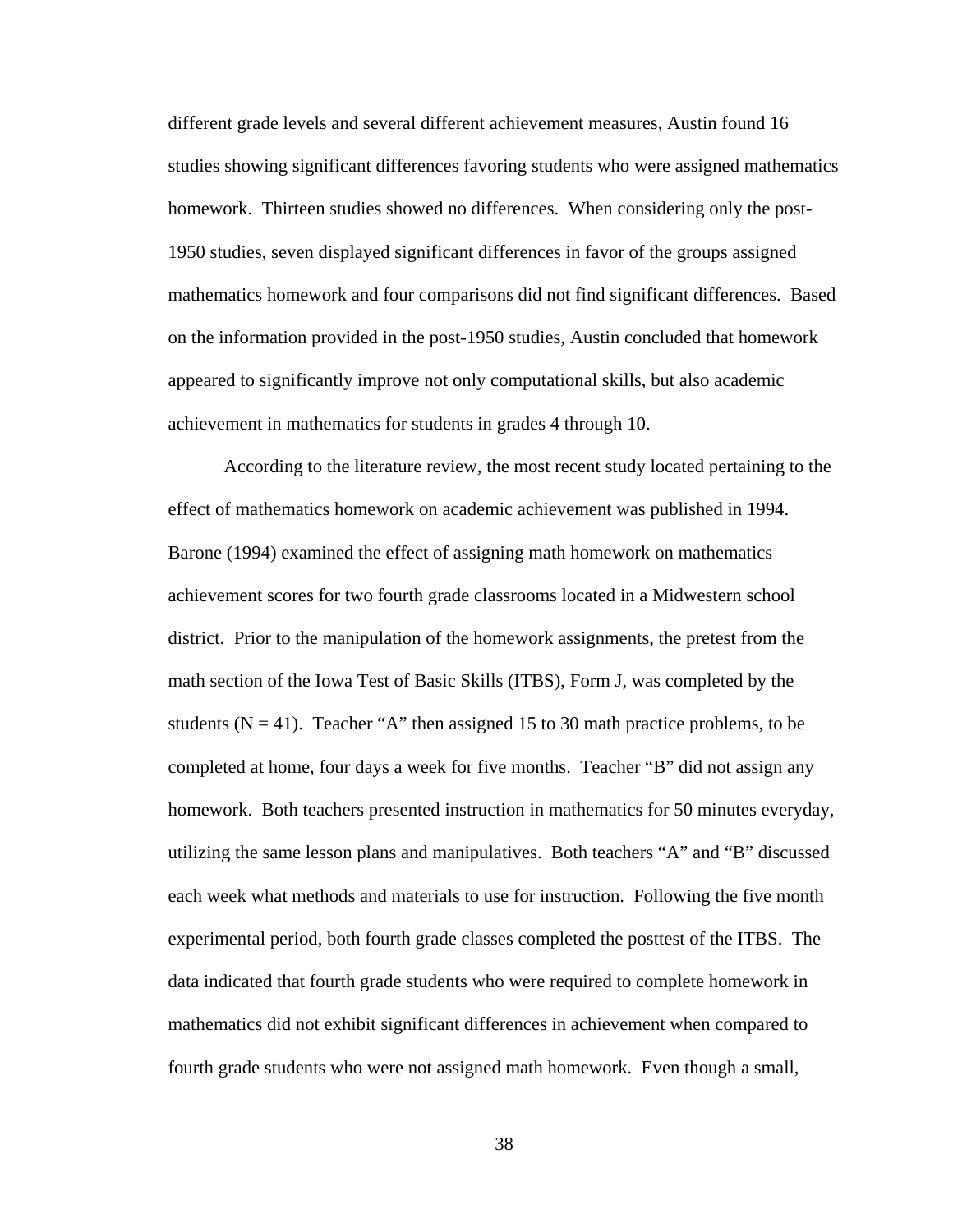different grade levels and several different achievement measures, Austin found 16 studies showing significant differences favoring students who were assigned mathematics homework. Thirteen studies showed no differences. When considering only the post-1950 studies, seven displayed significant differences in favor of the groups assigned mathematics homework and four comparisons did not find significant differences. Based on the information provided in the post-1950 studies, Austin concluded that homework appeared to significantly improve not only computational skills, but also academic achievement in mathematics for students in grades 4 through 10.

According to the literature review, the most recent study located pertaining to the effect of mathematics homework on academic achievement was published in 1994. Barone (1994) examined the effect of assigning math homework on mathematics achievement scores for two fourth grade classrooms located in a Midwestern school district. Prior to the manipulation of the homework assignments, the pretest from the math section of the Iowa Test of Basic Skills (ITBS), Form J, was completed by the students ($N = 41$). Teacher "A" then assigned 15 to 30 math practice problems, to be completed at home, four days a week for five months. Teacher "B" did not assign any homework. Both teachers presented instruction in mathematics for 50 minutes everyday, utilizing the same lesson plans and manipulatives. Both teachers "A" and "B" discussed each week what methods and materials to use for instruction. Following the five month experimental period, both fourth grade classes completed the posttest of the ITBS. The data indicated that fourth grade students who were required to complete homework in mathematics did not exhibit significant differences in achievement when compared to fourth grade students who were not assigned math homework. Even though a small,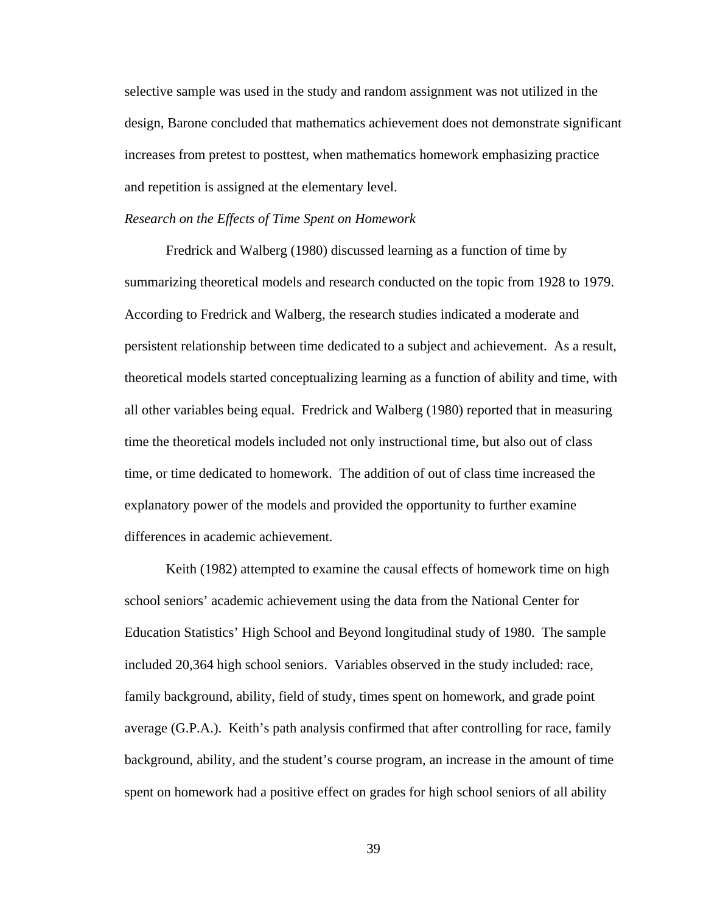selective sample was used in the study and random assignment was not utilized in the design, Barone concluded that mathematics achievement does not demonstrate significant increases from pretest to posttest, when mathematics homework emphasizing practice and repetition is assigned at the elementary level.

*Research on the Effects of Time Spent on Homework*

Fredrick and Walberg (1980) discussed learning as a function of time by summarizing theoretical models and research conducted on the topic from 1928 to 1979. According to Fredrick and Walberg, the research studies indicated a moderate and persistent relationship between time dedicated to a subject and achievement. As a result, theoretical models started conceptualizing learning as a function of ability and time, with all other variables being equal. Fredrick and Walberg (1980) reported that in measuring time the theoretical models included not only instructional time, but also out of class time, or time dedicated to homework. The addition of out of class time increased the explanatory power of the models and provided the opportunity to further examine differences in academic achievement.

Keith (1982) attempted to examine the causal effects of homework time on high school seniors' academic achievement using the data from the National Center for Education Statistics' High School and Beyond longitudinal study of 1980. The sample included 20,364 high school seniors. Variables observed in the study included: race, family background, ability, field of study, times spent on homework, and grade point average (G.P.A.). Keith's path analysis confirmed that after controlling for race, family background, ability, and the student's course program, an increase in the amount of time spent on homework had a positive effect on grades for high school seniors of all ability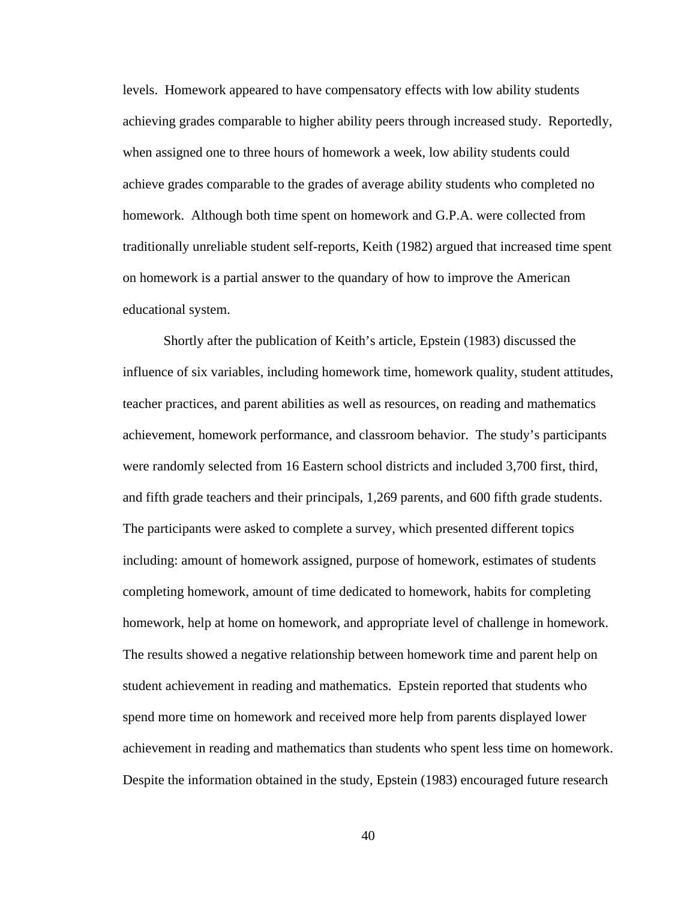levels. Homework appeared to have compensatory effects with low ability students achieving grades comparable to higher ability peers through increased study. Reportedly, when assigned one to three hours of homework a week, low ability students could achieve grades comparable to the grades of average ability students who completed no homework. Although both time spent on homework and G.P.A. were collected from traditionally unreliable student self-reports, Keith (1982) argued that increased time spent on homework is a partial answer to the quandary of how to improve the American educational system.

Shortly after the publication of Keith's article, Epstein (1983) discussed the influence of six variables, including homework time, homework quality, student attitudes, teacher practices, and parent abilities as well as resources, on reading and mathematics achievement, homework performance, and classroom behavior. The study's participants were randomly selected from 16 Eastern school districts and included 3,700 first, third, and fifth grade teachers and their principals, 1,269 parents, and 600 fifth grade students. The participants were asked to complete a survey, which presented different topics including: amount of homework assigned, purpose of homework, estimates of students completing homework, amount of time dedicated to homework, habits for completing homework, help at home on homework, and appropriate level of challenge in homework. The results showed a negative relationship between homework time and parent help on student achievement in reading and mathematics. Epstein reported that students who spend more time on homework and received more help from parents displayed lower achievement in reading and mathematics than students who spent less time on homework. Despite the information obtained in the study, Epstein (1983) encouraged future research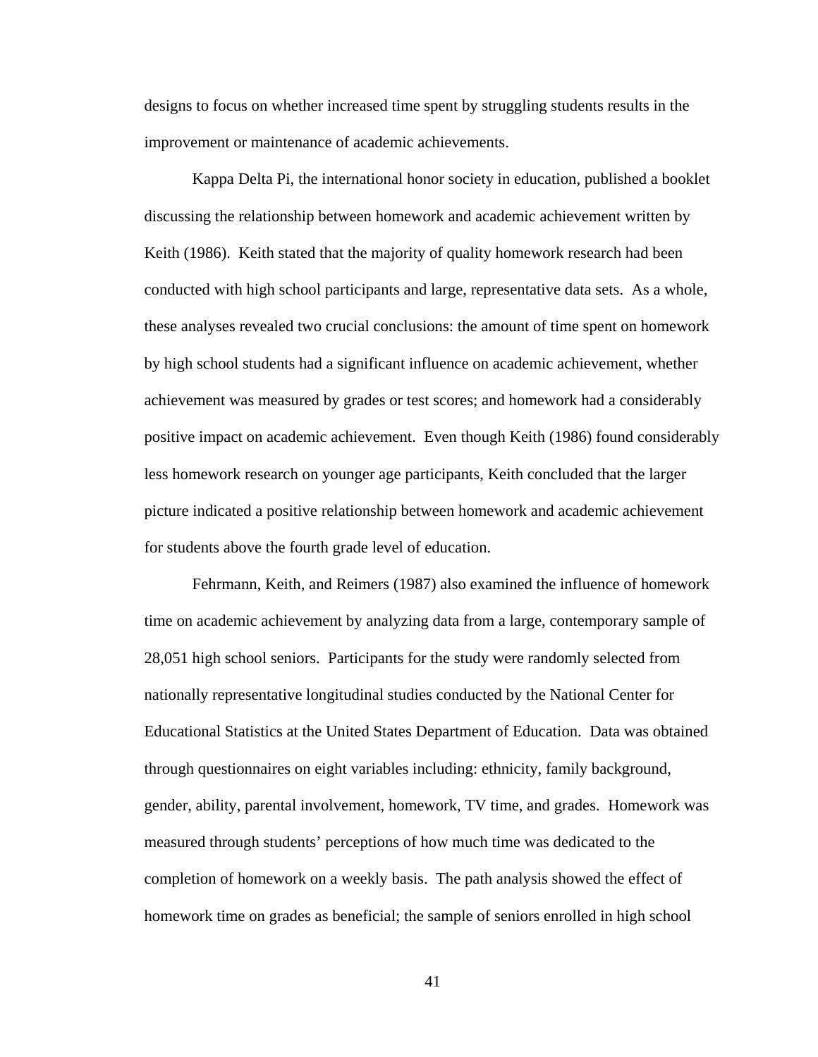designs to focus on whether increased time spent by struggling students results in the improvement or maintenance of academic achievements.

Kappa Delta Pi, the international honor society in education, published a booklet discussing the relationship between homework and academic achievement written by Keith (1986). Keith stated that the majority of quality homework research had been conducted with high school participants and large, representative data sets. As a whole, these analyses revealed two crucial conclusions: the amount of time spent on homework by high school students had a significant influence on academic achievement, whether achievement was measured by grades or test scores; and homework had a considerably positive impact on academic achievement. Even though Keith (1986) found considerably less homework research on younger age participants, Keith concluded that the larger picture indicated a positive relationship between homework and academic achievement for students above the fourth grade level of education.

Fehrmann, Keith, and Reimers (1987) also examined the influence of homework time on academic achievement by analyzing data from a large, contemporary sample of 28,051 high school seniors. Participants for the study were randomly selected from nationally representative longitudinal studies conducted by the National Center for Educational Statistics at the United States Department of Education. Data was obtained through questionnaires on eight variables including: ethnicity, family background, gender, ability, parental involvement, homework, TV time, and grades. Homework was measured through students' perceptions of how much time was dedicated to the completion of homework on a weekly basis. The path analysis showed the effect of homework time on grades as beneficial; the sample of seniors enrolled in high school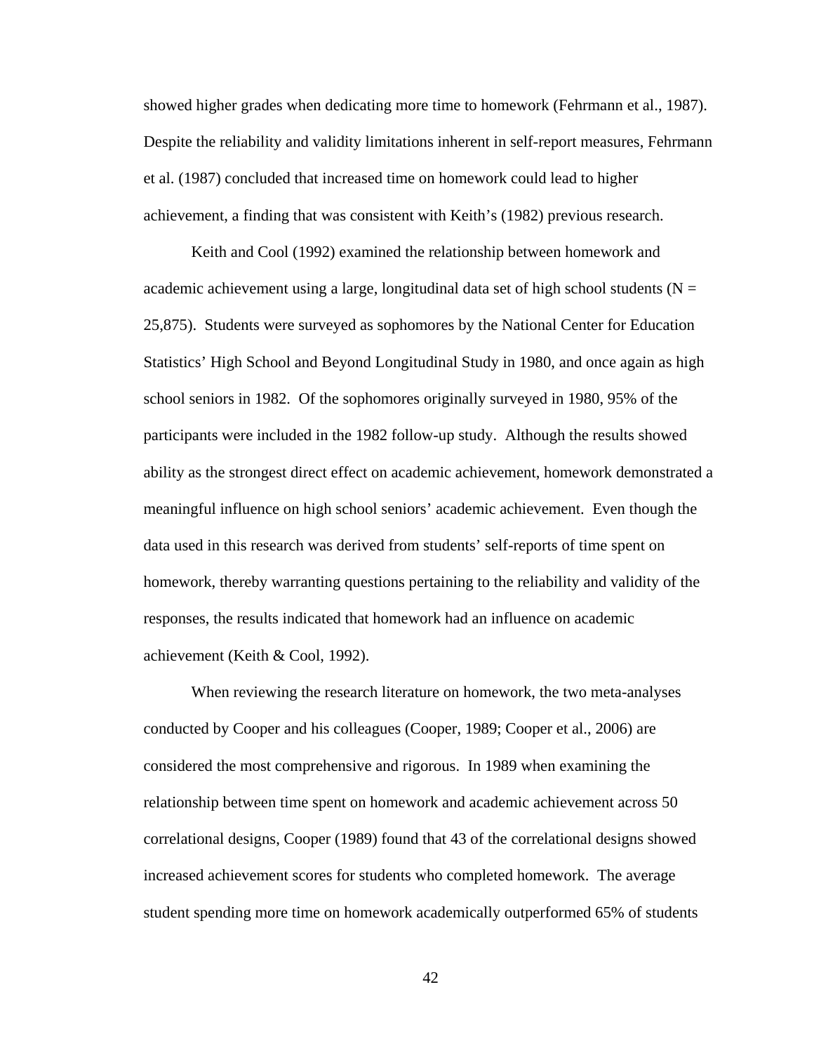showed higher grades when dedicating more time to homework (Fehrmann et al., 1987). Despite the reliability and validity limitations inherent in self-report measures, Fehrmann et al. (1987) concluded that increased time on homework could lead to higher achievement, a finding that was consistent with Keith's (1982) previous research.

Keith and Cool (1992) examined the relationship between homework and academic achievement using a large, longitudinal data set of high school students (N = 25,875). Students were surveyed as sophomores by the National Center for Education Statistics' High School and Beyond Longitudinal Study in 1980, and once again as high school seniors in 1982. Of the sophomores originally surveyed in 1980, 95% of the participants were included in the 1982 follow-up study. Although the results showed ability as the strongest direct effect on academic achievement, homework demonstrated a meaningful influence on high school seniors' academic achievement. Even though the data used in this research was derived from students' self-reports of time spent on homework, thereby warranting questions pertaining to the reliability and validity of the responses, the results indicated that homework had an influence on academic achievement (Keith & Cool, 1992).

When reviewing the research literature on homework, the two meta-analyses conducted by Cooper and his colleagues (Cooper, 1989; Cooper et al., 2006) are considered the most comprehensive and rigorous. In 1989 when examining the relationship between time spent on homework and academic achievement across 50 correlational designs, Cooper (1989) found that 43 of the correlational designs showed increased achievement scores for students who completed homework. The average student spending more time on homework academically outperformed 65% of students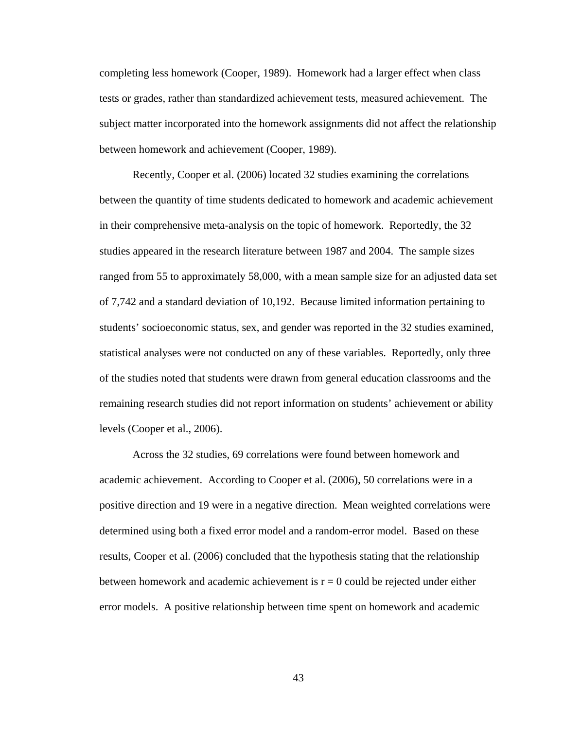completing less homework (Cooper, 1989). Homework had a larger effect when class tests or grades, rather than standardized achievement tests, measured achievement. The subject matter incorporated into the homework assignments did not affect the relationship between homework and achievement (Cooper, 1989).

Recently, Cooper et al. (2006) located 32 studies examining the correlations between the quantity of time students dedicated to homework and academic achievement in their comprehensive meta-analysis on the topic of homework. Reportedly, the 32 studies appeared in the research literature between 1987 and 2004. The sample sizes ranged from 55 to approximately 58,000, with a mean sample size for an adjusted data set of 7,742 and a standard deviation of 10,192. Because limited information pertaining to students' socioeconomic status, sex, and gender was reported in the 32 studies examined, statistical analyses were not conducted on any of these variables. Reportedly, only three of the studies noted that students were drawn from general education classrooms and the remaining research studies did not report information on students' achievement or ability levels (Cooper et al., 2006).

Across the 32 studies, 69 correlations were found between homework and academic achievement. According to Cooper et al. (2006), 50 correlations were in a positive direction and 19 were in a negative direction. Mean weighted correlations were determined using both a fixed error model and a random-error model. Based on these results, Cooper et al. (2006) concluded that the hypothesis stating that the relationship between homework and academic achievement is $r = 0$ could be rejected under either error models. A positive relationship between time spent on homework and academic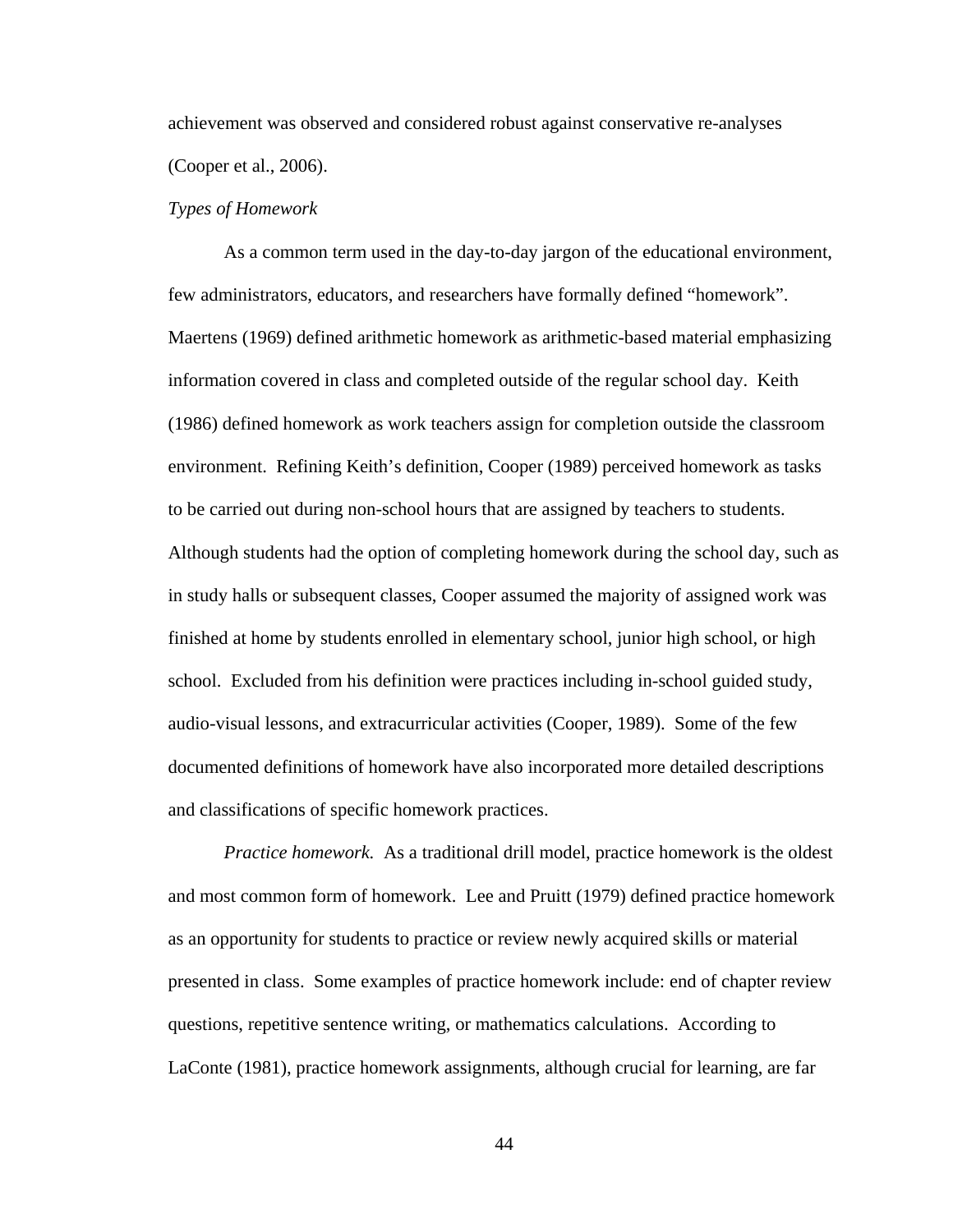achievement was observed and considered robust against conservative re-analyses (Cooper et al., 2006).

*Types of Homework*

As a common term used in the day-to-day jargon of the educational environment, few administrators, educators, and researchers have formally defined "homework". Maertens (1969) defined arithmetic homework as arithmetic-based material emphasizing information covered in class and completed outside of the regular school day. Keith (1986) defined homework as work teachers assign for completion outside the classroom environment. Refining Keith's definition, Cooper (1989) perceived homework as tasks to be carried out during non-school hours that are assigned by teachers to students. Although students had the option of completing homework during the school day, such as in study halls or subsequent classes, Cooper assumed the majority of assigned work was finished at home by students enrolled in elementary school, junior high school, or high school. Excluded from his definition were practices including in-school guided study, audio-visual lessons, and extracurricular activities (Cooper, 1989). Some of the few documented definitions of homework have also incorporated more detailed descriptions and classifications of specific homework practices.

*Practice homework.* As a traditional drill model, practice homework is the oldest and most common form of homework. Lee and Pruitt (1979) defined practice homework as an opportunity for students to practice or review newly acquired skills or material presented in class. Some examples of practice homework include: end of chapter review questions, repetitive sentence writing, or mathematics calculations. According to LaConte (1981), practice homework assignments, although crucial for learning, are far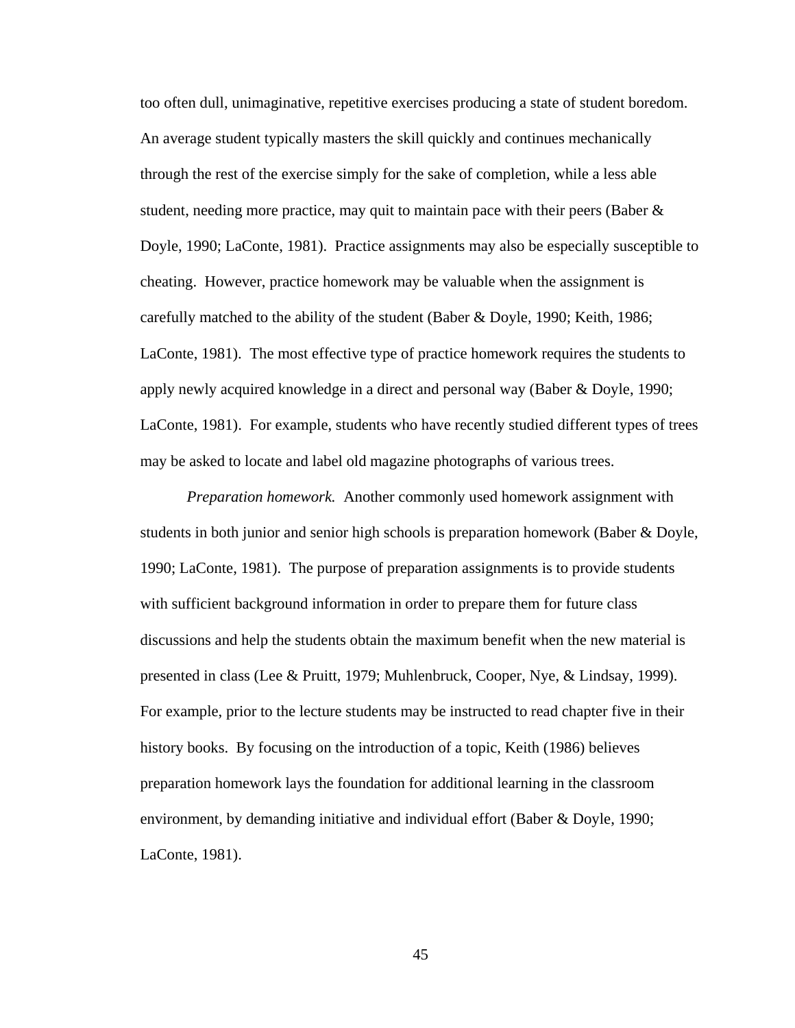too often dull, unimaginative, repetitive exercises producing a state of student boredom. An average student typically masters the skill quickly and continues mechanically through the rest of the exercise simply for the sake of completion, while a less able student, needing more practice, may quit to maintain pace with their peers (Baber & Doyle, 1990; LaConte, 1981). Practice assignments may also be especially susceptible to cheating. However, practice homework may be valuable when the assignment is carefully matched to the ability of the student (Baber & Doyle, 1990; Keith, 1986; LaConte, 1981). The most effective type of practice homework requires the students to apply newly acquired knowledge in a direct and personal way (Baber & Doyle, 1990; LaConte, 1981). For example, students who have recently studied different types of trees may be asked to locate and label old magazine photographs of various trees.

*Preparation homework.* Another commonly used homework assignment with students in both junior and senior high schools is preparation homework (Baber & Doyle, 1990; LaConte, 1981). The purpose of preparation assignments is to provide students with sufficient background information in order to prepare them for future class discussions and help the students obtain the maximum benefit when the new material is presented in class (Lee & Pruitt, 1979; Muhlenbruck, Cooper, Nye, & Lindsay, 1999). For example, prior to the lecture students may be instructed to read chapter five in their history books. By focusing on the introduction of a topic, Keith (1986) believes preparation homework lays the foundation for additional learning in the classroom environment, by demanding initiative and individual effort (Baber & Doyle, 1990; LaConte, 1981).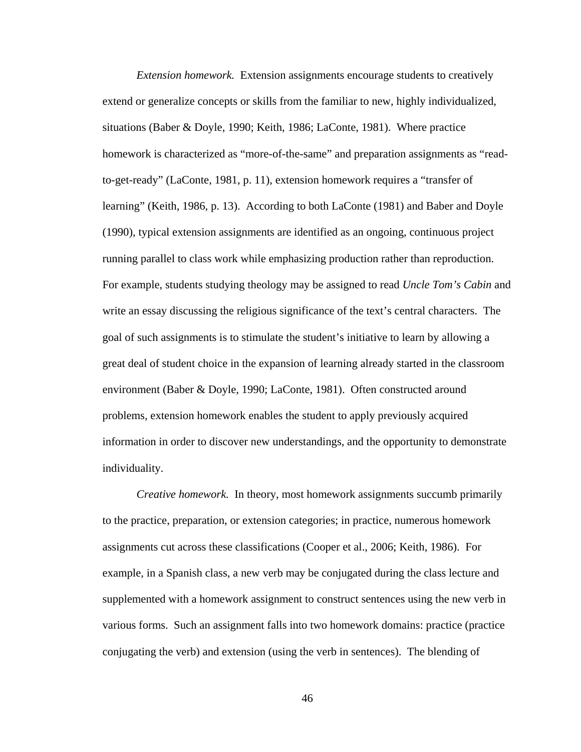*Extension homework.* Extension assignments encourage students to creatively extend or generalize concepts or skills from the familiar to new, highly individualized, situations (Baber & Doyle, 1990; Keith, 1986; LaConte, 1981). Where practice homework is characterized as "more-of-the-same" and preparation assignments as "read-to-get-ready" (LaConte, 1981, p. 11), extension homework requires a "transfer of learning" (Keith, 1986, p. 13). According to both LaConte (1981) and Baber and Doyle (1990), typical extension assignments are identified as an ongoing, continuous project running parallel to class work while emphasizing production rather than reproduction. For example, students studying theology may be assigned to read *Uncle Tom's Cabin* and write an essay discussing the religious significance of the text's central characters. The goal of such assignments is to stimulate the student's initiative to learn by allowing a great deal of student choice in the expansion of learning already started in the classroom environment (Baber & Doyle, 1990; LaConte, 1981). Often constructed around problems, extension homework enables the student to apply previously acquired information in order to discover new understandings, and the opportunity to demonstrate individuality.

*Creative homework.* In theory, most homework assignments succumb primarily to the practice, preparation, or extension categories; in practice, numerous homework assignments cut across these classifications (Cooper et al., 2006; Keith, 1986). For example, in a Spanish class, a new verb may be conjugated during the class lecture and supplemented with a homework assignment to construct sentences using the new verb in various forms. Such an assignment falls into two homework domains: practice (practice conjugating the verb) and extension (using the verb in sentences). The blending of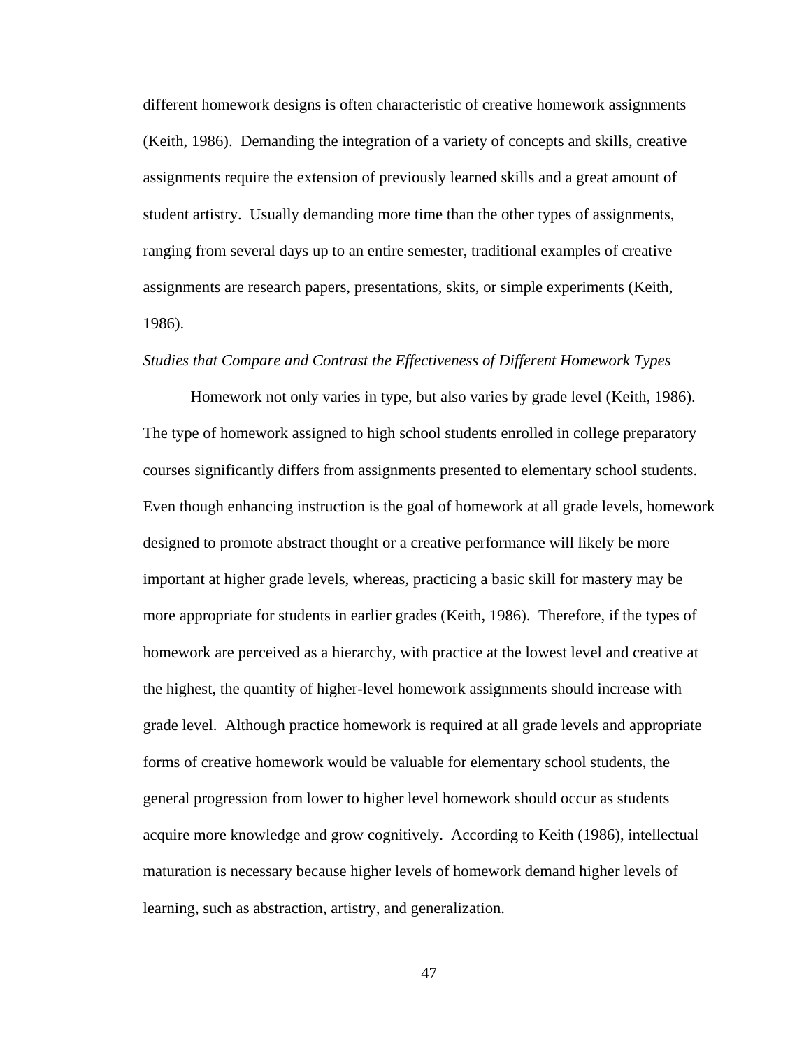different homework designs is often characteristic of creative homework assignments (Keith, 1986). Demanding the integration of a variety of concepts and skills, creative assignments require the extension of previously learned skills and a great amount of student artistry. Usually demanding more time than the other types of assignments, ranging from several days up to an entire semester, traditional examples of creative assignments are research papers, presentations, skits, or simple experiments (Keith, 1986).

*Studies that Compare and Contrast the Effectiveness of Different Homework Types*

Homework not only varies in type, but also varies by grade level (Keith, 1986). The type of homework assigned to high school students enrolled in college preparatory courses significantly differs from assignments presented to elementary school students. Even though enhancing instruction is the goal of homework at all grade levels, homework designed to promote abstract thought or a creative performance will likely be more important at higher grade levels, whereas, practicing a basic skill for mastery may be more appropriate for students in earlier grades (Keith, 1986). Therefore, if the types of homework are perceived as a hierarchy, with practice at the lowest level and creative at the highest, the quantity of higher-level homework assignments should increase with grade level. Although practice homework is required at all grade levels and appropriate forms of creative homework would be valuable for elementary school students, the general progression from lower to higher level homework should occur as students acquire more knowledge and grow cognitively. According to Keith (1986), intellectual maturation is necessary because higher levels of homework demand higher levels of learning, such as abstraction, artistry, and generalization.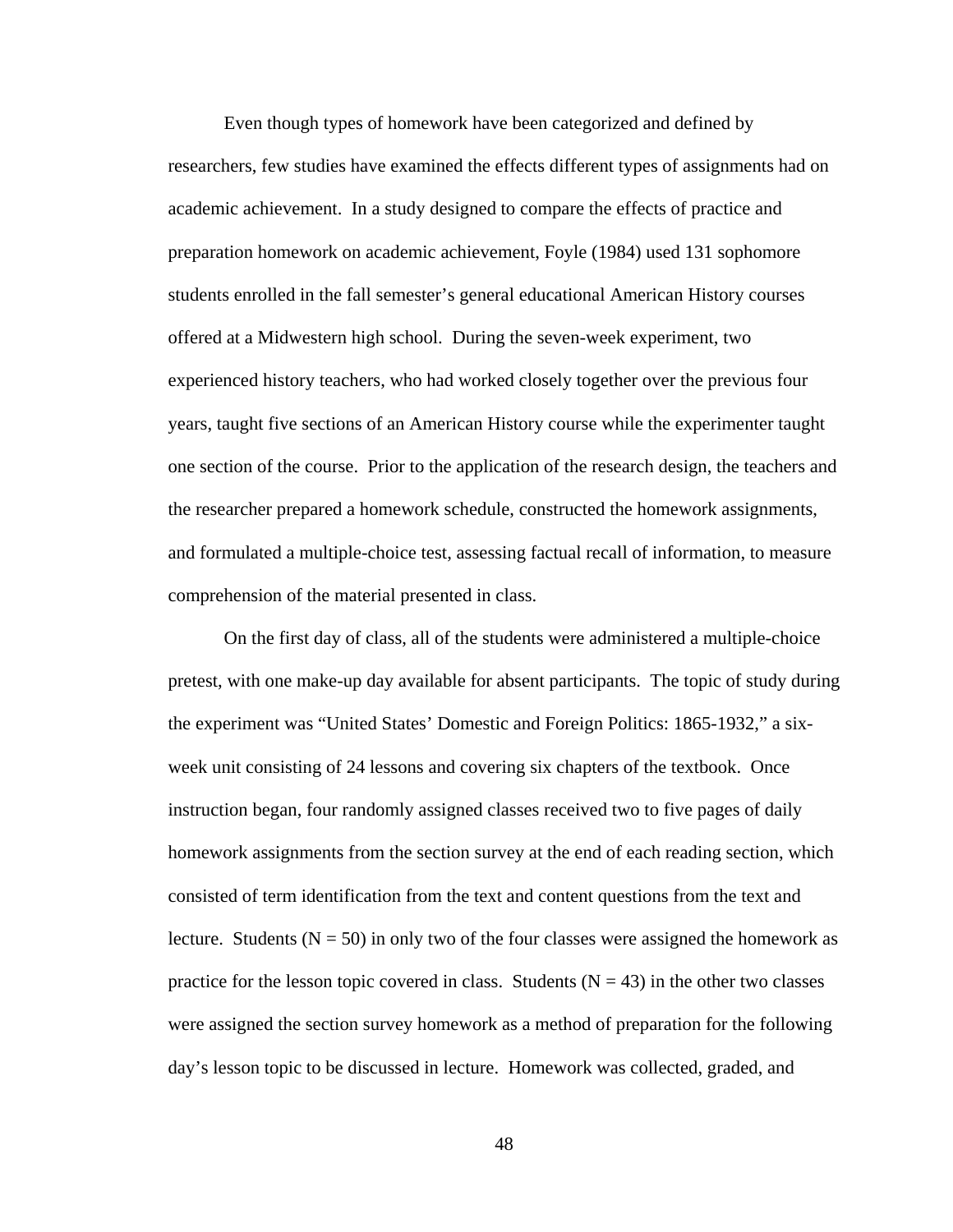Even though types of homework have been categorized and defined by researchers, few studies have examined the effects different types of assignments had on academic achievement. In a study designed to compare the effects of practice and preparation homework on academic achievement, Foyle (1984) used 131 sophomore students enrolled in the fall semester's general educational American History courses offered at a Midwestern high school. During the seven-week experiment, two experienced history teachers, who had worked closely together over the previous four years, taught five sections of an American History course while the experimenter taught one section of the course. Prior to the application of the research design, the teachers and the researcher prepared a homework schedule, constructed the homework assignments, and formulated a multiple-choice test, assessing factual recall of information, to measure comprehension of the material presented in class.

On the first day of class, all of the students were administered a multiple-choice pretest, with one make-up day available for absent participants. The topic of study during the experiment was "United States' Domestic and Foreign Politics: 1865-1932," a six-week unit consisting of 24 lessons and covering six chapters of the textbook. Once instruction began, four randomly assigned classes received two to five pages of daily homework assignments from the section survey at the end of each reading section, which consisted of term identification from the text and content questions from the text and lecture. Students ($N = 50$) in only two of the four classes were assigned the homework as practice for the lesson topic covered in class. Students ($N = 43$) in the other two classes were assigned the section survey homework as a method of preparation for the following day's lesson topic to be discussed in lecture. Homework was collected, graded, and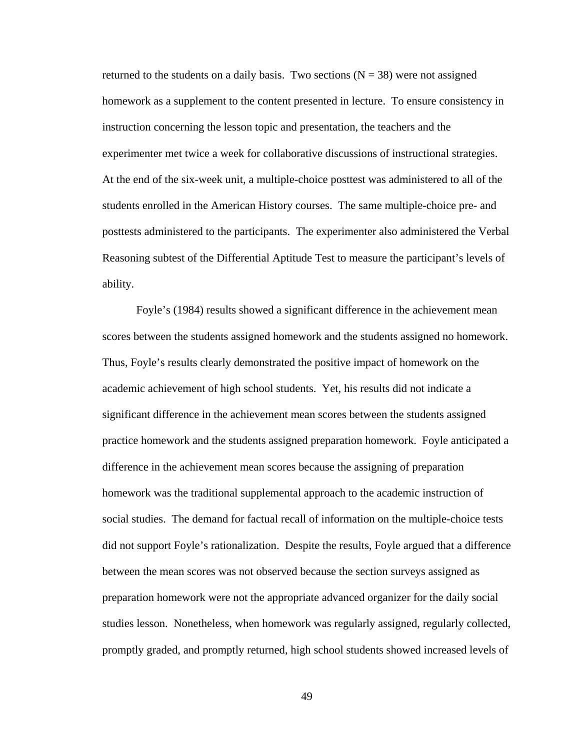returned to the students on a daily basis. Two sections ($N = 38$) were not assigned homework as a supplement to the content presented in lecture. To ensure consistency in instruction concerning the lesson topic and presentation, the teachers and the experimenter met twice a week for collaborative discussions of instructional strategies. At the end of the six-week unit, a multiple-choice posttest was administered to all of the students enrolled in the American History courses. The same multiple-choice pre- and posttests administered to the participants. The experimenter also administered the Verbal Reasoning subtest of the Differential Aptitude Test to measure the participant's levels of ability.

Foyle's (1984) results showed a significant difference in the achievement mean scores between the students assigned homework and the students assigned no homework. Thus, Foyle's results clearly demonstrated the positive impact of homework on the academic achievement of high school students. Yet, his results did not indicate a significant difference in the achievement mean scores between the students assigned practice homework and the students assigned preparation homework. Foyle anticipated a difference in the achievement mean scores because the assigning of preparation homework was the traditional supplemental approach to the academic instruction of social studies. The demand for factual recall of information on the multiple-choice tests did not support Foyle's rationalization. Despite the results, Foyle argued that a difference between the mean scores was not observed because the section surveys assigned as preparation homework were not the appropriate advanced organizer for the daily social studies lesson. Nonetheless, when homework was regularly assigned, regularly collected, promptly graded, and promptly returned, high school students showed increased levels of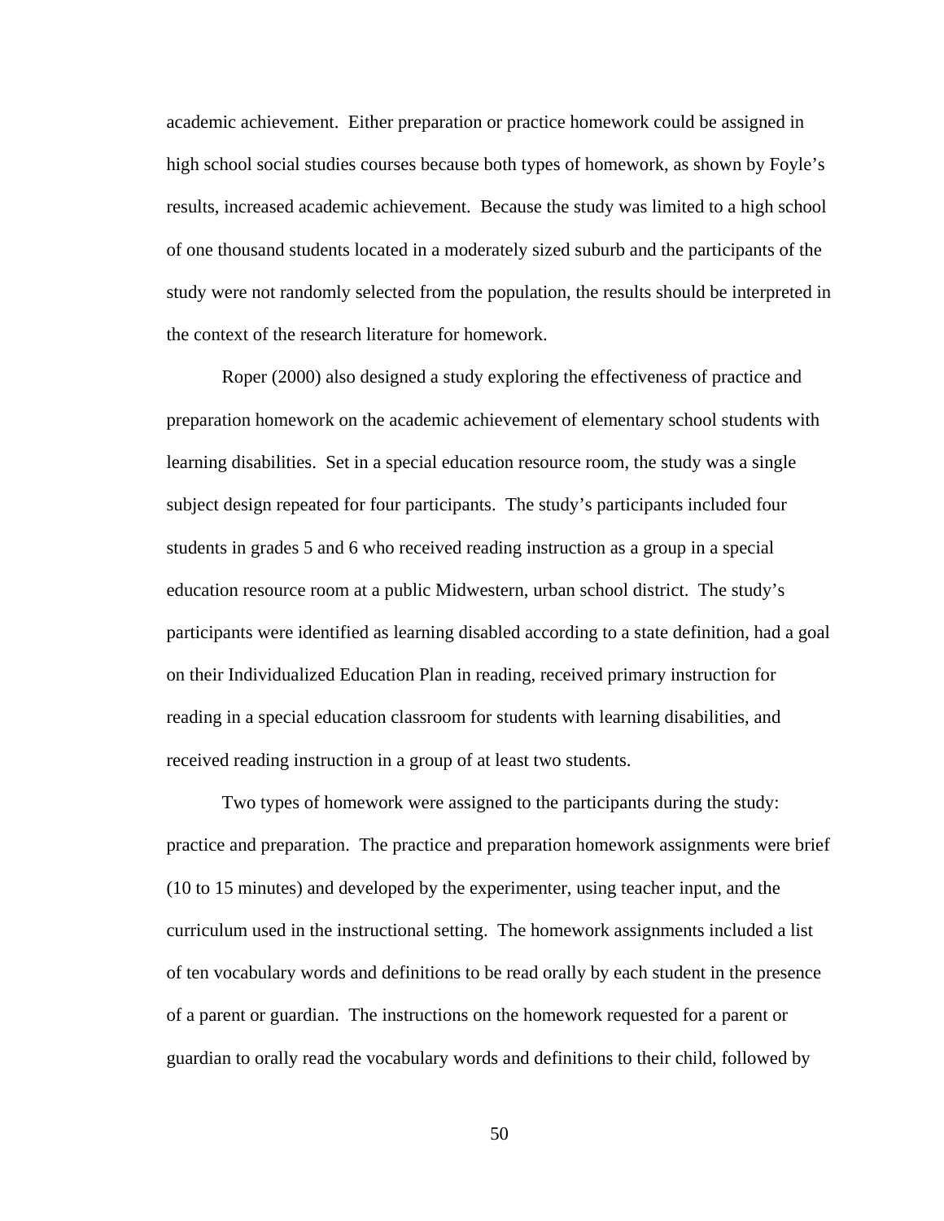academic achievement. Either preparation or practice homework could be assigned in high school social studies courses because both types of homework, as shown by Foyle's results, increased academic achievement. Because the study was limited to a high school of one thousand students located in a moderately sized suburb and the participants of the study were not randomly selected from the population, the results should be interpreted in the context of the research literature for homework.

Roper (2000) also designed a study exploring the effectiveness of practice and preparation homework on the academic achievement of elementary school students with learning disabilities. Set in a special education resource room, the study was a single subject design repeated for four participants. The study's participants included four students in grades 5 and 6 who received reading instruction as a group in a special education resource room at a public Midwestern, urban school district. The study's participants were identified as learning disabled according to a state definition, had a goal on their Individualized Education Plan in reading, received primary instruction for reading in a special education classroom for students with learning disabilities, and received reading instruction in a group of at least two students.

Two types of homework were assigned to the participants during the study: practice and preparation. The practice and preparation homework assignments were brief (10 to 15 minutes) and developed by the experimenter, using teacher input, and the curriculum used in the instructional setting. The homework assignments included a list of ten vocabulary words and definitions to be read orally by each student in the presence of a parent or guardian. The instructions on the homework requested for a parent or guardian to orally read the vocabulary words and definitions to their child, followed by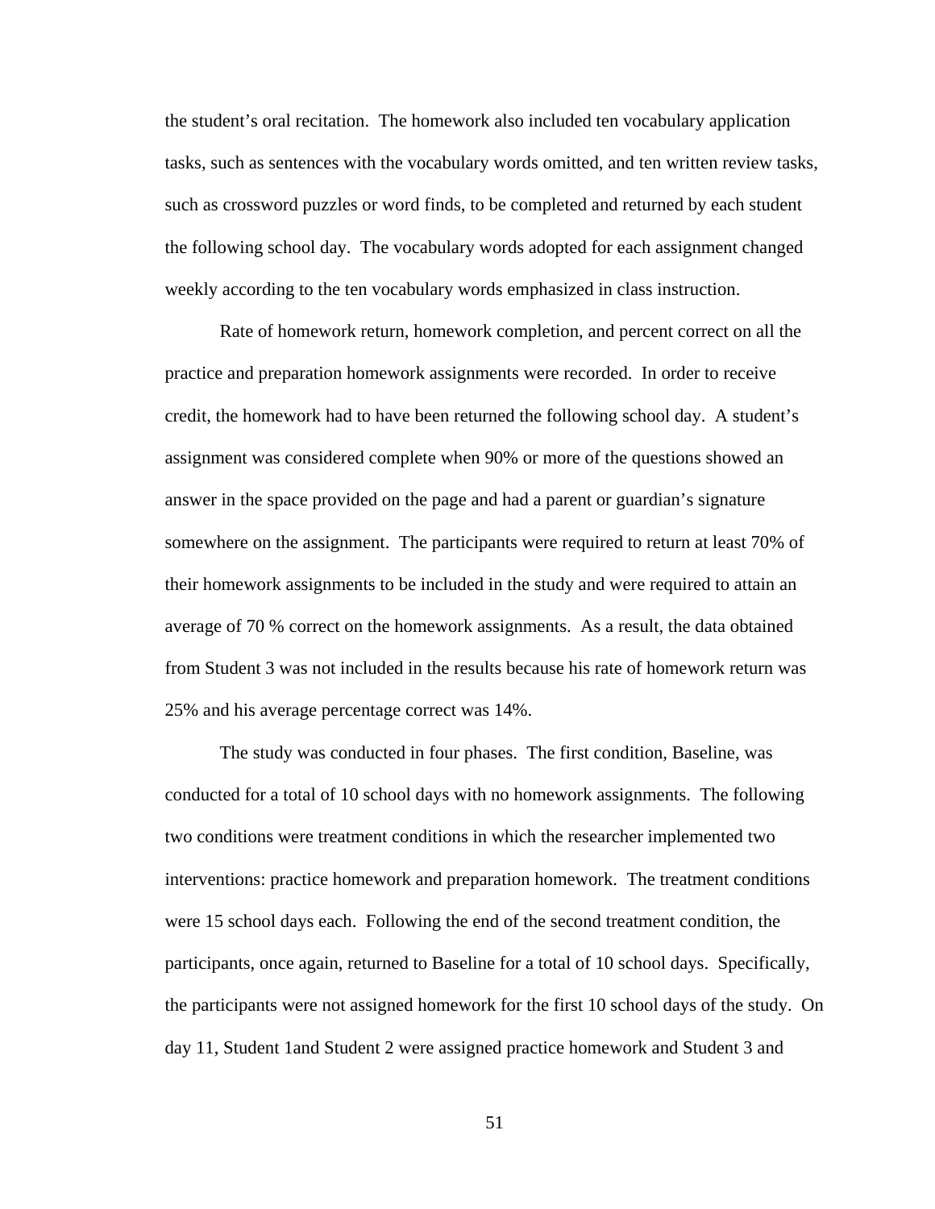the student's oral recitation. The homework also included ten vocabulary application tasks, such as sentences with the vocabulary words omitted, and ten written review tasks, such as crossword puzzles or word finds, to be completed and returned by each student the following school day. The vocabulary words adopted for each assignment changed weekly according to the ten vocabulary words emphasized in class instruction.

Rate of homework return, homework completion, and percent correct on all the practice and preparation homework assignments were recorded. In order to receive credit, the homework had to have been returned the following school day. A student's assignment was considered complete when 90% or more of the questions showed an answer in the space provided on the page and had a parent or guardian's signature somewhere on the assignment. The participants were required to return at least 70% of their homework assignments to be included in the study and were required to attain an average of 70 % correct on the homework assignments. As a result, the data obtained from Student 3 was not included in the results because his rate of homework return was 25% and his average percentage correct was 14%.

The study was conducted in four phases. The first condition, Baseline, was conducted for a total of 10 school days with no homework assignments. The following two conditions were treatment conditions in which the researcher implemented two interventions: practice homework and preparation homework. The treatment conditions were 15 school days each. Following the end of the second treatment condition, the participants, once again, returned to Baseline for a total of 10 school days. Specifically, the participants were not assigned homework for the first 10 school days of the study. On day 11, Student 1and Student 2 were assigned practice homework and Student 3 and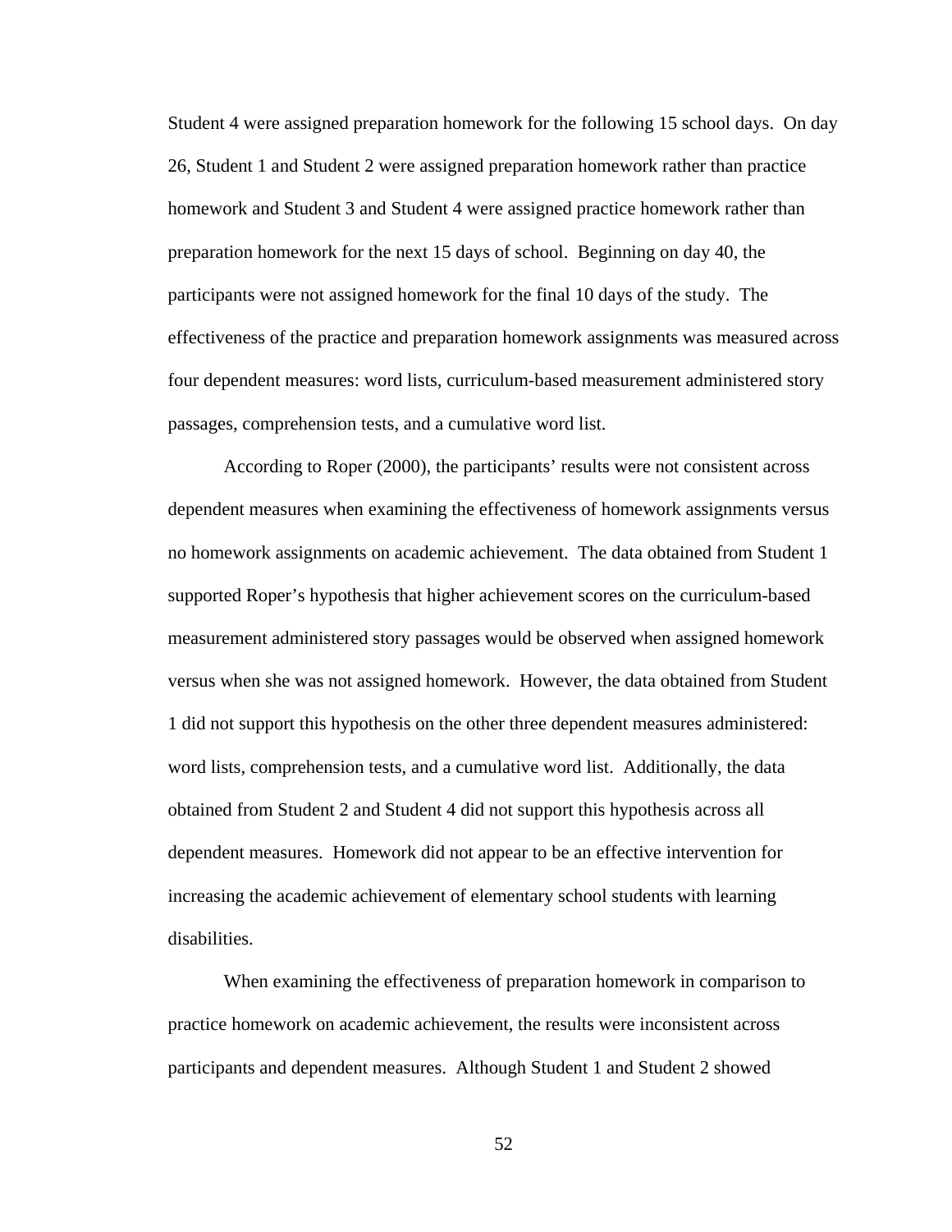Student 4 were assigned preparation homework for the following 15 school days. On day 26, Student 1 and Student 2 were assigned preparation homework rather than practice homework and Student 3 and Student 4 were assigned practice homework rather than preparation homework for the next 15 days of school. Beginning on day 40, the participants were not assigned homework for the final 10 days of the study. The effectiveness of the practice and preparation homework assignments was measured across four dependent measures: word lists, curriculum-based measurement administered story passages, comprehension tests, and a cumulative word list.

According to Roper (2000), the participants' results were not consistent across dependent measures when examining the effectiveness of homework assignments versus no homework assignments on academic achievement. The data obtained from Student 1 supported Roper's hypothesis that higher achievement scores on the curriculum-based measurement administered story passages would be observed when assigned homework versus when she was not assigned homework. However, the data obtained from Student 1 did not support this hypothesis on the other three dependent measures administered: word lists, comprehension tests, and a cumulative word list. Additionally, the data obtained from Student 2 and Student 4 did not support this hypothesis across all dependent measures. Homework did not appear to be an effective intervention for increasing the academic achievement of elementary school students with learning disabilities.

When examining the effectiveness of preparation homework in comparison to practice homework on academic achievement, the results were inconsistent across participants and dependent measures. Although Student 1 and Student 2 showed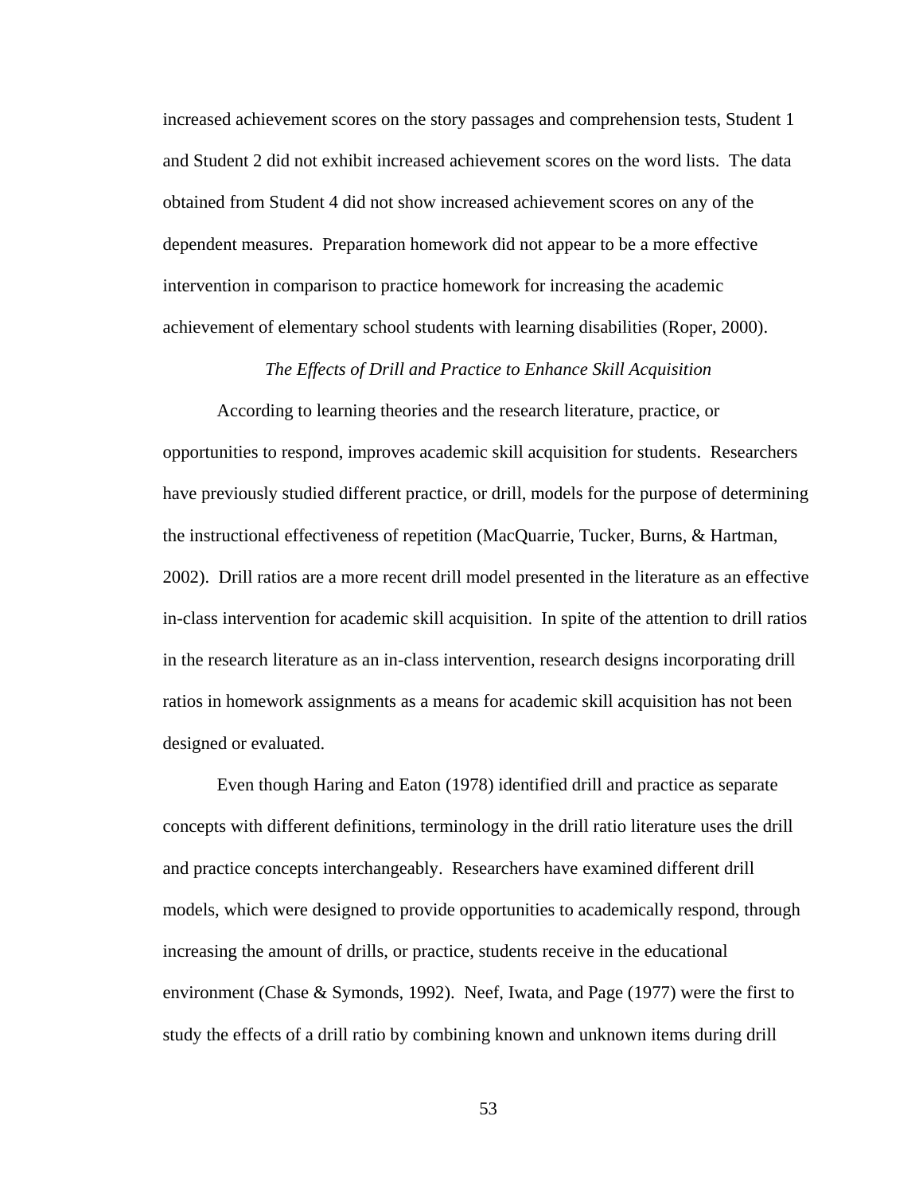increased achievement scores on the story passages and comprehension tests, Student 1 and Student 2 did not exhibit increased achievement scores on the word lists. The data obtained from Student 4 did not show increased achievement scores on any of the dependent measures. Preparation homework did not appear to be a more effective intervention in comparison to practice homework for increasing the academic achievement of elementary school students with learning disabilities (Roper, 2000).

### *The Effects of Drill and Practice to Enhance Skill Acquisition*

According to learning theories and the research literature, practice, or opportunities to respond, improves academic skill acquisition for students. Researchers have previously studied different practice, or drill, models for the purpose of determining the instructional effectiveness of repetition (MacQuarrie, Tucker, Burns, & Hartman, 2002). Drill ratios are a more recent drill model presented in the literature as an effective in-class intervention for academic skill acquisition. In spite of the attention to drill ratios in the research literature as an in-class intervention, research designs incorporating drill ratios in homework assignments as a means for academic skill acquisition has not been designed or evaluated.

Even though Haring and Eaton (1978) identified drill and practice as separate concepts with different definitions, terminology in the drill ratio literature uses the drill and practice concepts interchangeably. Researchers have examined different drill models, which were designed to provide opportunities to academically respond, through increasing the amount of drills, or practice, students receive in the educational environment (Chase & Symonds, 1992). Neef, Iwata, and Page (1977) were the first to study the effects of a drill ratio by combining known and unknown items during drill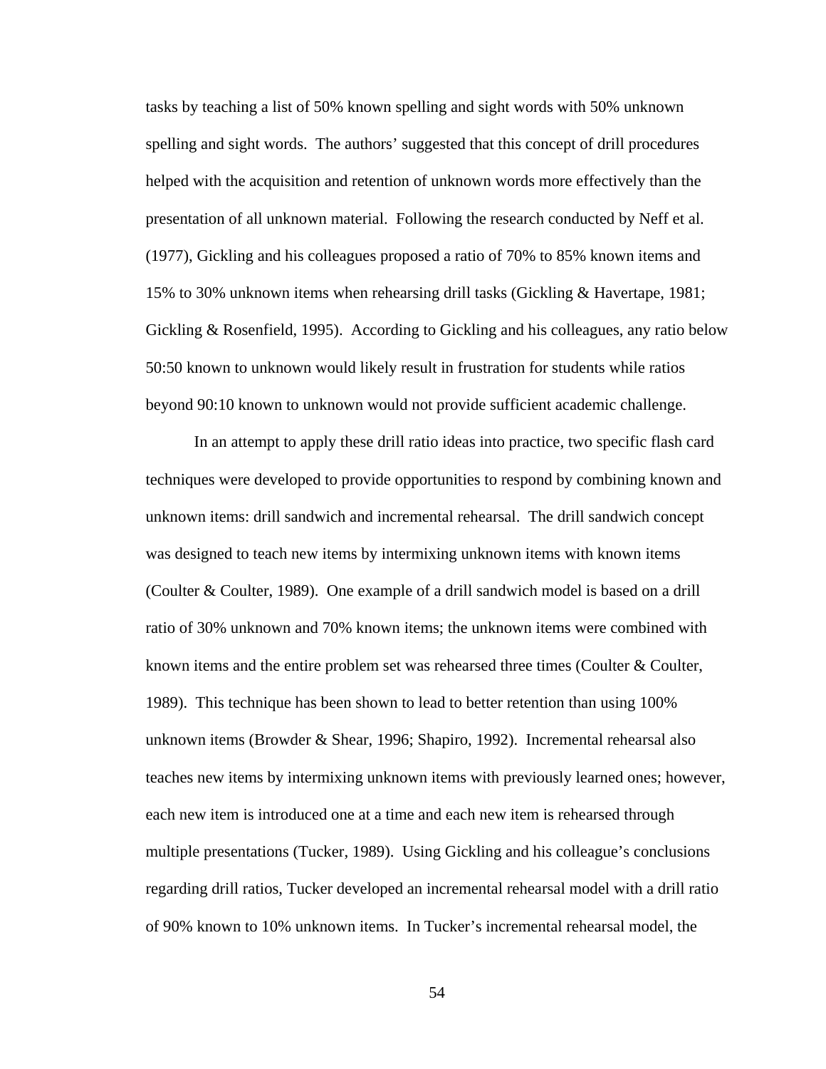tasks by teaching a list of 50% known spelling and sight words with 50% unknown spelling and sight words. The authors' suggested that this concept of drill procedures helped with the acquisition and retention of unknown words more effectively than the presentation of all unknown material. Following the research conducted by Neff et al. (1977), Gickling and his colleagues proposed a ratio of 70% to 85% known items and 15% to 30% unknown items when rehearsing drill tasks (Gickling & Havertape, 1981; Gickling & Rosenfield, 1995). According to Gickling and his colleagues, any ratio below 50:50 known to unknown would likely result in frustration for students while ratios beyond 90:10 known to unknown would not provide sufficient academic challenge.

In an attempt to apply these drill ratio ideas into practice, two specific flash card techniques were developed to provide opportunities to respond by combining known and unknown items: drill sandwich and incremental rehearsal. The drill sandwich concept was designed to teach new items by intermixing unknown items with known items (Coulter & Coulter, 1989). One example of a drill sandwich model is based on a drill ratio of 30% unknown and 70% known items; the unknown items were combined with known items and the entire problem set was rehearsed three times (Coulter & Coulter, 1989). This technique has been shown to lead to better retention than using 100% unknown items (Browder & Shear, 1996; Shapiro, 1992). Incremental rehearsal also teaches new items by intermixing unknown items with previously learned ones; however, each new item is introduced one at a time and each new item is rehearsed through multiple presentations (Tucker, 1989). Using Gickling and his colleague's conclusions regarding drill ratios, Tucker developed an incremental rehearsal model with a drill ratio of 90% known to 10% unknown items. In Tucker's incremental rehearsal model, the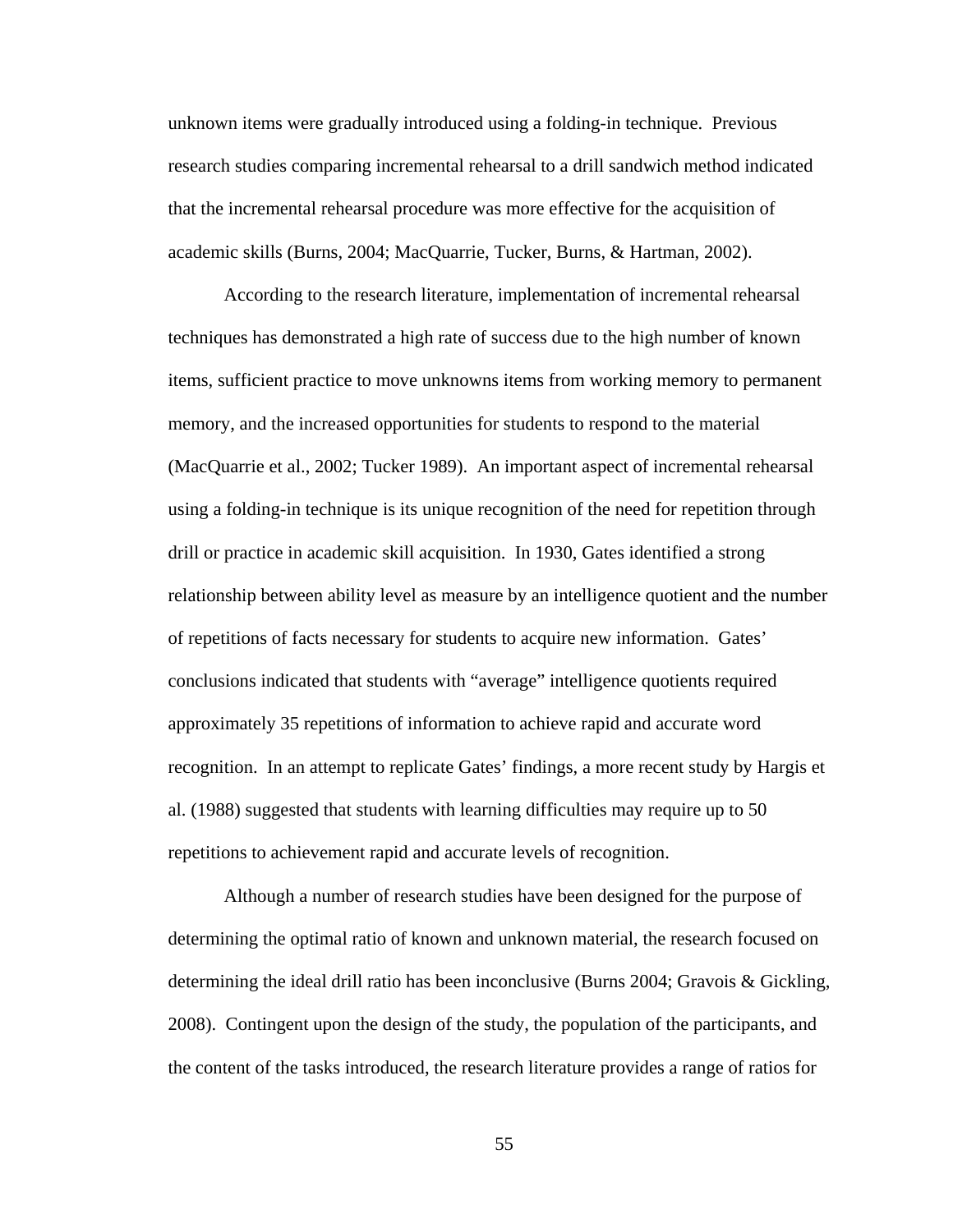unknown items were gradually introduced using a folding-in technique. Previous research studies comparing incremental rehearsal to a drill sandwich method indicated that the incremental rehearsal procedure was more effective for the acquisition of academic skills (Burns, 2004; MacQuarrie, Tucker, Burns, & Hartman, 2002).

According to the research literature, implementation of incremental rehearsal techniques has demonstrated a high rate of success due to the high number of known items, sufficient practice to move unknowns items from working memory to permanent memory, and the increased opportunities for students to respond to the material (MacQuarrie et al., 2002; Tucker 1989). An important aspect of incremental rehearsal using a folding-in technique is its unique recognition of the need for repetition through drill or practice in academic skill acquisition. In 1930, Gates identified a strong relationship between ability level as measure by an intelligence quotient and the number of repetitions of facts necessary for students to acquire new information. Gates' conclusions indicated that students with "average" intelligence quotients required approximately 35 repetitions of information to achieve rapid and accurate word recognition. In an attempt to replicate Gates' findings, a more recent study by Hargis et al. (1988) suggested that students with learning difficulties may require up to 50 repetitions to achievement rapid and accurate levels of recognition.

Although a number of research studies have been designed for the purpose of determining the optimal ratio of known and unknown material, the research focused on determining the ideal drill ratio has been inconclusive (Burns 2004; Gravois & Gickling, 2008). Contingent upon the design of the study, the population of the participants, and the content of the tasks introduced, the research literature provides a range of ratios for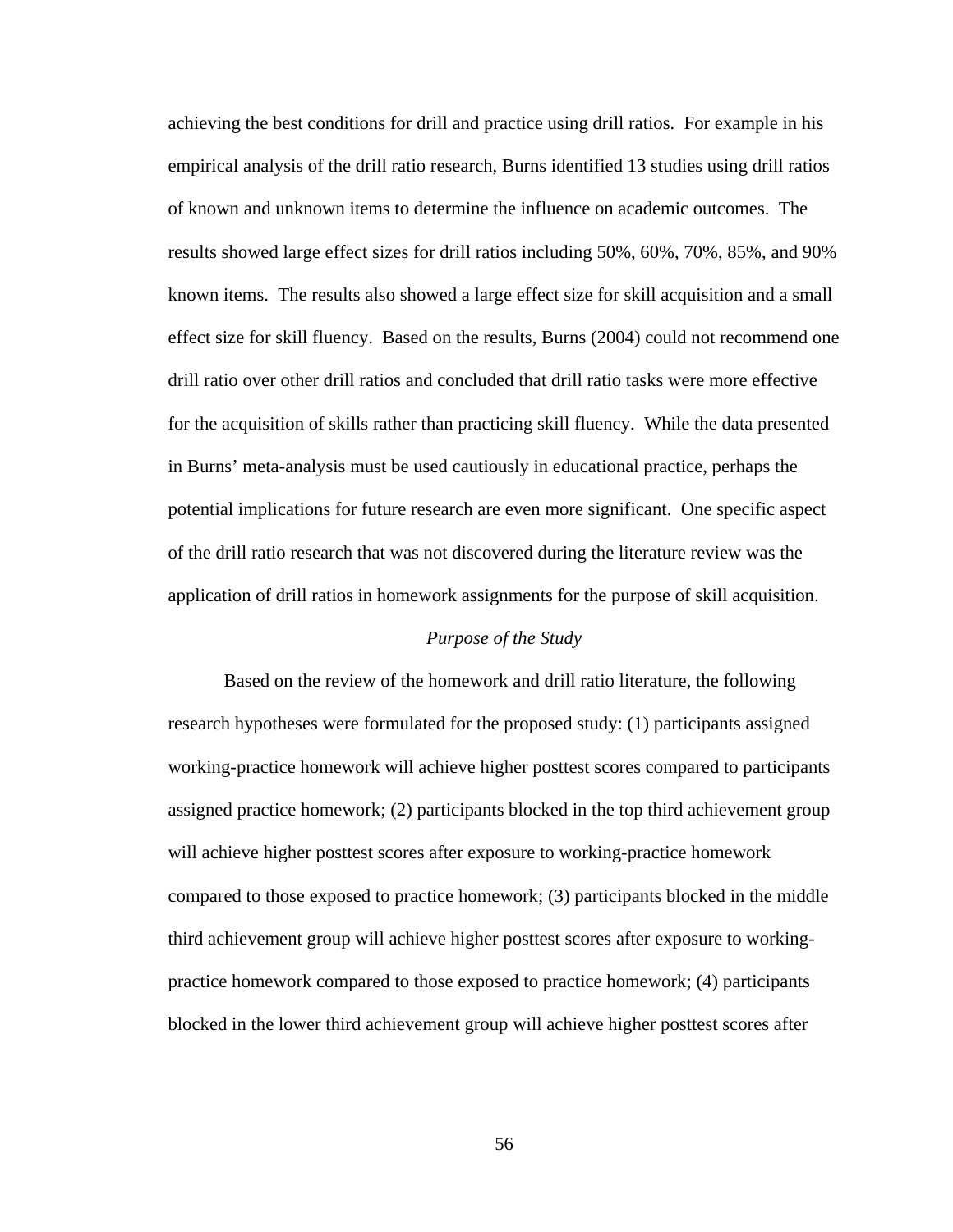achieving the best conditions for drill and practice using drill ratios. For example in his empirical analysis of the drill ratio research, Burns identified 13 studies using drill ratios of known and unknown items to determine the influence on academic outcomes. The results showed large effect sizes for drill ratios including 50%, 60%, 70%, 85%, and 90% known items. The results also showed a large effect size for skill acquisition and a small effect size for skill fluency. Based on the results, Burns (2004) could not recommend one drill ratio over other drill ratios and concluded that drill ratio tasks were more effective for the acquisition of skills rather than practicing skill fluency. While the data presented in Burns' meta-analysis must be used cautiously in educational practice, perhaps the potential implications for future research are even more significant. One specific aspect of the drill ratio research that was not discovered during the literature review was the application of drill ratios in homework assignments for the purpose of skill acquisition.

### *Purpose of the Study*

Based on the review of the homework and drill ratio literature, the following research hypotheses were formulated for the proposed study: (1) participants assigned working-practice homework will achieve higher posttest scores compared to participants assigned practice homework; (2) participants blocked in the top third achievement group will achieve higher posttest scores after exposure to working-practice homework compared to those exposed to practice homework; (3) participants blocked in the middle third achievement group will achieve higher posttest scores after exposure to working-practice homework compared to those exposed to practice homework; (4) participants blocked in the lower third achievement group will achieve higher posttest scores after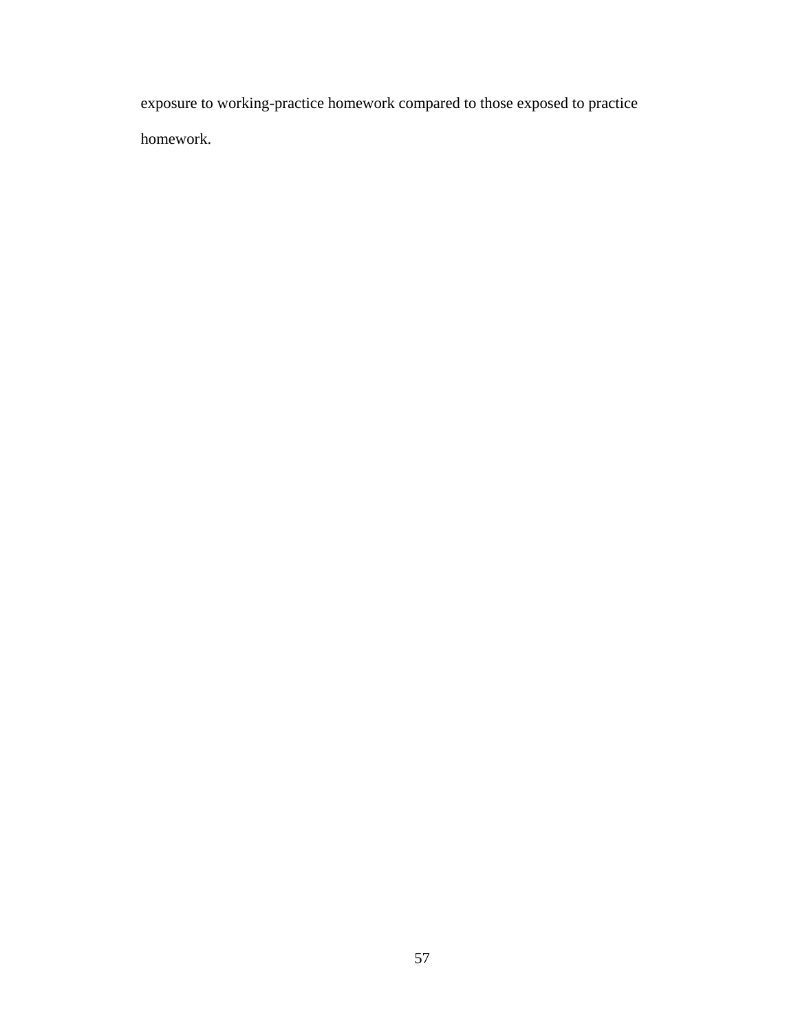exposure to working-practice homework compared to those exposed to practice homework.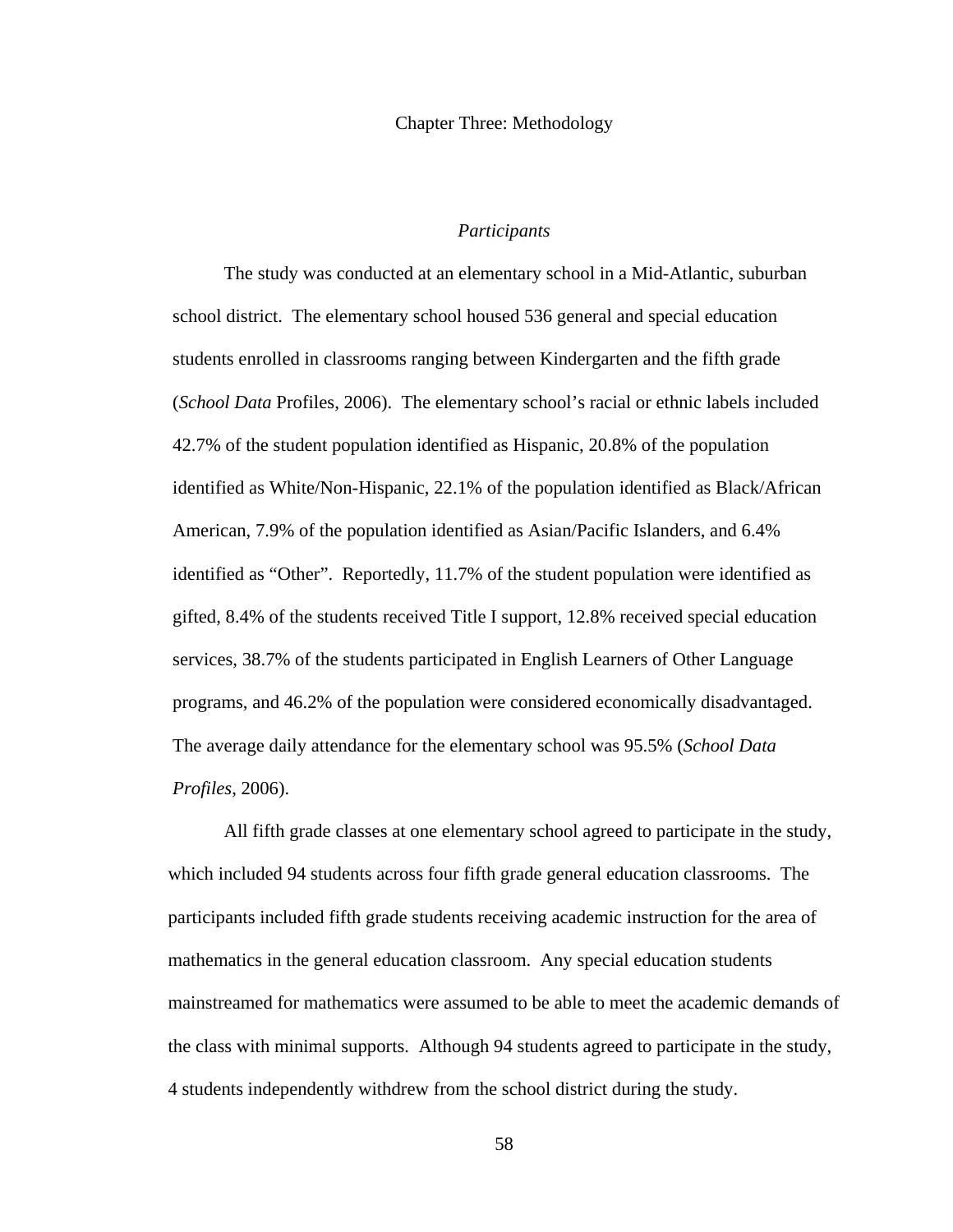# Chapter Three: Methodology

## *Participants*

The study was conducted at an elementary school in a Mid-Atlantic, suburban school district. The elementary school housed 536 general and special education students enrolled in classrooms ranging between Kindergarten and the fifth grade (*School Data* Profiles, 2006). The elementary school's racial or ethnic labels included 42.7% of the student population identified as Hispanic, 20.8% of the population identified as White/Non-Hispanic, 22.1% of the population identified as Black/African American, 7.9% of the population identified as Asian/Pacific Islanders, and 6.4% identified as "Other". Reportedly, 11.7% of the student population were identified as gifted, 8.4% of the students received Title I support, 12.8% received special education services, 38.7% of the students participated in English Learners of Other Language programs, and 46.2% of the population were considered economically disadvantaged. The average daily attendance for the elementary school was 95.5% (*School Data Profiles*, 2006).

All fifth grade classes at one elementary school agreed to participate in the study, which included 94 students across four fifth grade general education classrooms. The participants included fifth grade students receiving academic instruction for the area of mathematics in the general education classroom. Any special education students mainstreamed for mathematics were assumed to be able to meet the academic demands of the class with minimal supports. Although 94 students agreed to participate in the study, 4 students independently withdrew from the school district during the study.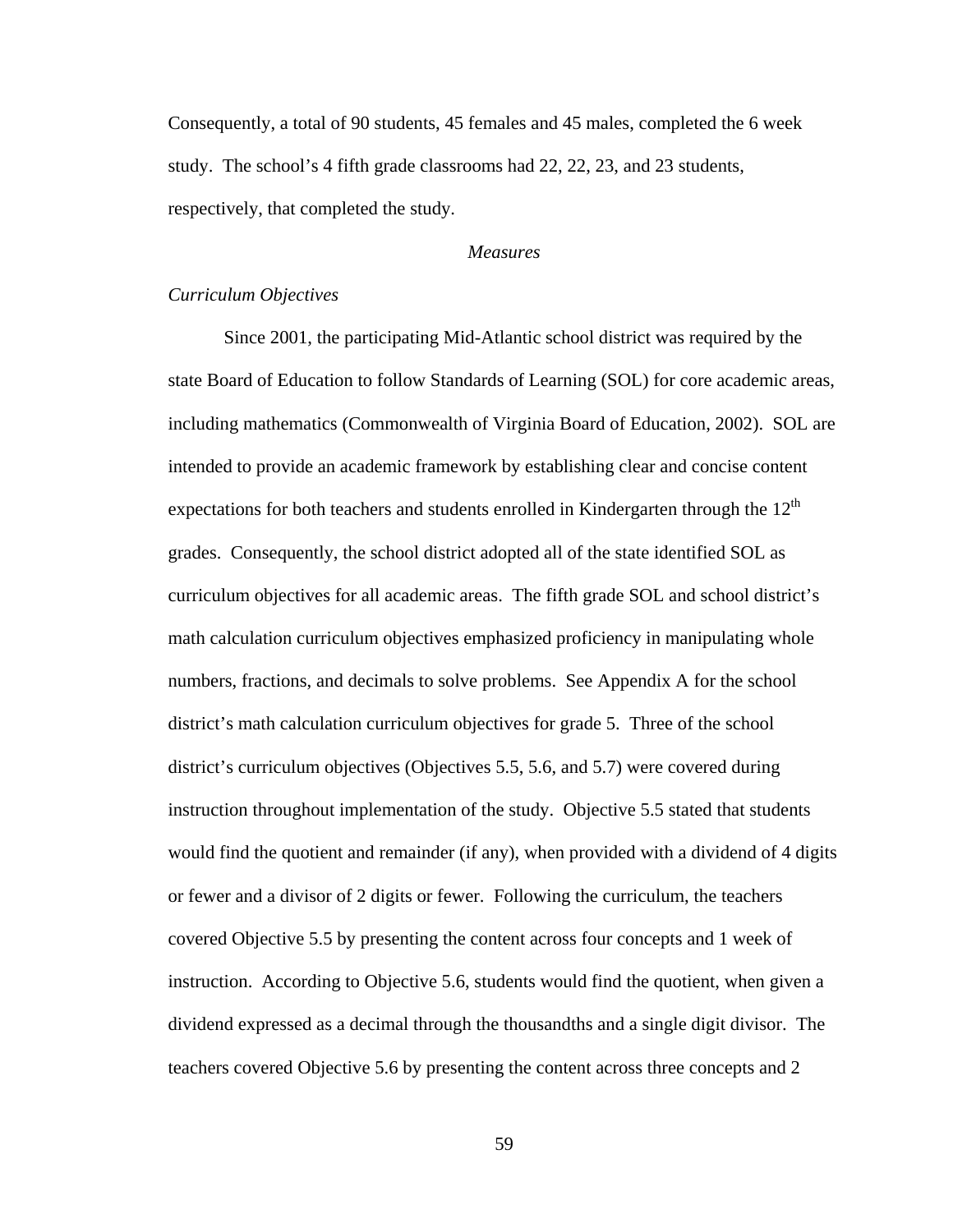Consequently, a total of 90 students, 45 females and 45 males, completed the 6 week study. The school's 4 fifth grade classrooms had 22, 22, 23, and 23 students, respectively, that completed the study.

## *Measures*

### *Curriculum Objectives*

Since 2001, the participating Mid-Atlantic school district was required by the state Board of Education to follow Standards of Learning (SOL) for core academic areas, including mathematics (Commonwealth of Virginia Board of Education, 2002). SOL are intended to provide an academic framework by establishing clear and concise content expectations for both teachers and students enrolled in Kindergarten through the 12th grades. Consequently, the school district adopted all of the state identified SOL as curriculum objectives for all academic areas. The fifth grade SOL and school district's math calculation curriculum objectives emphasized proficiency in manipulating whole numbers, fractions, and decimals to solve problems. See Appendix A for the school district's math calculation curriculum objectives for grade 5. Three of the school district's curriculum objectives (Objectives 5.5, 5.6, and 5.7) were covered during instruction throughout implementation of the study. Objective 5.5 stated that students would find the quotient and remainder (if any), when provided with a dividend of 4 digits or fewer and a divisor of 2 digits or fewer. Following the curriculum, the teachers covered Objective 5.5 by presenting the content across four concepts and 1 week of instruction. According to Objective 5.6, students would find the quotient, when given a dividend expressed as a decimal through the thousandths and a single digit divisor. The teachers covered Objective 5.6 by presenting the content across three concepts and 2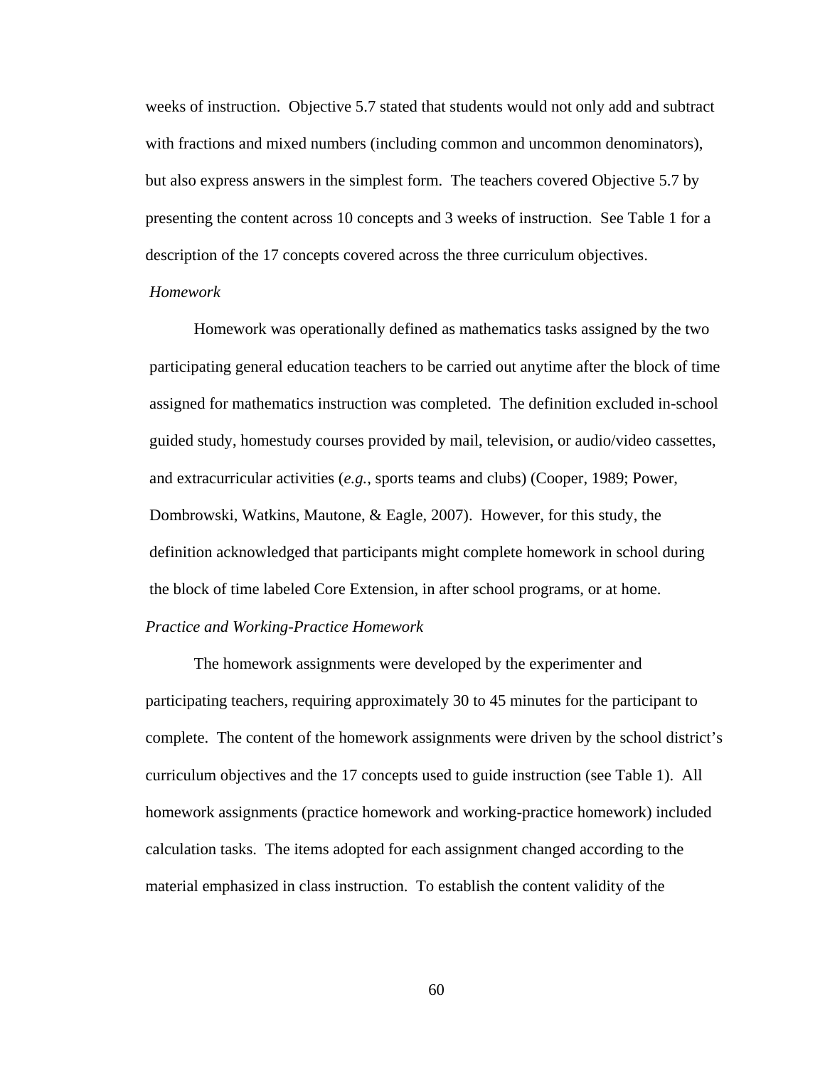weeks of instruction. Objective 5.7 stated that students would not only add and subtract with fractions and mixed numbers (including common and uncommon denominators), but also express answers in the simplest form. The teachers covered Objective 5.7 by presenting the content across 10 concepts and 3 weeks of instruction. See Table 1 for a description of the 17 concepts covered across the three curriculum objectives.

*Homework*

Homework was operationally defined as mathematics tasks assigned by the two participating general education teachers to be carried out anytime after the block of time assigned for mathematics instruction was completed. The definition excluded in-school guided study, homestudy courses provided by mail, television, or audio/video cassettes, and extracurricular activities (*e.g.*, sports teams and clubs) (Cooper, 1989; Power, Dombrowski, Watkins, Mautone, & Eagle, 2007). However, for this study, the definition acknowledged that participants might complete homework in school during the block of time labeled Core Extension, in after school programs, or at home.

*Practice and Working-Practice Homework*

The homework assignments were developed by the experimenter and participating teachers, requiring approximately 30 to 45 minutes for the participant to complete. The content of the homework assignments were driven by the school district's curriculum objectives and the 17 concepts used to guide instruction (see Table 1). All homework assignments (practice homework and working-practice homework) included calculation tasks. The items adopted for each assignment changed according to the material emphasized in class instruction. To establish the content validity of the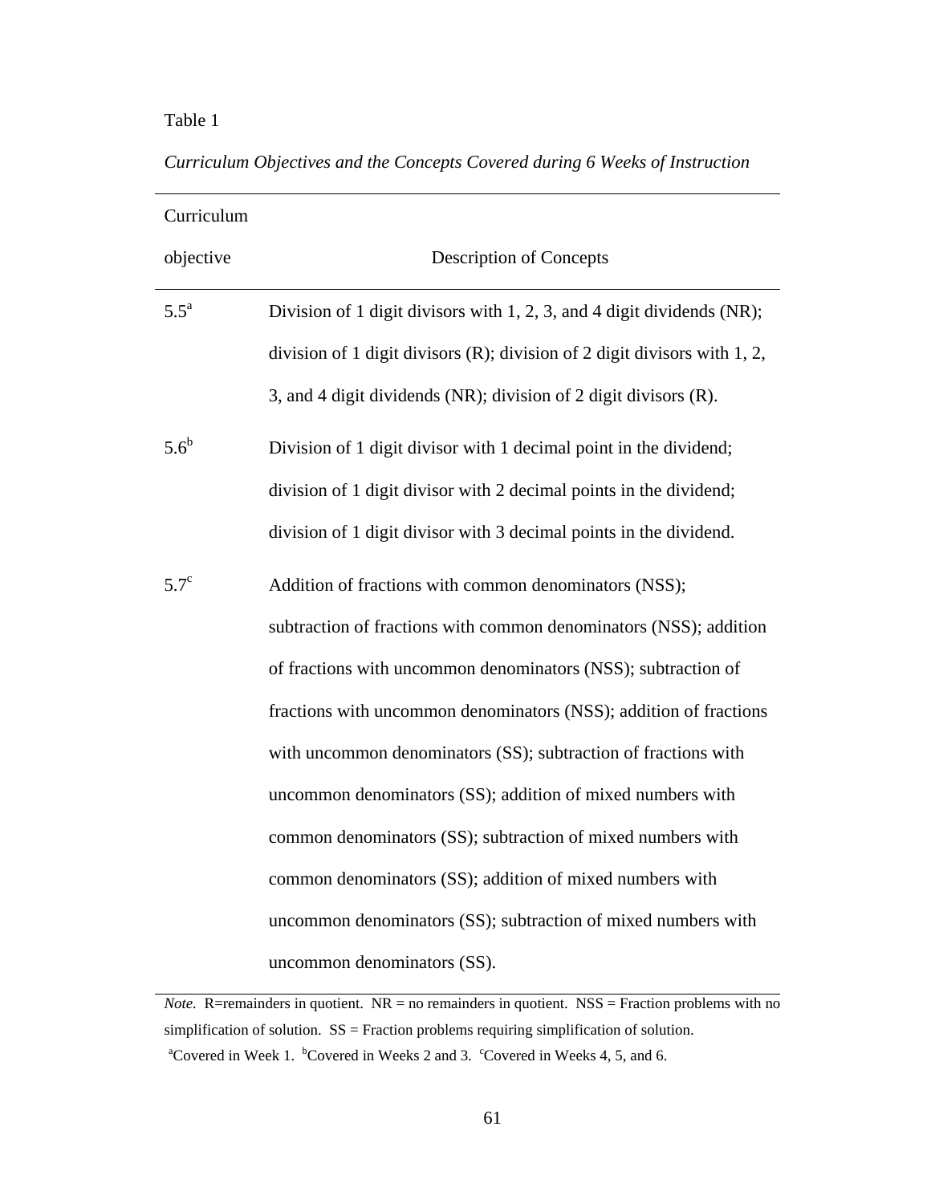Table 1

*Curriculum Objectives and the Concepts Covered during 6 Weeks of Instruction*

| Curriculum objective | Description of Concepts |
|---|---|
| 5.5[a] | Division of 1 digit divisors with 1, 2, 3, and 4 digit dividends (NR); division of 1 digit divisors (R); division of 2 digit divisors with 1, 2, 3, and 4 digit dividends (NR); division of 2 digit divisors (R). |
| 5.6[b] | Division of 1 digit divisor with 1 decimal point in the dividend; division of 1 digit divisor with 2 decimal points in the dividend; division of 1 digit divisor with 3 decimal points in the dividend. |
| 5.7[c] | Addition of fractions with common denominators (NSS); subtraction of fractions with common denominators (NSS); addition of fractions with uncommon denominators (NSS); subtraction of fractions with uncommon denominators (NSS); addition of fractions with uncommon denominators (SS); subtraction of fractions with uncommon denominators (SS); addition of mixed numbers with common denominators (SS); subtraction of mixed numbers with common denominators (SS); addition of mixed numbers with uncommon denominators (SS); subtraction of mixed numbers with uncommon denominators (SS). |

*Note.* R=remainders in quotient. NR = no remainders in quotient. NSS = Fraction problems with no simplification of solution. SS = Fraction problems requiring simplification of solution.
[a]Covered in Week 1. [b]Covered in Weeks 2 and 3. [c]Covered in Weeks 4, 5, and 6.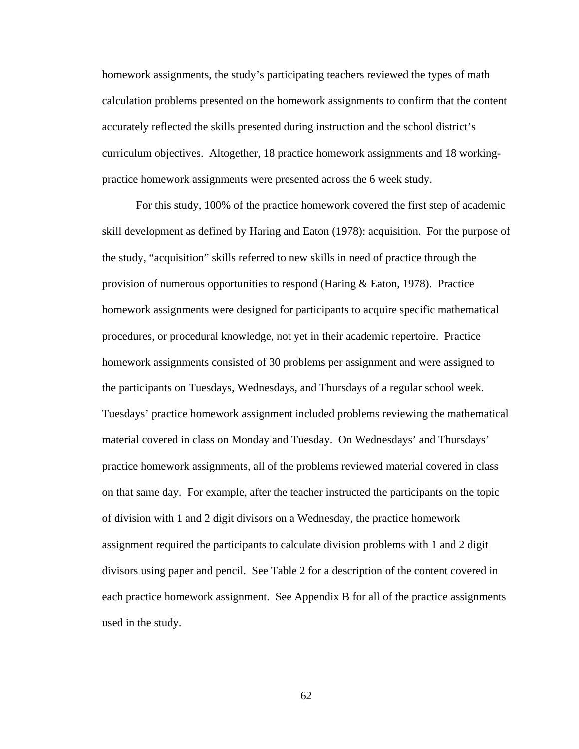homework assignments, the study's participating teachers reviewed the types of math calculation problems presented on the homework assignments to confirm that the content accurately reflected the skills presented during instruction and the school district's curriculum objectives. Altogether, 18 practice homework assignments and 18 working-practice homework assignments were presented across the 6 week study.

For this study, 100% of the practice homework covered the first step of academic skill development as defined by Haring and Eaton (1978): acquisition. For the purpose of the study, "acquisition" skills referred to new skills in need of practice through the provision of numerous opportunities to respond (Haring & Eaton, 1978). Practice homework assignments were designed for participants to acquire specific mathematical procedures, or procedural knowledge, not yet in their academic repertoire. Practice homework assignments consisted of 30 problems per assignment and were assigned to the participants on Tuesdays, Wednesdays, and Thursdays of a regular school week. Tuesdays' practice homework assignment included problems reviewing the mathematical material covered in class on Monday and Tuesday. On Wednesdays' and Thursdays' practice homework assignments, all of the problems reviewed material covered in class on that same day. For example, after the teacher instructed the participants on the topic of division with 1 and 2 digit divisors on a Wednesday, the practice homework assignment required the participants to calculate division problems with 1 and 2 digit divisors using paper and pencil. See Table 2 for a description of the content covered in each practice homework assignment. See Appendix B for all of the practice assignments used in the study.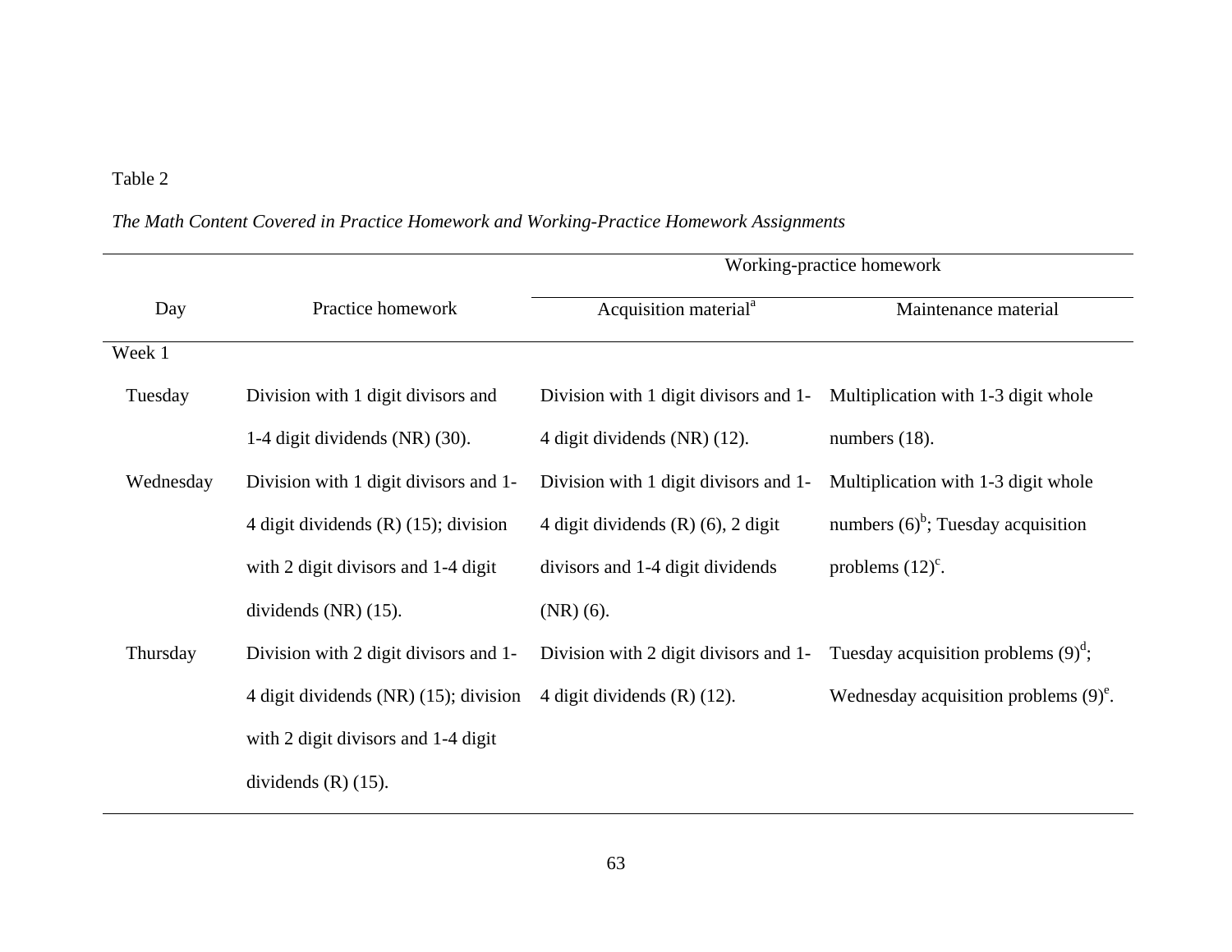Table 2

*The Math Content Covered in Practice Homework and Working-Practice Homework Assignments*

| Day | Practice homework | Working-practice homework | |
|---|---|---|---|
| | | Acquisition material[a] | Maintenance material |
| Week 1 | | | |
| Tuesday | Division with 1 digit divisors and 1-4 digit dividends (NR) (30). | Division with 1 digit divisors and 1-4 digit dividends (NR) (12). | Multiplication with 1-3 digit whole numbers (18). |
| Wednesday | Division with 1 digit divisors and 1-4 digit dividends (R) (15); division with 2 digit divisors and 1-4 digit dividends (NR) (15). | Division with 1 digit divisors and 1-4 digit dividends (R) (6), 2 digit divisors and 1-4 digit dividends (NR) (6). | Multiplication with 1-3 digit whole numbers (6)[b]; Tuesday acquisition problems (12)[c]. |
| Thursday | Division with 2 digit divisors and 1-4 digit dividends (NR) (15); division with 2 digit divisors and 1-4 digit dividends (R) (15). | Division with 2 digit divisors and 1-4 digit dividends (R) (12). | Tuesday acquisition problems (9)[d]; Wednesday acquisition problems (9)[e]. |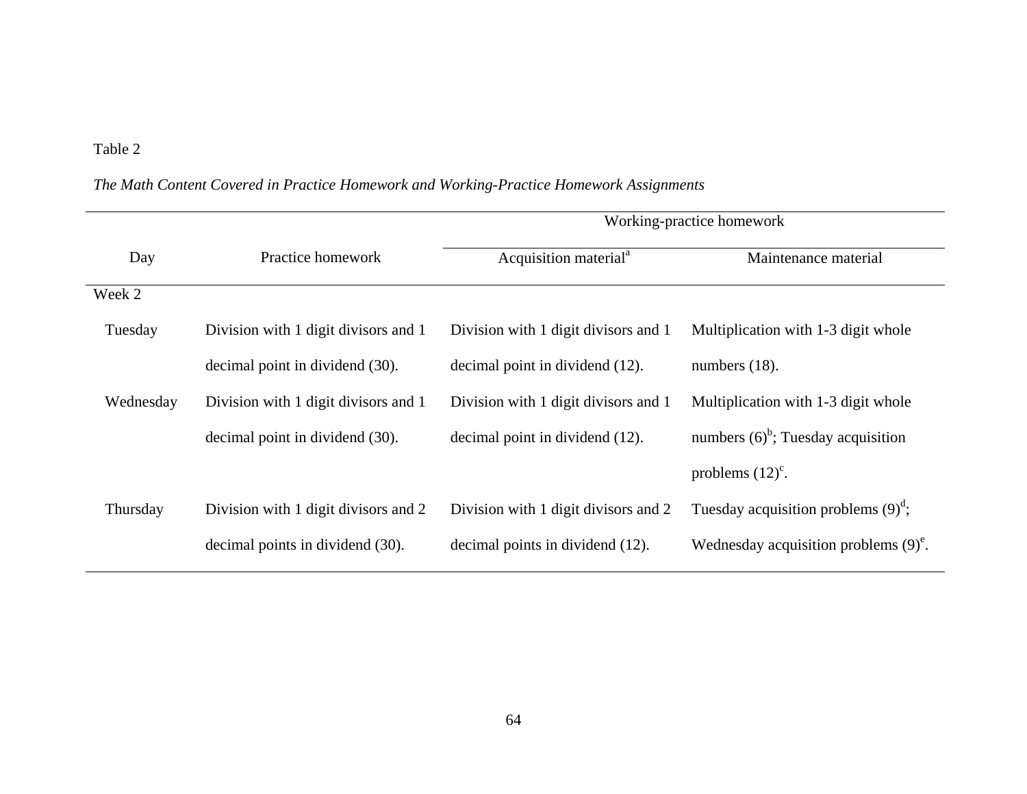Table 2

*The Math Content Covered in Practice Homework and Working-Practice Homework Assignments*

| Day | Practice homework | Working-practice homework | |
|---|---|---|---|
| | | Acquisition material[a] | Maintenance material |
| Week 2 | | | |
| Tuesday | Division with 1 digit divisors and 1 decimal point in dividend (30). | Division with 1 digit divisors and 1 decimal point in dividend (12). | Multiplication with 1-3 digit whole numbers (18). |
| Wednesday | Division with 1 digit divisors and 1 decimal point in dividend (30). | Division with 1 digit divisors and 1 decimal point in dividend (12). | Multiplication with 1-3 digit whole numbers (6)[b]; Tuesday acquisition problems (12)[c]. |
| Thursday | Division with 1 digit divisors and 2 decimal points in dividend (30). | Division with 1 digit divisors and 2 decimal points in dividend (12). | Tuesday acquisition problems (9)[d]; Wednesday acquisition problems (9)[e]. |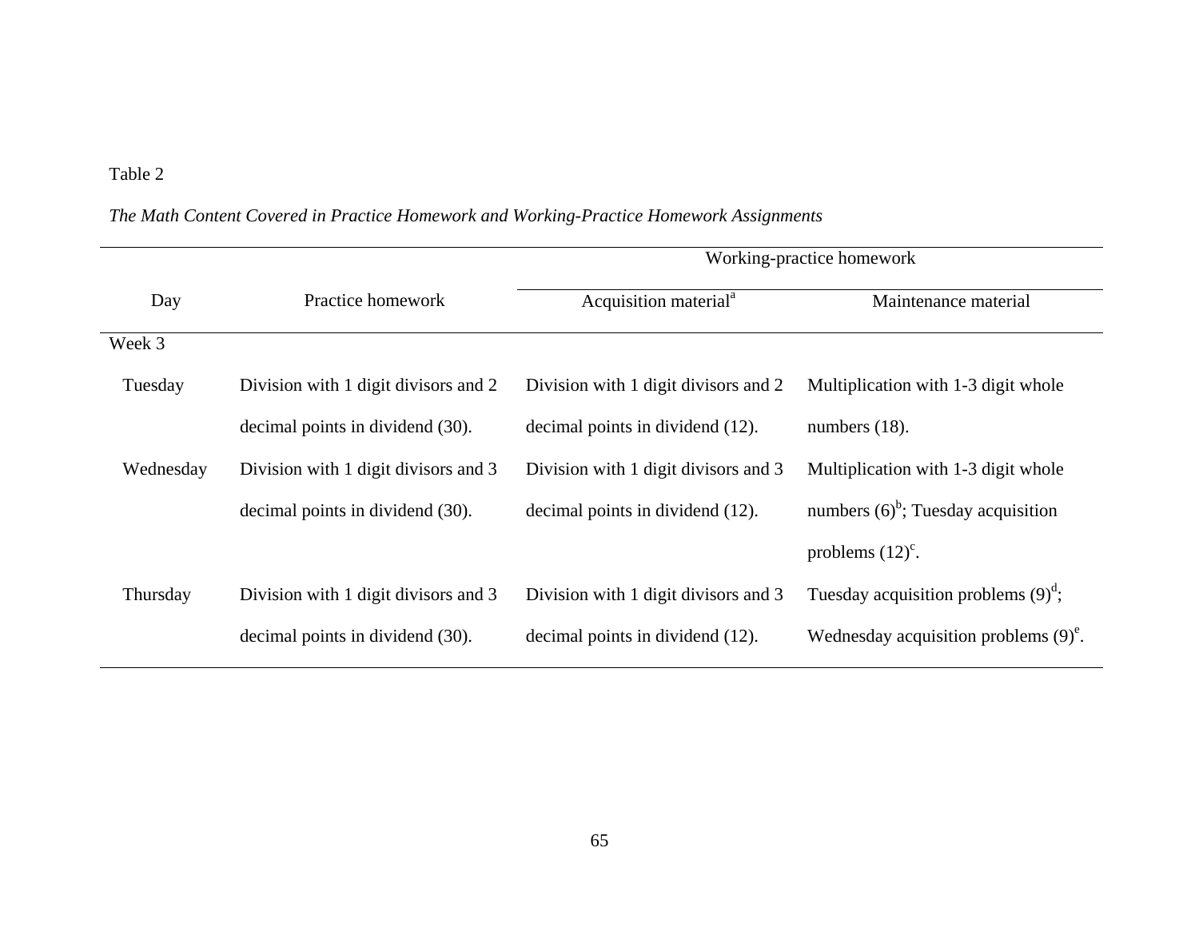Table 2

*The Math Content Covered in Practice Homework and Working-Practice Homework Assignments*

| Day | Practice homework | Working-practice homework | |
|---|---|---|---|
| | | Acquisition material[a] | Maintenance material |
| Week 3 | | | |
| Tuesday | Division with 1 digit divisors and 2 decimal points in dividend (30). | Division with 1 digit divisors and 2 decimal points in dividend (12). | Multiplication with 1-3 digit whole numbers (18). |
| Wednesday | Division with 1 digit divisors and 3 decimal points in dividend (30). | Division with 1 digit divisors and 3 decimal points in dividend (12). | Multiplication with 1-3 digit whole numbers (6)[b]; Tuesday acquisition problems (12)[c]. |
| Thursday | Division with 1 digit divisors and 3 decimal points in dividend (30). | Division with 1 digit divisors and 3 decimal points in dividend (12). | Tuesday acquisition problems (9)[d]; Wednesday acquisition problems (9)[e]. |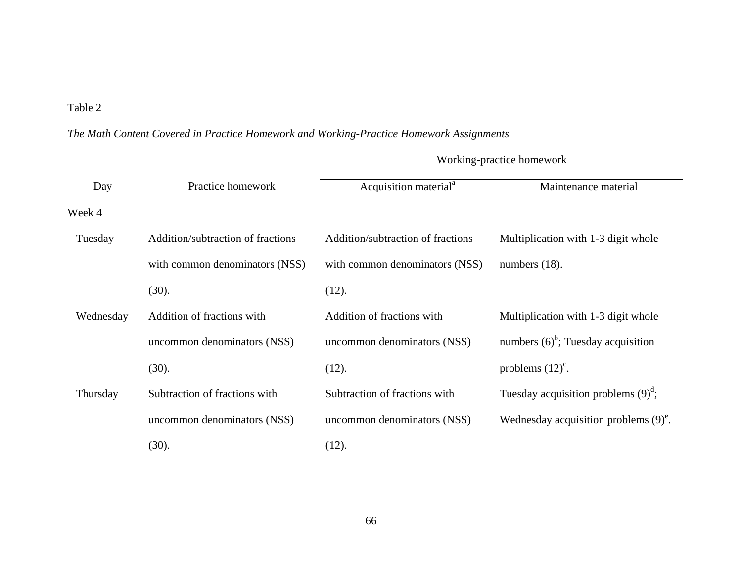Table 2

*The Math Content Covered in Practice Homework and Working-Practice Homework Assignments*

| Day | Practice homework | Working-practice homework | |
|---|---|---|---|
| | | Acquisition material[a] | Maintenance material |
| Week 4 | | | |
| Tuesday | Addition/subtraction of fractions with common denominators (NSS) (30). | Addition/subtraction of fractions with common denominators (NSS) (12). | Multiplication with 1-3 digit whole numbers (18). |
| Wednesday | Addition of fractions with uncommon denominators (NSS) (30). | Addition of fractions with uncommon denominators (NSS) (12). | Multiplication with 1-3 digit whole numbers (6)[b]; Tuesday acquisition problems (12)[c]. |
| Thursday | Subtraction of fractions with uncommon denominators (NSS) (30). | Subtraction of fractions with uncommon denominators (NSS) (12). | Tuesday acquisition problems (9)[d]; Wednesday acquisition problems (9)[e]. |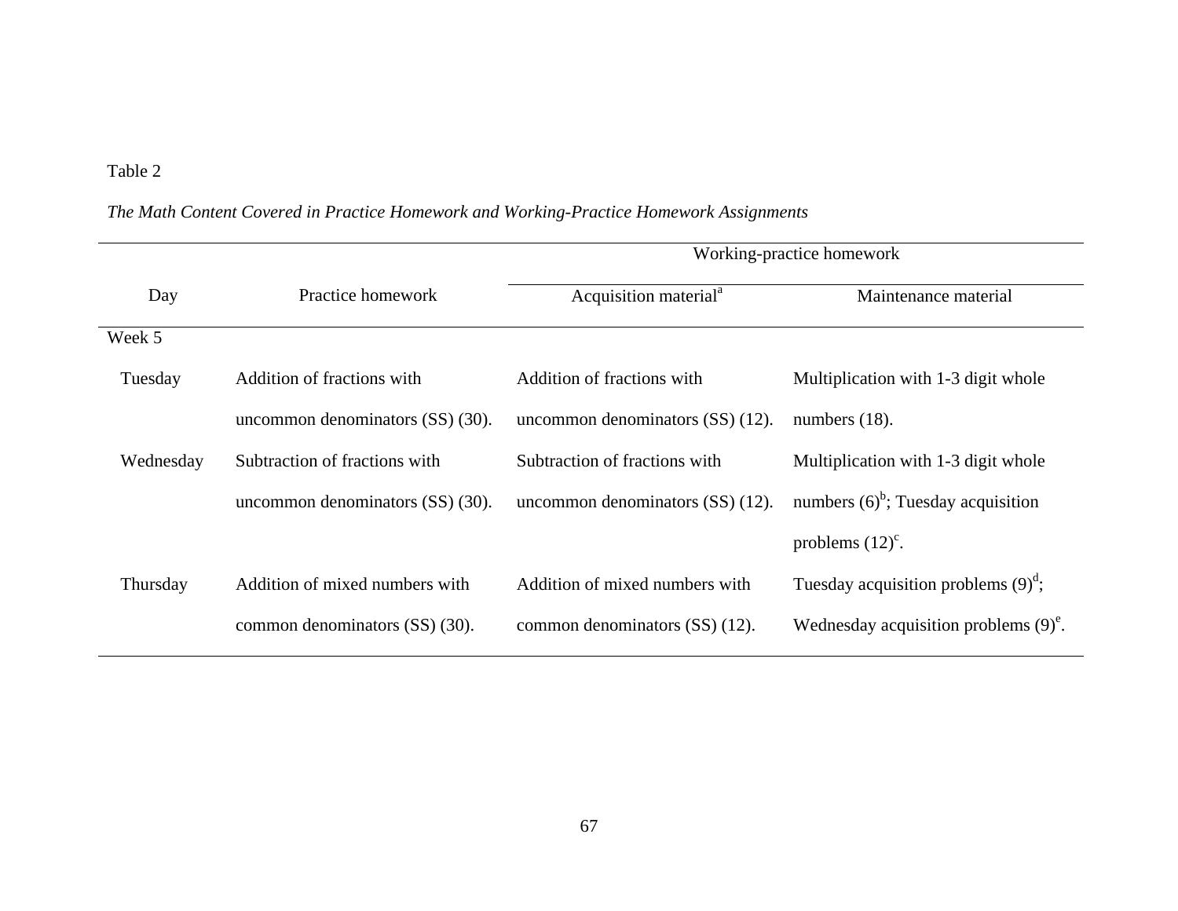Table 2

*The Math Content Covered in Practice Homework and Working-Practice Homework Assignments*

| Day | Practice homework | Working-practice homework | |
|---|---|---|---|
| | | Acquisition material[a] | Maintenance material |
| Week 5 | | | |
| Tuesday | Addition of fractions with uncommon denominators (SS) (30). | Addition of fractions with uncommon denominators (SS) (12). | Multiplication with 1-3 digit whole numbers (18). |
| Wednesday | Subtraction of fractions with uncommon denominators (SS) (30). | Subtraction of fractions with uncommon denominators (SS) (12). | Multiplication with 1-3 digit whole numbers (6)[b]; Tuesday acquisition problems (12)[c]. |
| Thursday | Addition of mixed numbers with common denominators (SS) (30). | Addition of mixed numbers with common denominators (SS) (12). | Tuesday acquisition problems (9)[d]; Wednesday acquisition problems (9)[e]. |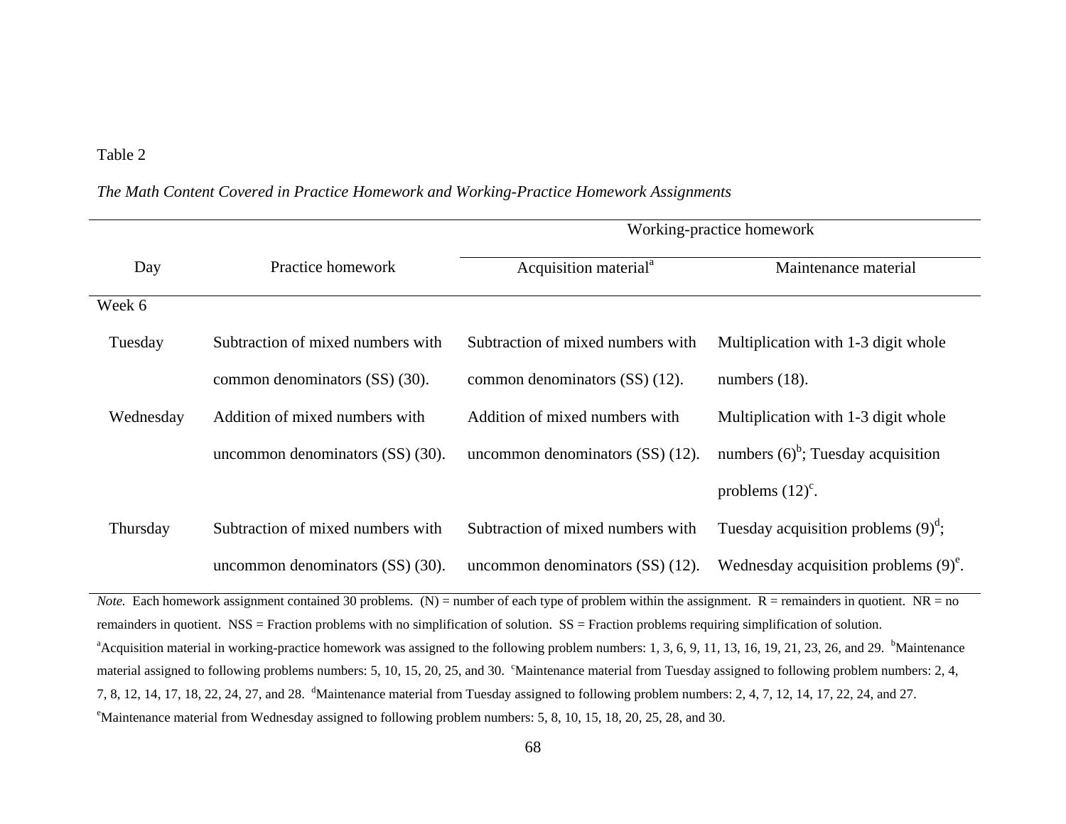Table 2

*The Math Content Covered in Practice Homework and Working-Practice Homework Assignments*

| Day | Practice homework | Working-practice homework | |
|---|---|---|---|
| | | Acquisition material[a] | Maintenance material |
| Week 6 | | | |
| Tuesday | Subtraction of mixed numbers with common denominators (SS) (30). | Subtraction of mixed numbers with common denominators (SS) (12). | Multiplication with 1-3 digit whole numbers (18). |
| Wednesday | Addition of mixed numbers with uncommon denominators (SS) (30). | Addition of mixed numbers with uncommon denominators (SS) (12). | Multiplication with 1-3 digit whole numbers (6)[b]; Tuesday acquisition problems (12)[c]. |
| Thursday | Subtraction of mixed numbers with uncommon denominators (SS) (30). | Subtraction of mixed numbers with uncommon denominators (SS) (12). | Tuesday acquisition problems (9)[d]; Wednesday acquisition problems (9)[e]. |

*Note.* Each homework assignment contained 30 problems. (N) = number of each type of problem within the assignment. R = remainders in quotient. NR = no remainders in quotient. NSS = Fraction problems with no simplification of solution. SS = Fraction problems requiring simplification of solution.
[a]Acquisition material in working-practice homework was assigned to the following problem numbers: 1, 3, 6, 9, 11, 13, 16, 19, 21, 23, 26, and 29. [b]Maintenance material assigned to following problems numbers: 5, 10, 15, 20, 25, and 30. [c]Maintenance material from Tuesday assigned to following problem numbers: 2, 4, 7, 8, 12, 14, 17, 18, 22, 24, 27, and 28. [d]Maintenance material from Tuesday assigned to following problem numbers: 2, 4, 7, 12, 14, 17, 22, 24, and 27.
[e]Maintenance material from Wednesday assigned to following problem numbers: 5, 8, 10, 15, 18, 20, 25, 28, and 30.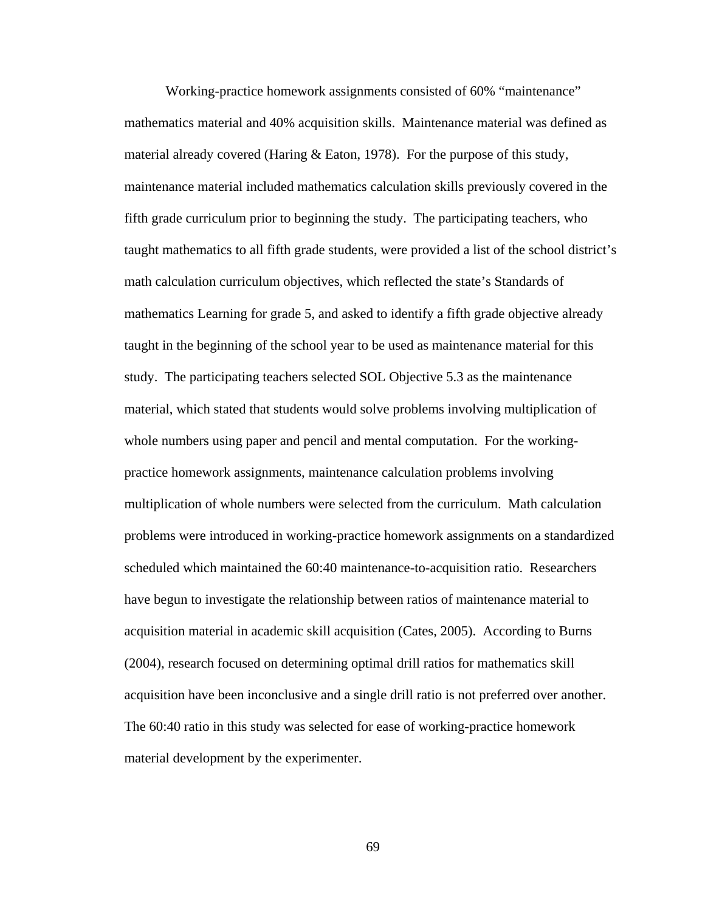Working-practice homework assignments consisted of 60% "maintenance" mathematics material and 40% acquisition skills. Maintenance material was defined as material already covered (Haring & Eaton, 1978). For the purpose of this study, maintenance material included mathematics calculation skills previously covered in the fifth grade curriculum prior to beginning the study. The participating teachers, who taught mathematics to all fifth grade students, were provided a list of the school district's math calculation curriculum objectives, which reflected the state's Standards of mathematics Learning for grade 5, and asked to identify a fifth grade objective already taught in the beginning of the school year to be used as maintenance material for this study. The participating teachers selected SOL Objective 5.3 as the maintenance material, which stated that students would solve problems involving multiplication of whole numbers using paper and pencil and mental computation. For the working-practice homework assignments, maintenance calculation problems involving multiplication of whole numbers were selected from the curriculum. Math calculation problems were introduced in working-practice homework assignments on a standardized scheduled which maintained the 60:40 maintenance-to-acquisition ratio. Researchers have begun to investigate the relationship between ratios of maintenance material to acquisition material in academic skill acquisition (Cates, 2005). According to Burns (2004), research focused on determining optimal drill ratios for mathematics skill acquisition have been inconclusive and a single drill ratio is not preferred over another. The 60:40 ratio in this study was selected for ease of working-practice homework material development by the experimenter.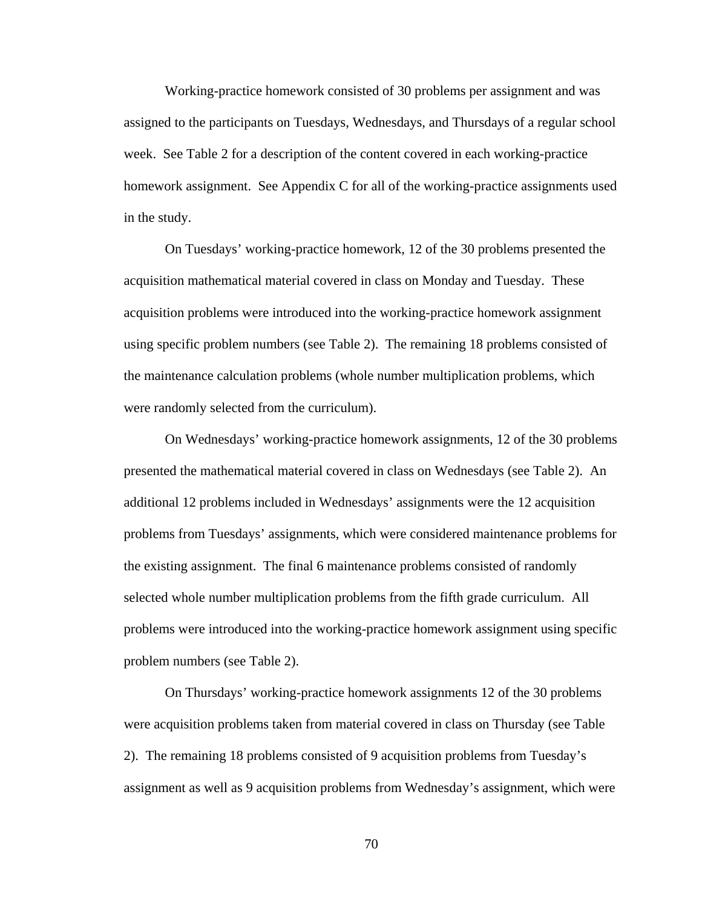Working-practice homework consisted of 30 problems per assignment and was assigned to the participants on Tuesdays, Wednesdays, and Thursdays of a regular school week. See Table 2 for a description of the content covered in each working-practice homework assignment. See Appendix C for all of the working-practice assignments used in the study.

On Tuesdays' working-practice homework, 12 of the 30 problems presented the acquisition mathematical material covered in class on Monday and Tuesday. These acquisition problems were introduced into the working-practice homework assignment using specific problem numbers (see Table 2). The remaining 18 problems consisted of the maintenance calculation problems (whole number multiplication problems, which were randomly selected from the curriculum).

On Wednesdays' working-practice homework assignments, 12 of the 30 problems presented the mathematical material covered in class on Wednesdays (see Table 2). An additional 12 problems included in Wednesdays' assignments were the 12 acquisition problems from Tuesdays' assignments, which were considered maintenance problems for the existing assignment. The final 6 maintenance problems consisted of randomly selected whole number multiplication problems from the fifth grade curriculum. All problems were introduced into the working-practice homework assignment using specific problem numbers (see Table 2).

On Thursdays' working-practice homework assignments 12 of the 30 problems were acquisition problems taken from material covered in class on Thursday (see Table 2). The remaining 18 problems consisted of 9 acquisition problems from Tuesday's assignment as well as 9 acquisition problems from Wednesday's assignment, which were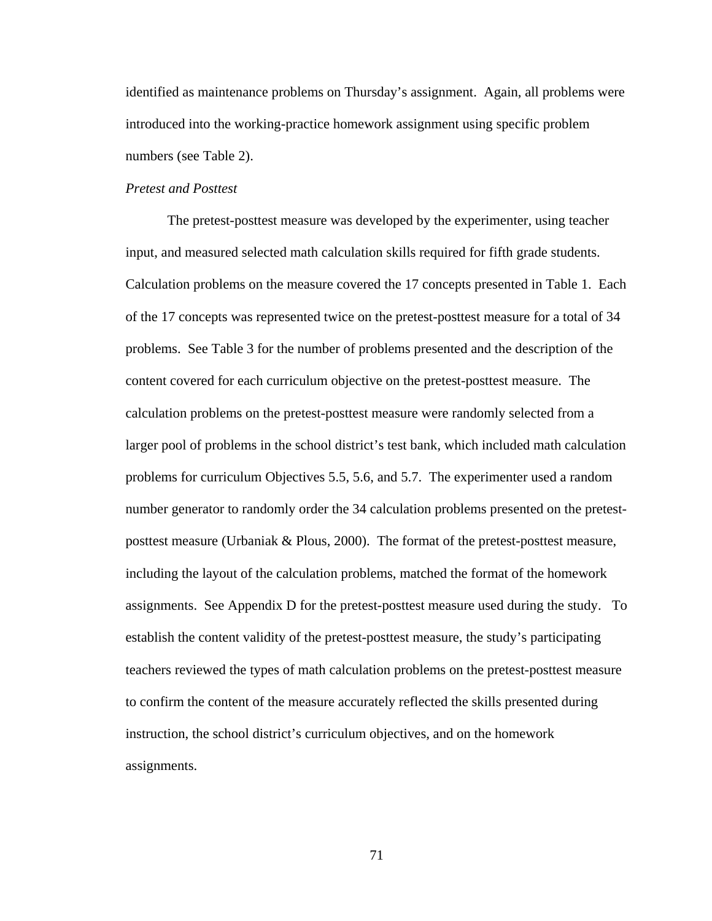identified as maintenance problems on Thursday's assignment. Again, all problems were introduced into the working-practice homework assignment using specific problem numbers (see Table 2).

*Pretest and Posttest*

The pretest-posttest measure was developed by the experimenter, using teacher input, and measured selected math calculation skills required for fifth grade students. Calculation problems on the measure covered the 17 concepts presented in Table 1. Each of the 17 concepts was represented twice on the pretest-posttest measure for a total of 34 problems. See Table 3 for the number of problems presented and the description of the content covered for each curriculum objective on the pretest-posttest measure. The calculation problems on the pretest-posttest measure were randomly selected from a larger pool of problems in the school district's test bank, which included math calculation problems for curriculum Objectives 5.5, 5.6, and 5.7. The experimenter used a random number generator to randomly order the 34 calculation problems presented on the pretest-posttest measure (Urbaniak & Plous, 2000). The format of the pretest-posttest measure, including the layout of the calculation problems, matched the format of the homework assignments. See Appendix D for the pretest-posttest measure used during the study. To establish the content validity of the pretest-posttest measure, the study's participating teachers reviewed the types of math calculation problems on the pretest-posttest measure to confirm the content of the measure accurately reflected the skills presented during instruction, the school district's curriculum objectives, and on the homework assignments.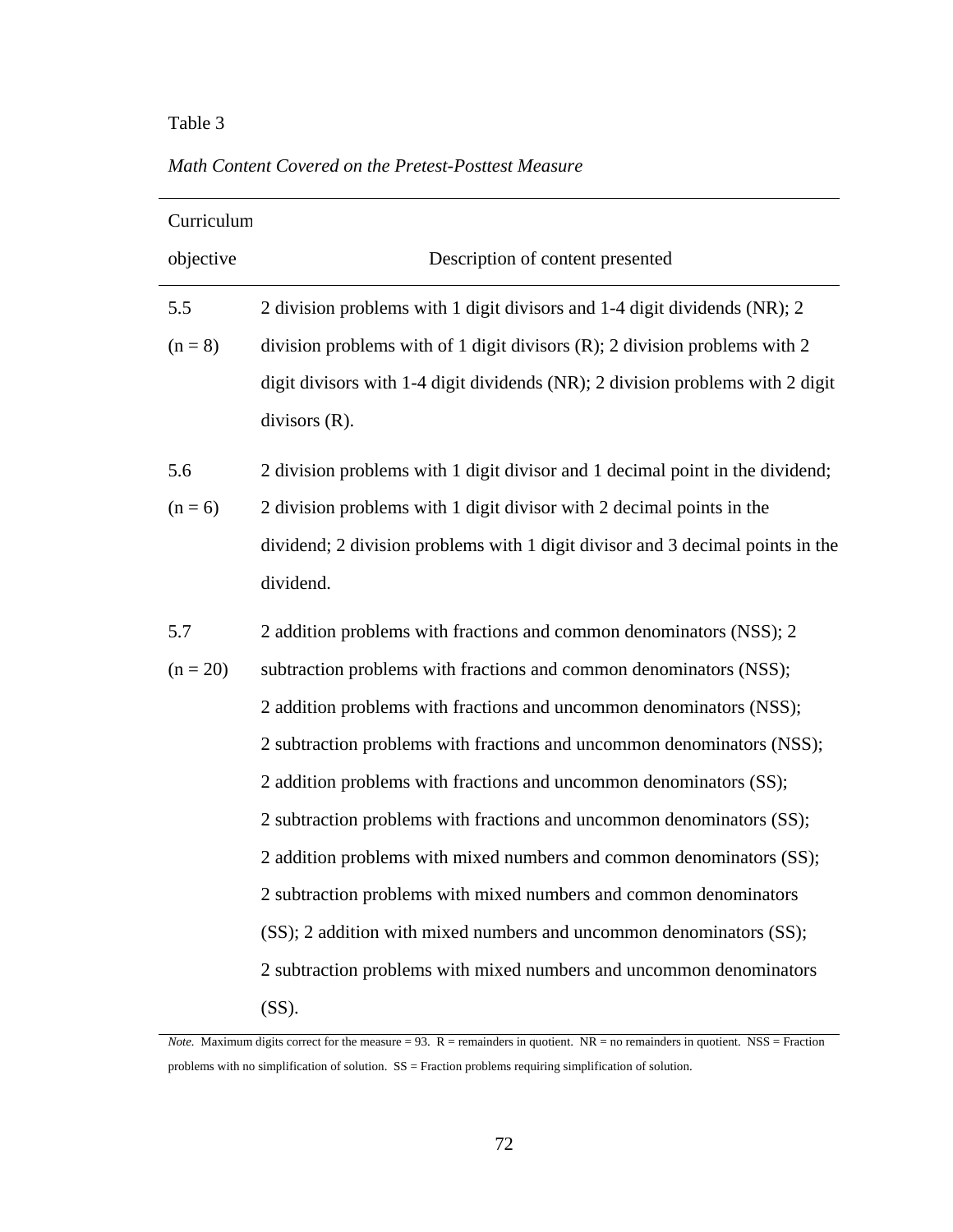Table 3

*Math Content Covered on the Pretest-Posttest Measure*

| Curriculum objective | Description of content presented |
|---|---|
| 5.5 (n = 8) | 2 division problems with 1 digit divisors and 1-4 digit dividends (NR); 2 division problems with of 1 digit divisors (R); 2 division problems with 2 digit divisors with 1-4 digit dividends (NR); 2 division problems with 2 digit divisors (R). |
| 5.6 (n = 6) | 2 division problems with 1 digit divisor and 1 decimal point in the dividend; 2 division problems with 1 digit divisor with 2 decimal points in the dividend; 2 division problems with 1 digit divisor and 3 decimal points in the dividend. |
| 5.7 (n = 20) | 2 addition problems with fractions and common denominators (NSS); 2 subtraction problems with fractions and common denominators (NSS); 2 addition problems with fractions and uncommon denominators (NSS); 2 subtraction problems with fractions and uncommon denominators (NSS); 2 addition problems with fractions and uncommon denominators (SS); 2 subtraction problems with fractions and uncommon denominators (SS); 2 addition problems with mixed numbers and common denominators (SS); 2 subtraction problems with mixed numbers and common denominators (SS); 2 addition with mixed numbers and uncommon denominators (SS); 2 subtraction problems with mixed numbers and uncommon denominators (SS). |

*Note.* Maximum digits correct for the measure = 93. R = remainders in quotient. NR = no remainders in quotient. NSS = Fraction problems with no simplification of solution. SS = Fraction problems requiring simplification of solution.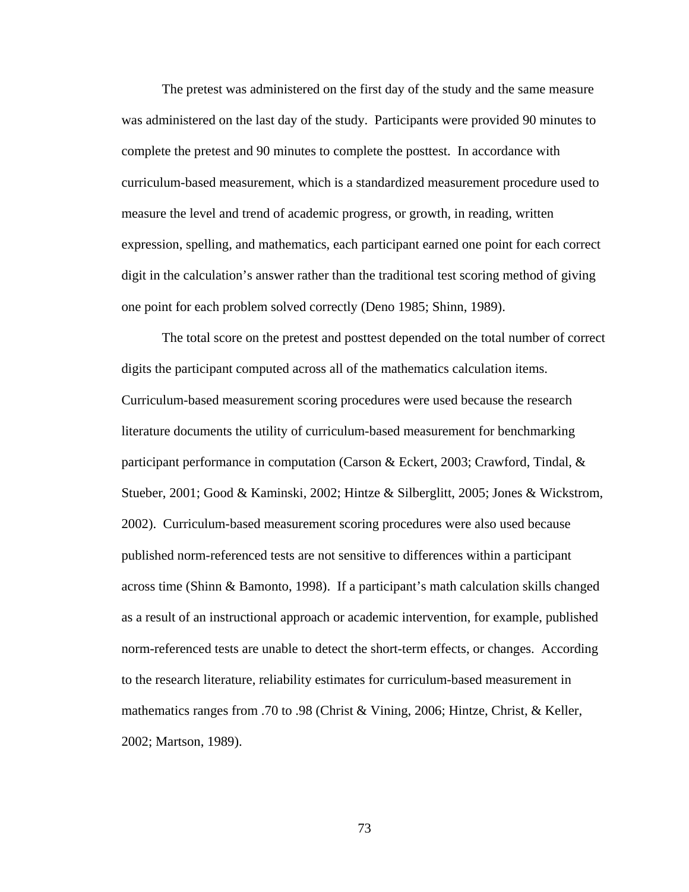The pretest was administered on the first day of the study and the same measure was administered on the last day of the study. Participants were provided 90 minutes to complete the pretest and 90 minutes to complete the posttest. In accordance with curriculum-based measurement, which is a standardized measurement procedure used to measure the level and trend of academic progress, or growth, in reading, written expression, spelling, and mathematics, each participant earned one point for each correct digit in the calculation's answer rather than the traditional test scoring method of giving one point for each problem solved correctly (Deno 1985; Shinn, 1989).

The total score on the pretest and posttest depended on the total number of correct digits the participant computed across all of the mathematics calculation items. Curriculum-based measurement scoring procedures were used because the research literature documents the utility of curriculum-based measurement for benchmarking participant performance in computation (Carson & Eckert, 2003; Crawford, Tindal, & Stueber, 2001; Good & Kaminski, 2002; Hintze & Silberglitt, 2005; Jones & Wickstrom, 2002). Curriculum-based measurement scoring procedures were also used because published norm-referenced tests are not sensitive to differences within a participant across time (Shinn & Bamonto, 1998). If a participant's math calculation skills changed as a result of an instructional approach or academic intervention, for example, published norm-referenced tests are unable to detect the short-term effects, or changes. According to the research literature, reliability estimates for curriculum-based measurement in mathematics ranges from .70 to .98 (Christ & Vining, 2006; Hintze, Christ, & Keller, 2002; Martson, 1989).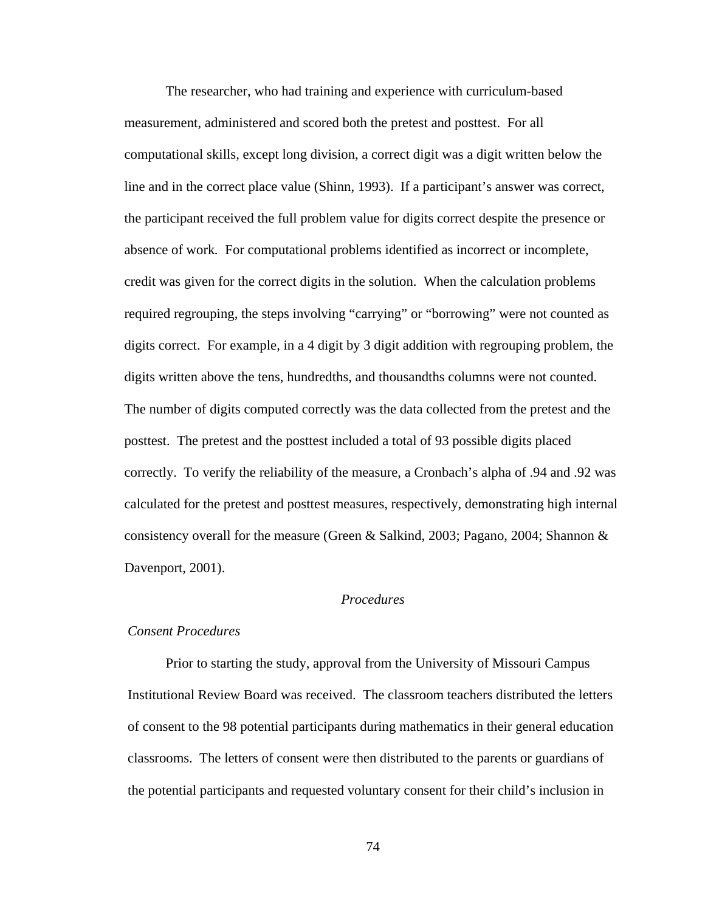The researcher, who had training and experience with curriculum-based measurement, administered and scored both the pretest and posttest. For all computational skills, except long division, a correct digit was a digit written below the line and in the correct place value (Shinn, 1993). If a participant's answer was correct, the participant received the full problem value for digits correct despite the presence or absence of work. For computational problems identified as incorrect or incomplete, credit was given for the correct digits in the solution. When the calculation problems required regrouping, the steps involving "carrying" or "borrowing" were not counted as digits correct. For example, in a 4 digit by 3 digit addition with regrouping problem, the digits written above the tens, hundredths, and thousandths columns were not counted. The number of digits computed correctly was the data collected from the pretest and the posttest. The pretest and the posttest included a total of 93 possible digits placed correctly. To verify the reliability of the measure, a Cronbach's alpha of .94 and .92 was calculated for the pretest and posttest measures, respectively, demonstrating high internal consistency overall for the measure (Green & Salkind, 2003; Pagano, 2004; Shannon & Davenport, 2001).

## *Procedures*

### *Consent Procedures*

Prior to starting the study, approval from the University of Missouri Campus Institutional Review Board was received. The classroom teachers distributed the letters of consent to the 98 potential participants during mathematics in their general education classrooms. The letters of consent were then distributed to the parents or guardians of the potential participants and requested voluntary consent for their child's inclusion in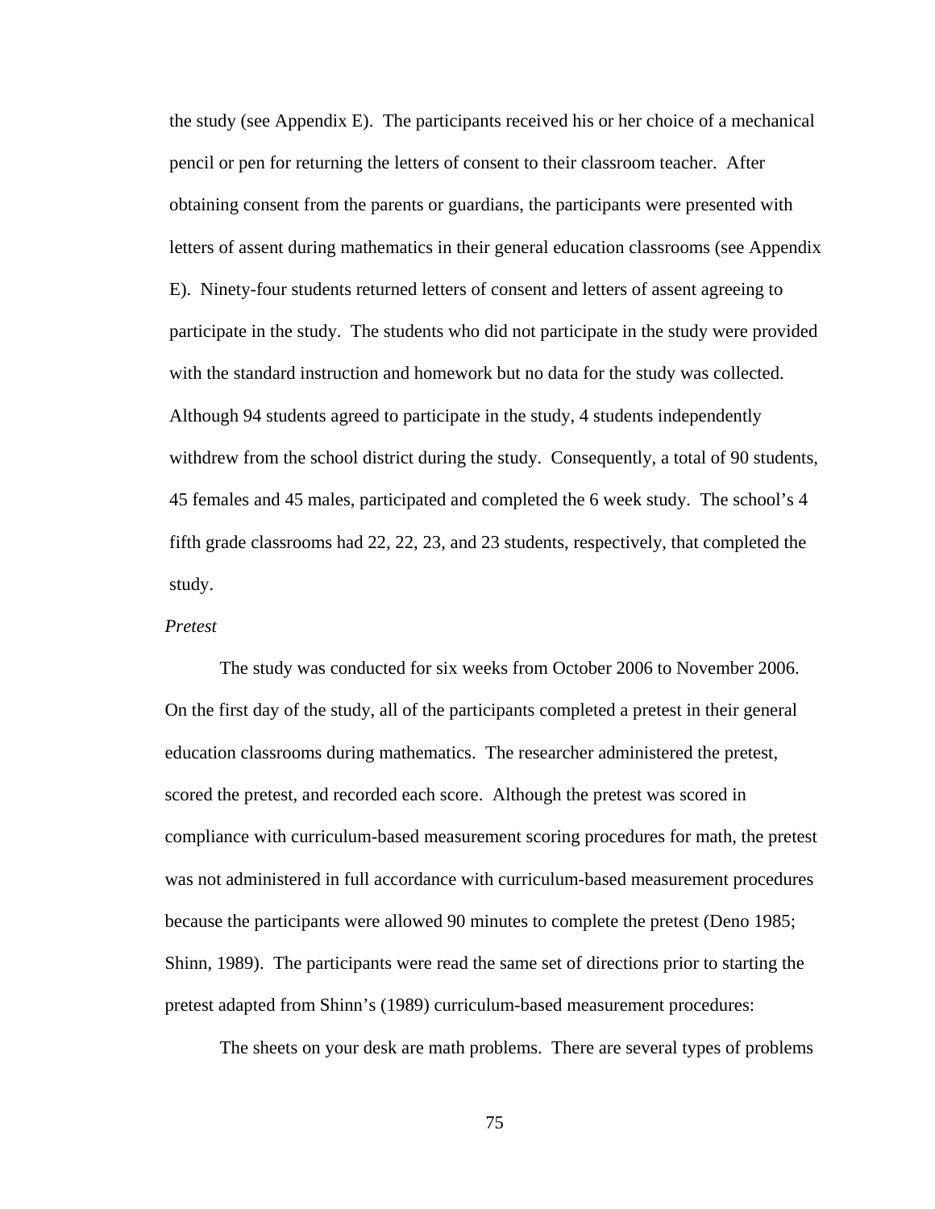the study (see Appendix E). The participants received his or her choice of a mechanical pencil or pen for returning the letters of consent to their classroom teacher. After obtaining consent from the parents or guardians, the participants were presented with letters of assent during mathematics in their general education classrooms (see Appendix E). Ninety-four students returned letters of consent and letters of assent agreeing to participate in the study. The students who did not participate in the study were provided with the standard instruction and homework but no data for the study was collected. Although 94 students agreed to participate in the study, 4 students independently withdrew from the school district during the study. Consequently, a total of 90 students, 45 females and 45 males, participated and completed the 6 week study. The school's 4 fifth grade classrooms had 22, 22, 23, and 23 students, respectively, that completed the study.

*Pretest*

The study was conducted for six weeks from October 2006 to November 2006. On the first day of the study, all of the participants completed a pretest in their general education classrooms during mathematics. The researcher administered the pretest, scored the pretest, and recorded each score. Although the pretest was scored in compliance with curriculum-based measurement scoring procedures for math, the pretest was not administered in full accordance with curriculum-based measurement procedures because the participants were allowed 90 minutes to complete the pretest (Deno 1985; Shinn, 1989). The participants were read the same set of directions prior to starting the pretest adapted from Shinn's (1989) curriculum-based measurement procedures:

The sheets on your desk are math problems. There are several types of problems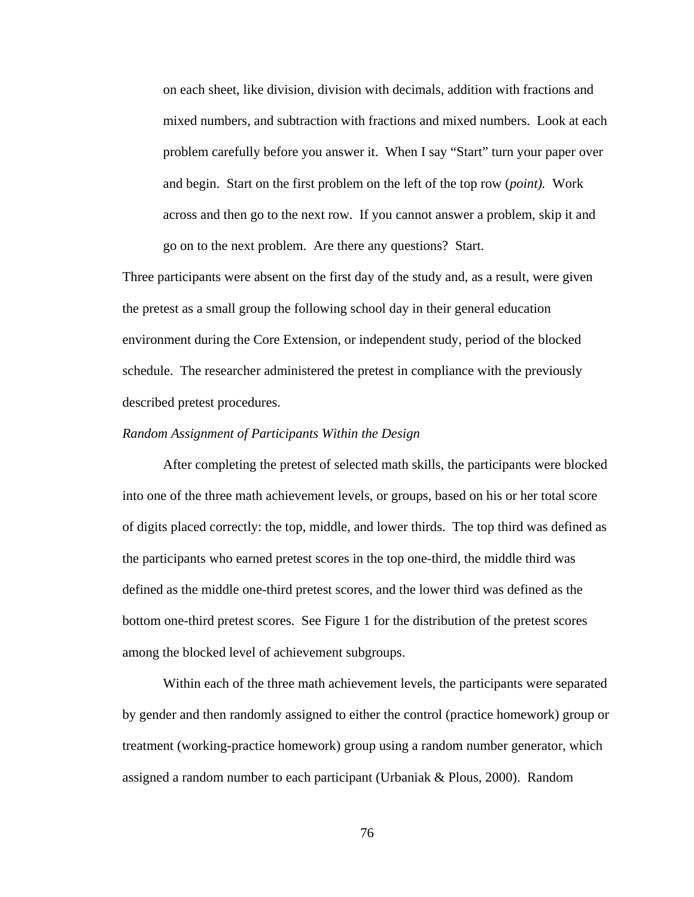> on each sheet, like division, division with decimals, addition with fractions and mixed numbers, and subtraction with fractions and mixed numbers. Look at each problem carefully before you answer it. When I say "Start" turn your paper over and begin. Start on the first problem on the left of the top row (*point).* Work across and then go to the next row. If you cannot answer a problem, skip it and go on to the next problem. Are there any questions? Start.

Three participants were absent on the first day of the study and, as a result, were given the pretest as a small group the following school day in their general education environment during the Core Extension, or independent study, period of the blocked schedule. The researcher administered the pretest in compliance with the previously described pretest procedures.

*Random Assignment of Participants Within the Design*

After completing the pretest of selected math skills, the participants were blocked into one of the three math achievement levels, or groups, based on his or her total score of digits placed correctly: the top, middle, and lower thirds. The top third was defined as the participants who earned pretest scores in the top one-third, the middle third was defined as the middle one-third pretest scores, and the lower third was defined as the bottom one-third pretest scores. See Figure 1 for the distribution of the pretest scores among the blocked level of achievement subgroups.

Within each of the three math achievement levels, the participants were separated by gender and then randomly assigned to either the control (practice homework) group or treatment (working-practice homework) group using a random number generator, which assigned a random number to each participant (Urbaniak & Plous, 2000). Random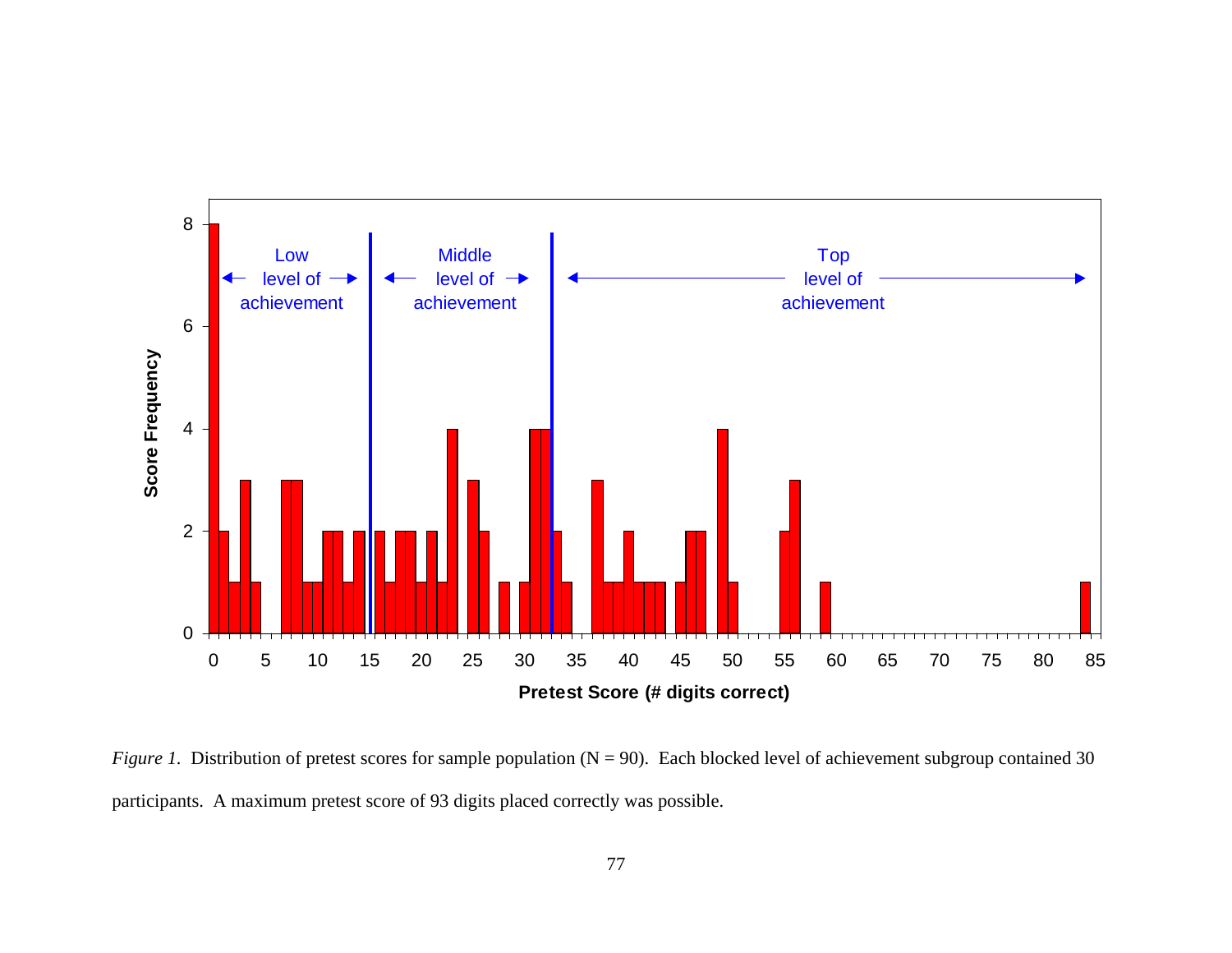Score Frequency

Pretest Score (# digits correct)

0 5 10 15 20 25 30 35 40 45 50 55 60 65 70 75 80 85

0 2 4 6 8

Low level of achievement

Middle level of achievement

Top level of achievement

*Figure 1.* Distribution of pretest scores for sample population (N = 90). Each blocked level of achievement subgroup contained 30 participants. A maximum pretest score of 93 digits placed correctly was possible.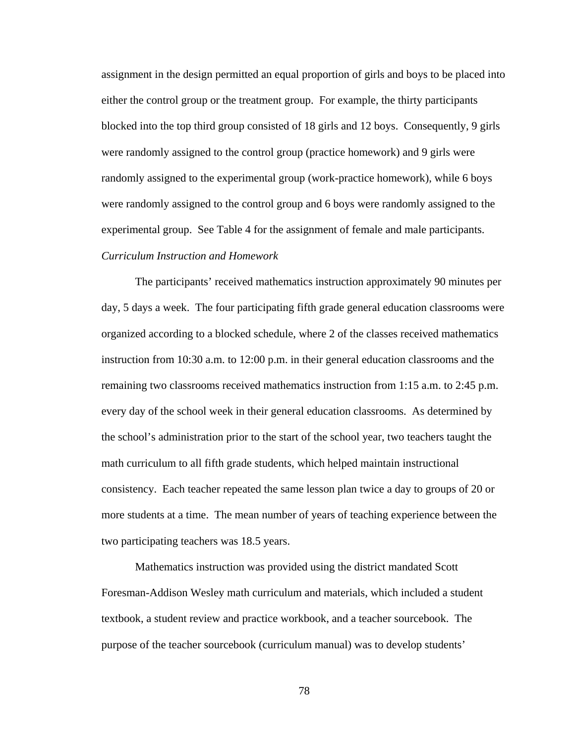assignment in the design permitted an equal proportion of girls and boys to be placed into either the control group or the treatment group. For example, the thirty participants blocked into the top third group consisted of 18 girls and 12 boys. Consequently, 9 girls were randomly assigned to the control group (practice homework) and 9 girls were randomly assigned to the experimental group (work-practice homework), while 6 boys were randomly assigned to the control group and 6 boys were randomly assigned to the experimental group. See Table 4 for the assignment of female and male participants.

*Curriculum Instruction and Homework*

The participants' received mathematics instruction approximately 90 minutes per day, 5 days a week. The four participating fifth grade general education classrooms were organized according to a blocked schedule, where 2 of the classes received mathematics instruction from 10:30 a.m. to 12:00 p.m. in their general education classrooms and the remaining two classrooms received mathematics instruction from 1:15 a.m. to 2:45 p.m. every day of the school week in their general education classrooms. As determined by the school's administration prior to the start of the school year, two teachers taught the math curriculum to all fifth grade students, which helped maintain instructional consistency. Each teacher repeated the same lesson plan twice a day to groups of 20 or more students at a time. The mean number of years of teaching experience between the two participating teachers was 18.5 years.

Mathematics instruction was provided using the district mandated Scott Foresman-Addison Wesley math curriculum and materials, which included a student textbook, a student review and practice workbook, and a teacher sourcebook. The purpose of the teacher sourcebook (curriculum manual) was to develop students'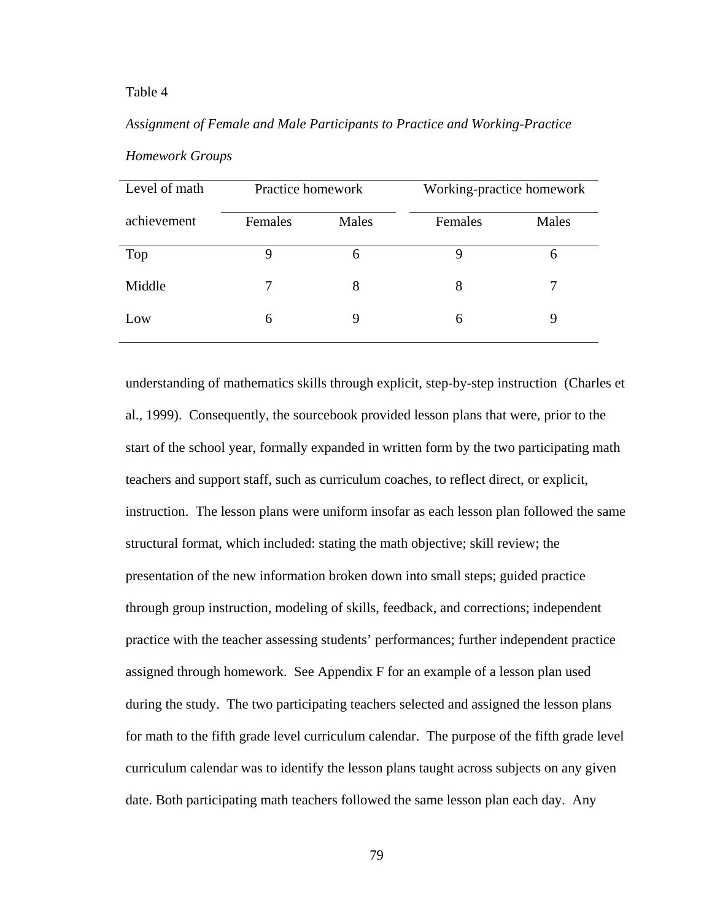Table 4

*Assignment of Female and Male Participants to Practice and Working-Practice Homework Groups*

| Level of math achievement | Practice homework | | Working-practice homework | |
|---|---|---|---|---|
| | Females | Males | Females | Males |
| Top | 9 | 6 | 9 | 6 |
| Middle | 7 | 8 | 8 | 7 |
| Low | 6 | 9 | 6 | 9 |

understanding of mathematics skills through explicit, step-by-step instruction (Charles et al., 1999). Consequently, the sourcebook provided lesson plans that were, prior to the start of the school year, formally expanded in written form by the two participating math teachers and support staff, such as curriculum coaches, to reflect direct, or explicit, instruction. The lesson plans were uniform insofar as each lesson plan followed the same structural format, which included: stating the math objective; skill review; the presentation of the new information broken down into small steps; guided practice through group instruction, modeling of skills, feedback, and corrections; independent practice with the teacher assessing students' performances; further independent practice assigned through homework. See Appendix F for an example of a lesson plan used during the study. The two participating teachers selected and assigned the lesson plans for math to the fifth grade level curriculum calendar. The purpose of the fifth grade level curriculum calendar was to identify the lesson plans taught across subjects on any given date. Both participating math teachers followed the same lesson plan each day. Any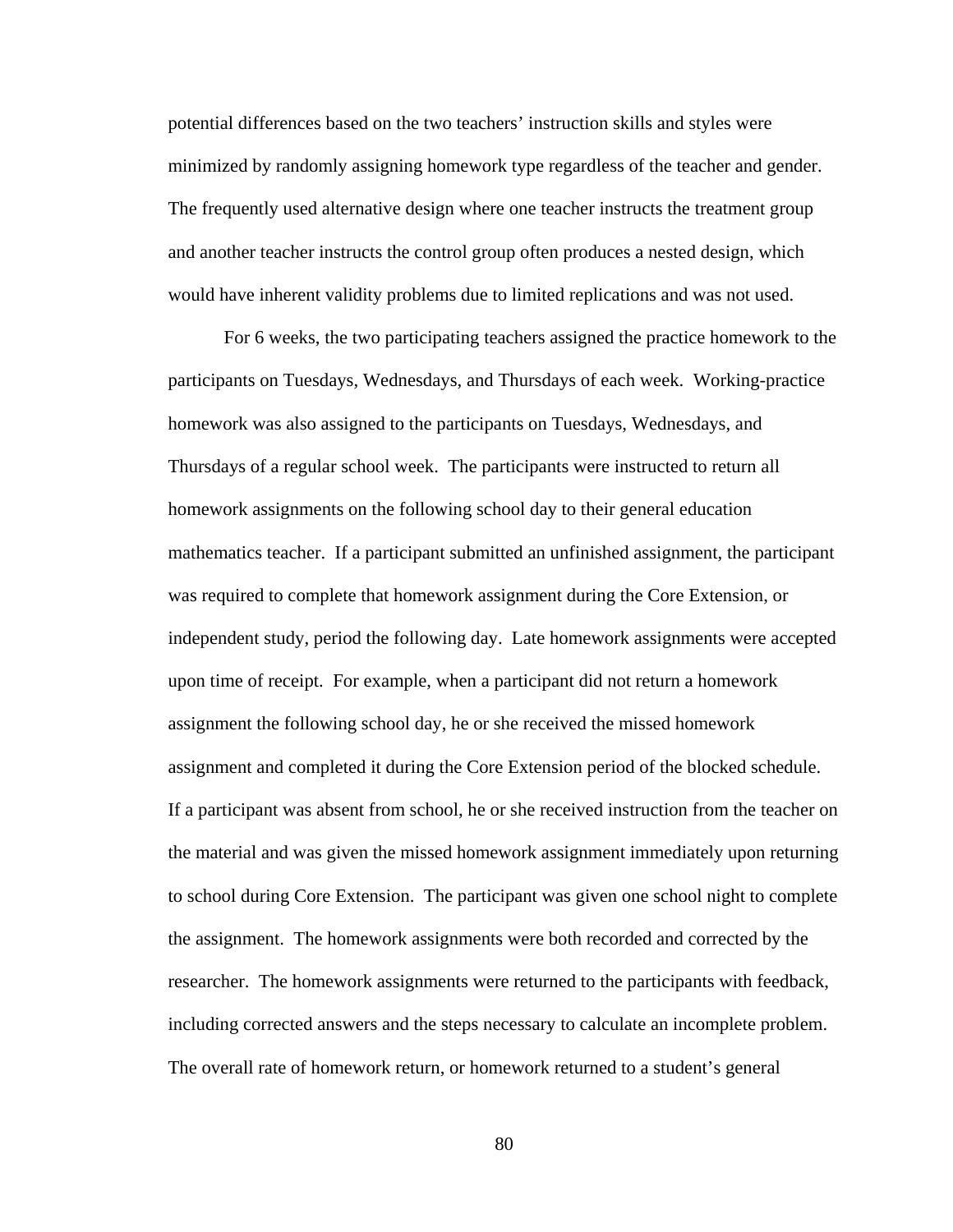potential differences based on the two teachers' instruction skills and styles were minimized by randomly assigning homework type regardless of the teacher and gender. The frequently used alternative design where one teacher instructs the treatment group and another teacher instructs the control group often produces a nested design, which would have inherent validity problems due to limited replications and was not used.

For 6 weeks, the two participating teachers assigned the practice homework to the participants on Tuesdays, Wednesdays, and Thursdays of each week. Working-practice homework was also assigned to the participants on Tuesdays, Wednesdays, and Thursdays of a regular school week. The participants were instructed to return all homework assignments on the following school day to their general education mathematics teacher. If a participant submitted an unfinished assignment, the participant was required to complete that homework assignment during the Core Extension, or independent study, period the following day. Late homework assignments were accepted upon time of receipt. For example, when a participant did not return a homework assignment the following school day, he or she received the missed homework assignment and completed it during the Core Extension period of the blocked schedule. If a participant was absent from school, he or she received instruction from the teacher on the material and was given the missed homework assignment immediately upon returning to school during Core Extension. The participant was given one school night to complete the assignment. The homework assignments were both recorded and corrected by the researcher. The homework assignments were returned to the participants with feedback, including corrected answers and the steps necessary to calculate an incomplete problem. The overall rate of homework return, or homework returned to a student's general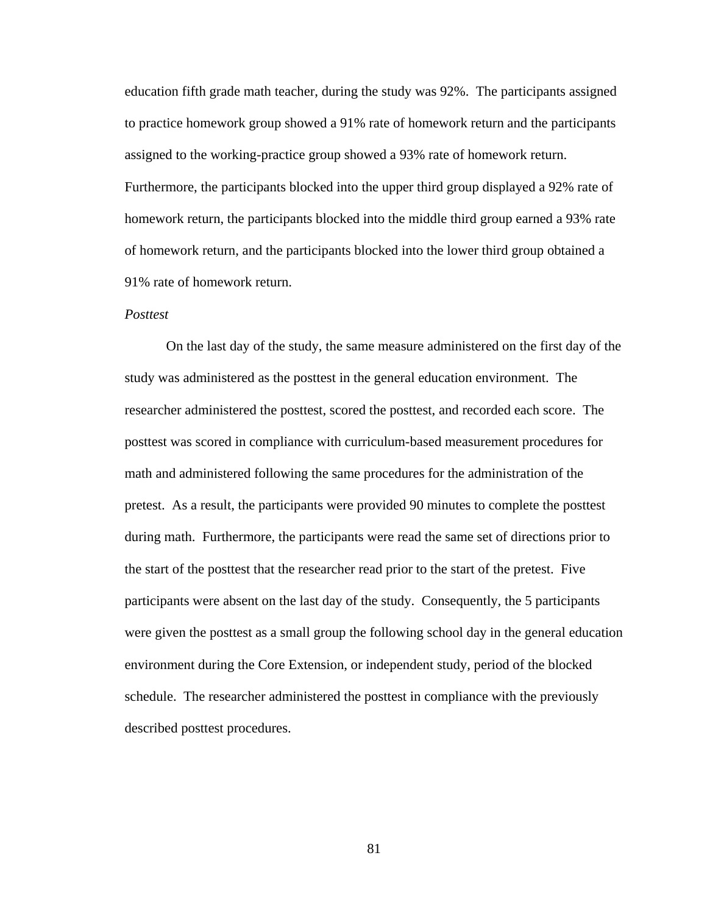education fifth grade math teacher, during the study was 92%. The participants assigned to practice homework group showed a 91% rate of homework return and the participants assigned to the working-practice group showed a 93% rate of homework return. Furthermore, the participants blocked into the upper third group displayed a 92% rate of homework return, the participants blocked into the middle third group earned a 93% rate of homework return, and the participants blocked into the lower third group obtained a 91% rate of homework return.

*Posttest*

On the last day of the study, the same measure administered on the first day of the study was administered as the posttest in the general education environment. The researcher administered the posttest, scored the posttest, and recorded each score. The posttest was scored in compliance with curriculum-based measurement procedures for math and administered following the same procedures for the administration of the pretest. As a result, the participants were provided 90 minutes to complete the posttest during math. Furthermore, the participants were read the same set of directions prior to the start of the posttest that the researcher read prior to the start of the pretest. Five participants were absent on the last day of the study. Consequently, the 5 participants were given the posttest as a small group the following school day in the general education environment during the Core Extension, or independent study, period of the blocked schedule. The researcher administered the posttest in compliance with the previously described posttest procedures.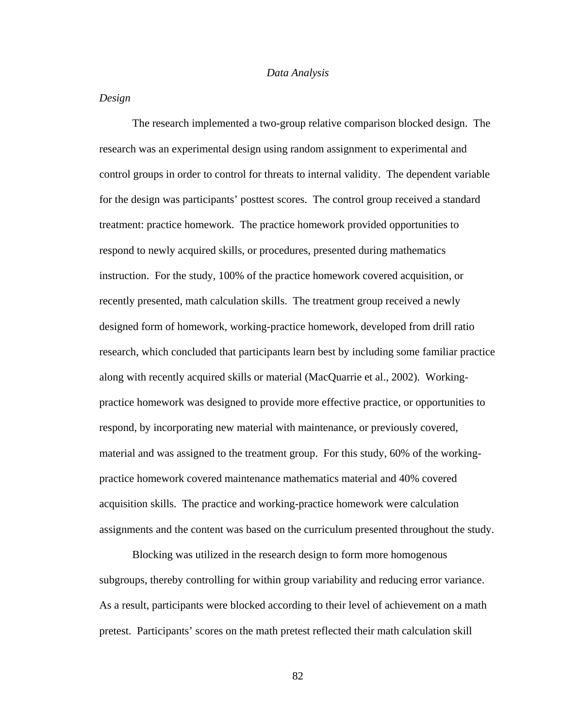*Data Analysis*

*Design*

The research implemented a two-group relative comparison blocked design. The research was an experimental design using random assignment to experimental and control groups in order to control for threats to internal validity. The dependent variable for the design was participants' posttest scores. The control group received a standard treatment: practice homework. The practice homework provided opportunities to respond to newly acquired skills, or procedures, presented during mathematics instruction. For the study, 100% of the practice homework covered acquisition, or recently presented, math calculation skills. The treatment group received a newly designed form of homework, working-practice homework, developed from drill ratio research, which concluded that participants learn best by including some familiar practice along with recently acquired skills or material (MacQuarrie et al., 2002). Working-practice homework was designed to provide more effective practice, or opportunities to respond, by incorporating new material with maintenance, or previously covered, material and was assigned to the treatment group. For this study, 60% of the working-practice homework covered maintenance mathematics material and 40% covered acquisition skills. The practice and working-practice homework were calculation assignments and the content was based on the curriculum presented throughout the study.

Blocking was utilized in the research design to form more homogenous subgroups, thereby controlling for within group variability and reducing error variance. As a result, participants were blocked according to their level of achievement on a math pretest. Participants' scores on the math pretest reflected their math calculation skill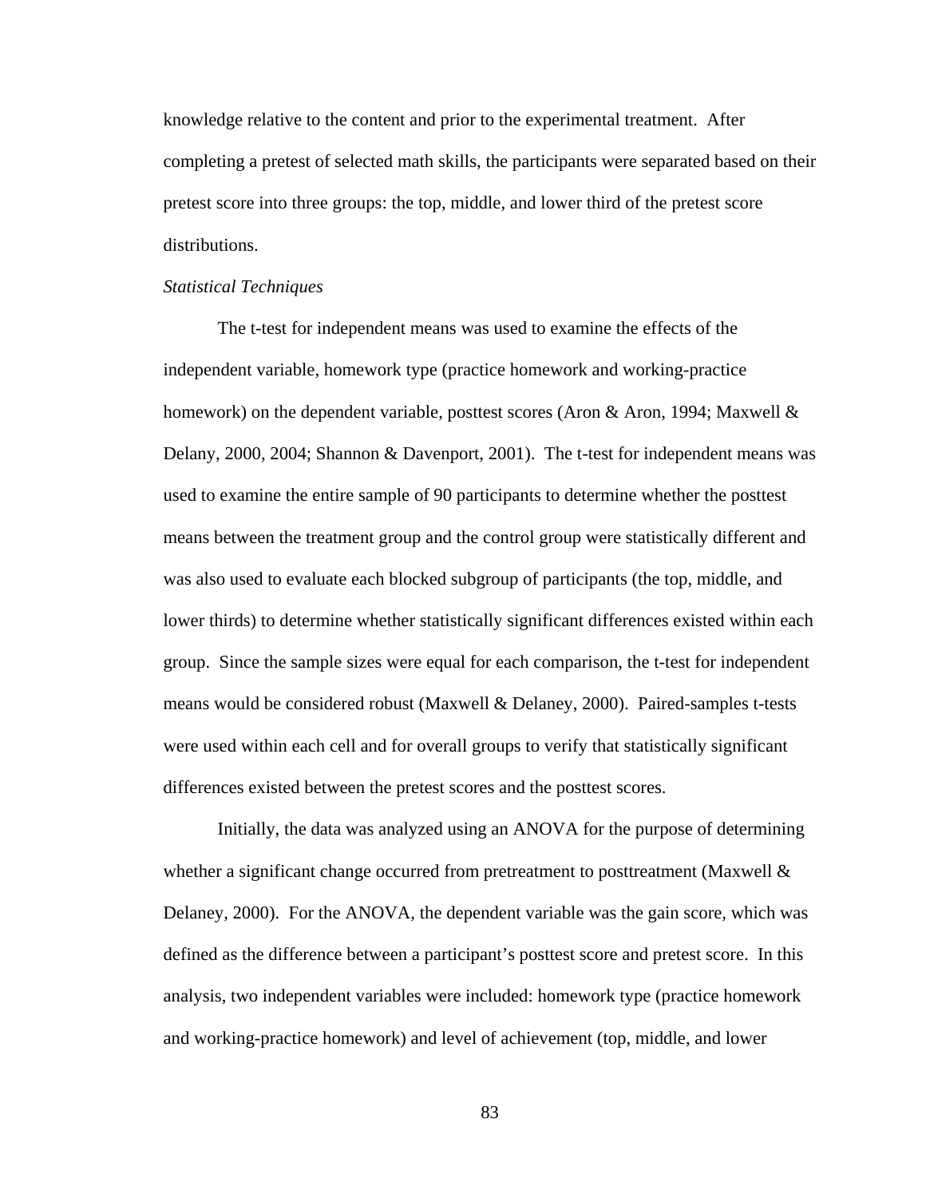knowledge relative to the content and prior to the experimental treatment. After completing a pretest of selected math skills, the participants were separated based on their pretest score into three groups: the top, middle, and lower third of the pretest score distributions.

*Statistical Techniques*

The t-test for independent means was used to examine the effects of the independent variable, homework type (practice homework and working-practice homework) on the dependent variable, posttest scores (Aron & Aron, 1994; Maxwell & Delany, 2000, 2004; Shannon & Davenport, 2001). The t-test for independent means was used to examine the entire sample of 90 participants to determine whether the posttest means between the treatment group and the control group were statistically different and was also used to evaluate each blocked subgroup of participants (the top, middle, and lower thirds) to determine whether statistically significant differences existed within each group. Since the sample sizes were equal for each comparison, the t-test for independent means would be considered robust (Maxwell & Delaney, 2000). Paired-samples t-tests were used within each cell and for overall groups to verify that statistically significant differences existed between the pretest scores and the posttest scores.

Initially, the data was analyzed using an ANOVA for the purpose of determining whether a significant change occurred from pretreatment to posttreatment (Maxwell & Delaney, 2000). For the ANOVA, the dependent variable was the gain score, which was defined as the difference between a participant's posttest score and pretest score. In this analysis, two independent variables were included: homework type (practice homework and working-practice homework) and level of achievement (top, middle, and lower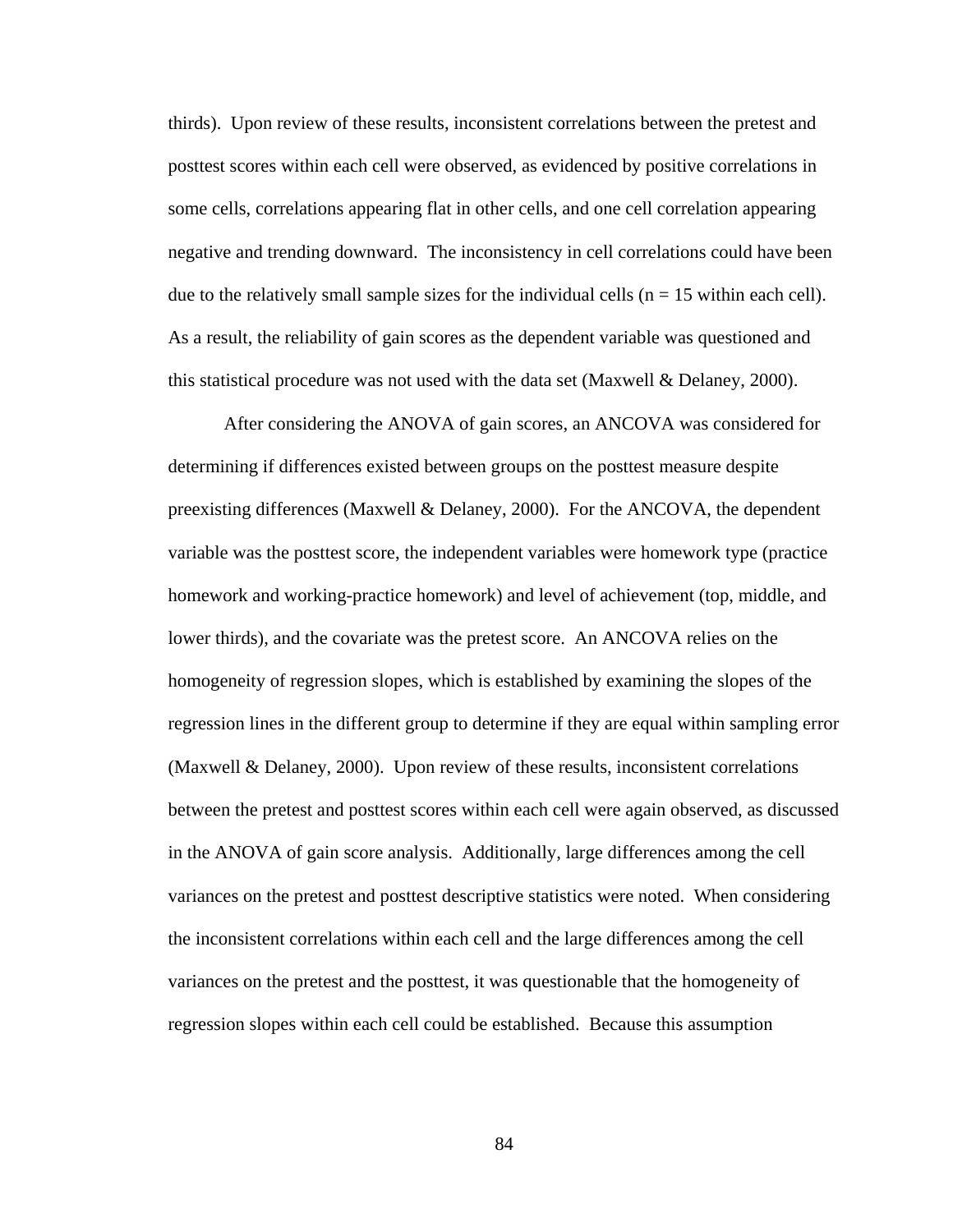thirds). Upon review of these results, inconsistent correlations between the pretest and posttest scores within each cell were observed, as evidenced by positive correlations in some cells, correlations appearing flat in other cells, and one cell correlation appearing negative and trending downward. The inconsistency in cell correlations could have been due to the relatively small sample sizes for the individual cells ($n = 15$ within each cell). As a result, the reliability of gain scores as the dependent variable was questioned and this statistical procedure was not used with the data set (Maxwell & Delaney, 2000).

After considering the ANOVA of gain scores, an ANCOVA was considered for determining if differences existed between groups on the posttest measure despite preexisting differences (Maxwell & Delaney, 2000). For the ANCOVA, the dependent variable was the posttest score, the independent variables were homework type (practice homework and working-practice homework) and level of achievement (top, middle, and lower thirds), and the covariate was the pretest score. An ANCOVA relies on the homogeneity of regression slopes, which is established by examining the slopes of the regression lines in the different group to determine if they are equal within sampling error (Maxwell & Delaney, 2000). Upon review of these results, inconsistent correlations between the pretest and posttest scores within each cell were again observed, as discussed in the ANOVA of gain score analysis. Additionally, large differences among the cell variances on the pretest and posttest descriptive statistics were noted. When considering the inconsistent correlations within each cell and the large differences among the cell variances on the pretest and the posttest, it was questionable that the homogeneity of regression slopes within each cell could be established. Because this assumption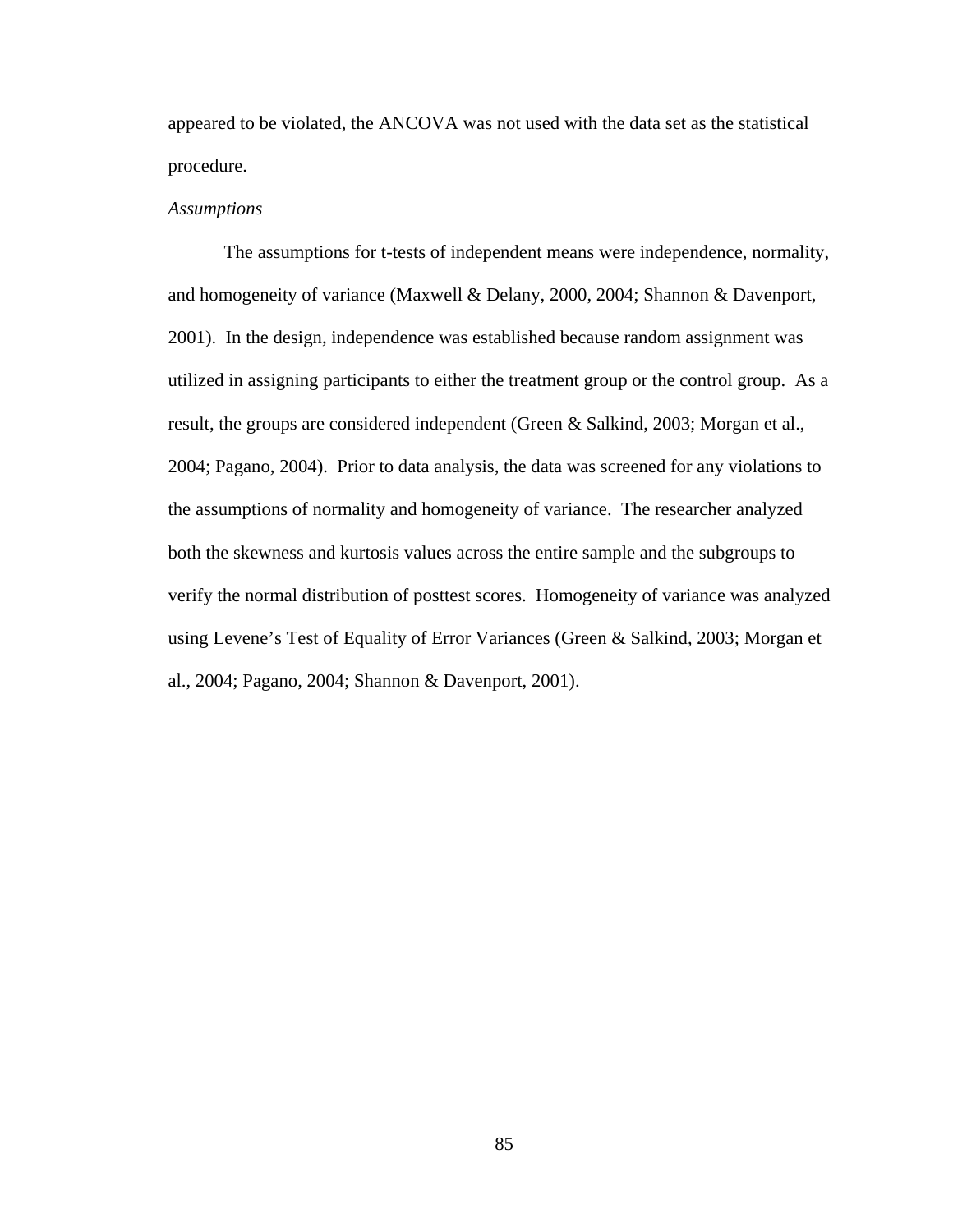appeared to be violated, the ANCOVA was not used with the data set as the statistical procedure.

*Assumptions*

The assumptions for t-tests of independent means were independence, normality, and homogeneity of variance (Maxwell & Delany, 2000, 2004; Shannon & Davenport, 2001). In the design, independence was established because random assignment was utilized in assigning participants to either the treatment group or the control group. As a result, the groups are considered independent (Green & Salkind, 2003; Morgan et al., 2004; Pagano, 2004). Prior to data analysis, the data was screened for any violations to the assumptions of normality and homogeneity of variance. The researcher analyzed both the skewness and kurtosis values across the entire sample and the subgroups to verify the normal distribution of posttest scores. Homogeneity of variance was analyzed using Levene's Test of Equality of Error Variances (Green & Salkind, 2003; Morgan et al., 2004; Pagano, 2004; Shannon & Davenport, 2001).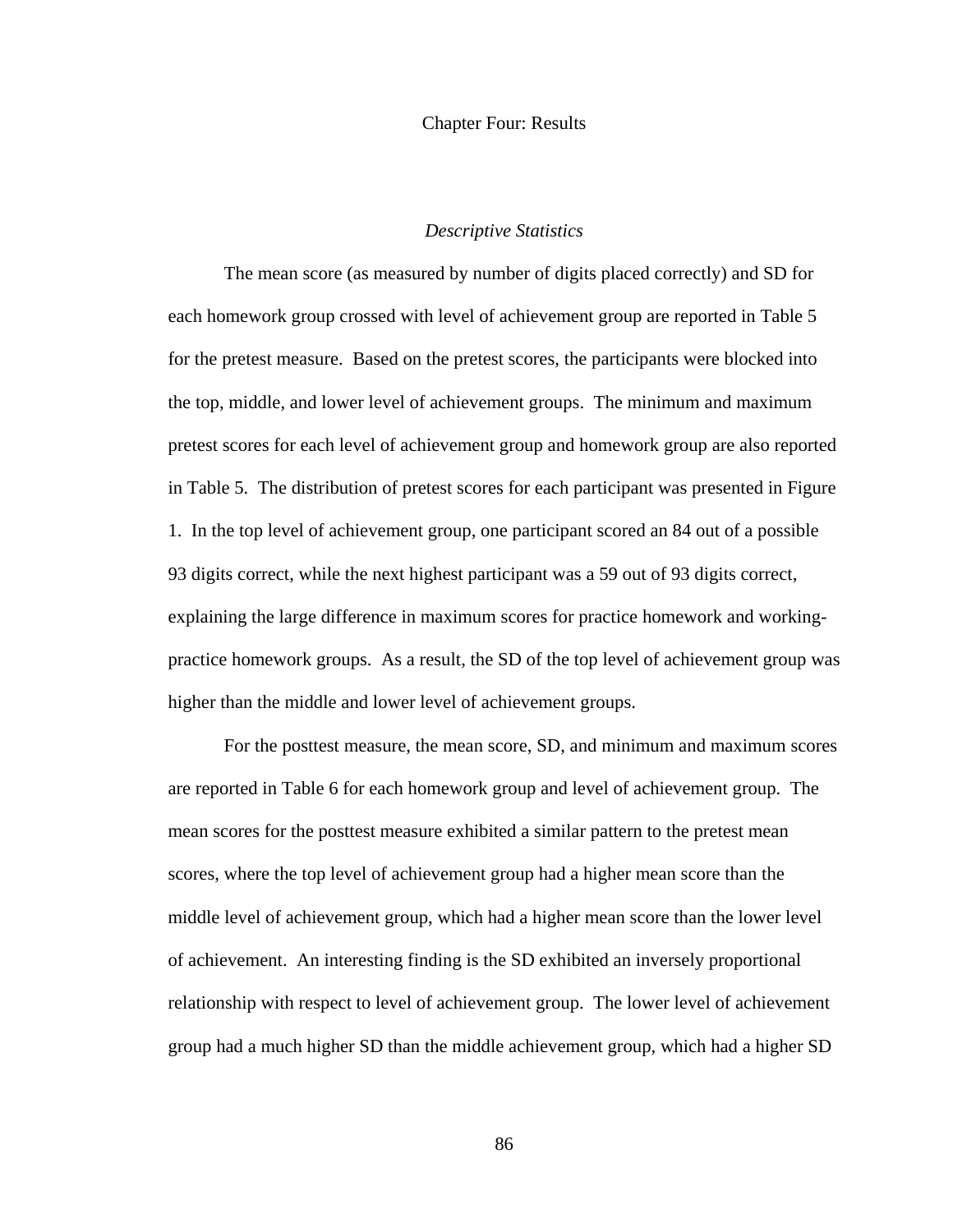# Chapter Four: Results

### *Descriptive Statistics*

The mean score (as measured by number of digits placed correctly) and SD for each homework group crossed with level of achievement group are reported in Table 5 for the pretest measure. Based on the pretest scores, the participants were blocked into the top, middle, and lower level of achievement groups. The minimum and maximum pretest scores for each level of achievement group and homework group are also reported in Table 5. The distribution of pretest scores for each participant was presented in Figure 1. In the top level of achievement group, one participant scored an 84 out of a possible 93 digits correct, while the next highest participant was a 59 out of 93 digits correct, explaining the large difference in maximum scores for practice homework and working-practice homework groups. As a result, the SD of the top level of achievement group was higher than the middle and lower level of achievement groups.

For the posttest measure, the mean score, SD, and minimum and maximum scores are reported in Table 6 for each homework group and level of achievement group. The mean scores for the posttest measure exhibited a similar pattern to the pretest mean scores, where the top level of achievement group had a higher mean score than the middle level of achievement group, which had a higher mean score than the lower level of achievement. An interesting finding is the SD exhibited an inversely proportional relationship with respect to level of achievement group. The lower level of achievement group had a much higher SD than the middle achievement group, which had a higher SD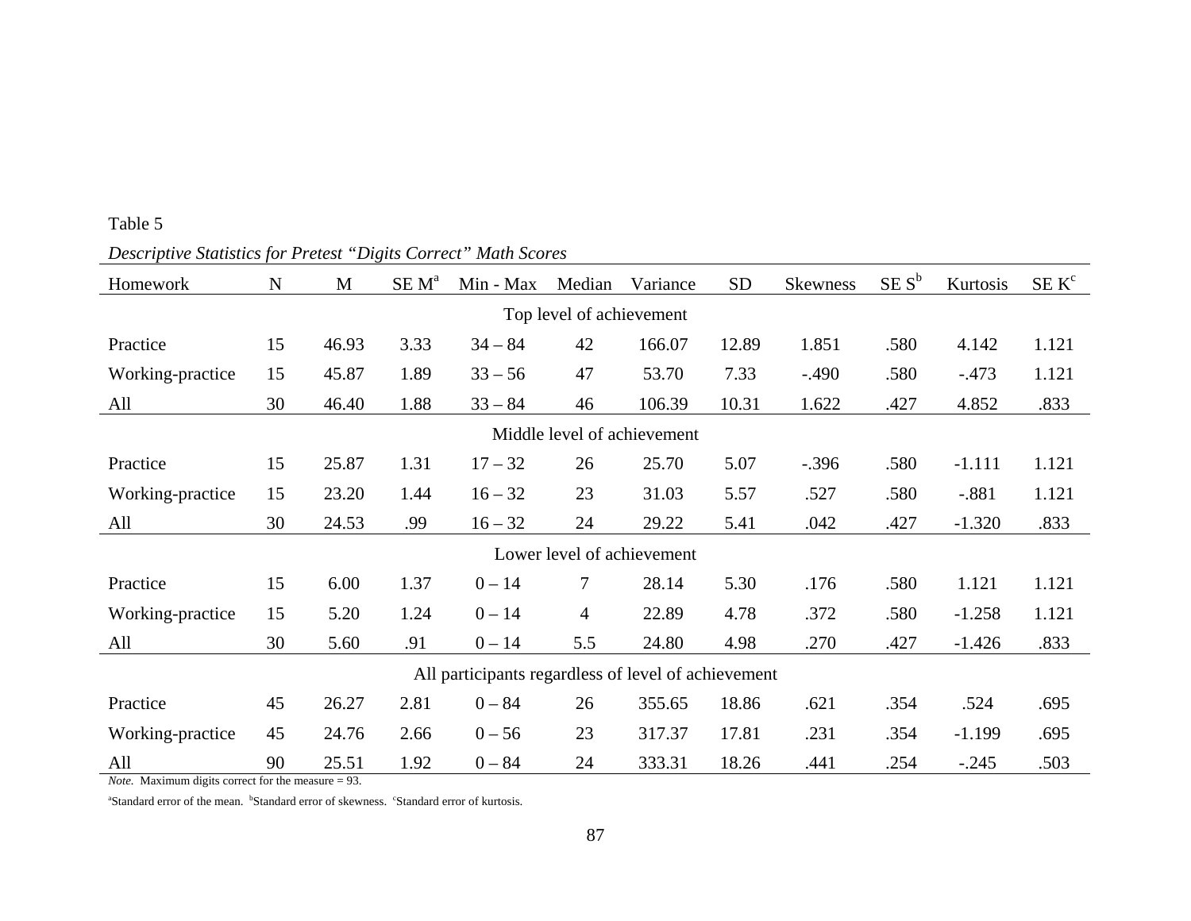Table 5

*Descriptive Statistics for Pretest "Digits Correct" Math Scores*

| Homework | N | M | SE M[a] | Min - Max | Median | Variance | SD | Skewness | SE S[b] | Kurtosis | SE K[c] |
|---|---|---|---|---|---|---|---|---|---|---|---|
| Top level of achievement | | | | | | | | | | | |
| Practice | 15 | 46.93 | 3.33 | 34 – 84 | 42 | 166.07 | 12.89 | 1.851 | .580 | 4.142 | 1.121 |
| Working-practice | 15 | 45.87 | 1.89 | 33 – 56 | 47 | 53.70 | 7.33 | -.490 | .580 | -.473 | 1.121 |
| All | 30 | 46.40 | 1.88 | 33 – 84 | 46 | 106.39 | 10.31 | 1.622 | .427 | 4.852 | .833 |
| Middle level of achievement | | | | | | | | | | | |
| Practice | 15 | 25.87 | 1.31 | 17 – 32 | 26 | 25.70 | 5.07 | -.396 | .580 | -1.111 | 1.121 |
| Working-practice | 15 | 23.20 | 1.44 | 16 – 32 | 23 | 31.03 | 5.57 | .527 | .580 | -.881 | 1.121 |
| All | 30 | 24.53 | .99 | 16 – 32 | 24 | 29.22 | 5.41 | .042 | .427 | -1.320 | .833 |
| Lower level of achievement | | | | | | | | | | | |
| Practice | 15 | 6.00 | 1.37 | 0 – 14 | 7 | 28.14 | 5.30 | .176 | .580 | 1.121 | 1.121 |
| Working-practice | 15 | 5.20 | 1.24 | 0 – 14 | 4 | 22.89 | 4.78 | .372 | .580 | -1.258 | 1.121 |
| All | 30 | 5.60 | .91 | 0 – 14 | 5.5 | 24.80 | 4.98 | .270 | .427 | -1.426 | .833 |
| All participants regardless of level of achievement | | | | | | | | | | | |
| Practice | 45 | 26.27 | 2.81 | 0 – 84 | 26 | 355.65 | 18.86 | .621 | .354 | .524 | .695 |
| Working-practice | 45 | 24.76 | 2.66 | 0 – 56 | 23 | 317.37 | 17.81 | .231 | .354 | -1.199 | .695 |
| All | 90 | 25.51 | 1.92 | 0 – 84 | 24 | 333.31 | 18.26 | .441 | .254 | -.245 | .503 |

*Note.* Maximum digits correct for the measure = 93.

[a]Standard error of the mean. [b]Standard error of skewness. [c]Standard error of kurtosis.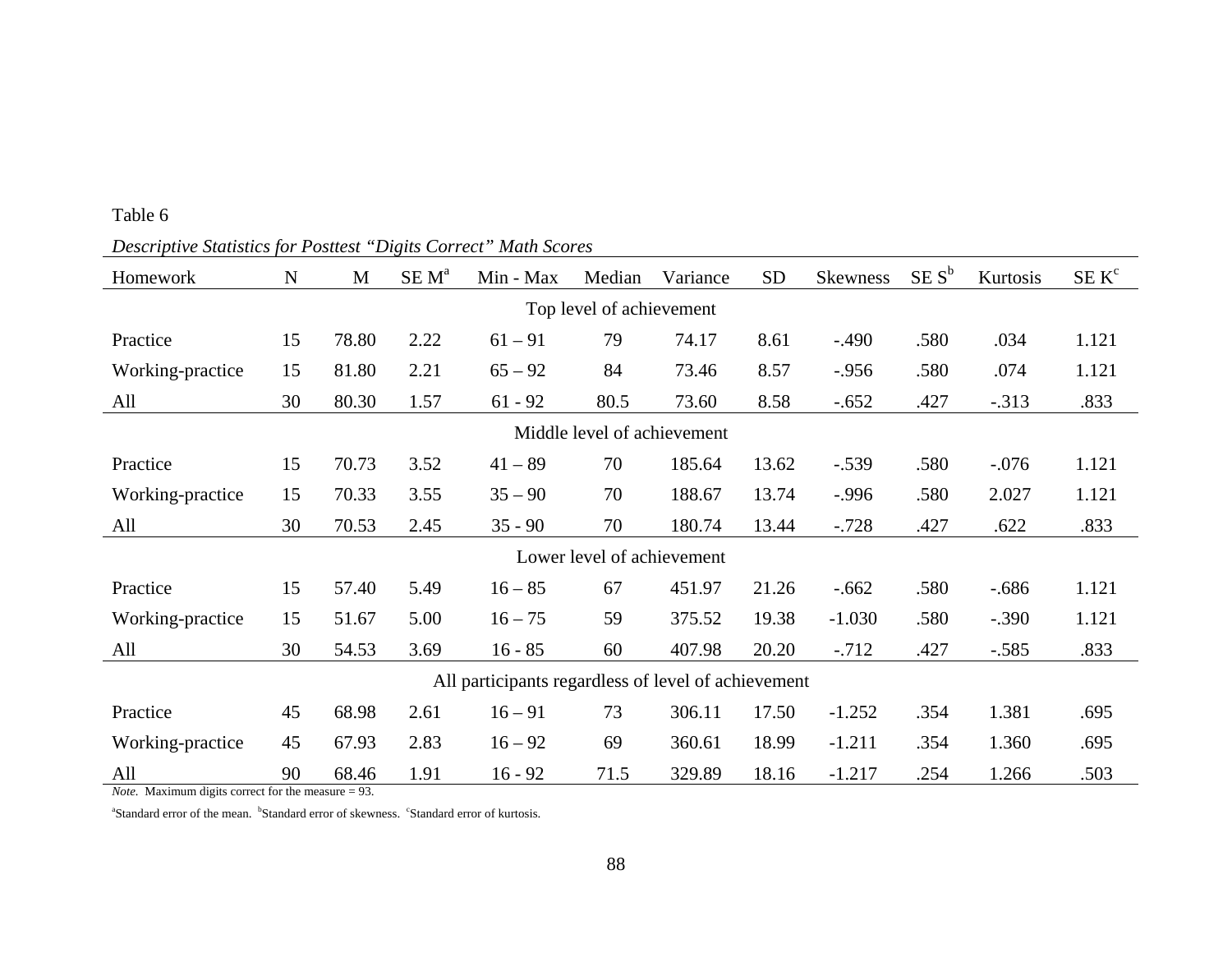Table 6

*Descriptive Statistics for Posttest "Digits Correct" Math Scores*

| Homework | N | M | SE M[a] | Min - Max | Median | Variance | SD | Skewness | SE S[b] | Kurtosis | SE K[c] |
|---|---|---|---|---|---|---|---|---|---|---|---|
| | | | | | Top level of achievement | | | | | | |
| Practice | 15 | 78.80 | 2.22 | 61 – 91 | 79 | 74.17 | 8.61 | -.490 | .580 | .034 | 1.121 |
| Working-practice | 15 | 81.80 | 2.21 | 65 – 92 | 84 | 73.46 | 8.57 | -.956 | .580 | .074 | 1.121 |
| All | 30 | 80.30 | 1.57 | 61 - 92 | 80.5 | 73.60 | 8.58 | -.652 | .427 | -.313 | .833 |
| | | | | | Middle level of achievement | | | | | | |
| Practice | 15 | 70.73 | 3.52 | 41 – 89 | 70 | 185.64 | 13.62 | -.539 | .580 | -.076 | 1.121 |
| Working-practice | 15 | 70.33 | 3.55 | 35 – 90 | 70 | 188.67 | 13.74 | -.996 | .580 | 2.027 | 1.121 |
| All | 30 | 70.53 | 2.45 | 35 - 90 | 70 | 180.74 | 13.44 | -.728 | .427 | .622 | .833 |
| | | | | | Lower level of achievement | | | | | | |
| Practice | 15 | 57.40 | 5.49 | 16 – 85 | 67 | 451.97 | 21.26 | -.662 | .580 | -.686 | 1.121 |
| Working-practice | 15 | 51.67 | 5.00 | 16 – 75 | 59 | 375.52 | 19.38 | -1.030 | .580 | -.390 | 1.121 |
| All | 30 | 54.53 | 3.69 | 16 - 85 | 60 | 407.98 | 20.20 | -.712 | .427 | -.585 | .833 |
| | | | | | All participants regardless of level of achievement | | | | | | |
| Practice | 45 | 68.98 | 2.61 | 16 – 91 | 73 | 306.11 | 17.50 | -1.252 | .354 | 1.381 | .695 |
| Working-practice | 45 | 67.93 | 2.83 | 16 – 92 | 69 | 360.61 | 18.99 | -1.211 | .354 | 1.360 | .695 |
| All | 90 | 68.46 | 1.91 | 16 - 92 | 71.5 | 329.89 | 18.16 | -1.217 | .254 | 1.266 | .503 |

*Note.* Maximum digits correct for the measure = 93.

[a]Standard error of the mean. [b]Standard error of skewness. [c]Standard error of kurtosis.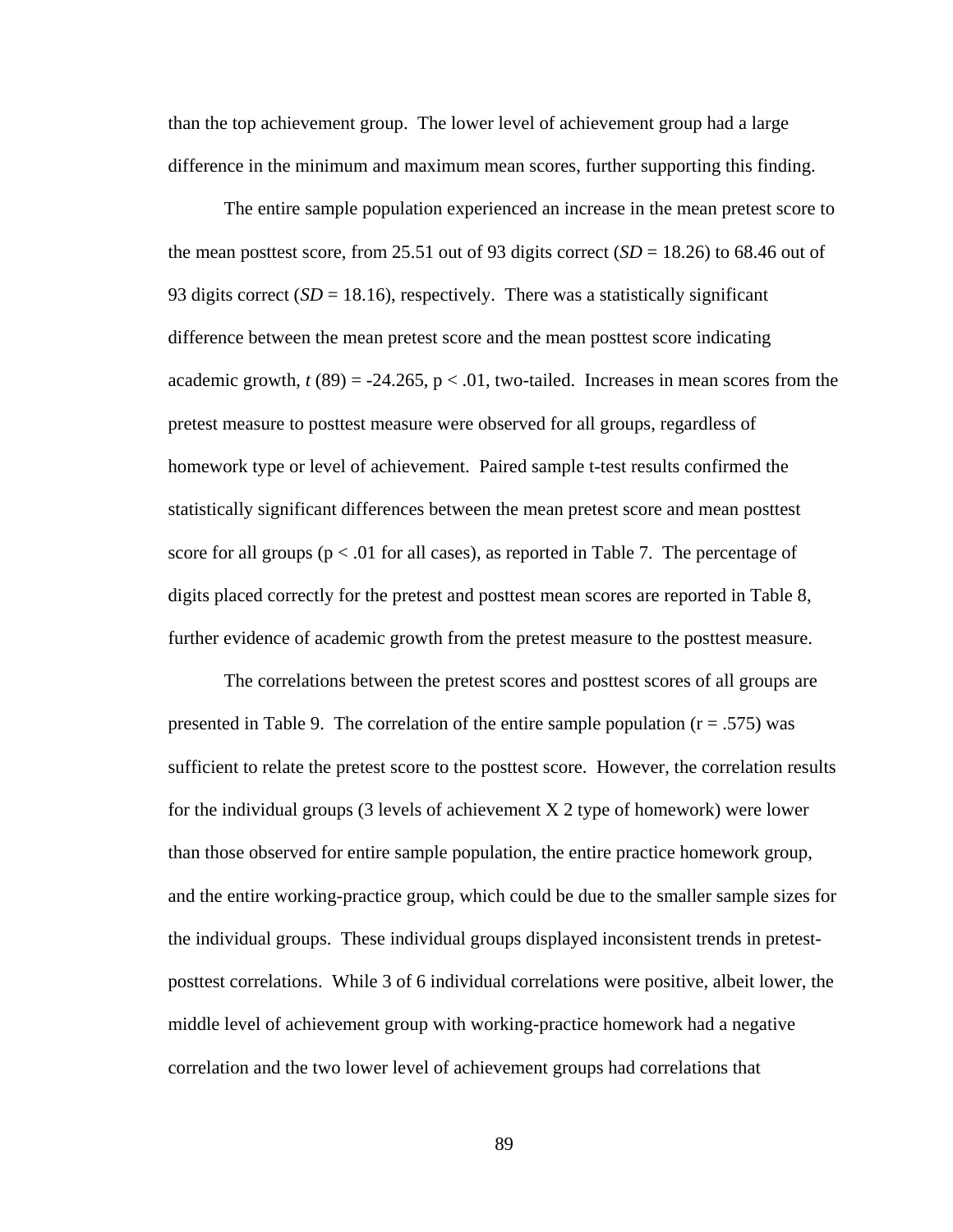than the top achievement group. The lower level of achievement group had a large difference in the minimum and maximum mean scores, further supporting this finding.

The entire sample population experienced an increase in the mean pretest score to the mean posttest score, from 25.51 out of 93 digits correct (*SD* = 18.26) to 68.46 out of 93 digits correct (*SD* = 18.16), respectively. There was a statistically significant difference between the mean pretest score and the mean posttest score indicating academic growth, $t$ (89) = -24.265, $p < .01$, two-tailed. Increases in mean scores from the pretest measure to posttest measure were observed for all groups, regardless of homework type or level of achievement. Paired sample t-test results confirmed the statistically significant differences between the mean pretest score and mean posttest score for all groups ($p < .01$ for all cases), as reported in Table 7. The percentage of digits placed correctly for the pretest and posttest mean scores are reported in Table 8, further evidence of academic growth from the pretest measure to the posttest measure.

The correlations between the pretest scores and posttest scores of all groups are presented in Table 9. The correlation of the entire sample population ($r = .575$) was sufficient to relate the pretest score to the posttest score. However, the correlation results for the individual groups (3 levels of achievement X 2 type of homework) were lower than those observed for entire sample population, the entire practice homework group, and the entire working-practice group, which could be due to the smaller sample sizes for the individual groups. These individual groups displayed inconsistent trends in pretest-posttest correlations. While 3 of 6 individual correlations were positive, albeit lower, the middle level of achievement group with working-practice homework had a negative correlation and the two lower level of achievement groups had correlations that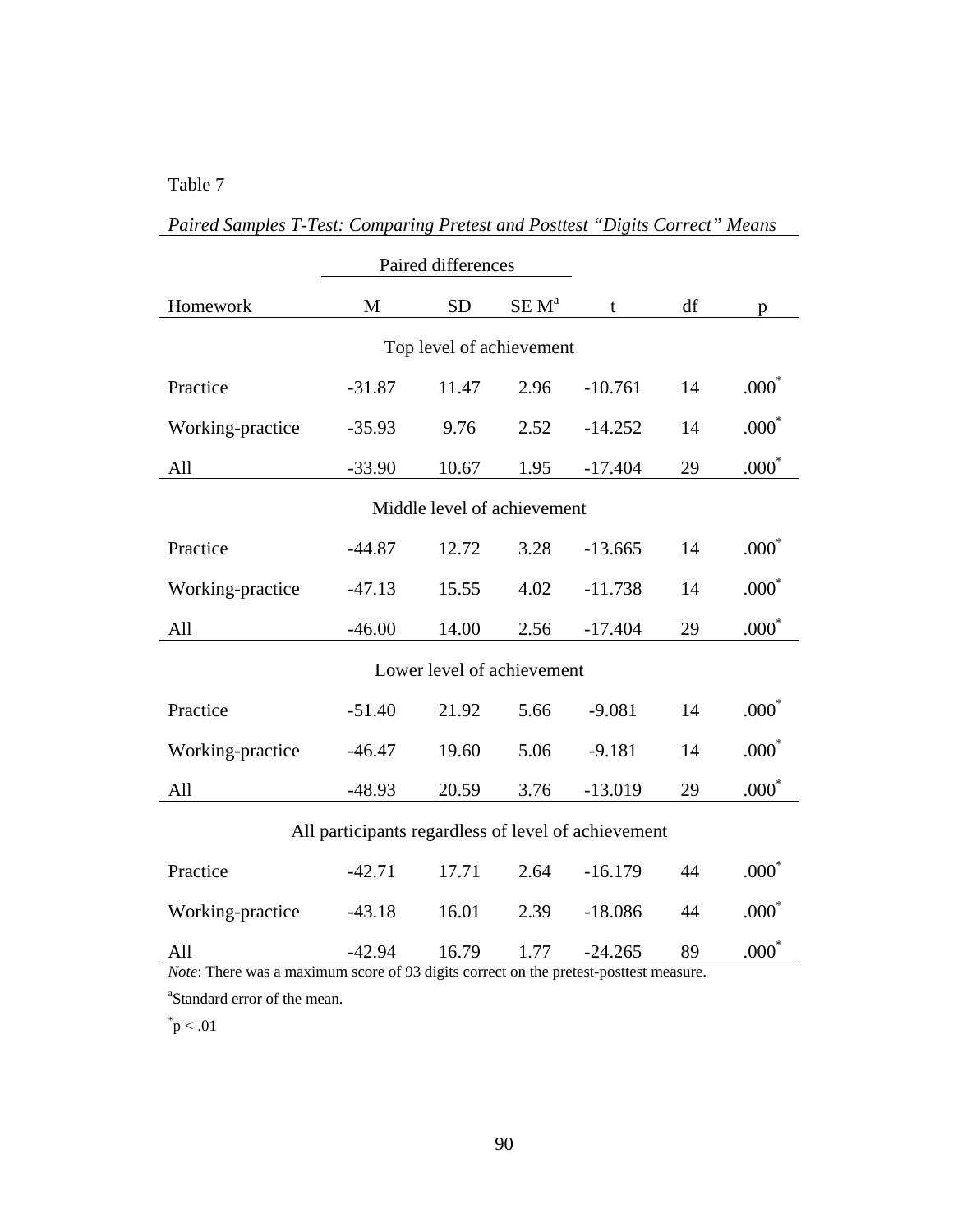Table 7

*Paired Samples T-Test: Comparing Pretest and Posttest "Digits Correct" Means*

| | Paired differences | | | | | |
|---|---|---|---|---|---|---|
| Homework | M | SD | SE M[a] | t | df | p |
| Top level of achievement | | | | | | |
| Practice | -31.87 | 11.47 | 2.96 | -10.761 | 14 | .000* |
| Working-practice | -35.93 | 9.76 | 2.52 | -14.252 | 14 | .000* |
| All | -33.90 | 10.67 | 1.95 | -17.404 | 29 | .000* |
| Middle level of achievement | | | | | | |
| Practice | -44.87 | 12.72 | 3.28 | -13.665 | 14 | .000* |
| Working-practice | -47.13 | 15.55 | 4.02 | -11.738 | 14 | .000* |
| All | -46.00 | 14.00 | 2.56 | -17.404 | 29 | .000* |
| Lower level of achievement | | | | | | |
| Practice | -51.40 | 21.92 | 5.66 | -9.081 | 14 | .000* |
| Working-practice | -46.47 | 19.60 | 5.06 | -9.181 | 14 | .000* |
| All | -48.93 | 20.59 | 3.76 | -13.019 | 29 | .000* |
| All participants regardless of level of achievement | | | | | | |
| Practice | -42.71 | 17.71 | 2.64 | -16.179 | 44 | .000* |
| Working-practice | -43.18 | 16.01 | 2.39 | -18.086 | 44 | .000* |
| All | -42.94 | 16.79 | 1.77 | -24.265 | 89 | .000* |

*Note*: There was a maximum score of 93 digits correct on the pretest-posttest measure.

[a]Standard error of the mean.

*$p < .01$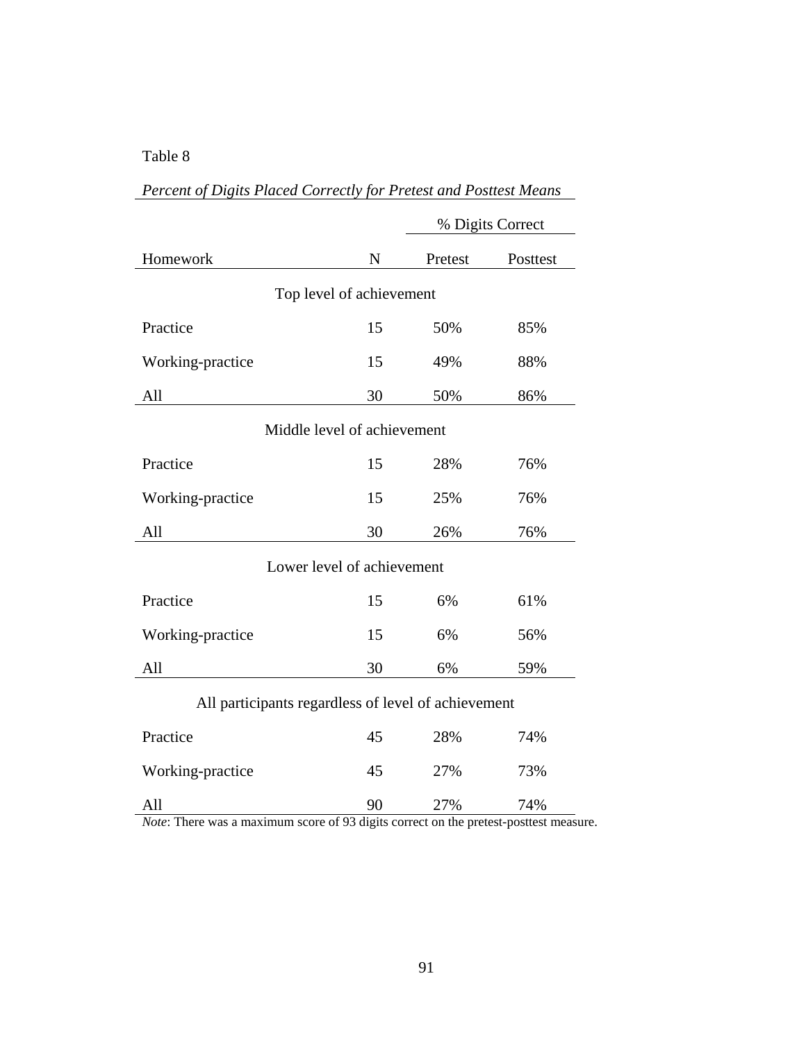Table 8

*Percent of Digits Placed Correctly for Pretest and Posttest Means*

| | | % Digits Correct | |
|---|---|---|---|
| Homework | N | Pretest | Posttest |
| Top level of achievement | | | |
| Practice | 15 | 50% | 85% |
| Working-practice | 15 | 49% | 88% |
| All | 30 | 50% | 86% |
| Middle level of achievement | | | |
| Practice | 15 | 28% | 76% |
| Working-practice | 15 | 25% | 76% |
| All | 30 | 26% | 76% |
| Lower level of achievement | | | |
| Practice | 15 | 6% | 61% |
| Working-practice | 15 | 6% | 56% |
| All | 30 | 6% | 59% |
| All participants regardless of level of achievement | | | |
| Practice | 45 | 28% | 74% |
| Working-practice | 45 | 27% | 73% |
| All | 90 | 27% | 74% |

*Note*: There was a maximum score of 93 digits correct on the pretest-posttest measure.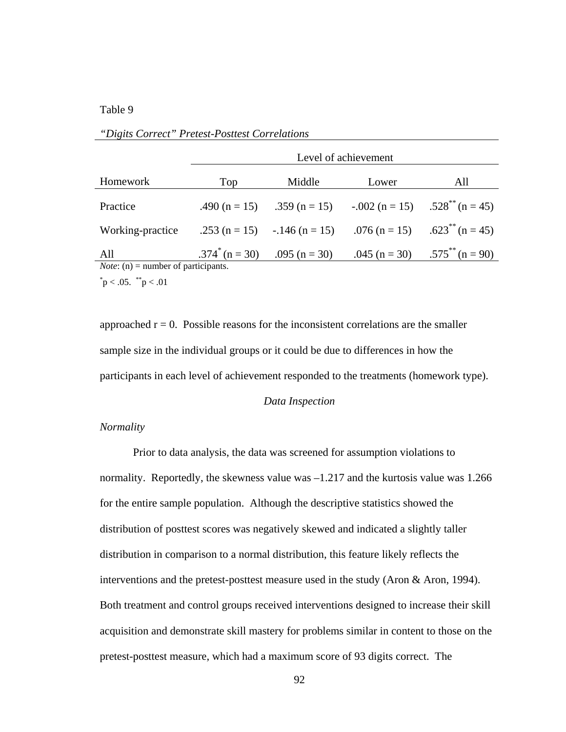Table 9

*"Digits Correct" Pretest-Posttest Correlations*

| | Level of achievement | | | |
|---|---|---|---|---|
| Homework | Top | Middle | Lower | All |
| Practice | .490 (n = 15) | .359 (n = 15) | -.002 (n = 15) | .528** (n = 45) |
| Working-practice | .253 (n = 15) | -.146 (n = 15) | .076 (n = 15) | .623** (n = 45) |
| All | .374* (n = 30) | .095 (n = 30) | .045 (n = 30) | .575** (n = 90) |

*Note*: (n) = number of participants.

*$p < .05$. **$p < .01$

approached r = 0. Possible reasons for the inconsistent correlations are the smaller sample size in the individual groups or it could be due to differences in how the participants in each level of achievement responded to the treatments (homework type).

## *Data Inspection*

### *Normality*

Prior to data analysis, the data was screened for assumption violations to normality. Reportedly, the skewness value was –1.217 and the kurtosis value was 1.266 for the entire sample population. Although the descriptive statistics showed the distribution of posttest scores was negatively skewed and indicated a slightly taller distribution in comparison to a normal distribution, this feature likely reflects the interventions and the pretest-posttest measure used in the study (Aron & Aron, 1994). Both treatment and control groups received interventions designed to increase their skill acquisition and demonstrate skill mastery for problems similar in content to those on the pretest-posttest measure, which had a maximum score of 93 digits correct. The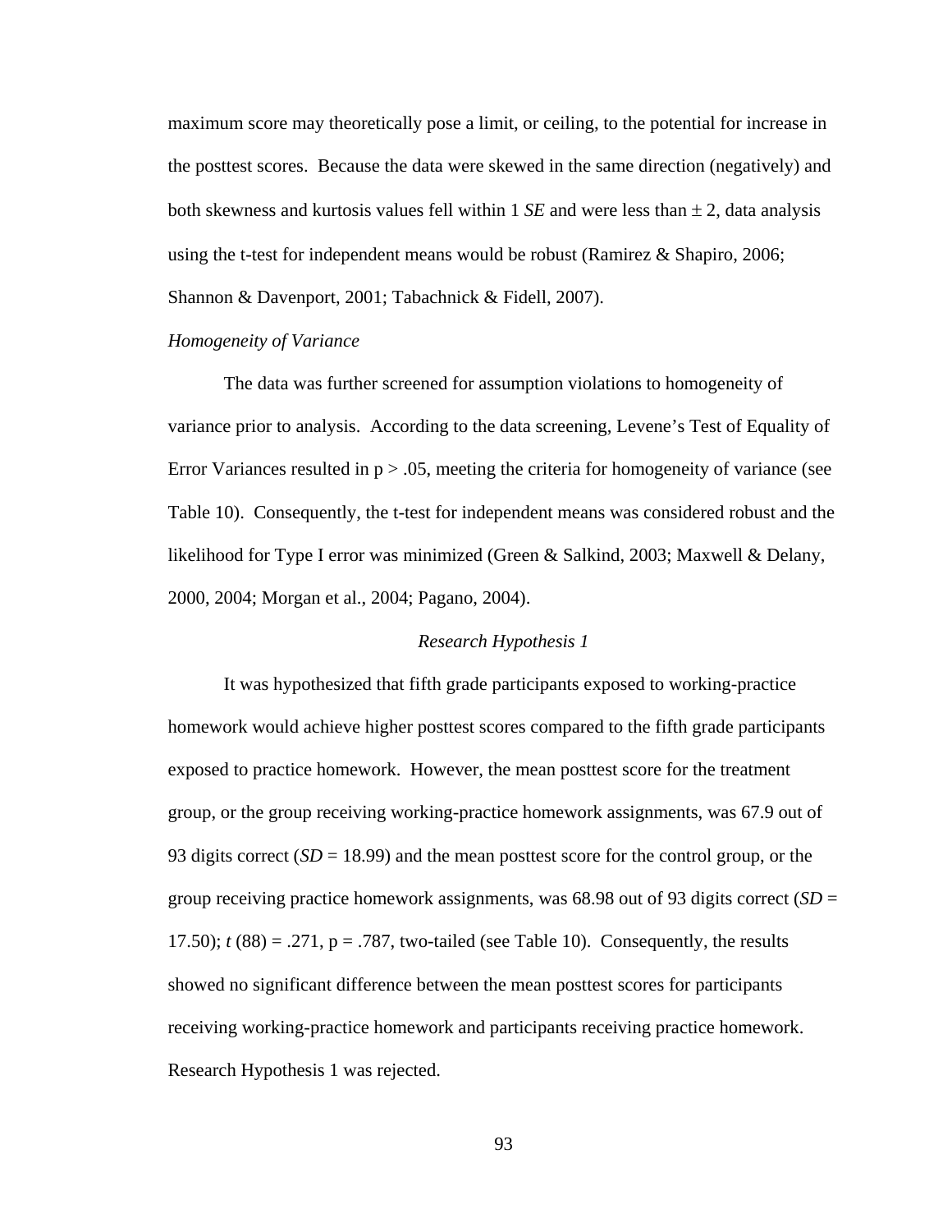maximum score may theoretically pose a limit, or ceiling, to the potential for increase in the posttest scores. Because the data were skewed in the same direction (negatively) and both skewness and kurtosis values fell within 1 *SE* and were less than $\pm$ 2, data analysis using the t-test for independent means would be robust (Ramirez & Shapiro, 2006; Shannon & Davenport, 2001; Tabachnick & Fidell, 2007).

*Homogeneity of Variance*

The data was further screened for assumption violations to homogeneity of variance prior to analysis. According to the data screening, Levene's Test of Equality of Error Variances resulted in $p > .05$, meeting the criteria for homogeneity of variance (see Table 10). Consequently, the t-test for independent means was considered robust and the likelihood for Type I error was minimized (Green & Salkind, 2003; Maxwell & Delany, 2000, 2004; Morgan et al., 2004; Pagano, 2004).

### *Research Hypothesis 1*

It was hypothesized that fifth grade participants exposed to working-practice homework would achieve higher posttest scores compared to the fifth grade participants exposed to practice homework. However, the mean posttest score for the treatment group, or the group receiving working-practice homework assignments, was 67.9 out of 93 digits correct ($SD$ = 18.99) and the mean posttest score for the control group, or the group receiving practice homework assignments, was 68.98 out of 93 digits correct ($SD$ = 17.50); $t$ (88) = .271, p = .787, two-tailed (see Table 10). Consequently, the results showed no significant difference between the mean posttest scores for participants receiving working-practice homework and participants receiving practice homework. Research Hypothesis 1 was rejected.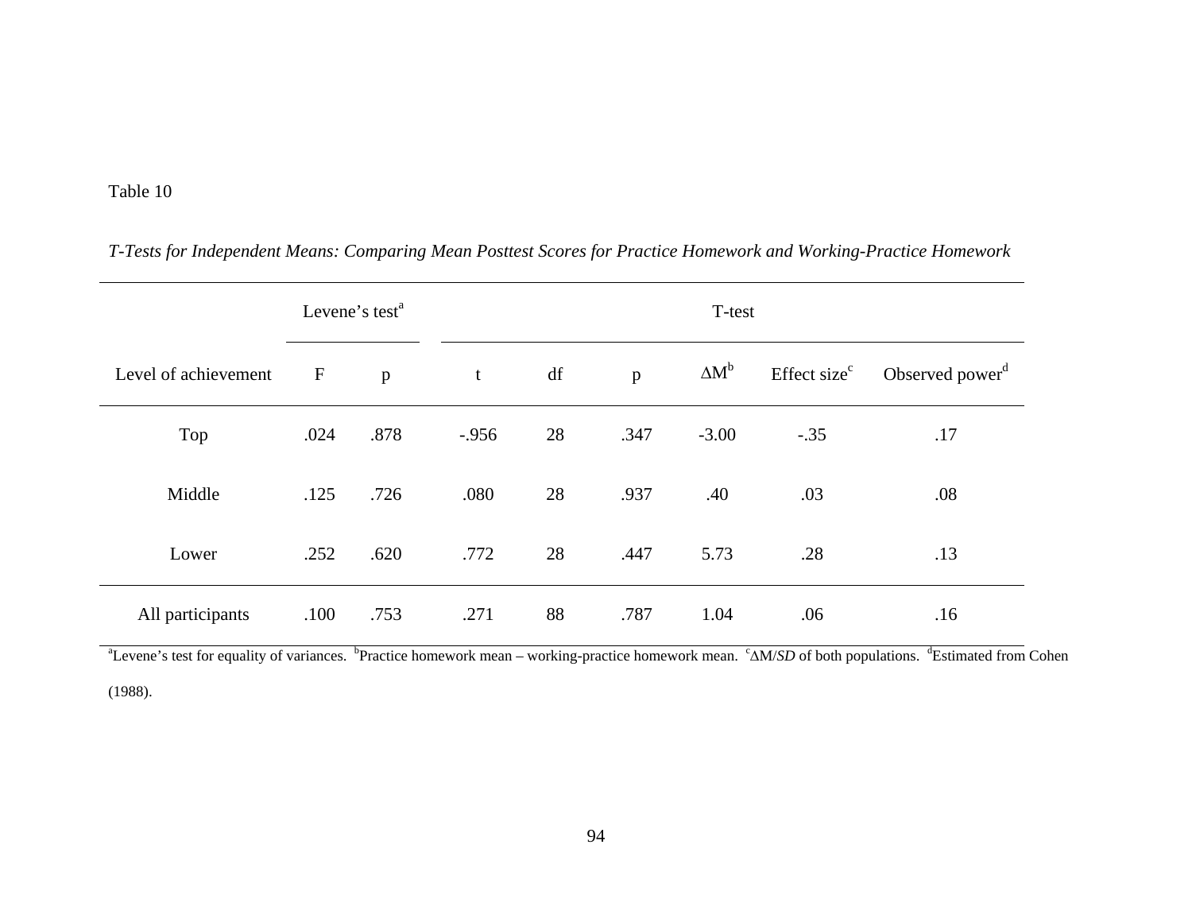Table 10

*T-Tests for Independent Means: Comparing Mean Posttest Scores for Practice Homework and Working-Practice Homework*

| | Levene's test[a] | | T-test | | | | | |
|---|---|---|---|---|---|---|---|---|
| Level of achievement | F | p | t | df | p | ΔM[b] | Effect size[c] | Observed power[d] |
| Top | .024 | .878 | -.956 | 28 | .347 | -3.00 | -.35 | .17 |
| Middle | .125 | .726 | .080 | 28 | .937 | .40 | .03 | .08 |
| Lower | .252 | .620 | .772 | 28 | .447 | 5.73 | .28 | .13 |
| All participants | .100 | .753 | .271 | 88 | .787 | 1.04 | .06 | .16 |

[a]Levene's test for equality of variances. [b]Practice homework mean – working-practice homework mean. [c]ΔM/*SD* of both populations. [d]Estimated from Cohen (1988).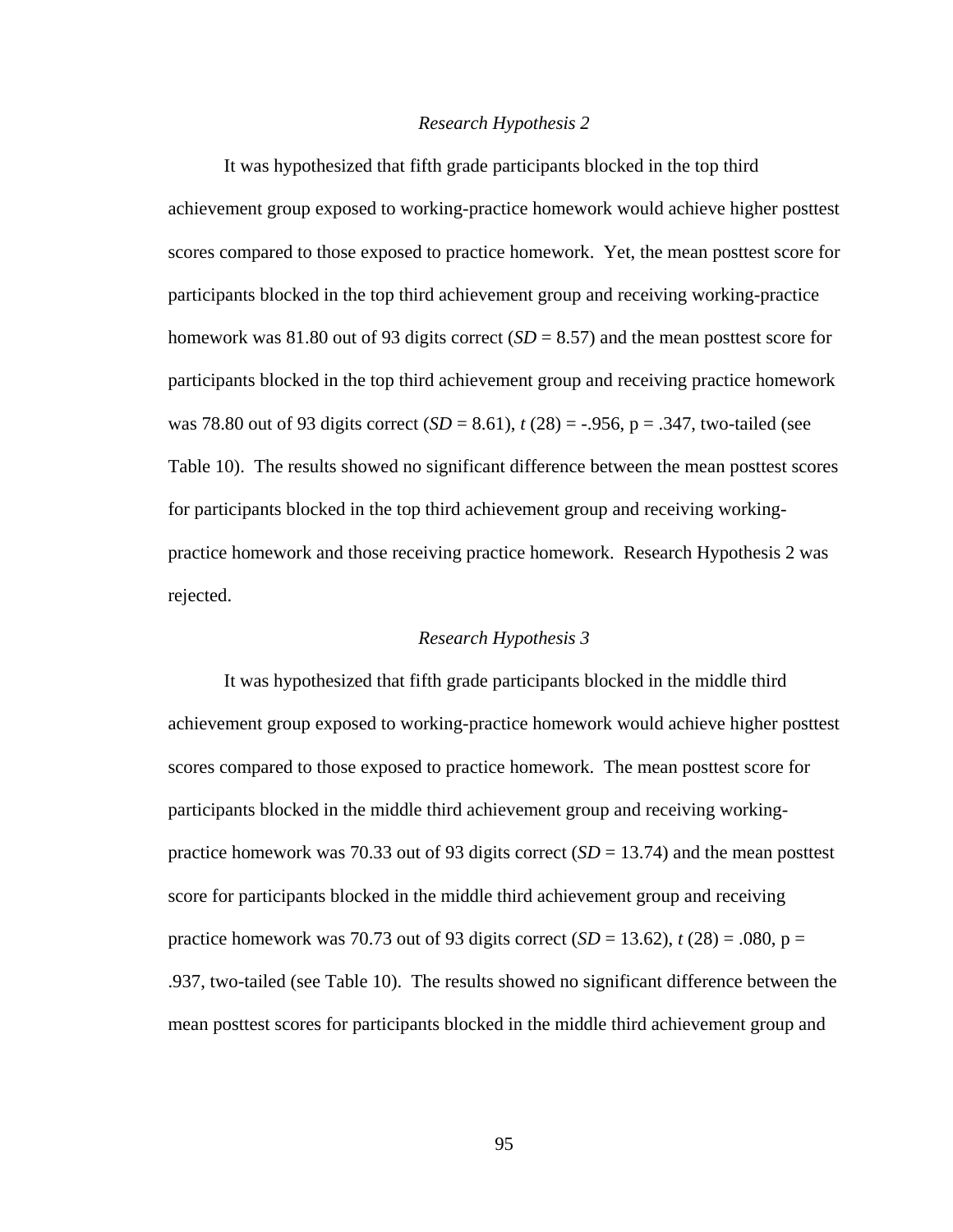*Research Hypothesis 2*

It was hypothesized that fifth grade participants blocked in the top third achievement group exposed to working-practice homework would achieve higher posttest scores compared to those exposed to practice homework. Yet, the mean posttest score for participants blocked in the top third achievement group and receiving working-practice homework was 81.80 out of 93 digits correct ($SD$ = 8.57) and the mean posttest score for participants blocked in the top third achievement group and receiving practice homework was 78.80 out of 93 digits correct ($SD$ = 8.61), $t$ (28) = -.956, p = .347, two-tailed (see Table 10). The results showed no significant difference between the mean posttest scores for participants blocked in the top third achievement group and receiving working-practice homework and those receiving practice homework. Research Hypothesis 2 was rejected.

*Research Hypothesis 3*

It was hypothesized that fifth grade participants blocked in the middle third achievement group exposed to working-practice homework would achieve higher posttest scores compared to those exposed to practice homework. The mean posttest score for participants blocked in the middle third achievement group and receiving working-practice homework was 70.33 out of 93 digits correct ($SD$ = 13.74) and the mean posttest score for participants blocked in the middle third achievement group and receiving practice homework was 70.73 out of 93 digits correct ($SD$ = 13.62), $t$ (28) = .080, p = .937, two-tailed (see Table 10). The results showed no significant difference between the mean posttest scores for participants blocked in the middle third achievement group and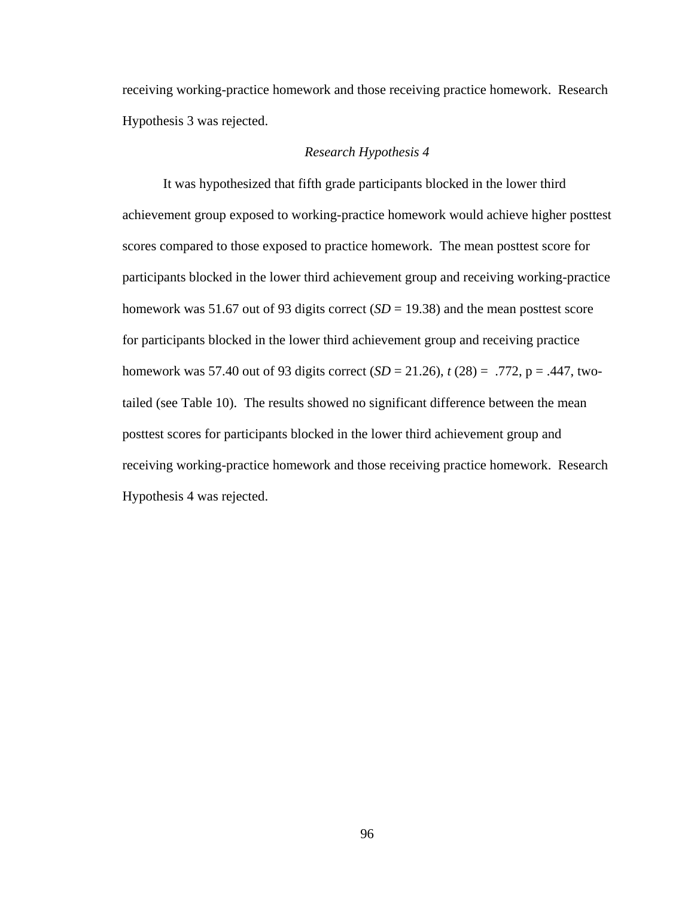receiving working-practice homework and those receiving practice homework. Research Hypothesis 3 was rejected.

### *Research Hypothesis 4*

It was hypothesized that fifth grade participants blocked in the lower third achievement group exposed to working-practice homework would achieve higher posttest scores compared to those exposed to practice homework. The mean posttest score for participants blocked in the lower third achievement group and receiving working-practice homework was 51.67 out of 93 digits correct (*SD* = 19.38) and the mean posttest score for participants blocked in the lower third achievement group and receiving practice homework was 57.40 out of 93 digits correct (*SD* = 21.26), $t\,(28) = .772$, $p = .447$, two-tailed (see Table 10). The results showed no significant difference between the mean posttest scores for participants blocked in the lower third achievement group and receiving working-practice homework and those receiving practice homework. Research Hypothesis 4 was rejected.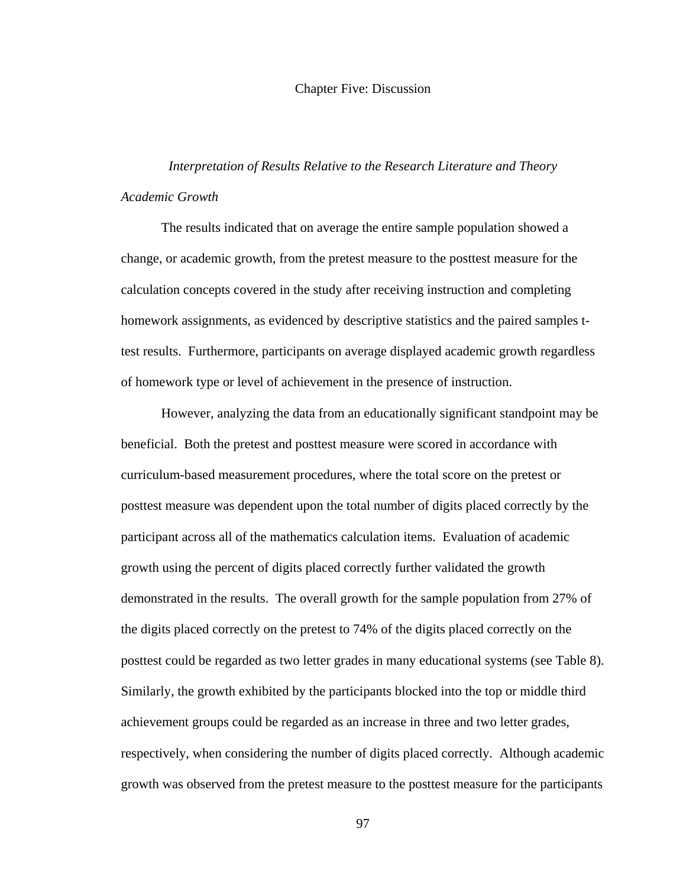# Chapter Five: Discussion

## *Interpretation of Results Relative to the Research Literature and Theory*

### *Academic Growth*

The results indicated that on average the entire sample population showed a change, or academic growth, from the pretest measure to the posttest measure for the calculation concepts covered in the study after receiving instruction and completing homework assignments, as evidenced by descriptive statistics and the paired samples t-test results. Furthermore, participants on average displayed academic growth regardless of homework type or level of achievement in the presence of instruction.

However, analyzing the data from an educationally significant standpoint may be beneficial. Both the pretest and posttest measure were scored in accordance with curriculum-based measurement procedures, where the total score on the pretest or posttest measure was dependent upon the total number of digits placed correctly by the participant across all of the mathematics calculation items. Evaluation of academic growth using the percent of digits placed correctly further validated the growth demonstrated in the results. The overall growth for the sample population from 27% of the digits placed correctly on the pretest to 74% of the digits placed correctly on the posttest could be regarded as two letter grades in many educational systems (see Table 8). Similarly, the growth exhibited by the participants blocked into the top or middle third achievement groups could be regarded as an increase in three and two letter grades, respectively, when considering the number of digits placed correctly. Although academic growth was observed from the pretest measure to the posttest measure for the participants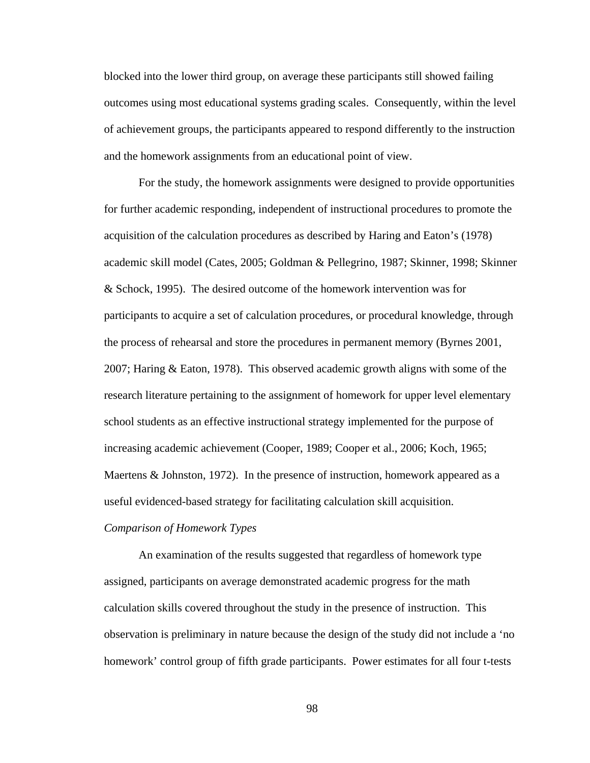blocked into the lower third group, on average these participants still showed failing outcomes using most educational systems grading scales. Consequently, within the level of achievement groups, the participants appeared to respond differently to the instruction and the homework assignments from an educational point of view.

For the study, the homework assignments were designed to provide opportunities for further academic responding, independent of instructional procedures to promote the acquisition of the calculation procedures as described by Haring and Eaton's (1978) academic skill model (Cates, 2005; Goldman & Pellegrino, 1987; Skinner, 1998; Skinner & Schock, 1995). The desired outcome of the homework intervention was for participants to acquire a set of calculation procedures, or procedural knowledge, through the process of rehearsal and store the procedures in permanent memory (Byrnes 2001, 2007; Haring & Eaton, 1978). This observed academic growth aligns with some of the research literature pertaining to the assignment of homework for upper level elementary school students as an effective instructional strategy implemented for the purpose of increasing academic achievement (Cooper, 1989; Cooper et al., 2006; Koch, 1965; Maertens & Johnston, 1972). In the presence of instruction, homework appeared as a useful evidenced-based strategy for facilitating calculation skill acquisition.

*Comparison of Homework Types*

An examination of the results suggested that regardless of homework type assigned, participants on average demonstrated academic progress for the math calculation skills covered throughout the study in the presence of instruction. This observation is preliminary in nature because the design of the study did not include a 'no homework' control group of fifth grade participants. Power estimates for all four t-tests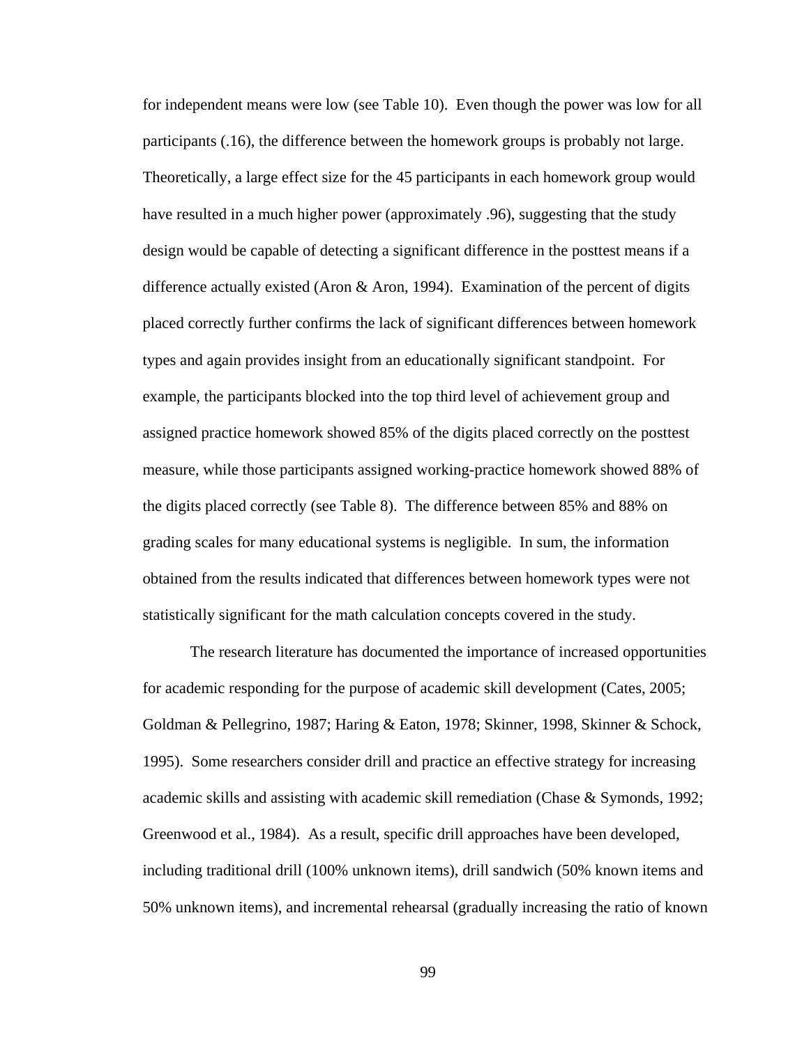for independent means were low (see Table 10). Even though the power was low for all participants (.16), the difference between the homework groups is probably not large. Theoretically, a large effect size for the 45 participants in each homework group would have resulted in a much higher power (approximately .96), suggesting that the study design would be capable of detecting a significant difference in the posttest means if a difference actually existed (Aron & Aron, 1994). Examination of the percent of digits placed correctly further confirms the lack of significant differences between homework types and again provides insight from an educationally significant standpoint. For example, the participants blocked into the top third level of achievement group and assigned practice homework showed 85% of the digits placed correctly on the posttest measure, while those participants assigned working-practice homework showed 88% of the digits placed correctly (see Table 8). The difference between 85% and 88% on grading scales for many educational systems is negligible. In sum, the information obtained from the results indicated that differences between homework types were not statistically significant for the math calculation concepts covered in the study.

The research literature has documented the importance of increased opportunities for academic responding for the purpose of academic skill development (Cates, 2005; Goldman & Pellegrino, 1987; Haring & Eaton, 1978; Skinner, 1998, Skinner & Schock, 1995). Some researchers consider drill and practice an effective strategy for increasing academic skills and assisting with academic skill remediation (Chase & Symonds, 1992; Greenwood et al., 1984). As a result, specific drill approaches have been developed, including traditional drill (100% unknown items), drill sandwich (50% known items and 50% unknown items), and incremental rehearsal (gradually increasing the ratio of known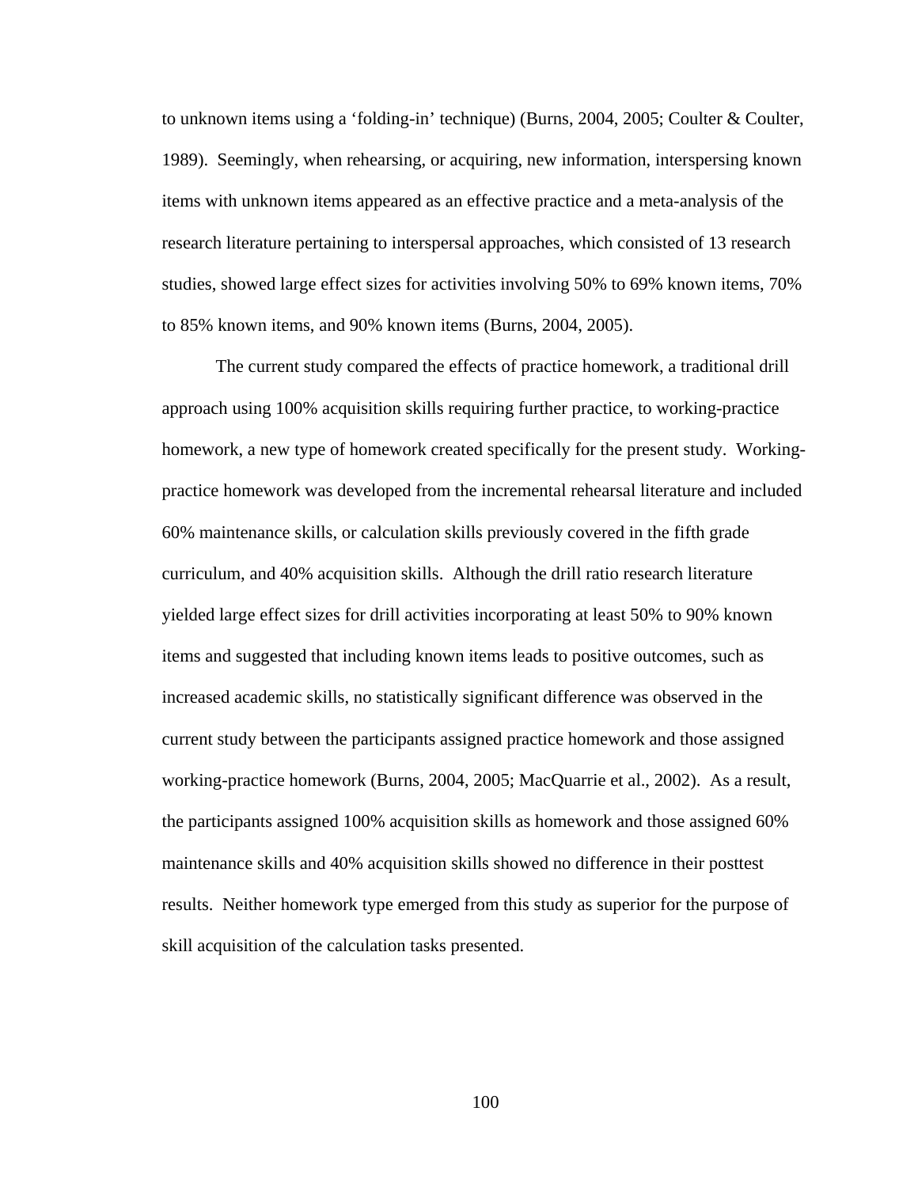to unknown items using a ‘folding-in’ technique) (Burns, 2004, 2005; Coulter & Coulter, 1989). Seemingly, when rehearsing, or acquiring, new information, interspersing known items with unknown items appeared as an effective practice and a meta-analysis of the research literature pertaining to interspersal approaches, which consisted of 13 research studies, showed large effect sizes for activities involving 50% to 69% known items, 70% to 85% known items, and 90% known items (Burns, 2004, 2005).

The current study compared the effects of practice homework, a traditional drill approach using 100% acquisition skills requiring further practice, to working-practice homework, a new type of homework created specifically for the present study. Working-practice homework was developed from the incremental rehearsal literature and included 60% maintenance skills, or calculation skills previously covered in the fifth grade curriculum, and 40% acquisition skills. Although the drill ratio research literature yielded large effect sizes for drill activities incorporating at least 50% to 90% known items and suggested that including known items leads to positive outcomes, such as increased academic skills, no statistically significant difference was observed in the current study between the participants assigned practice homework and those assigned working-practice homework (Burns, 2004, 2005; MacQuarrie et al., 2002). As a result, the participants assigned 100% acquisition skills as homework and those assigned 60% maintenance skills and 40% acquisition skills showed no difference in their posttest results. Neither homework type emerged from this study as superior for the purpose of skill acquisition of the calculation tasks presented.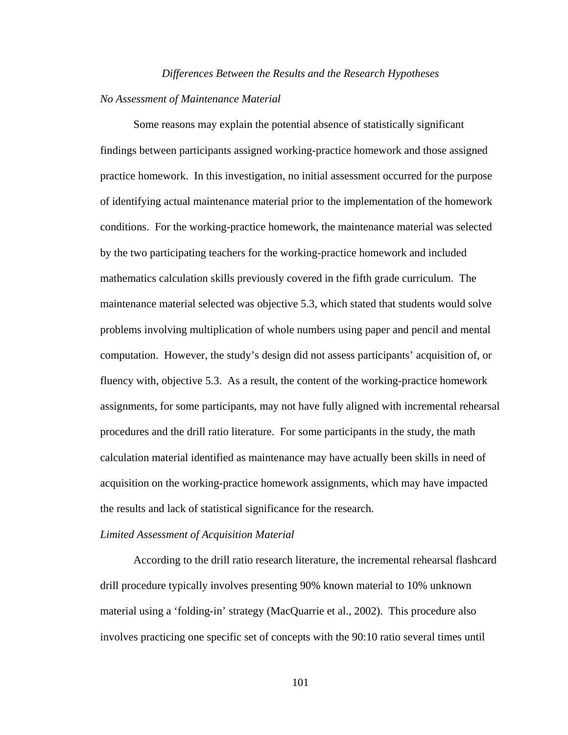### *Differences Between the Results and the Research Hypotheses*

#### *No Assessment of Maintenance Material*

Some reasons may explain the potential absence of statistically significant findings between participants assigned working-practice homework and those assigned practice homework. In this investigation, no initial assessment occurred for the purpose of identifying actual maintenance material prior to the implementation of the homework conditions. For the working-practice homework, the maintenance material was selected by the two participating teachers for the working-practice homework and included mathematics calculation skills previously covered in the fifth grade curriculum. The maintenance material selected was objective 5.3, which stated that students would solve problems involving multiplication of whole numbers using paper and pencil and mental computation. However, the study's design did not assess participants' acquisition of, or fluency with, objective 5.3. As a result, the content of the working-practice homework assignments, for some participants, may not have fully aligned with incremental rehearsal procedures and the drill ratio literature. For some participants in the study, the math calculation material identified as maintenance may have actually been skills in need of acquisition on the working-practice homework assignments, which may have impacted the results and lack of statistical significance for the research.

#### *Limited Assessment of Acquisition Material*

According to the drill ratio research literature, the incremental rehearsal flashcard drill procedure typically involves presenting 90% known material to 10% unknown material using a 'folding-in' strategy (MacQuarrie et al., 2002). This procedure also involves practicing one specific set of concepts with the 90:10 ratio several times until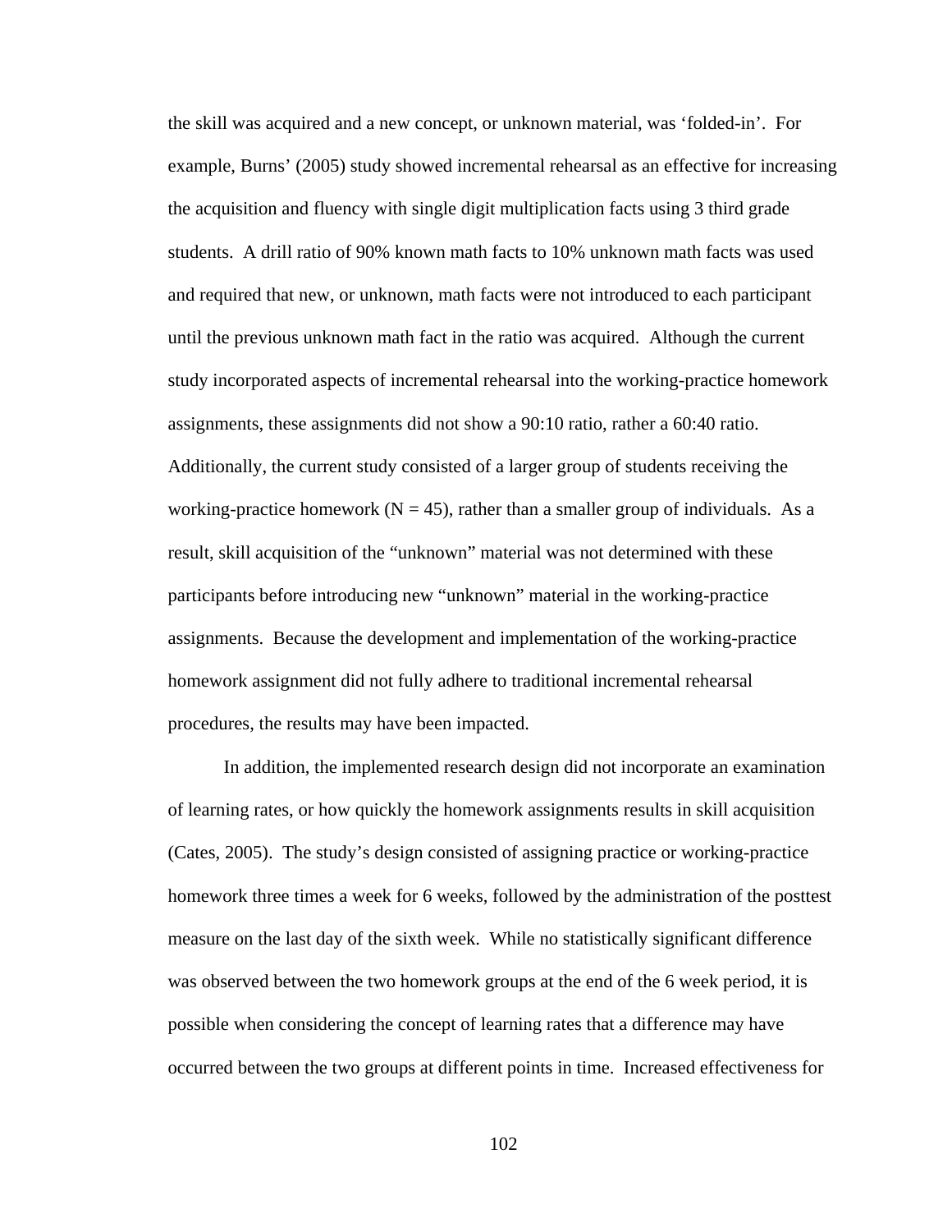the skill was acquired and a new concept, or unknown material, was 'folded-in'. For example, Burns' (2005) study showed incremental rehearsal as an effective for increasing the acquisition and fluency with single digit multiplication facts using 3 third grade students. A drill ratio of 90% known math facts to 10% unknown math facts was used and required that new, or unknown, math facts were not introduced to each participant until the previous unknown math fact in the ratio was acquired. Although the current study incorporated aspects of incremental rehearsal into the working-practice homework assignments, these assignments did not show a 90:10 ratio, rather a 60:40 ratio. Additionally, the current study consisted of a larger group of students receiving the working-practice homework (N = 45), rather than a smaller group of individuals. As a result, skill acquisition of the "unknown" material was not determined with these participants before introducing new "unknown" material in the working-practice assignments. Because the development and implementation of the working-practice homework assignment did not fully adhere to traditional incremental rehearsal procedures, the results may have been impacted.

In addition, the implemented research design did not incorporate an examination of learning rates, or how quickly the homework assignments results in skill acquisition (Cates, 2005). The study's design consisted of assigning practice or working-practice homework three times a week for 6 weeks, followed by the administration of the posttest measure on the last day of the sixth week. While no statistically significant difference was observed between the two homework groups at the end of the 6 week period, it is possible when considering the concept of learning rates that a difference may have occurred between the two groups at different points in time. Increased effectiveness for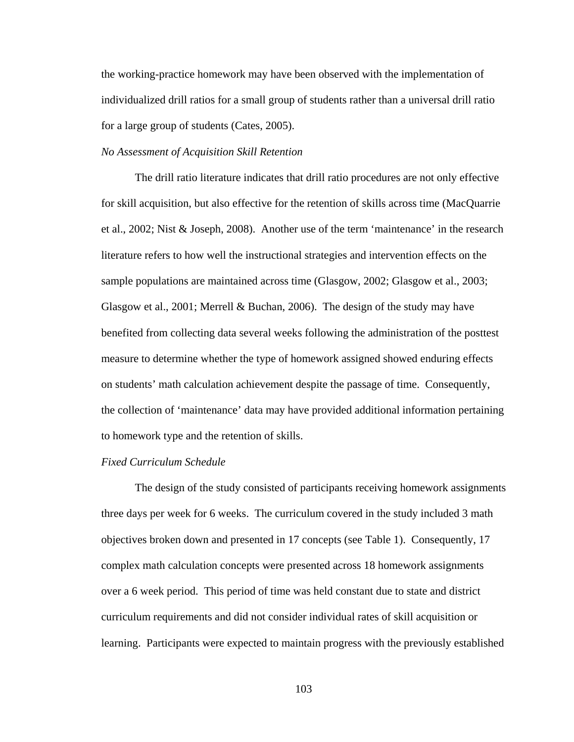the working-practice homework may have been observed with the implementation of individualized drill ratios for a small group of students rather than a universal drill ratio for a large group of students (Cates, 2005).

### *No Assessment of Acquisition Skill Retention*

The drill ratio literature indicates that drill ratio procedures are not only effective for skill acquisition, but also effective for the retention of skills across time (MacQuarrie et al., 2002; Nist & Joseph, 2008). Another use of the term 'maintenance' in the research literature refers to how well the instructional strategies and intervention effects on the sample populations are maintained across time (Glasgow, 2002; Glasgow et al., 2003; Glasgow et al., 2001; Merrell & Buchan, 2006). The design of the study may have benefited from collecting data several weeks following the administration of the posttest measure to determine whether the type of homework assigned showed enduring effects on students' math calculation achievement despite the passage of time. Consequently, the collection of 'maintenance' data may have provided additional information pertaining to homework type and the retention of skills.

### *Fixed Curriculum Schedule*

The design of the study consisted of participants receiving homework assignments three days per week for 6 weeks. The curriculum covered in the study included 3 math objectives broken down and presented in 17 concepts (see Table 1). Consequently, 17 complex math calculation concepts were presented across 18 homework assignments over a 6 week period. This period of time was held constant due to state and district curriculum requirements and did not consider individual rates of skill acquisition or learning. Participants were expected to maintain progress with the previously established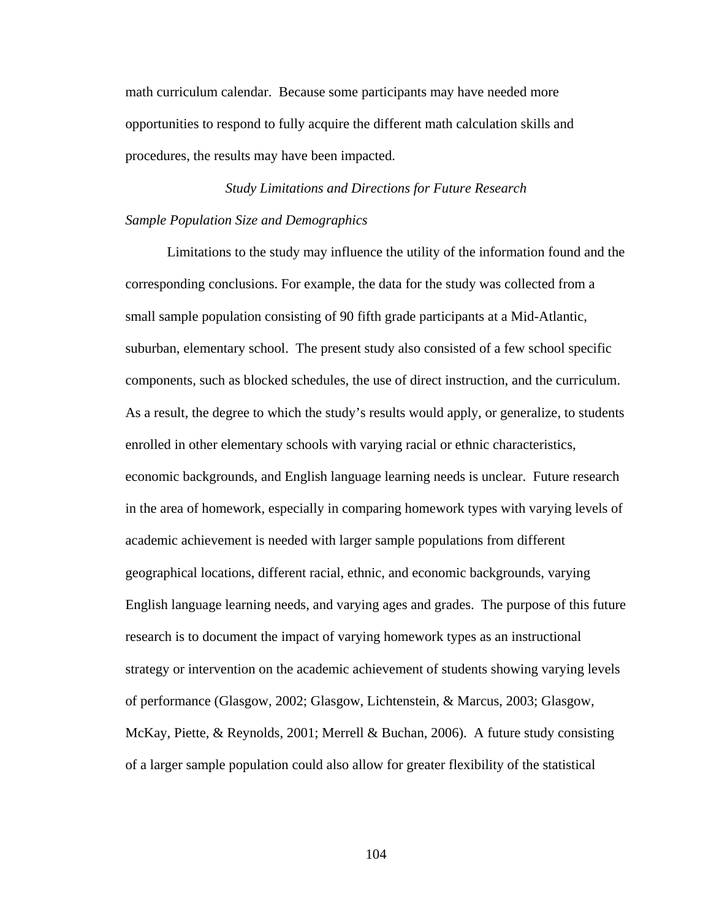math curriculum calendar.  Because some participants may have needed more opportunities to respond to fully acquire the different math calculation skills and procedures, the results may have been impacted.

## *Study Limitations and Directions for Future Research*

### *Sample Population Size and Demographics*

Limitations to the study may influence the utility of the information found and the corresponding conclusions. For example, the data for the study was collected from a small sample population consisting of 90 fifth grade participants at a Mid-Atlantic, suburban, elementary school.  The present study also consisted of a few school specific components, such as blocked schedules, the use of direct instruction, and the curriculum. As a result, the degree to which the study's results would apply, or generalize, to students enrolled in other elementary schools with varying racial or ethnic characteristics, economic backgrounds, and English language learning needs is unclear.  Future research in the area of homework, especially in comparing homework types with varying levels of academic achievement is needed with larger sample populations from different geographical locations, different racial, ethnic, and economic backgrounds, varying English language learning needs, and varying ages and grades.  The purpose of this future research is to document the impact of varying homework types as an instructional strategy or intervention on the academic achievement of students showing varying levels of performance (Glasgow, 2002; Glasgow, Lichtenstein, & Marcus, 2003; Glasgow, McKay, Piette, & Reynolds, 2001; Merrell & Buchan, 2006).  A future study consisting of a larger sample population could also allow for greater flexibility of the statistical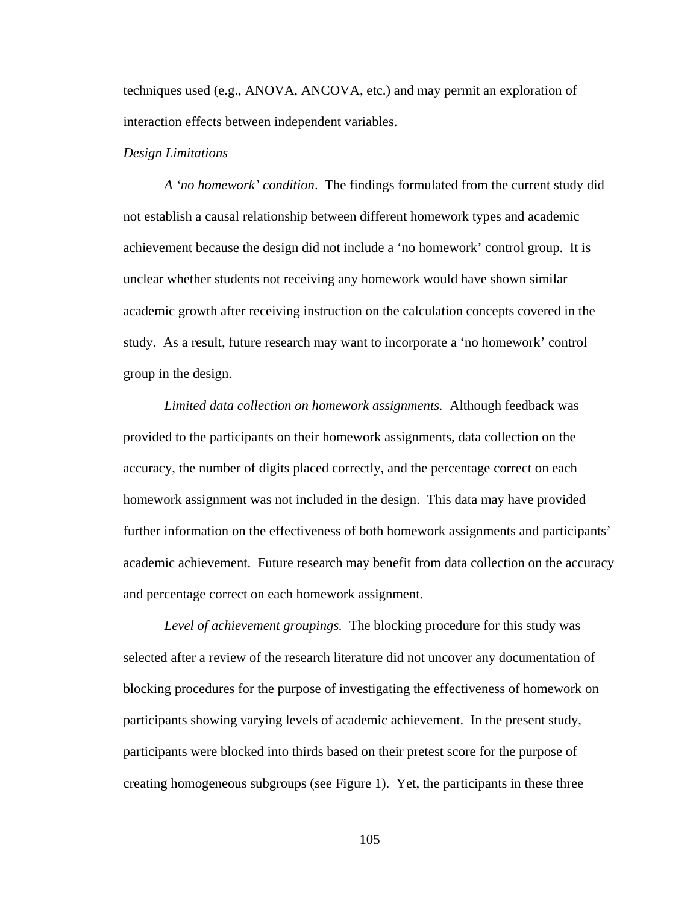techniques used (e.g., ANOVA, ANCOVA, etc.) and may permit an exploration of interaction effects between independent variables.

*Design Limitations*

*A 'no homework' condition*. The findings formulated from the current study did not establish a causal relationship between different homework types and academic achievement because the design did not include a 'no homework' control group. It is unclear whether students not receiving any homework would have shown similar academic growth after receiving instruction on the calculation concepts covered in the study. As a result, future research may want to incorporate a 'no homework' control group in the design.

*Limited data collection on homework assignments.* Although feedback was provided to the participants on their homework assignments, data collection on the accuracy, the number of digits placed correctly, and the percentage correct on each homework assignment was not included in the design. This data may have provided further information on the effectiveness of both homework assignments and participants' academic achievement. Future research may benefit from data collection on the accuracy and percentage correct on each homework assignment.

*Level of achievement groupings.* The blocking procedure for this study was selected after a review of the research literature did not uncover any documentation of blocking procedures for the purpose of investigating the effectiveness of homework on participants showing varying levels of academic achievement. In the present study, participants were blocked into thirds based on their pretest score for the purpose of creating homogeneous subgroups (see Figure 1). Yet, the participants in these three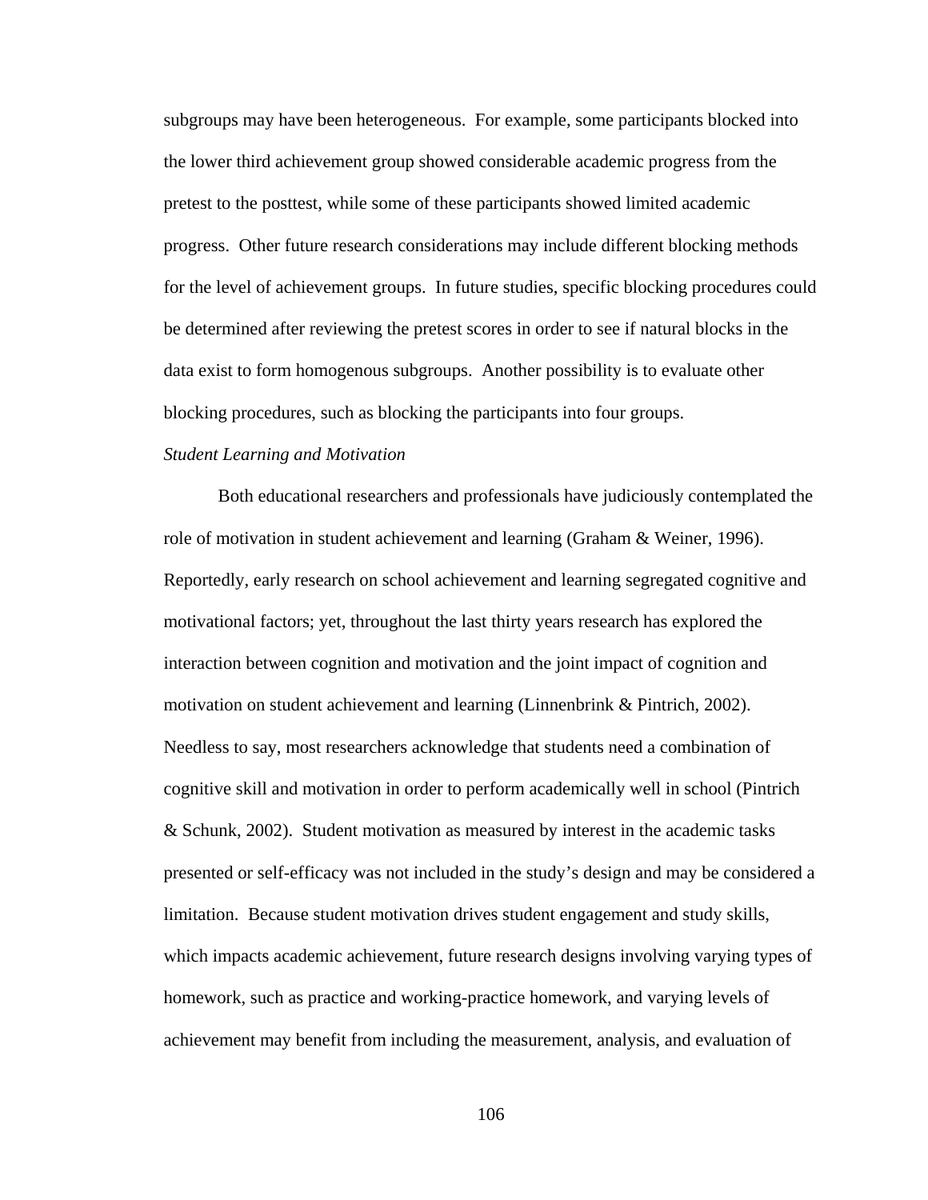subgroups may have been heterogeneous. For example, some participants blocked into the lower third achievement group showed considerable academic progress from the pretest to the posttest, while some of these participants showed limited academic progress. Other future research considerations may include different blocking methods for the level of achievement groups. In future studies, specific blocking procedures could be determined after reviewing the pretest scores in order to see if natural blocks in the data exist to form homogenous subgroups. Another possibility is to evaluate other blocking procedures, such as blocking the participants into four groups.

*Student Learning and Motivation*

Both educational researchers and professionals have judiciously contemplated the role of motivation in student achievement and learning (Graham & Weiner, 1996). Reportedly, early research on school achievement and learning segregated cognitive and motivational factors; yet, throughout the last thirty years research has explored the interaction between cognition and motivation and the joint impact of cognition and motivation on student achievement and learning (Linnenbrink & Pintrich, 2002). Needless to say, most researchers acknowledge that students need a combination of cognitive skill and motivation in order to perform academically well in school (Pintrich & Schunk, 2002). Student motivation as measured by interest in the academic tasks presented or self-efficacy was not included in the study's design and may be considered a limitation. Because student motivation drives student engagement and study skills, which impacts academic achievement, future research designs involving varying types of homework, such as practice and working-practice homework, and varying levels of achievement may benefit from including the measurement, analysis, and evaluation of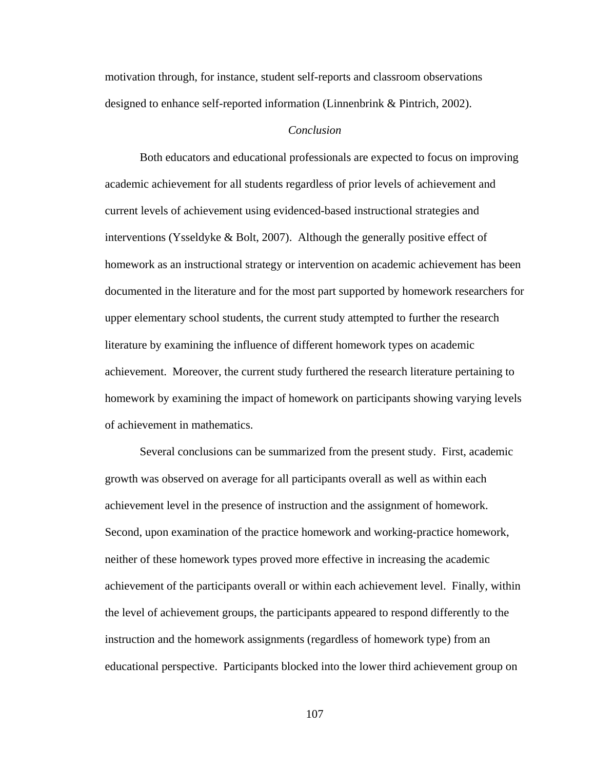motivation through, for instance, student self-reports and classroom observations designed to enhance self-reported information (Linnenbrink & Pintrich, 2002).

### *Conclusion*

Both educators and educational professionals are expected to focus on improving academic achievement for all students regardless of prior levels of achievement and current levels of achievement using evidenced-based instructional strategies and interventions (Ysseldyke & Bolt, 2007). Although the generally positive effect of homework as an instructional strategy or intervention on academic achievement has been documented in the literature and for the most part supported by homework researchers for upper elementary school students, the current study attempted to further the research literature by examining the influence of different homework types on academic achievement. Moreover, the current study furthered the research literature pertaining to homework by examining the impact of homework on participants showing varying levels of achievement in mathematics.

Several conclusions can be summarized from the present study. First, academic growth was observed on average for all participants overall as well as within each achievement level in the presence of instruction and the assignment of homework. Second, upon examination of the practice homework and working-practice homework, neither of these homework types proved more effective in increasing the academic achievement of the participants overall or within each achievement level. Finally, within the level of achievement groups, the participants appeared to respond differently to the instruction and the homework assignments (regardless of homework type) from an educational perspective. Participants blocked into the lower third achievement group on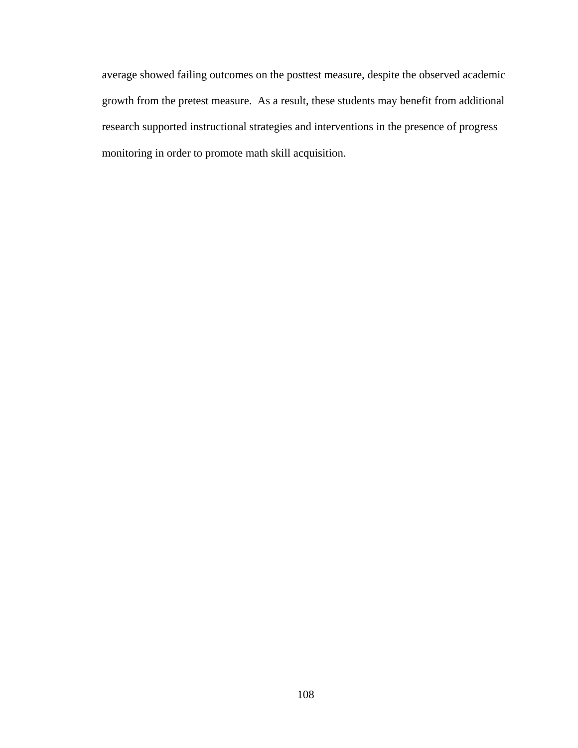average showed failing outcomes on the posttest measure, despite the observed academic growth from the pretest measure. As a result, these students may benefit from additional research supported instructional strategies and interventions in the presence of progress monitoring in order to promote math skill acquisition.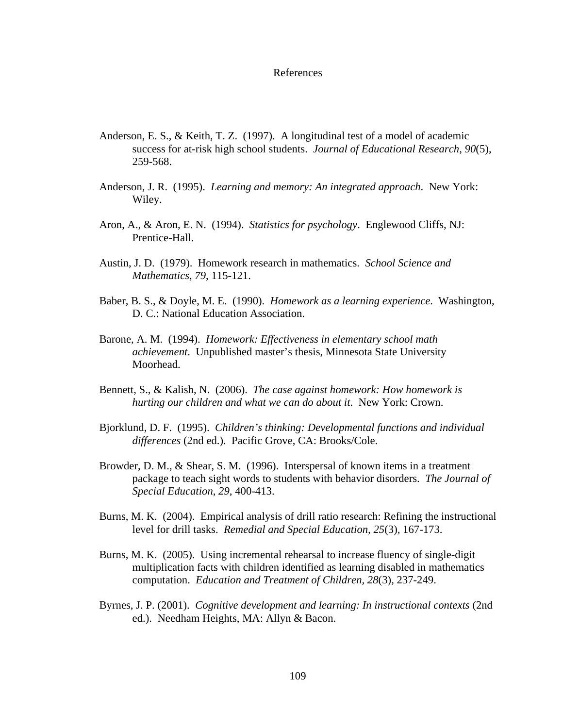# References

Anderson, E. S., & Keith, T. Z. (1997). A longitudinal test of a model of academic success for at-risk high school students. *Journal of Educational Research*, *90*(5), 259-568.

Anderson, J. R. (1995). *Learning and memory: An integrated approach*. New York: Wiley.

Aron, A., & Aron, E. N. (1994). *Statistics for psychology*. Englewood Cliffs, NJ: Prentice-Hall.

Austin, J. D. (1979). Homework research in mathematics. *School Science and Mathematics*, *79*, 115-121.

Baber, B. S., & Doyle, M. E. (1990). *Homework as a learning experience*. Washington, D. C.: National Education Association.

Barone, A. M. (1994). *Homework: Effectiveness in elementary school math achievement*. Unpublished master's thesis, Minnesota State University Moorhead.

Bennett, S., & Kalish, N. (2006). *The case against homework: How homework is hurting our children and what we can do about it*. New York: Crown.

Bjorklund, D. F. (1995). *Children's thinking: Developmental functions and individual differences* (2nd ed.). Pacific Grove, CA: Brooks/Cole.

Browder, D. M., & Shear, S. M. (1996). Interspersal of known items in a treatment package to teach sight words to students with behavior disorders. *The Journal of Special Education*, *29*, 400-413.

Burns, M. K. (2004). Empirical analysis of drill ratio research: Refining the instructional level for drill tasks. *Remedial and Special Education*, *25*(3), 167-173.

Burns, M. K. (2005). Using incremental rehearsal to increase fluency of single-digit multiplication facts with children identified as learning disabled in mathematics computation. *Education and Treatment of Children*, *28*(3), 237-249.

Byrnes, J. P. (2001). *Cognitive development and learning: In instructional contexts* (2nd ed.). Needham Heights, MA: Allyn & Bacon.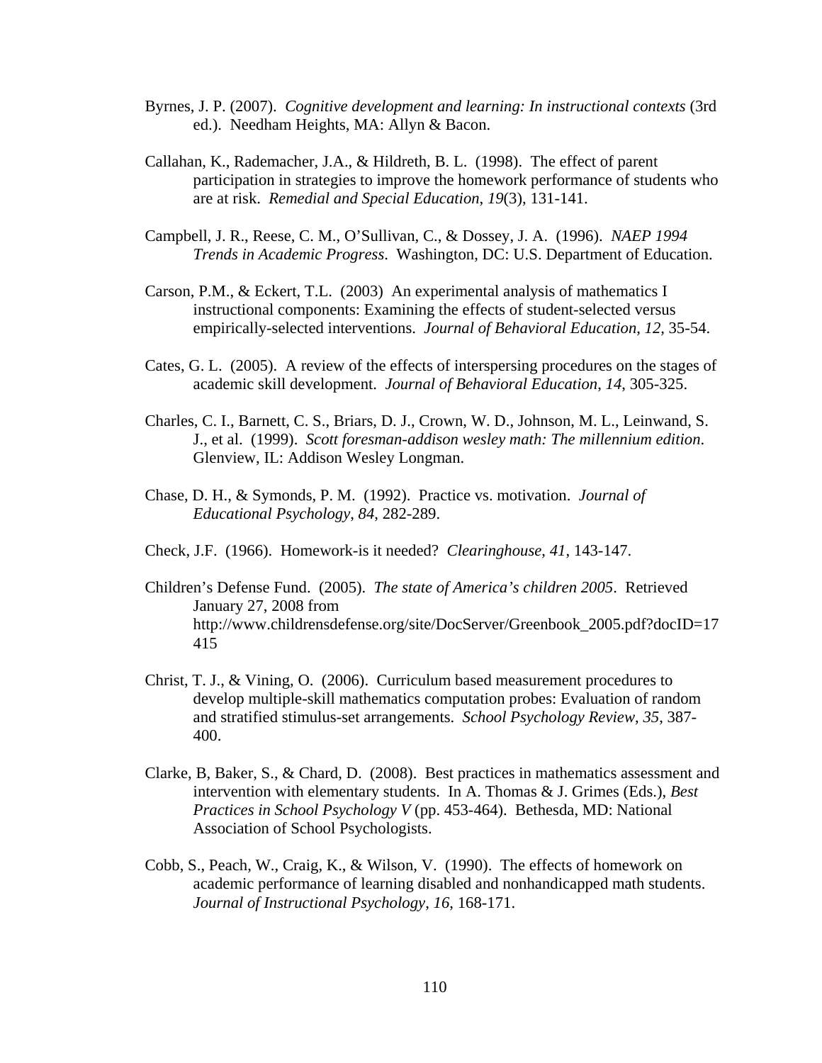Byrnes, J. P. (2007). *Cognitive development and learning: In instructional contexts* (3rd ed.). Needham Heights, MA: Allyn & Bacon.

Callahan, K., Rademacher, J.A., & Hildreth, B. L. (1998). The effect of parent participation in strategies to improve the homework performance of students who are at risk. *Remedial and Special Education*, *19*(3), 131-141.

Campbell, J. R., Reese, C. M., O'Sullivan, C., & Dossey, J. A. (1996). *NAEP 1994 Trends in Academic Progress*. Washington, DC: U.S. Department of Education.

Carson, P.M., & Eckert, T.L. (2003) An experimental analysis of mathematics I instructional components: Examining the effects of student-selected versus empirically-selected interventions. *Journal of Behavioral Education*, *12,* 35-54.

Cates, G. L. (2005). A review of the effects of interspersing procedures on the stages of academic skill development. *Journal of Behavioral Education*, *14*, 305-325.

Charles, C. I., Barnett, C. S., Briars, D. J., Crown, W. D., Johnson, M. L., Leinwand, S. J., et al. (1999). *Scott foresman-addison wesley math: The millennium edition*. Glenview, IL: Addison Wesley Longman.

Chase, D. H., & Symonds, P. M. (1992). Practice vs. motivation. *Journal of Educational Psychology*, *84*, 282-289.

Check, J.F. (1966). Homework-is it needed? *Clearinghouse*, *41*, 143-147.

Children's Defense Fund. (2005). *The state of America's children 2005*. Retrieved January 27, 2008 from http://www.childrensdefense.org/site/DocServer/Greenbook_2005.pdf?docID=17415

Christ, T. J., & Vining, O. (2006). Curriculum based measurement procedures to develop multiple-skill mathematics computation probes: Evaluation of random and stratified stimulus-set arrangements. *School Psychology Review*, *35*, 387-400.

Clarke, B, Baker, S., & Chard, D. (2008). Best practices in mathematics assessment and intervention with elementary students. In A. Thomas & J. Grimes (Eds.), *Best Practices in School Psychology V* (pp. 453-464). Bethesda, MD: National Association of School Psychologists.

Cobb, S., Peach, W., Craig, K., & Wilson, V. (1990). The effects of homework on academic performance of learning disabled and nonhandicapped math students. *Journal of Instructional Psychology*, *16*, 168-171.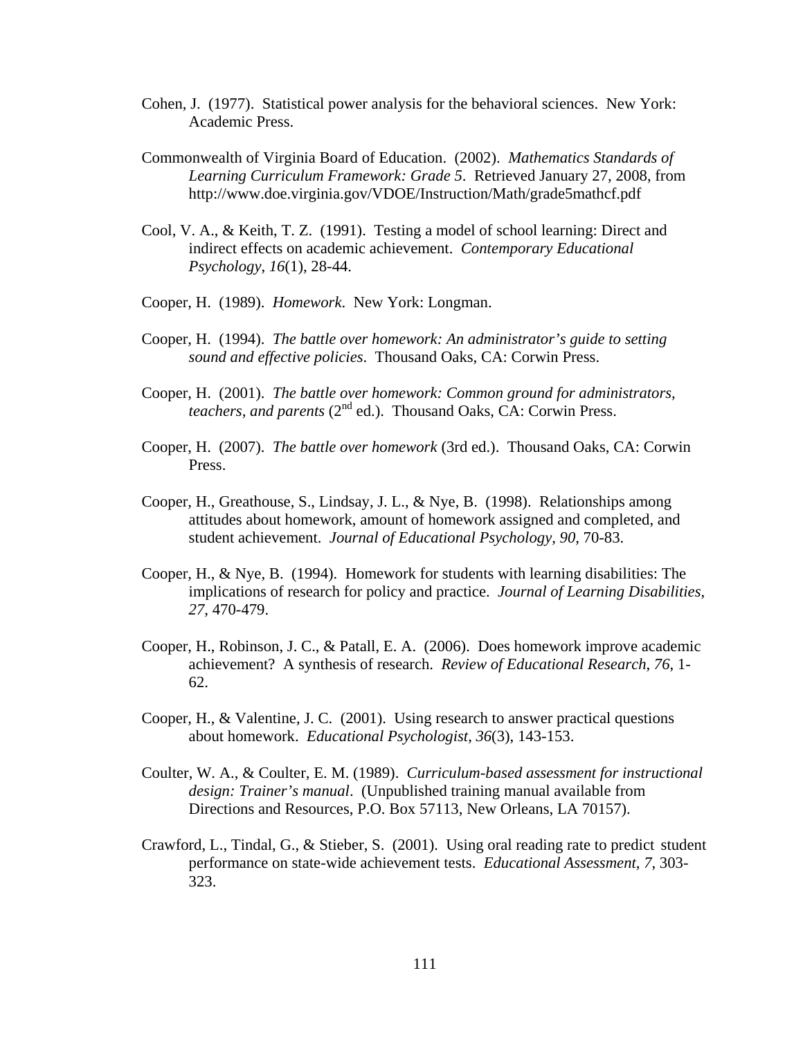Cohen, J. (1977). Statistical power analysis for the behavioral sciences. New York: Academic Press.

Commonwealth of Virginia Board of Education. (2002). *Mathematics Standards of Learning Curriculum Framework: Grade 5*. Retrieved January 27, 2008, from http://www.doe.virginia.gov/VDOE/Instruction/Math/grade5mathcf.pdf

Cool, V. A., & Keith, T. Z. (1991). Testing a model of school learning: Direct and indirect effects on academic achievement. *Contemporary Educational Psychology*, *16*(1), 28-44.

Cooper, H. (1989). *Homework*. New York: Longman.

Cooper, H. (1994). *The battle over homework: An administrator's guide to setting sound and effective policies*. Thousand Oaks, CA: Corwin Press.

Cooper, H. (2001). *The battle over homework: Common ground for administrators, teachers, and parents* (2nd ed.). Thousand Oaks, CA: Corwin Press.

Cooper, H. (2007). *The battle over homework* (3rd ed.). Thousand Oaks, CA: Corwin Press.

Cooper, H., Greathouse, S., Lindsay, J. L., & Nye, B. (1998). Relationships among attitudes about homework, amount of homework assigned and completed, and student achievement. *Journal of Educational Psychology, 90*, 70-83.

Cooper, H., & Nye, B. (1994). Homework for students with learning disabilities: The implications of research for policy and practice. *Journal of Learning Disabilities*, *27*, 470-479.

Cooper, H., Robinson, J. C., & Patall, E. A. (2006). Does homework improve academic achievement? A synthesis of research. *Review of Educational Research*, *76*, 1-62.

Cooper, H., & Valentine, J. C. (2001). Using research to answer practical questions about homework. *Educational Psychologist*, *36*(3), 143-153.

Coulter, W. A., & Coulter, E. M. (1989). *Curriculum-based assessment for instructional design: Trainer's manual*. (Unpublished training manual available from Directions and Resources, P.O. Box 57113, New Orleans, LA 70157).

Crawford, L., Tindal, G., & Stieber, S. (2001). Using oral reading rate to predict student performance on state-wide achievement tests. *Educational Assessment*, *7*, 303-323.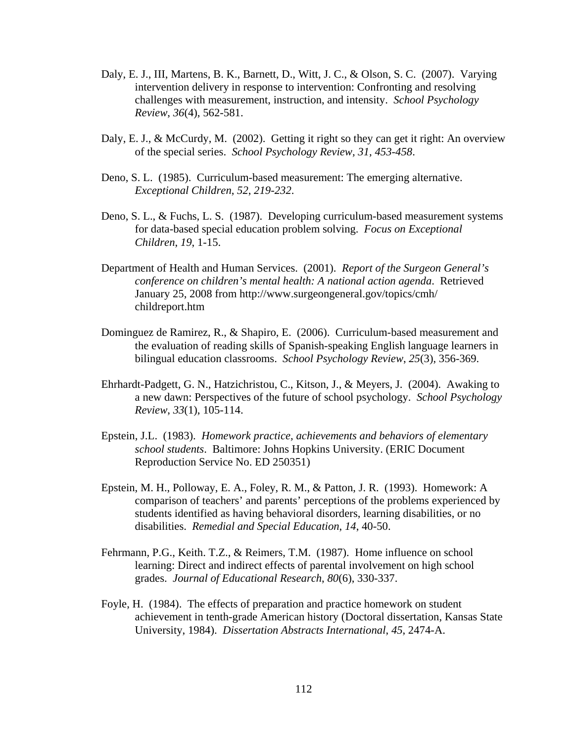Daly, E. J., III, Martens, B. K., Barnett, D., Witt, J. C., & Olson, S. C. (2007). Varying intervention delivery in response to intervention: Confronting and resolving challenges with measurement, instruction, and intensity. *School Psychology Review*, *36*(4), 562-581.

Daly, E. J., & McCurdy, M. (2002). Getting it right so they can get it right: An overview of the special series. *School Psychology Review, 31, 453-458*.

Deno, S. L. (1985). Curriculum-based measurement: The emerging alternative. *Exceptional Children, 52, 219-232*.

Deno, S. L., & Fuchs, L. S. (1987). Developing curriculum-based measurement systems for data-based special education problem solving. *Focus on Exceptional Children*, *19*, 1-15.

Department of Health and Human Services. (2001). *Report of the Surgeon General's conference on children's mental health: A national action agenda*. Retrieved January 25, 2008 from http://www.surgeongeneral.gov/topics/cmh/ childreport.htm

Dominguez de Ramirez, R., & Shapiro, E. (2006). Curriculum-based measurement and the evaluation of reading skills of Spanish-speaking English language learners in bilingual education classrooms. *School Psychology Review*, *25*(3), 356-369.

Ehrhardt-Padgett, G. N., Hatzichristou, C., Kitson, J., & Meyers, J. (2004). Awaking to a new dawn: Perspectives of the future of school psychology. *School Psychology Review*, *33*(1), 105-114.

Epstein, J.L. (1983). *Homework practice, achievements and behaviors of elementary school students*. Baltimore: Johns Hopkins University. (ERIC Document Reproduction Service No. ED 250351)

Epstein, M. H., Polloway, E. A., Foley, R. M., & Patton, J. R. (1993). Homework: A comparison of teachers' and parents' perceptions of the problems experienced by students identified as having behavioral disorders, learning disabilities, or no disabilities. *Remedial and Special Education*, *14*, 40-50.

Fehrmann, P.G., Keith. T.Z., & Reimers, T.M. (1987). Home influence on school learning: Direct and indirect effects of parental involvement on high school grades. *Journal of Educational Research, 80*(6), 330-337.

Foyle, H. (1984). The effects of preparation and practice homework on student achievement in tenth-grade American history (Doctoral dissertation, Kansas State University, 1984). *Dissertation Abstracts International*, *45*, 2474-A.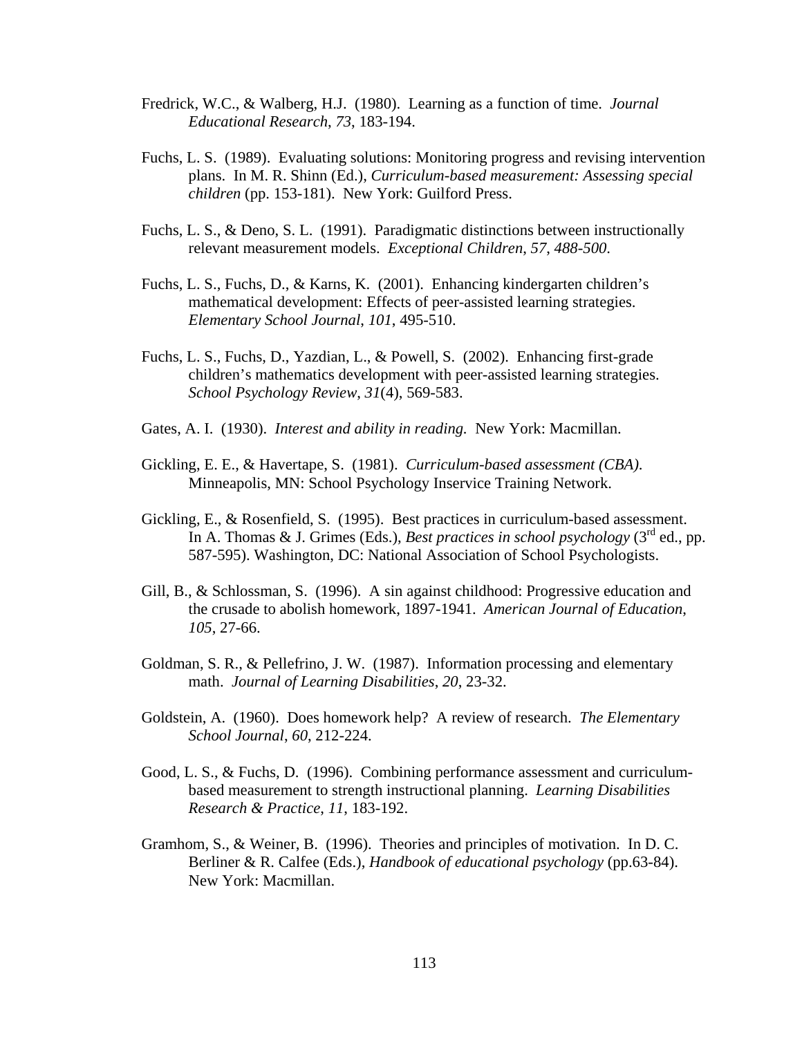Fredrick, W.C., & Walberg, H.J. (1980). Learning as a function of time. *Journal Educational Research*, *73*, 183-194.

Fuchs, L. S. (1989). Evaluating solutions: Monitoring progress and revising intervention plans. In M. R. Shinn (Ed.), *Curriculum-based measurement: Assessing special children* (pp. 153-181). New York: Guilford Press.

Fuchs, L. S., & Deno, S. L. (1991). Paradigmatic distinctions between instructionally relevant measurement models. *Exceptional Children*, *57*, *488-500*.

Fuchs, L. S., Fuchs, D., & Karns, K. (2001). Enhancing kindergarten children's mathematical development: Effects of peer-assisted learning strategies. *Elementary School Journal*, *101*, 495-510.

Fuchs, L. S., Fuchs, D., Yazdian, L., & Powell, S. (2002). Enhancing first-grade children's mathematics development with peer-assisted learning strategies. *School Psychology Review*, *31*(4), 569-583.

Gates, A. I. (1930). *Interest and ability in reading.* New York: Macmillan.

Gickling, E. E., & Havertape, S. (1981). *Curriculum-based assessment (CBA)*. Minneapolis, MN: School Psychology Inservice Training Network.

Gickling, E., & Rosenfield, S. (1995). Best practices in curriculum-based assessment. In A. Thomas & J. Grimes (Eds.), *Best practices in school psychology* (3rd ed., pp. 587-595). Washington, DC: National Association of School Psychologists.

Gill, B., & Schlossman, S. (1996). A sin against childhood: Progressive education and the crusade to abolish homework, 1897-1941. *American Journal of Education*, *105*, 27-66.

Goldman, S. R., & Pellefrino, J. W. (1987). Information processing and elementary math. *Journal of Learning Disabilities*, *20*, 23-32.

Goldstein, A. (1960). Does homework help? A review of research. *The Elementary School Journal*, *60*, 212-224.

Good, L. S., & Fuchs, D. (1996). Combining performance assessment and curriculum-based measurement to strength instructional planning. *Learning Disabilities Research & Practice*, *11*, 183-192.

Gramhom, S., & Weiner, B. (1996). Theories and principles of motivation. In D. C. Berliner & R. Calfee (Eds.), *Handbook of educational psychology* (pp.63-84). New York: Macmillan.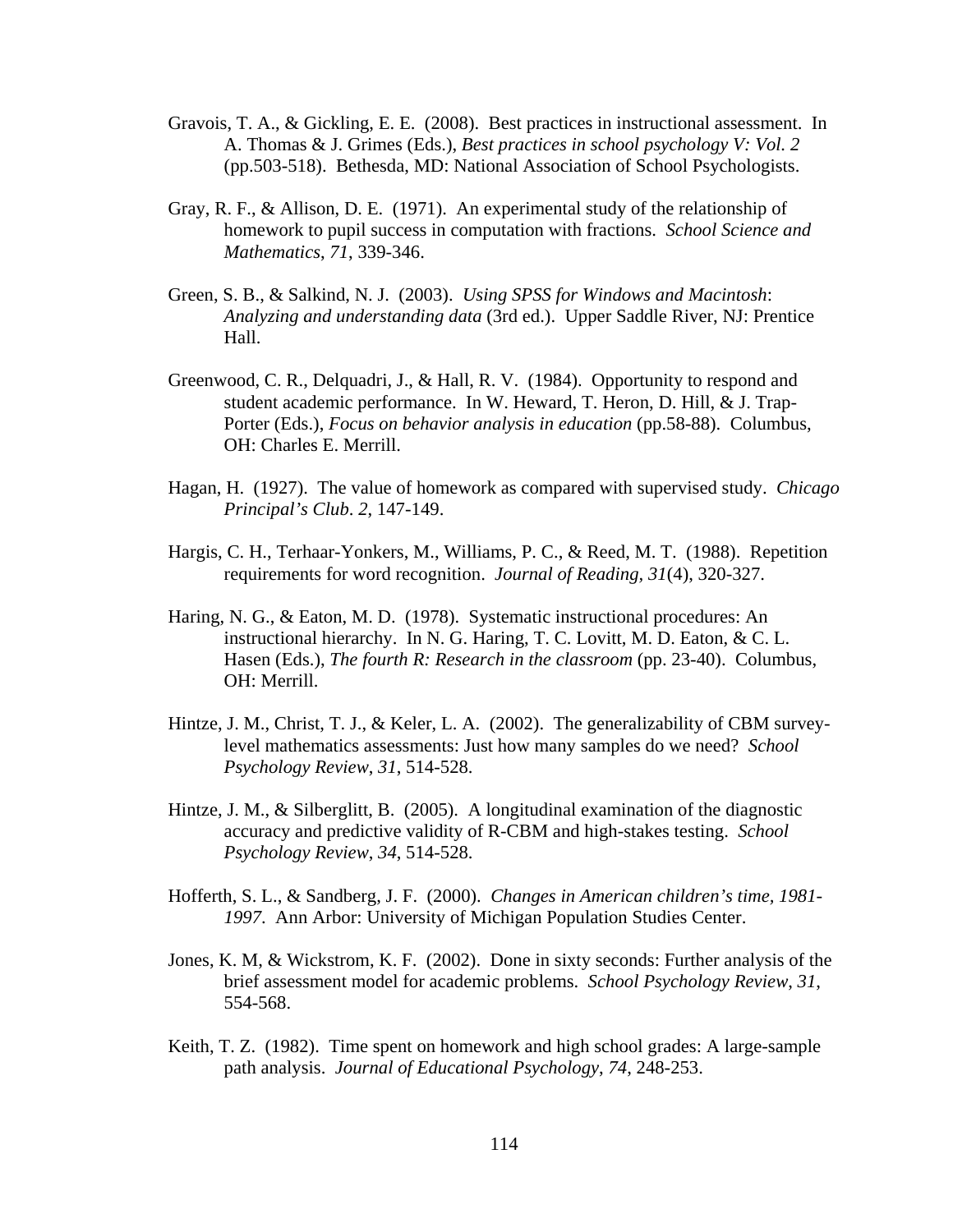Gravois, T. A., & Gickling, E. E. (2008). Best practices in instructional assessment. In A. Thomas & J. Grimes (Eds.), *Best practices in school psychology V: Vol. 2* (pp.503-518). Bethesda, MD: National Association of School Psychologists.

Gray, R. F., & Allison, D. E. (1971). An experimental study of the relationship of homework to pupil success in computation with fractions. *School Science and Mathematics*, *71*, 339-346.

Green, S. B., & Salkind, N. J. (2003). *Using SPSS for Windows and Macintosh*: *Analyzing and understanding data* (3rd ed.). Upper Saddle River, NJ: Prentice Hall.

Greenwood, C. R., Delquadri, J., & Hall, R. V. (1984). Opportunity to respond and student academic performance. In W. Heward, T. Heron, D. Hill, & J. Trap-Porter (Eds.), *Focus on behavior analysis in education* (pp.58-88). Columbus, OH: Charles E. Merrill.

Hagan, H. (1927). The value of homework as compared with supervised study. *Chicago Principal's Club*. *2*, 147-149.

Hargis, C. H., Terhaar-Yonkers, M., Williams, P. C., & Reed, M. T. (1988). Repetition requirements for word recognition. *Journal of Reading*, *31*(4), 320-327.

Haring, N. G., & Eaton, M. D. (1978). Systematic instructional procedures: An instructional hierarchy. In N. G. Haring, T. C. Lovitt, M. D. Eaton, & C. L. Hasen (Eds.), *The fourth R: Research in the classroom* (pp. 23-40). Columbus, OH: Merrill.

Hintze, J. M., Christ, T. J., & Keler, L. A. (2002). The generalizability of CBM survey-level mathematics assessments: Just how many samples do we need? *School Psychology Review*, *31*, 514-528.

Hintze, J. M., & Silberglitt, B. (2005). A longitudinal examination of the diagnostic accuracy and predictive validity of R-CBM and high-stakes testing. *School Psychology Review*, *34*, 514-528.

Hofferth, S. L., & Sandberg, J. F. (2000). *Changes in American children's time, 1981-1997*. Ann Arbor: University of Michigan Population Studies Center.

Jones, K. M, & Wickstrom, K. F. (2002). Done in sixty seconds: Further analysis of the brief assessment model for academic problems. *School Psychology Review*, *31*, 554-568.

Keith, T. Z. (1982). Time spent on homework and high school grades: A large-sample path analysis. *Journal of Educational Psychology*, *74*, 248-253.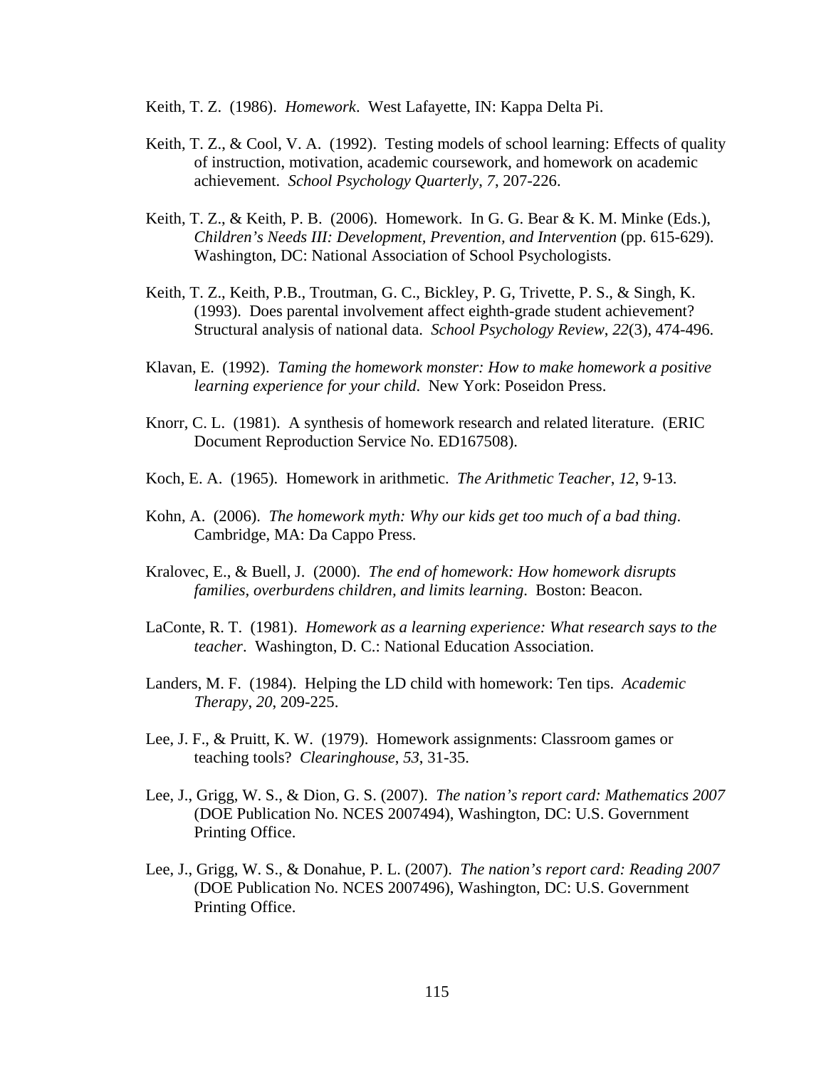Keith, T. Z. (1986). *Homework*. West Lafayette, IN: Kappa Delta Pi.

Keith, T. Z., & Cool, V. A. (1992). Testing models of school learning: Effects of quality of instruction, motivation, academic coursework, and homework on academic achievement. *School Psychology Quarterly*, *7*, 207-226.

Keith, T. Z., & Keith, P. B. (2006). Homework. In G. G. Bear & K. M. Minke (Eds.), *Children's Needs III: Development, Prevention, and Intervention* (pp. 615-629). Washington, DC: National Association of School Psychologists.

Keith, T. Z., Keith, P.B., Troutman, G. C., Bickley, P. G, Trivette, P. S., & Singh, K. (1993). Does parental involvement affect eighth-grade student achievement? Structural analysis of national data. *School Psychology Review*, *22*(3), 474-496.

Klavan, E. (1992). *Taming the homework monster: How to make homework a positive learning experience for your child*. New York: Poseidon Press.

Knorr, C. L. (1981). A synthesis of homework research and related literature. (ERIC Document Reproduction Service No. ED167508).

Koch, E. A. (1965). Homework in arithmetic. *The Arithmetic Teacher*, *12*, 9-13.

Kohn, A. (2006). *The homework myth: Why our kids get too much of a bad thing*. Cambridge, MA: Da Cappo Press.

Kralovec, E., & Buell, J. (2000). *The end of homework: How homework disrupts families, overburdens children, and limits learning*. Boston: Beacon.

LaConte, R. T. (1981). *Homework as a learning experience: What research says to the teacher*. Washington, D. C.: National Education Association.

Landers, M. F. (1984). Helping the LD child with homework: Ten tips. *Academic Therapy*, *20*, 209-225.

Lee, J. F., & Pruitt, K. W. (1979). Homework assignments: Classroom games or teaching tools? *Clearinghouse*, *53*, 31-35.

Lee, J., Grigg, W. S., & Dion, G. S. (2007). *The nation's report card: Mathematics 2007* (DOE Publication No. NCES 2007494), Washington, DC: U.S. Government Printing Office.

Lee, J., Grigg, W. S., & Donahue, P. L. (2007). *The nation's report card: Reading 2007* (DOE Publication No. NCES 2007496), Washington, DC: U.S. Government Printing Office.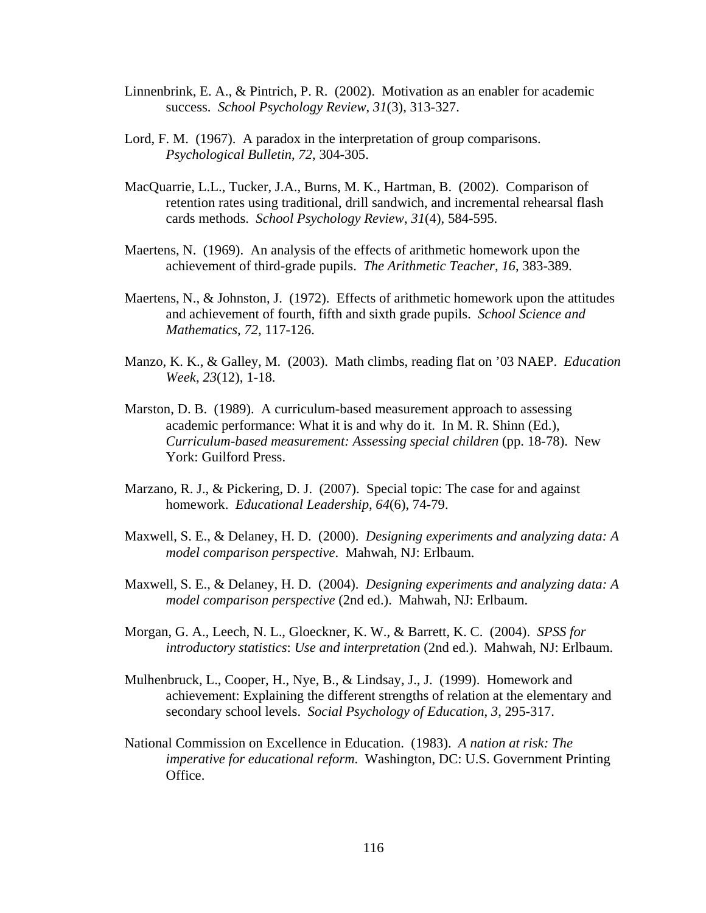Linnenbrink, E. A., & Pintrich, P. R. (2002). Motivation as an enabler for academic success. *School Psychology Review*, *31*(3), 313-327.

Lord, F. M. (1967). A paradox in the interpretation of group comparisons. *Psychological Bulletin*, *72*, 304-305.

MacQuarrie, L.L., Tucker, J.A., Burns, M. K., Hartman, B. (2002). Comparison of retention rates using traditional, drill sandwich, and incremental rehearsal flash cards methods. *School Psychology Review*, *31*(4), 584-595.

Maertens, N. (1969). An analysis of the effects of arithmetic homework upon the achievement of third-grade pupils. *The Arithmetic Teacher*, *16*, 383-389.

Maertens, N., & Johnston, J. (1972). Effects of arithmetic homework upon the attitudes and achievement of fourth, fifth and sixth grade pupils. *School Science and Mathematics*, *72*, 117-126.

Manzo, K. K., & Galley, M. (2003). Math climbs, reading flat on '03 NAEP. *Education Week*, *23*(12), 1-18.

Marston, D. B. (1989). A curriculum-based measurement approach to assessing academic performance: What it is and why do it. In M. R. Shinn (Ed.), *Curriculum-based measurement: Assessing special children* (pp. 18-78). New York: Guilford Press.

Marzano, R. J., & Pickering, D. J. (2007). Special topic: The case for and against homework. *Educational Leadership*, *64*(6), 74-79.

Maxwell, S. E., & Delaney, H. D. (2000). *Designing experiments and analyzing data: A model comparison perspective*. Mahwah, NJ: Erlbaum.

Maxwell, S. E., & Delaney, H. D. (2004). *Designing experiments and analyzing data: A model comparison perspective* (2nd ed.). Mahwah, NJ: Erlbaum.

Morgan, G. A., Leech, N. L., Gloeckner, K. W., & Barrett, K. C. (2004). *SPSS for introductory statistics*: *Use and interpretation* (2nd ed.). Mahwah, NJ: Erlbaum.

Mulhenbruck, L., Cooper, H., Nye, B., & Lindsay, J., J. (1999). Homework and achievement: Explaining the different strengths of relation at the elementary and secondary school levels. *Social Psychology of Education, 3,* 295-317.

National Commission on Excellence in Education. (1983). *A nation at risk: The imperative for educational reform*. Washington, DC: U.S. Government Printing Office.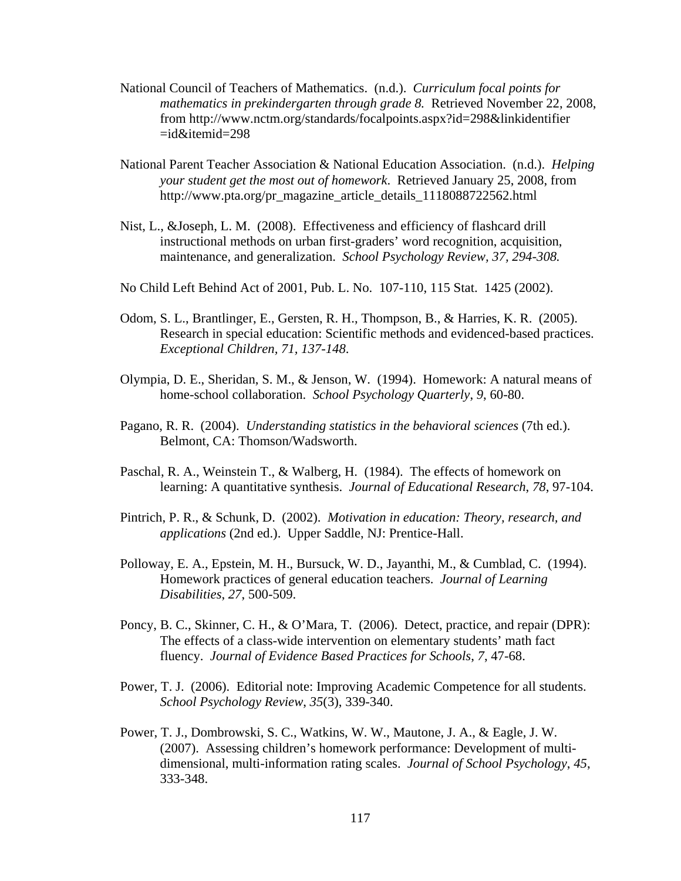National Council of Teachers of Mathematics. (n.d.). *Curriculum focal points for mathematics in prekindergarten through grade 8.* Retrieved November 22, 2008, from http://www.nctm.org/standards/focalpoints.aspx?id=298&linkidentifier=id&itemid=298

National Parent Teacher Association & National Education Association. (n.d.). *Helping your student get the most out of homework*. Retrieved January 25, 2008, from http://www.pta.org/pr_magazine_article_details_1118088722562.html

Nist, L., &Joseph, L. M. (2008). Effectiveness and efficiency of flashcard drill instructional methods on urban first-graders' word recognition, acquisition, maintenance, and generalization. *School Psychology Review, 37, 294-308.*

No Child Left Behind Act of 2001, Pub. L. No. 107-110, 115 Stat. 1425 (2002).

Odom, S. L., Brantlinger, E., Gersten, R. H., Thompson, B., & Harries, K. R. (2005). Research in special education: Scientific methods and evidenced-based practices. *Exceptional Children, 71, 137-148.*

Olympia, D. E., Sheridan, S. M., & Jenson, W. (1994). Homework: A natural means of home-school collaboration. *School Psychology Quarterly*, *9*, 60-80.

Pagano, R. R. (2004). *Understanding statistics in the behavioral sciences* (7th ed.). Belmont, CA: Thomson/Wadsworth.

Paschal, R. A., Weinstein T., & Walberg, H. (1984). The effects of homework on learning: A quantitative synthesis. *Journal of Educational Research*, *78*, 97-104.

Pintrich, P. R., & Schunk, D. (2002). *Motivation in education: Theory, research, and applications* (2nd ed.). Upper Saddle, NJ: Prentice-Hall.

Polloway, E. A., Epstein, M. H., Bursuck, W. D., Jayanthi, M., & Cumblad, C. (1994). Homework practices of general education teachers. *Journal of Learning Disabilities*, *27*, 500-509.

Poncy, B. C., Skinner, C. H., & O'Mara, T. (2006). Detect, practice, and repair (DPR): The effects of a class-wide intervention on elementary students' math fact fluency. *Journal of Evidence Based Practices for Schools*, *7*, 47-68.

Power, T. J. (2006). Editorial note: Improving Academic Competence for all students. *School Psychology Review*, *35*(3), 339-340.

Power, T. J., Dombrowski, S. C., Watkins, W. W., Mautone, J. A., & Eagle, J. W. (2007). Assessing children's homework performance: Development of multi-dimensional, multi-information rating scales. *Journal of School Psychology*, *45*, 333-348.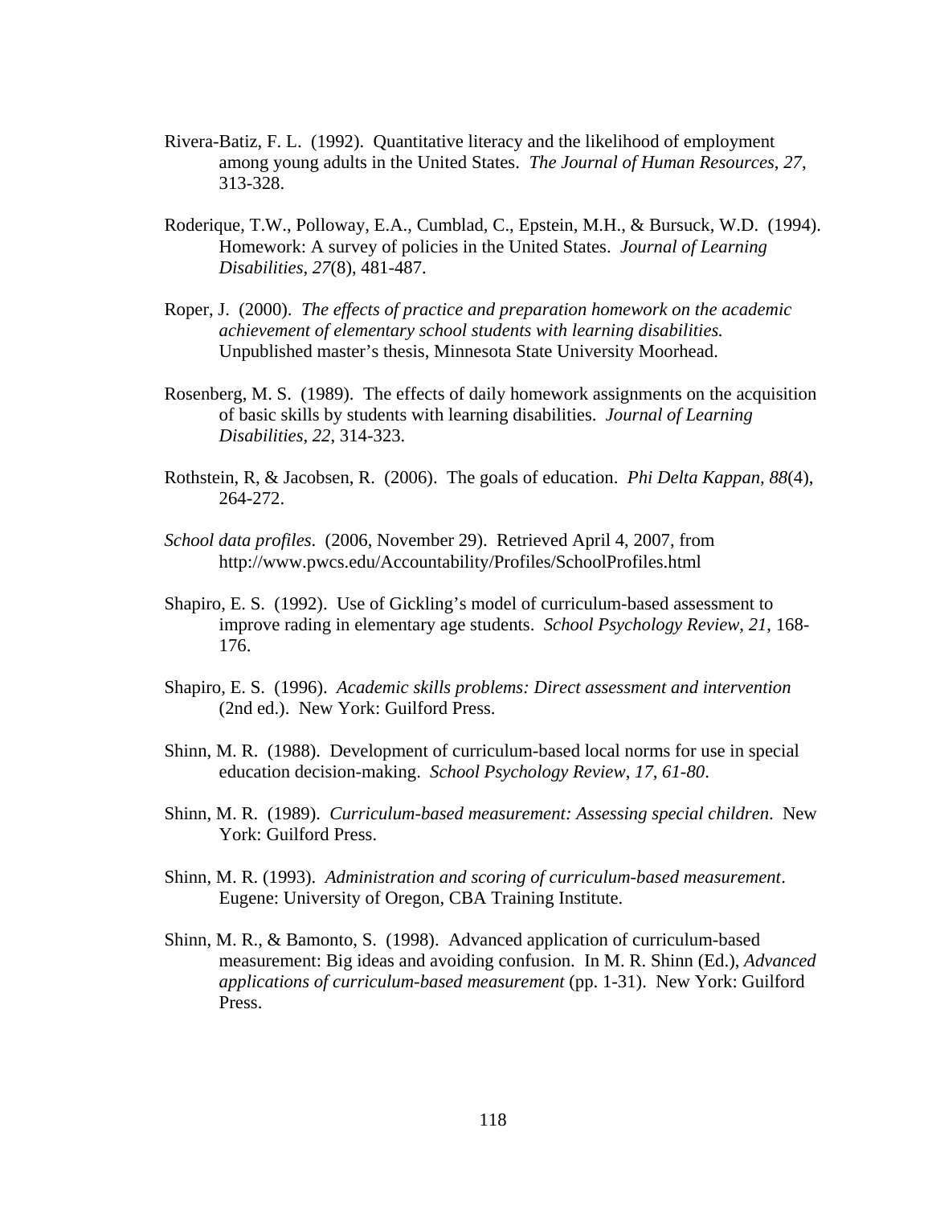Rivera-Batiz, F. L. (1992). Quantitative literacy and the likelihood of employment among young adults in the United States. *The Journal of Human Resources*, *27*, 313-328.

Roderique, T.W., Polloway, E.A., Cumblad, C., Epstein, M.H., & Bursuck, W.D. (1994). Homework: A survey of policies in the United States. *Journal of Learning Disabilities*, *27*(8), 481-487.

Roper, J. (2000). *The effects of practice and preparation homework on the academic achievement of elementary school students with learning disabilities.* Unpublished master's thesis, Minnesota State University Moorhead.

Rosenberg, M. S. (1989). The effects of daily homework assignments on the acquisition of basic skills by students with learning disabilities. *Journal of Learning Disabilities*, *22*, 314-323.

Rothstein, R, & Jacobsen, R. (2006). The goals of education. *Phi Delta Kappan*, *88*(4), 264-272.

*School data profiles*. (2006, November 29). Retrieved April 4, 2007, from http://www.pwcs.edu/Accountability/Profiles/SchoolProfiles.html

Shapiro, E. S. (1992). Use of Gickling's model of curriculum-based assessment to improve rading in elementary age students. *School Psychology Review*, *21*, 168-176.

Shapiro, E. S. (1996). *Academic skills problems: Direct assessment and intervention* (2nd ed.). New York: Guilford Press.

Shinn, M. R. (1988). Development of curriculum-based local norms for use in special education decision-making. *School Psychology Review*, *17*, *61-80*.

Shinn, M. R. (1989). *Curriculum-based measurement: Assessing special children*. New York: Guilford Press.

Shinn, M. R. (1993). *Administration and scoring of curriculum-based measurement*. Eugene: University of Oregon, CBA Training Institute.

Shinn, M. R., & Bamonto, S. (1998). Advanced application of curriculum-based measurement: Big ideas and avoiding confusion. In M. R. Shinn (Ed.), *Advanced applications of curriculum-based measurement* (pp. 1-31). New York: Guilford Press.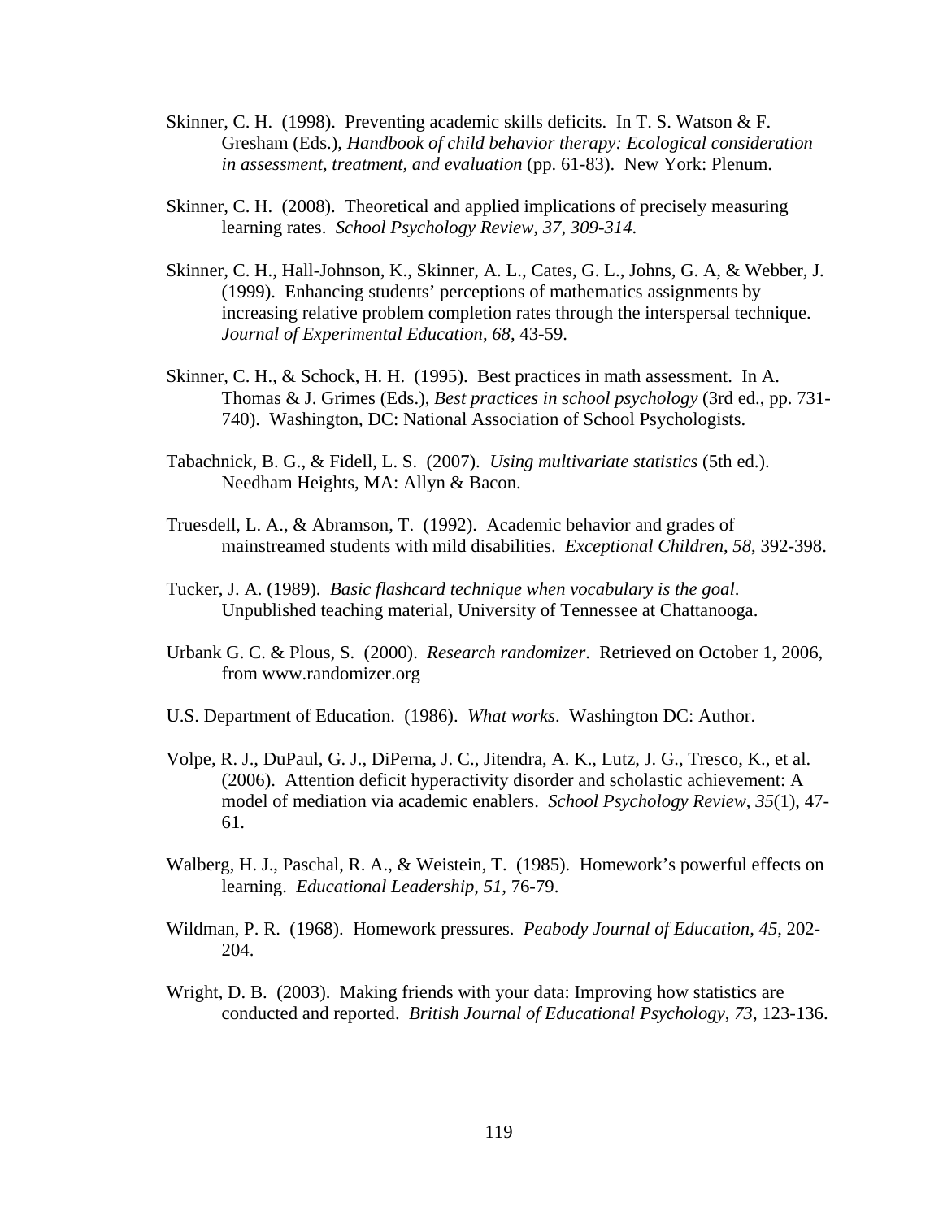Skinner, C. H. (1998). Preventing academic skills deficits. In T. S. Watson & F. Gresham (Eds.), *Handbook of child behavior therapy: Ecological consideration in assessment, treatment, and evaluation* (pp. 61-83). New York: Plenum.

Skinner, C. H. (2008). Theoretical and applied implications of precisely measuring learning rates. *School Psychology Review, 37, 309-314.*

Skinner, C. H., Hall-Johnson, K., Skinner, A. L., Cates, G. L., Johns, G. A, & Webber, J. (1999). Enhancing students' perceptions of mathematics assignments by increasing relative problem completion rates through the interspersal technique. *Journal of Experimental Education*, *68*, 43-59.

Skinner, C. H., & Schock, H. H. (1995). Best practices in math assessment. In A. Thomas & J. Grimes (Eds.), *Best practices in school psychology* (3rd ed., pp. 731-740). Washington, DC: National Association of School Psychologists.

Tabachnick, B. G., & Fidell, L. S. (2007). *Using multivariate statistics* (5th ed.). Needham Heights, MA: Allyn & Bacon.

Truesdell, L. A., & Abramson, T. (1992). Academic behavior and grades of mainstreamed students with mild disabilities. *Exceptional Children*, *58*, 392-398.

Tucker, J. A. (1989). *Basic flashcard technique when vocabulary is the goal*. Unpublished teaching material, University of Tennessee at Chattanooga.

Urbank G. C. & Plous, S. (2000). *Research randomizer*. Retrieved on October 1, 2006, from www.randomizer.org

U.S. Department of Education. (1986). *What works*. Washington DC: Author.

Volpe, R. J., DuPaul, G. J., DiPerna, J. C., Jitendra, A. K., Lutz, J. G., Tresco, K., et al. (2006). Attention deficit hyperactivity disorder and scholastic achievement: A model of mediation via academic enablers. *School Psychology Review*, *35*(1), 47-61.

Walberg, H. J., Paschal, R. A., & Weistein, T. (1985). Homework's powerful effects on learning. *Educational Leadership*, *51*, 76-79.

Wildman, P. R. (1968). Homework pressures. *Peabody Journal of Education*, *45*, 202-204.

Wright, D. B. (2003). Making friends with your data: Improving how statistics are conducted and reported. *British Journal of Educational Psychology*, *73*, 123-136.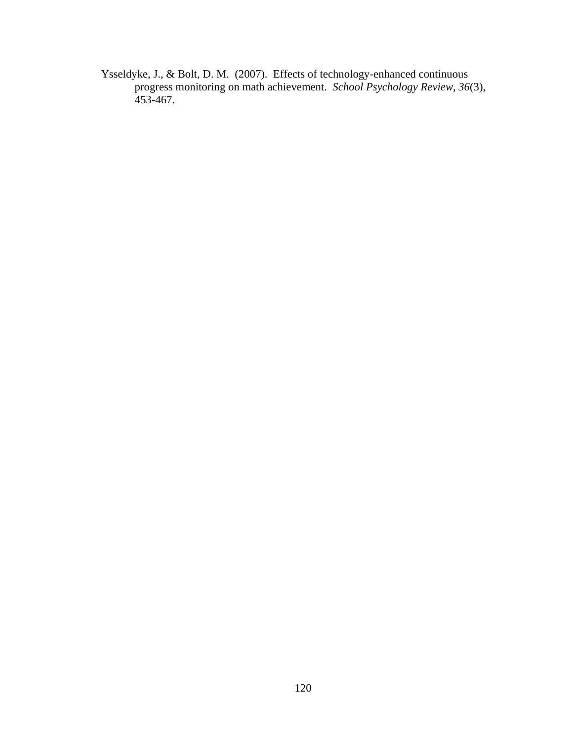Ysseldyke, J., & Bolt, D. M. (2007). Effects of technology-enhanced continuous progress monitoring on math achievement. *School Psychology Review*, *36*(3), 453-467.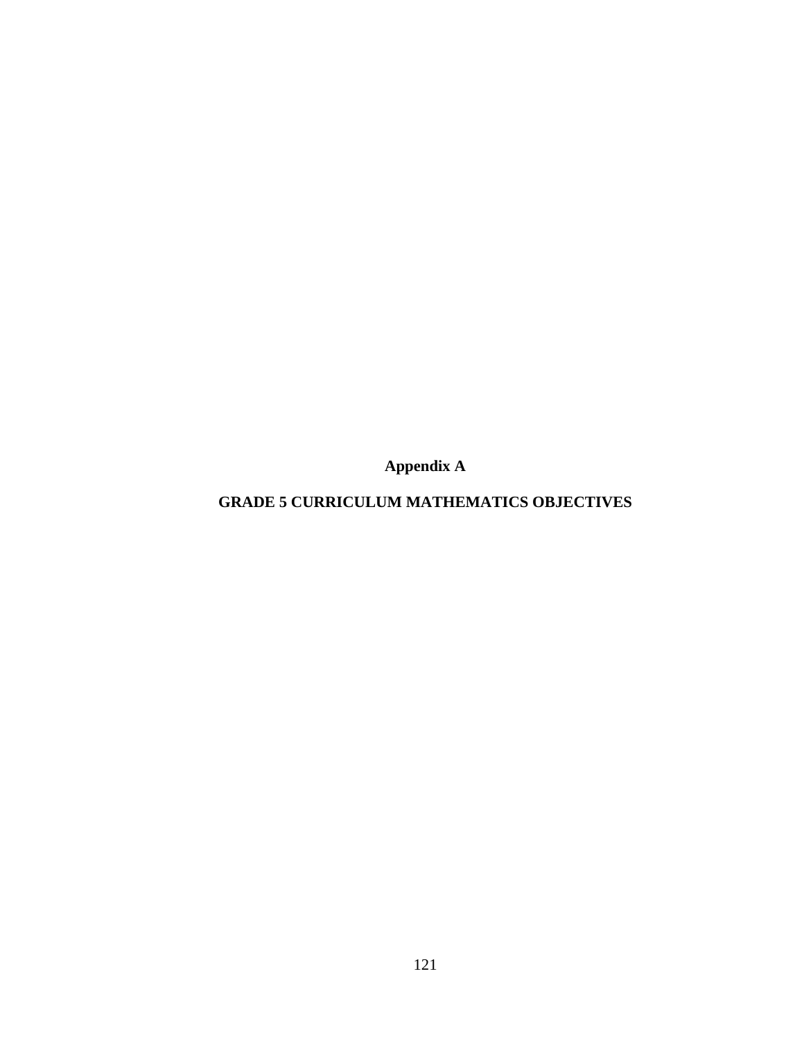# Appendix A

## GRADE 5 CURRICULUM MATHEMATICS OBJECTIVES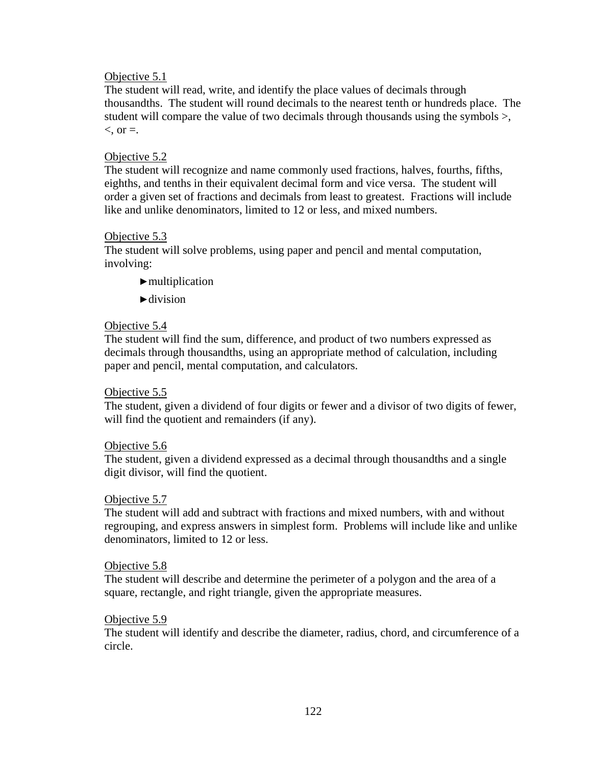Objective 5.1

The student will read, write, and identify the place values of decimals through thousandths. The student will round decimals to the nearest tenth or hundreds place. The student will compare the value of two decimals through thousands using the symbols >, <, or =.

Objective 5.2

The student will recognize and name commonly used fractions, halves, fourths, fifths, eighths, and tenths in their equivalent decimal form and vice versa. The student will order a given set of fractions and decimals from least to greatest. Fractions will include like and unlike denominators, limited to 12 or less, and mixed numbers.

Objective 5.3

The student will solve problems, using paper and pencil and mental computation, involving:

- ►multiplication
- ►division

Objective 5.4

The student will find the sum, difference, and product of two numbers expressed as decimals through thousandths, using an appropriate method of calculation, including paper and pencil, mental computation, and calculators.

Objective 5.5

The student, given a dividend of four digits or fewer and a divisor of two digits of fewer, will find the quotient and remainders (if any).

Objective 5.6

The student, given a dividend expressed as a decimal through thousandths and a single digit divisor, will find the quotient.

Objective 5.7

The student will add and subtract with fractions and mixed numbers, with and without regrouping, and express answers in simplest form. Problems will include like and unlike denominators, limited to 12 or less.

Objective 5.8

The student will describe and determine the perimeter of a polygon and the area of a square, rectangle, and right triangle, given the appropriate measures.

Objective 5.9

The student will identify and describe the diameter, radius, chord, and circumference of a circle.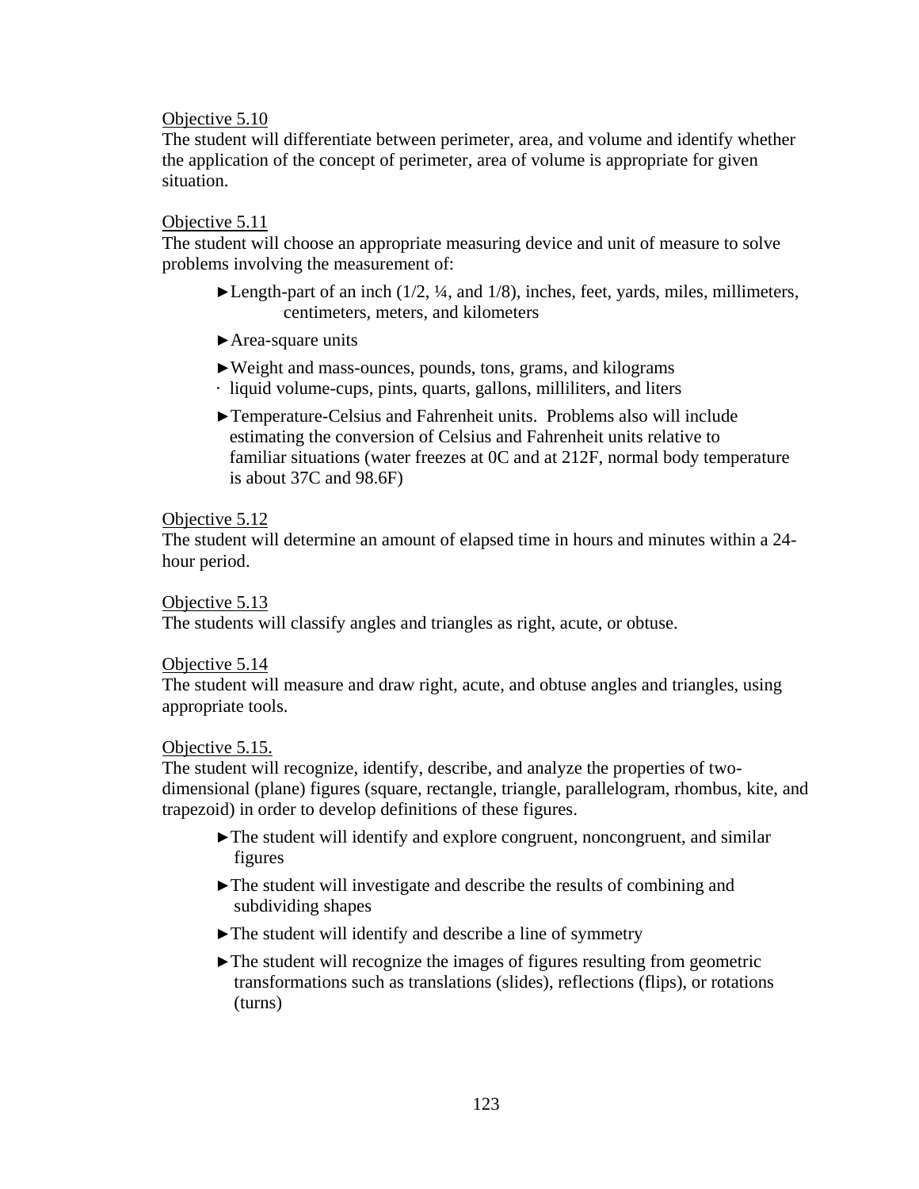Objective 5.10

The student will differentiate between perimeter, area, and volume and identify whether the application of the concept of perimeter, area of volume is appropriate for given situation.

Objective 5.11

The student will choose an appropriate measuring device and unit of measure to solve problems involving the measurement of:

- ►Length-part of an inch (1/2, ¼, and 1/8), inches, feet, yards, miles, millimeters, centimeters, meters, and kilometers
- ►Area-square units
- ►Weight and mass-ounces, pounds, tons, grams, and kilograms
- · liquid volume-cups, pints, quarts, gallons, milliliters, and liters
- ►Temperature-Celsius and Fahrenheit units. Problems also will include estimating the conversion of Celsius and Fahrenheit units relative to familiar situations (water freezes at 0C and at 212F, normal body temperature is about 37C and 98.6F)

Objective 5.12

The student will determine an amount of elapsed time in hours and minutes within a 24-hour period.

Objective 5.13

The students will classify angles and triangles as right, acute, or obtuse.

Objective 5.14

The student will measure and draw right, acute, and obtuse angles and triangles, using appropriate tools.

Objective 5.15.

The student will recognize, identify, describe, and analyze the properties of two-dimensional (plane) figures (square, rectangle, triangle, parallelogram, rhombus, kite, and trapezoid) in order to develop definitions of these figures.

- ►The student will identify and explore congruent, noncongruent, and similar figures
- ►The student will investigate and describe the results of combining and subdividing shapes
- ►The student will identify and describe a line of symmetry
- ►The student will recognize the images of figures resulting from geometric transformations such as translations (slides), reflections (flips), or rotations (turns)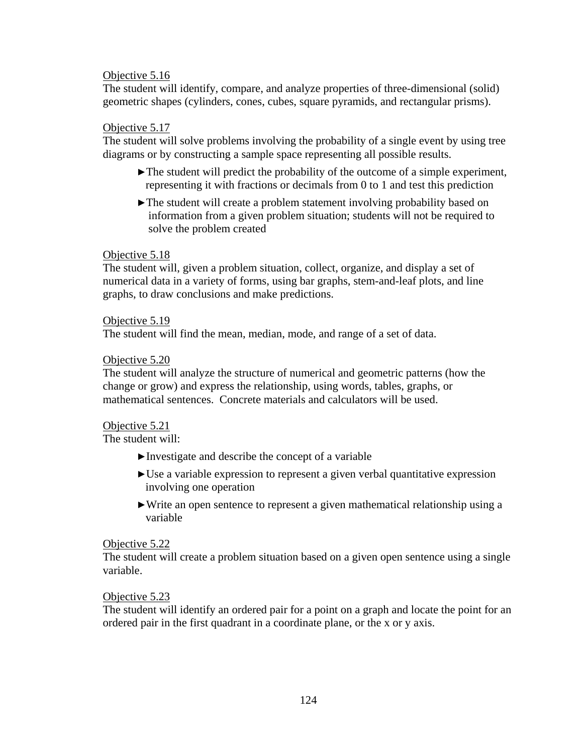Objective 5.16

The student will identify, compare, and analyze properties of three-dimensional (solid) geometric shapes (cylinders, cones, cubes, square pyramids, and rectangular prisms).

Objective 5.17

The student will solve problems involving the probability of a single event by using tree diagrams or by constructing a sample space representing all possible results.

- ►The student will predict the probability of the outcome of a simple experiment, representing it with fractions or decimals from 0 to 1 and test this prediction
- ►The student will create a problem statement involving probability based on information from a given problem situation; students will not be required to solve the problem created

Objective 5.18

The student will, given a problem situation, collect, organize, and display a set of numerical data in a variety of forms, using bar graphs, stem-and-leaf plots, and line graphs, to draw conclusions and make predictions.

Objective 5.19

The student will find the mean, median, mode, and range of a set of data.

Objective 5.20

The student will analyze the structure of numerical and geometric patterns (how the change or grow) and express the relationship, using words, tables, graphs, or mathematical sentences. Concrete materials and calculators will be used.

Objective 5.21

The student will:

- ►Investigate and describe the concept of a variable
- ►Use a variable expression to represent a given verbal quantitative expression involving one operation
- ►Write an open sentence to represent a given mathematical relationship using a variable

Objective 5.22

The student will create a problem situation based on a given open sentence using a single variable.

Objective 5.23

The student will identify an ordered pair for a point on a graph and locate the point for an ordered pair in the first quadrant in a coordinate plane, or the x or y axis.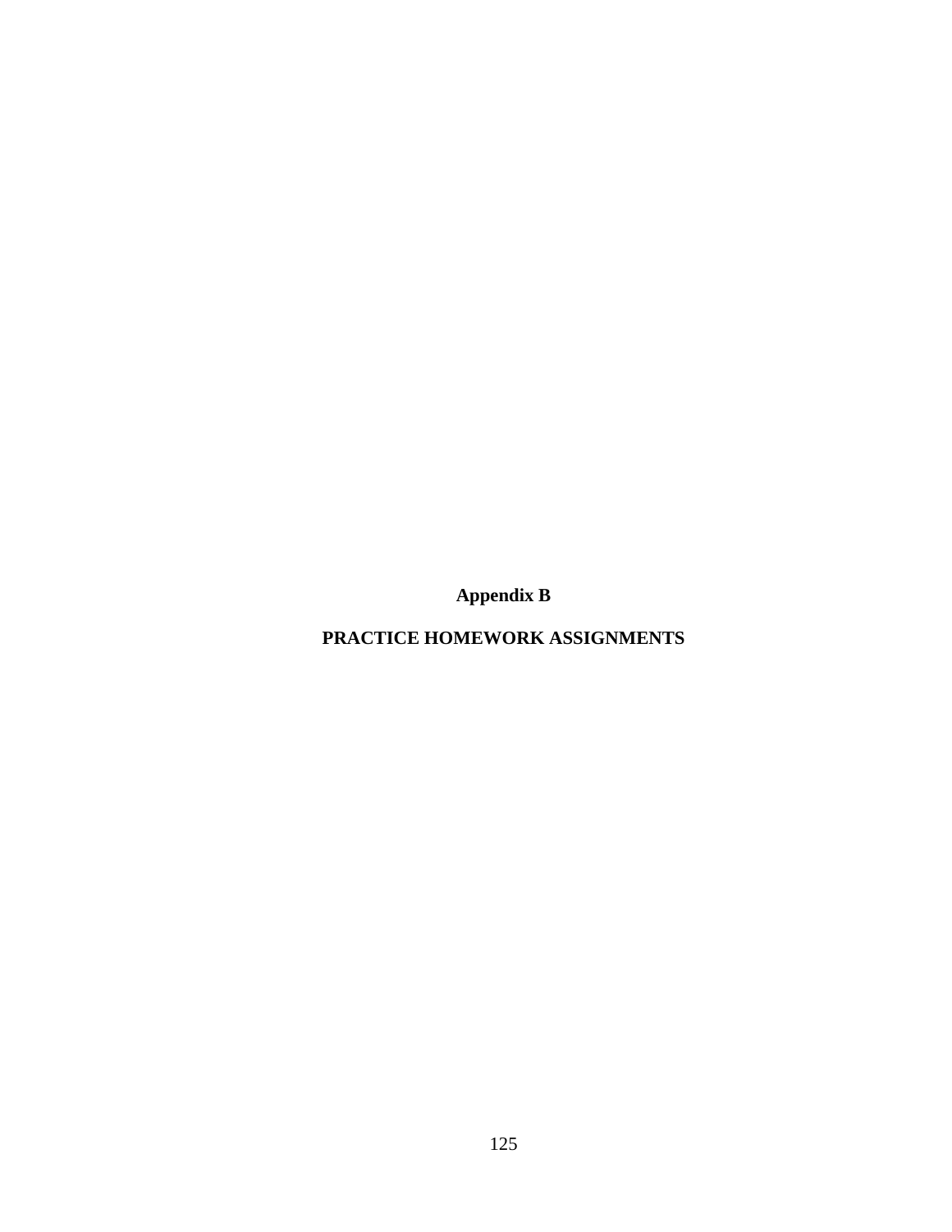# Appendix B

# PRACTICE HOMEWORK ASSIGNMENTS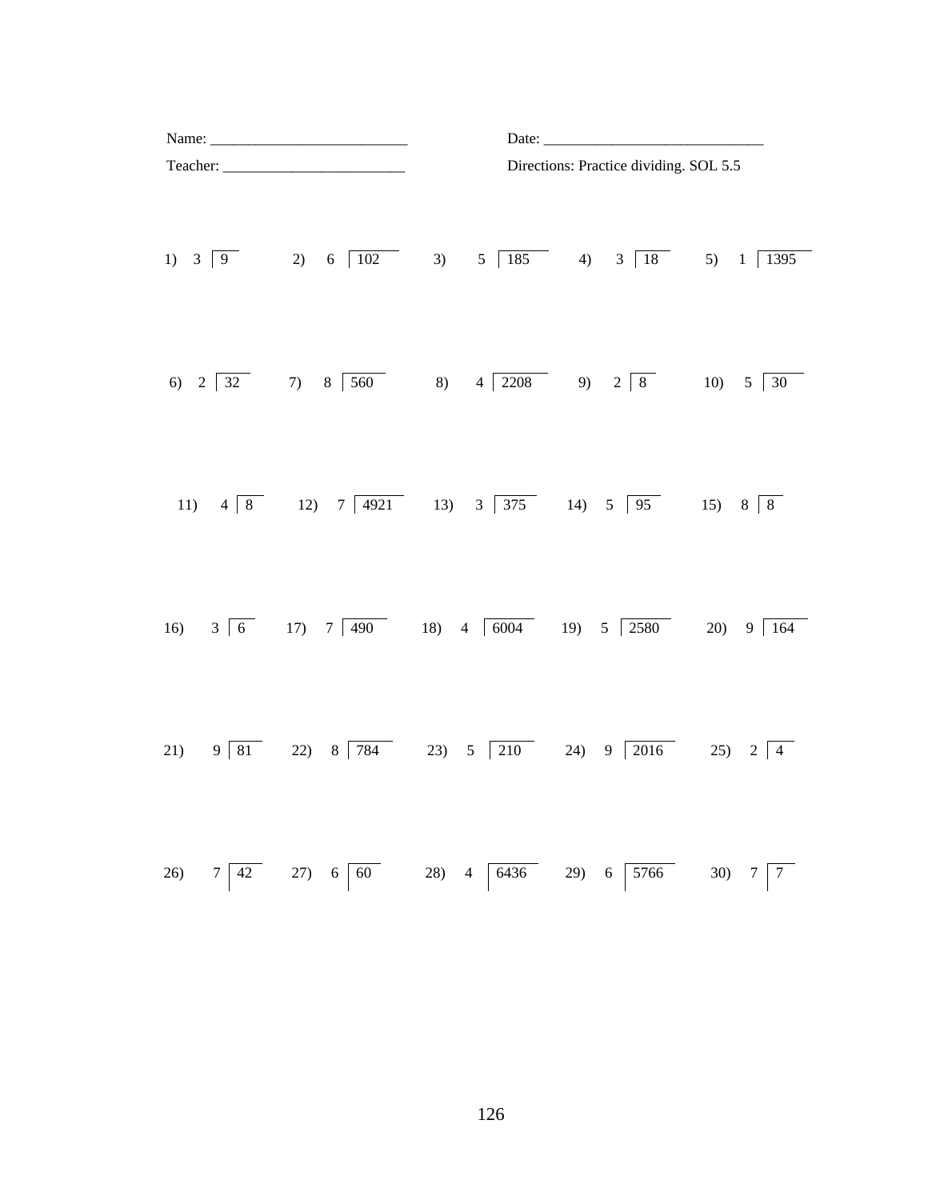Name: ___________________________ Date: ______________________________

Teacher: _________________________ Directions: Practice dividing. SOL 5.5

| | | | | |
|---|---|---|---|---|
| 1) $3 \overline{)9}$ | 2) $6 \overline{)102}$ | 3) $5 \overline{)185}$ | 4) $3 \overline{)18}$ | 5) $1 \overline{)1395}$ |
| 6) $2 \overline{)32}$ | 7) $8 \overline{)560}$ | 8) $4 \overline{)2208}$ | 9) $2 \overline{)8}$ | 10) $5 \overline{)30}$ |
| 11) $4 \overline{)8}$ | 12) $7 \overline{)4921}$ | 13) $3 \overline{)375}$ | 14) $5 \overline{)95}$ | 15) $8 \overline{)8}$ |
| 16) $3 \overline{)6}$ | 17) $7 \overline{)490}$ | 18) $4 \overline{)6004}$ | 19) $5 \overline{)2580}$ | 20) $9 \overline{)164}$ |
| 21) $9 \overline{)81}$ | 22) $8 \overline{)784}$ | 23) $5 \overline{)210}$ | 24) $9 \overline{)2016}$ | 25) $2 \overline{)4}$ |
| 26) $7 \overline{)42}$ | 27) $6 \overline{)60}$ | 28) $4 \overline{)6436}$ | 29) $6 \overline{)5766}$ | 30) $7 \overline{)7}$ |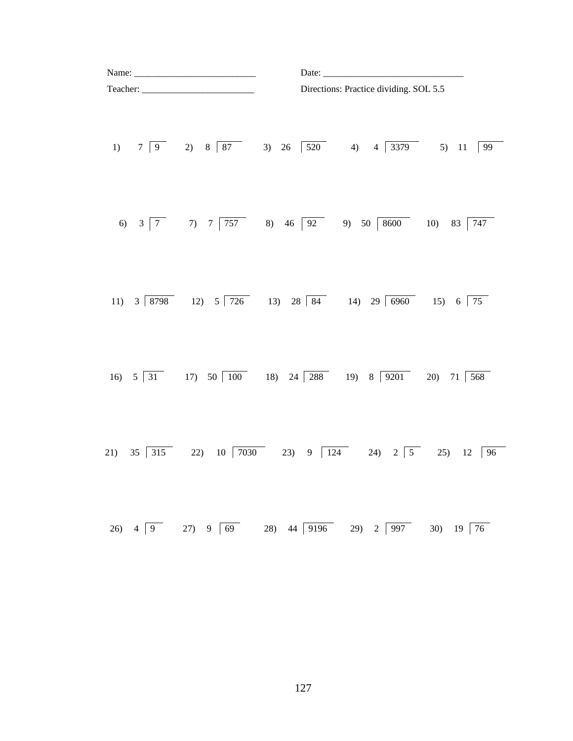Name: ___________________________ Date: _______________________________

Teacher: _________________________ Directions: Practice dividing. SOL 5.5

1) $7\overline{)9}$  2) $8\overline{)87}$  3) $26\overline{)520}$  4) $4\overline{)3379}$  5) $11\overline{)99}$

6) $3\overline{)7}$  7) $7\overline{)757}$  8) $46\overline{)92}$  9) $50\overline{)8600}$  10) $83\overline{)747}$

11) $3\overline{)8798}$  12) $5\overline{)726}$  13) $28\overline{)84}$  14) $29\overline{)6960}$  15) $6\overline{)75}$

16) $5\overline{)31}$  17) $50\overline{)100}$  18) $24\overline{)288}$  19) $8\overline{)9201}$  20) $71\overline{)568}$

21) $35\overline{)315}$  22) $10\overline{)7030}$  23) $9\overline{)124}$  24) $2\overline{)5}$  25) $12\overline{)96}$

26) $4\overline{)9}$  27) $9\overline{)69}$  28) $44\overline{)9196}$  29) $2\overline{)997}$  30) $19\overline{)76}$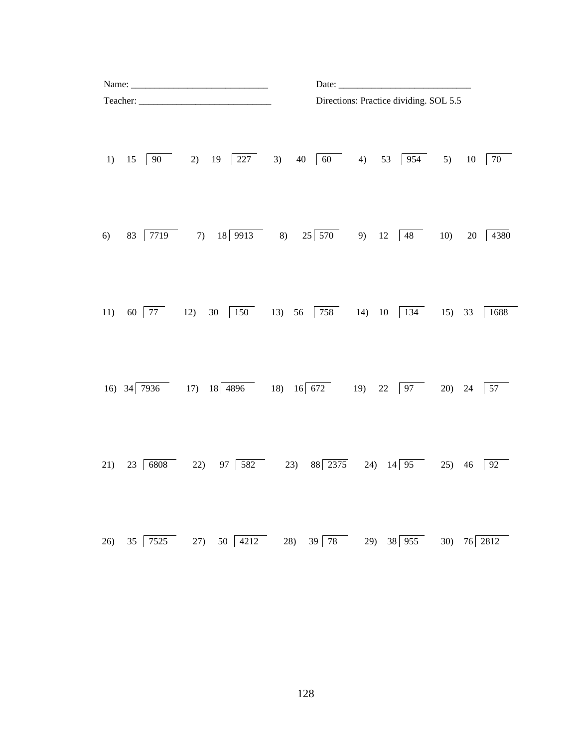Name: ______________________________ Date: ____________________________

Teacher: _____________________________ Directions: Practice dividing. SOL 5.5

| | | | | |
|---|---|---|---|---|
| 1) $15 \overline{)90}$ | 2) $19 \overline{)227}$ | 3) $40 \overline{)60}$ | 4) $53 \overline{)954}$ | 5) $10 \overline{)70}$ |
| 6) $83 \overline{)7719}$ | 7) $18 \overline{)9913}$ | 8) $25 \overline{)570}$ | 9) $12 \overline{)48}$ | 10) $20 \overline{)4380}$ |
| 11) $60 \overline{)77}$ | 12) $30 \overline{)150}$ | 13) $56 \overline{)758}$ | 14) $10 \overline{)134}$ | 15) $33 \overline{)1688}$ |
| 16) $34 \overline{)7936}$ | 17) $18 \overline{)4896}$ | 18) $16 \overline{)672}$ | 19) $22 \overline{)97}$ | 20) $24 \overline{)57}$ |
| 21) $23 \overline{)6808}$ | 22) $97 \overline{)582}$ | 23) $88 \overline{)2375}$ | 24) $14 \overline{)95}$ | 25) $46 \overline{)92}$ |
| 26) $35 \overline{)7525}$ | 27) $50 \overline{)4212}$ | 28) $39 \overline{)78}$ | 29) $38 \overline{)955}$ | 30) $76 \overline{)2812}$ |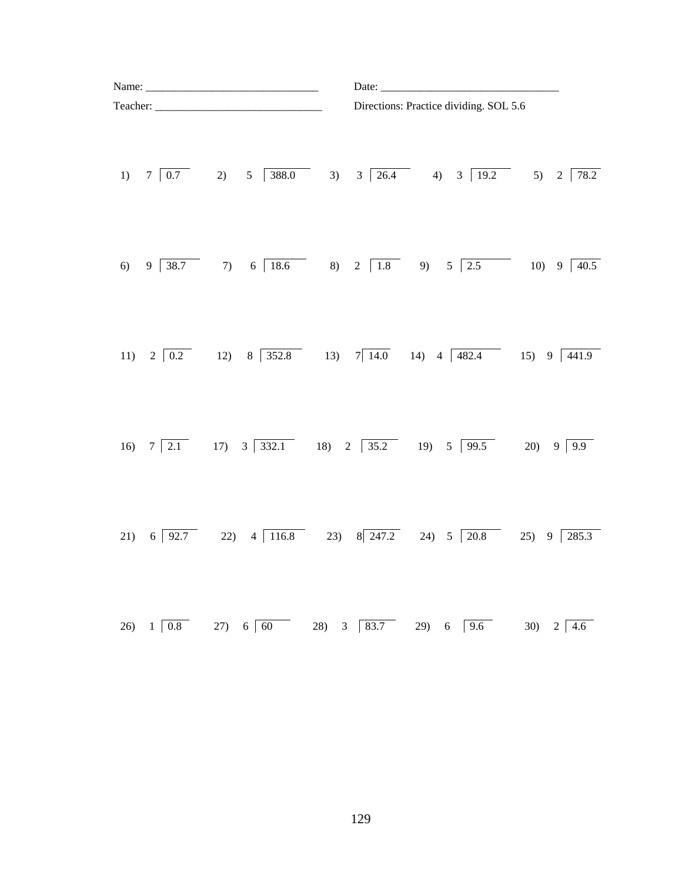Name: ________________________________ Date: __________________________________

Teacher: _______________________________ Directions: Practice dividing. SOL 5.6

| | | | | |
|---|---|---|---|---|
| 1) $7 \overline{)\,0.7}$ | 2) $5 \overline{)\,388.0}$ | 3) $3 \overline{)\,26.4}$ | 4) $3 \overline{)\,19.2}$ | 5) $2 \overline{)\,78.2}$ |
| 6) $9 \overline{)\,38.7}$ | 7) $6 \overline{)\,18.6}$ | 8) $2 \overline{)\,1.8}$ | 9) $5 \overline{)\,2.5}$ | 10) $9 \overline{)\,40.5}$ |
| 11) $2 \overline{)\,0.2}$ | 12) $8 \overline{)\,352.8}$ | 13) $7 \overline{)\,14.0}$ | 14) $4 \overline{)\,482.4}$ | 15) $9 \overline{)\,441.9}$ |
| 16) $7 \overline{)\,2.1}$ | 17) $3 \overline{)\,332.1}$ | 18) $2 \overline{)\,35.2}$ | 19) $5 \overline{)\,99.5}$ | 20) $9 \overline{)\,9.9}$ |
| 21) $6 \overline{)\,92.7}$ | 22) $4 \overline{)\,116.8}$ | 23) $8 \overline{)\,247.2}$ | 24) $5 \overline{)\,20.8}$ | 25) $9 \overline{)\,285.3}$ |
| 26) $1 \overline{)\,0.8}$ | 27) $6 \overline{)\,60}$ | 28) $3 \overline{)\,83.7}$ | 29) $6 \overline{)\,9.6}$ | 30) $2 \overline{)\,4.6}$ |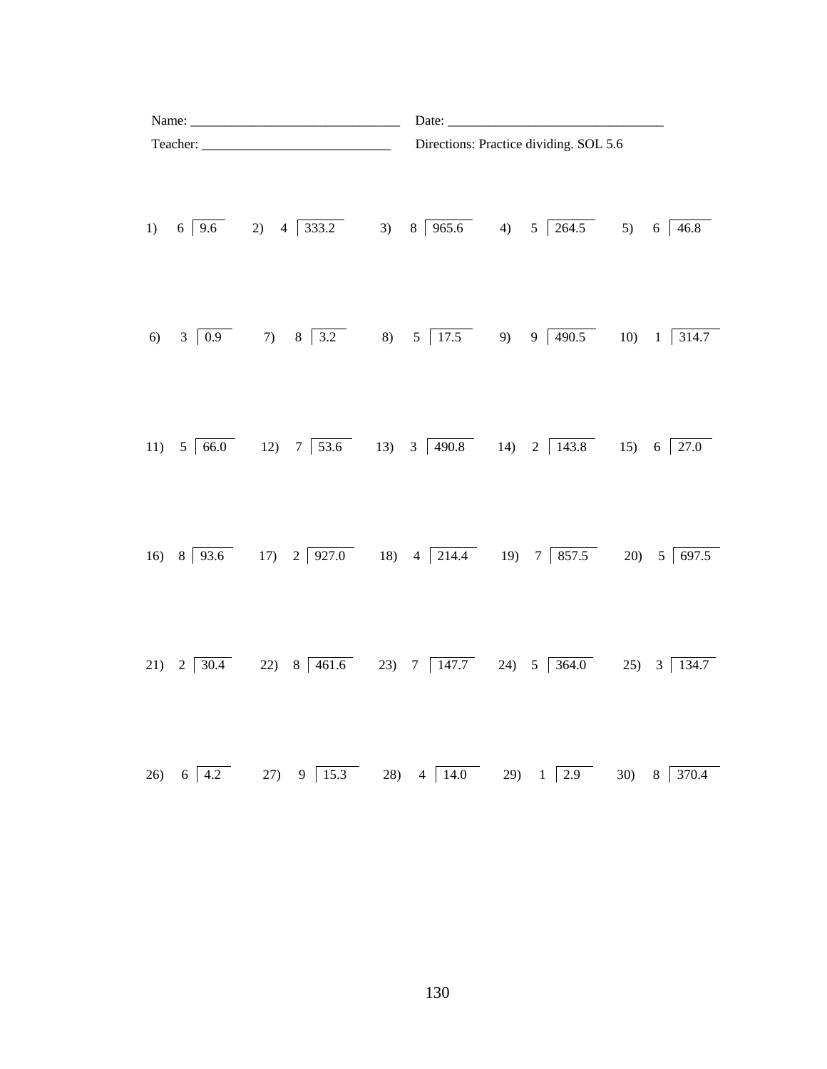Name: ______________________________ Date: ________________________________

Teacher: ____________________________ Directions: Practice dividing. SOL 5.6

| | | | | |
|---|---|---|---|---|
| 1) $6\overline{)9.6}$ | 2) $4\overline{)333.2}$ | 3) $8\overline{)965.6}$ | 4) $5\overline{)264.5}$ | 5) $6\overline{)46.8}$ |
| 6) $3\overline{)0.9}$ | 7) $8\overline{)3.2}$ | 8) $5\overline{)17.5}$ | 9) $9\overline{)490.5}$ | 10) $1\overline{)314.7}$ |
| 11) $5\overline{)66.0}$ | 12) $7\overline{)53.6}$ | 13) $3\overline{)490.8}$ | 14) $2\overline{)143.8}$ | 15) $6\overline{)27.0}$ |
| 16) $8\overline{)93.6}$ | 17) $2\overline{)927.0}$ | 18) $4\overline{)214.4}$ | 19) $7\overline{)857.5}$ | 20) $5\overline{)697.5}$ |
| 21) $2\overline{)30.4}$ | 22) $8\overline{)461.6}$ | 23) $7\overline{)147.7}$ | 24) $5\overline{)364.0}$ | 25) $3\overline{)134.7}$ |
| 26) $6\overline{)4.2}$ | 27) $9\overline{)15.3}$ | 28) $4\overline{)14.0}$ | 29) $1\overline{)2.9}$ | 30) $8\overline{)370.4}$ |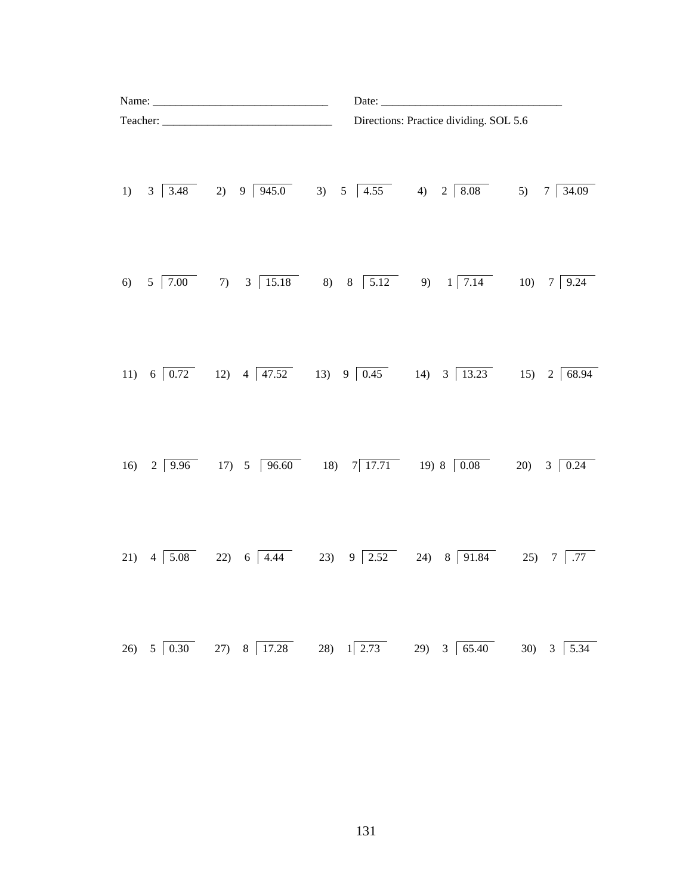Name: _______________________________ Date: _________________________________

Teacher: _______________________________ Directions: Practice dividing. SOL 5.6

| | | | | |
|---|---|---|---|---|
| 1) $3\overline{)3.48}$ | 2) $9\overline{)945.0}$ | 3) $5\overline{)4.55}$ | 4) $2\overline{)8.08}$ | 5) $7\overline{)34.09}$ |
| 6) $5\overline{)7.00}$ | 7) $3\overline{)15.18}$ | 8) $8\overline{)5.12}$ | 9) $1\overline{)7.14}$ | 10) $7\overline{)9.24}$ |
| 11) $6\overline{)0.72}$ | 12) $4\overline{)47.52}$ | 13) $9\overline{)0.45}$ | 14) $3\overline{)13.23}$ | 15) $2\overline{)68.94}$ |
| 16) $2\overline{)9.96}$ | 17) $5\overline{)96.60}$ | 18) $7\overline{)17.71}$ | 19) $8\overline{)0.08}$ | 20) $3\overline{)0.24}$ |
| 21) $4\overline{)5.08}$ | 22) $6\overline{)4.44}$ | 23) $9\overline{)2.52}$ | 24) $8\overline{)91.84}$ | 25) $7\overline{).77}$ |
| 26) $5\overline{)0.30}$ | 27) $8\overline{)17.28}$ | 28) $1\overline{)2.73}$ | 29) $3\overline{)65.40}$ | 30) $3\overline{)5.34}$ |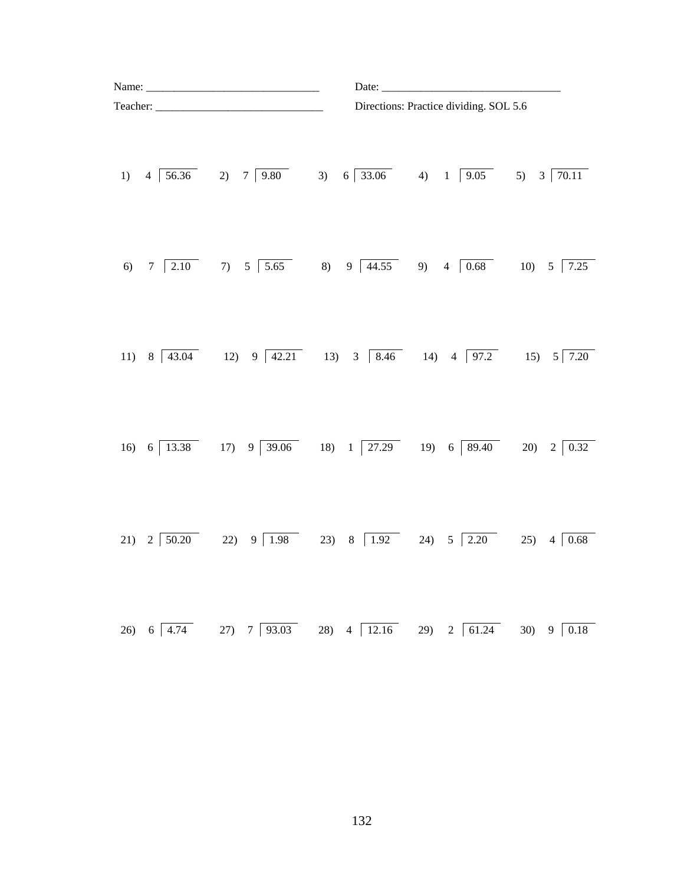Name: ________________________________ Date: _________________________________

Teacher: _______________________________ Directions: Practice dividing. SOL 5.6

1) $4\overline{)56.36}$ 2) $7\overline{)9.80}$ 3) $6\overline{)33.06}$ 4) $1\overline{)9.05}$ 5) $3\overline{)70.11}$

6) $7\overline{)2.10}$ 7) $5\overline{)5.65}$ 8) $9\overline{)44.55}$ 9) $4\overline{)0.68}$ 10) $5\overline{)7.25}$

11) $8\overline{)43.04}$ 12) $9\overline{)42.21}$ 13) $3\overline{)8.46}$ 14) $4\overline{)97.2}$ 15) $5\overline{)7.20}$

16) $6\overline{)13.38}$ 17) $9\overline{)39.06}$ 18) $1\overline{)27.29}$ 19) $6\overline{)89.40}$ 20) $2\overline{)0.32}$

21) $2\overline{)50.20}$ 22) $9\overline{)1.98}$ 23) $8\overline{)1.92}$ 24) $5\overline{)2.20}$ 25) $4\overline{)0.68}$

26) $6\overline{)4.74}$ 27) $7\overline{)93.03}$ 28) $4\overline{)12.16}$ 29) $2\overline{)61.24}$ 30) $9\overline{)0.18}$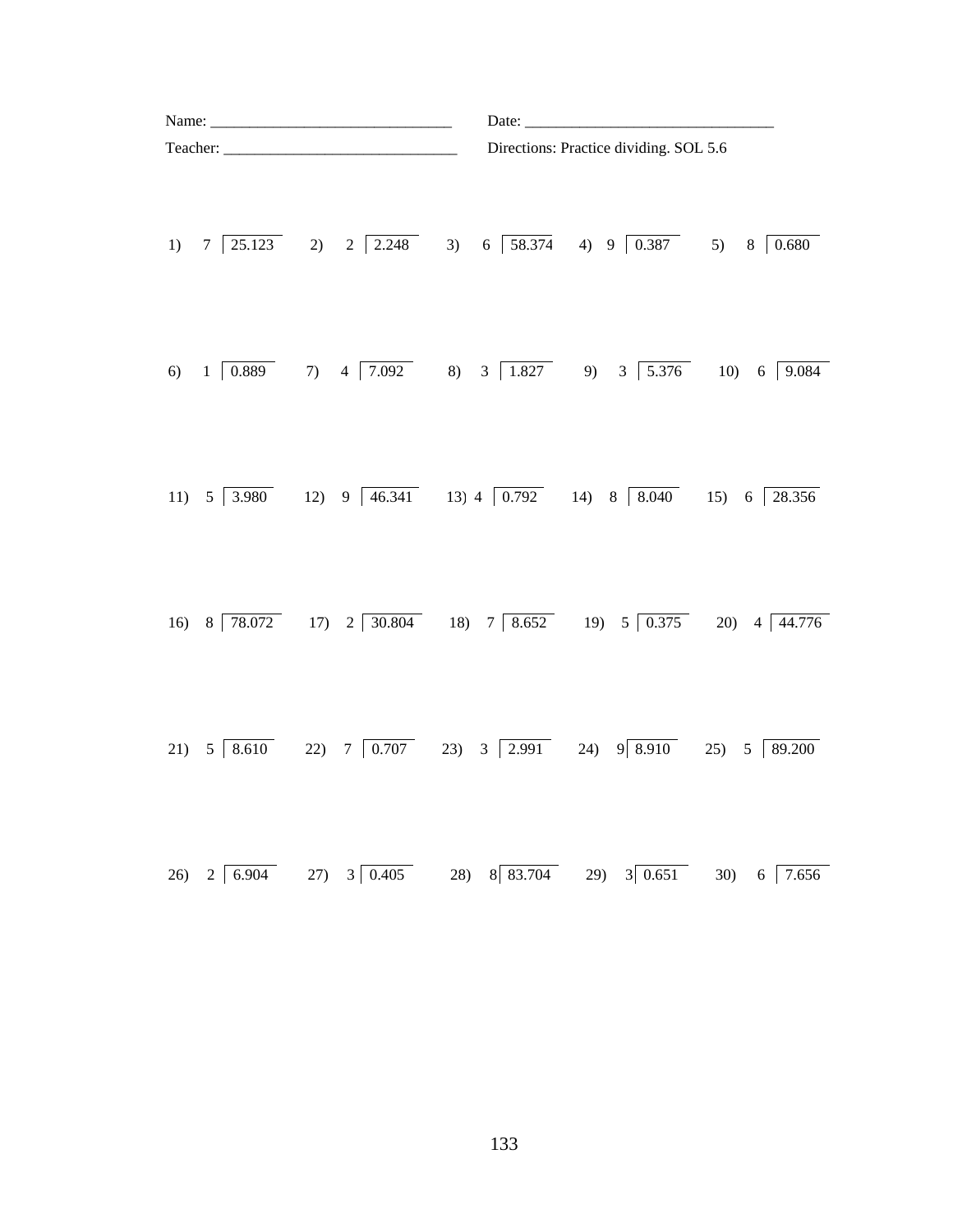Name: ________________________________ Date: _________________________________

Teacher: _______________________________ Directions: Practice dividing. SOL 5.6

1) $7\overline{)25.123}$ 2) $2\overline{)2.248}$ 3) $6\overline{)58.374}$ 4) $9\overline{)0.387}$ 5) $8\overline{)0.680}$

6) $1\overline{)0.889}$ 7) $4\overline{)7.092}$ 8) $3\overline{)1.827}$ 9) $3\overline{)5.376}$ 10) $6\overline{)9.084}$

11) $5\overline{)3.980}$ 12) $9\overline{)46.341}$ 13) $4\overline{)0.792}$ 14) $8\overline{)8.040}$ 15) $6\overline{)28.356}$

16) $8\overline{)78.072}$ 17) $2\overline{)30.804}$ 18) $7\overline{)8.652}$ 19) $5\overline{)0.375}$ 20) $4\overline{)44.776}$

21) $5\overline{)8.610}$ 22) $7\overline{)0.707}$ 23) $3\overline{)2.991}$ 24) $9\overline{)8.910}$ 25) $5\overline{)89.200}$

26) $2\overline{)6.904}$ 27) $3\overline{)0.405}$ 28) $8\overline{)83.704}$ 29) $3\overline{)0.651}$ 30) $6\overline{)7.656}$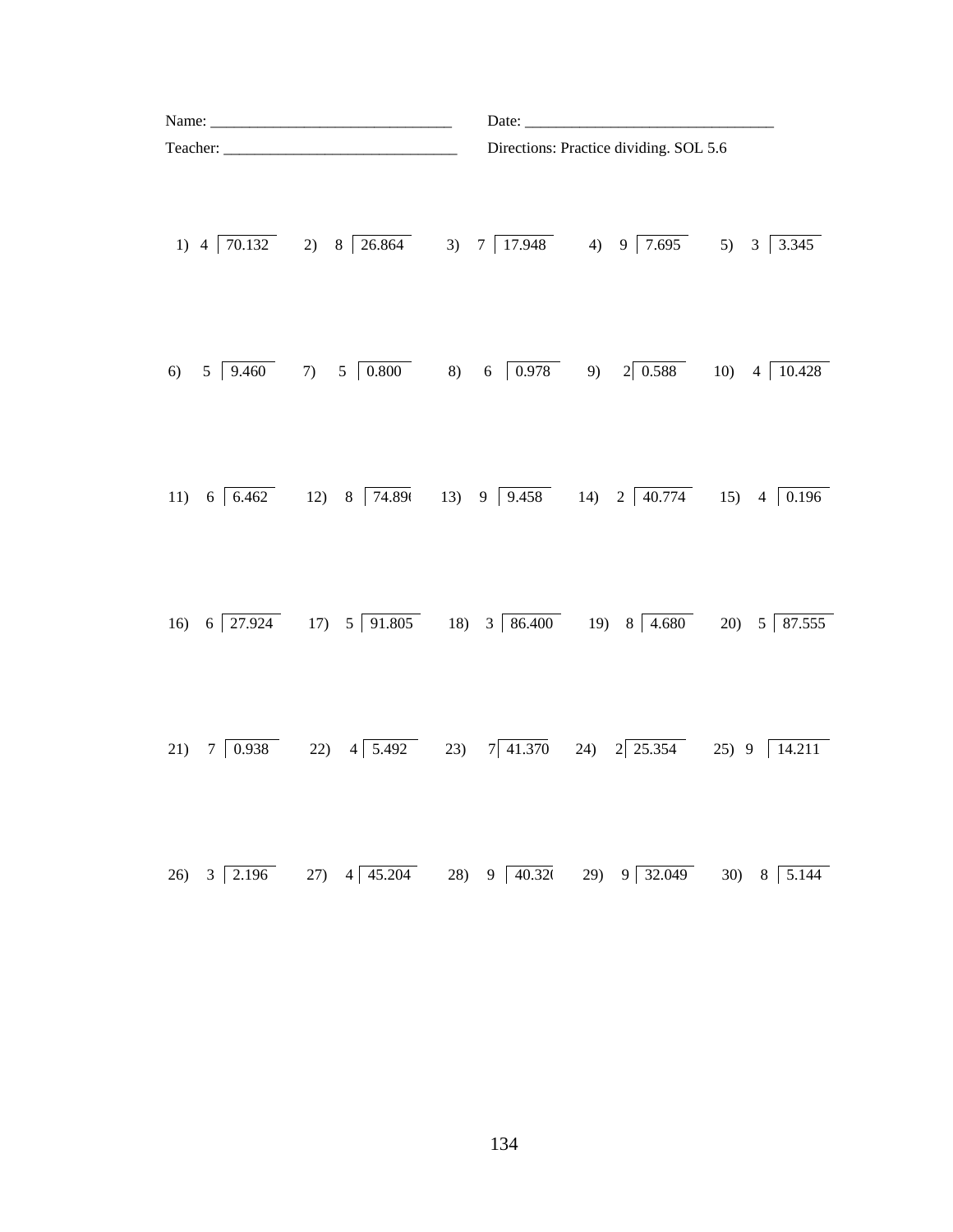Name: ________________________________ Date: _________________________________

Teacher: _______________________________ Directions: Practice dividing. SOL 5.6

1) $4\overline{)70.132}$ 2) $8\overline{)26.864}$ 3) $7\overline{)17.948}$ 4) $9\overline{)7.695}$ 5) $3\overline{)3.345}$

6) $5\overline{)9.460}$ 7) $5\overline{)0.800}$ 8) $6\overline{)0.978}$ 9) $2\overline{)0.588}$ 10) $4\overline{)10.428}$

11) $6\overline{)6.462}$ 12) $8\overline{)74.89}$ 13) $9\overline{)9.458}$ 14) $2\overline{)40.774}$ 15) $4\overline{)0.196}$

16) $6\overline{)27.924}$ 17) $5\overline{)91.805}$ 18) $3\overline{)86.400}$ 19) $8\overline{)4.680}$ 20) $5\overline{)87.555}$

21) $7\overline{)0.938}$ 22) $4\overline{)5.492}$ 23) $7\overline{)41.370}$ 24) $2\overline{)25.354}$ 25) $9\overline{)14.211}$

26) $3\overline{)2.196}$ 27) $4\overline{)45.204}$ 28) $9\overline{)40.32}$ 29) $9\overline{)32.049}$ 30) $8\overline{)5.144}$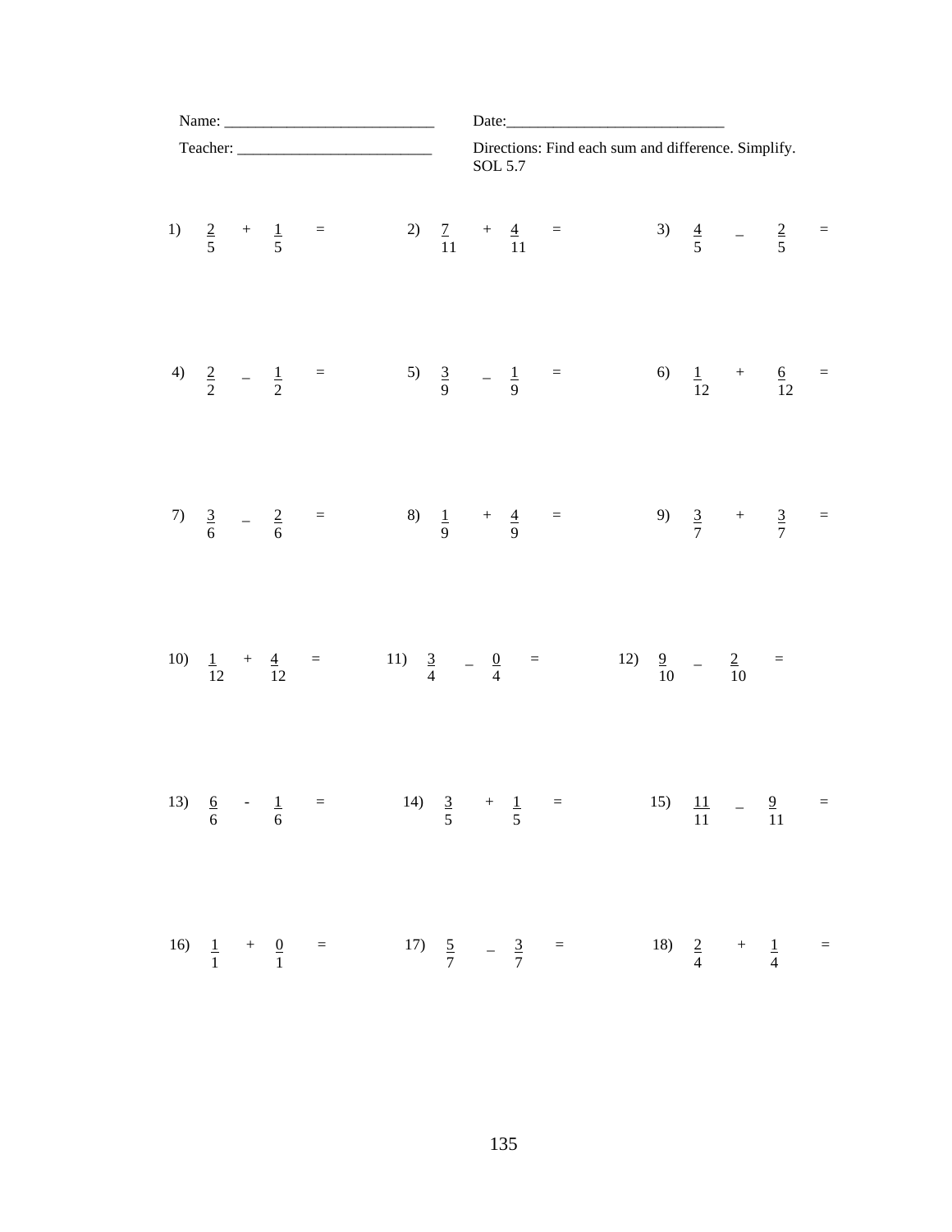Name: ___________________________ Date:____________________________

Teacher: _________________________ Directions: Find each sum and difference. Simplify. SOL 5.7

1) $\frac{2}{5} + \frac{1}{5} =$

2) $\frac{7}{11} + \frac{4}{11} =$

3) $\frac{4}{5} - \frac{2}{5} =$

4) $\frac{2}{2} - \frac{1}{2} =$

5) $\frac{3}{9} - \frac{1}{9} =$

6) $\frac{1}{12} + \frac{6}{12} =$

7) $\frac{3}{6} - \frac{2}{6} =$

8) $\frac{1}{9} + \frac{4}{9} =$

9) $\frac{3}{7} + \frac{3}{7} =$

10) $\frac{1}{12} + \frac{4}{12} =$

11) $\frac{3}{4} - \frac{0}{4} =$

12) $\frac{9}{10} - \frac{2}{10} =$

13) $\frac{6}{6} - \frac{1}{6} =$

14) $\frac{3}{5} + \frac{1}{5} =$

15) $\frac{11}{11} - \frac{9}{11} =$

16) $\frac{1}{1} + \frac{0}{1} =$

17) $\frac{5}{7} - \frac{3}{7} =$

18) $\frac{2}{4} + \frac{1}{4} =$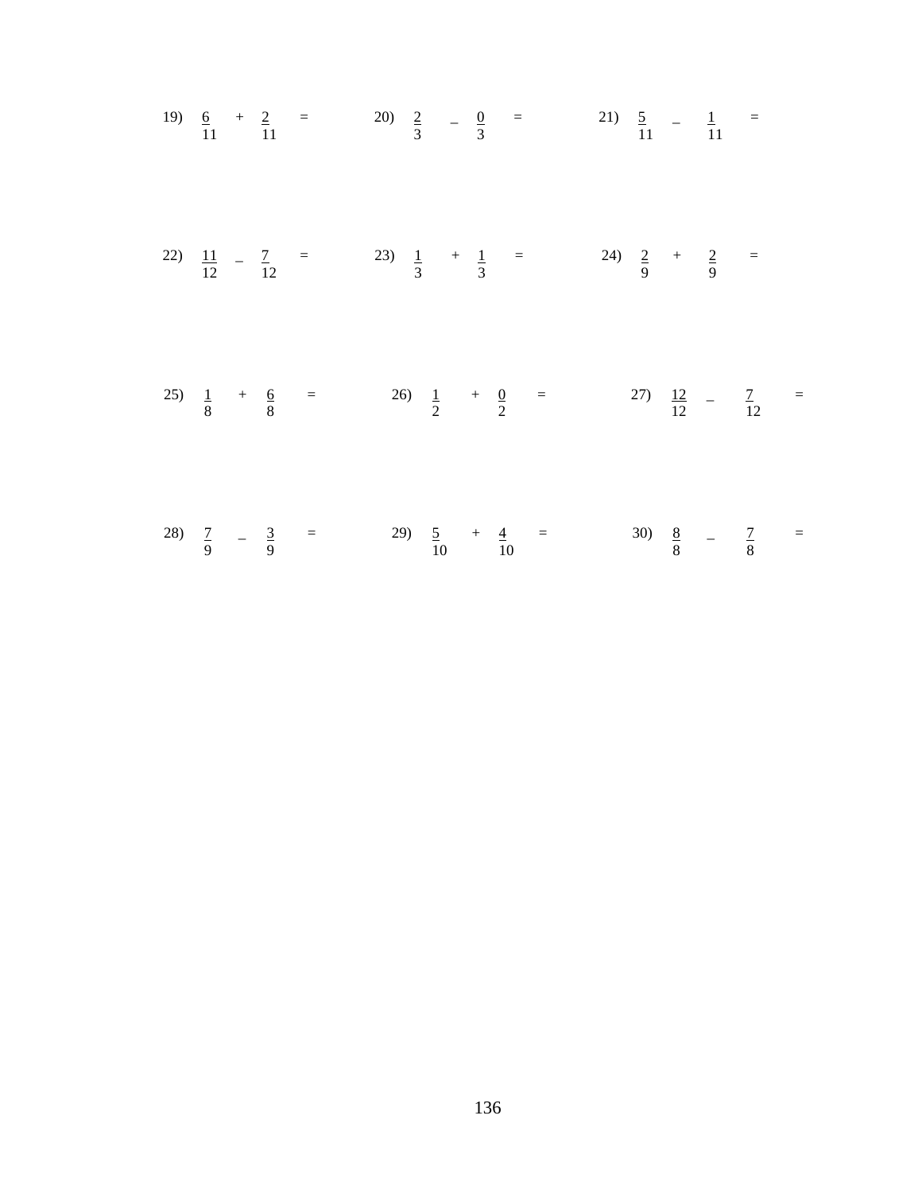19) $\frac{6}{11} + \frac{2}{11} =$

20) $\frac{2}{3} - \frac{0}{3} =$

21) $\frac{5}{11} - \frac{1}{11} =$

22) $\frac{11}{12} - \frac{7}{12} =$

23) $\frac{1}{3} + \frac{1}{3} =$

24) $\frac{2}{9} + \frac{2}{9} =$

25) $\frac{1}{8} + \frac{6}{8} =$

26) $\frac{1}{2} + \frac{0}{2} =$

27) $\frac{12}{12} - \frac{7}{12} =$

28) $\frac{7}{9} - \frac{3}{9} =$

29) $\frac{5}{10} + \frac{4}{10} =$

30) $\frac{8}{8} - \frac{7}{8} =$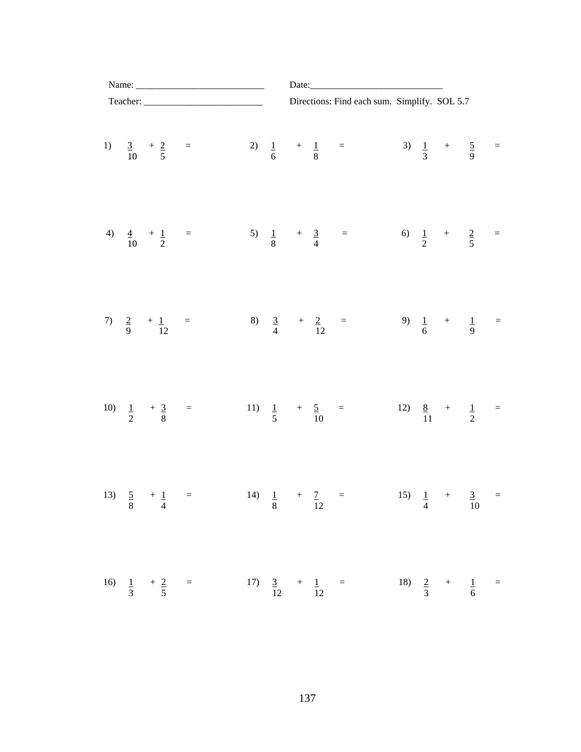Name: ___________________________ Date:_____________________________

Teacher: _________________________ Directions: Find each sum. Simplify. SOL 5.7

1) $\frac{3}{10} + \frac{2}{5} =$

2) $\frac{1}{6} + \frac{1}{8} =$

3) $\frac{1}{3} + \frac{5}{9} =$

4) $\frac{4}{10} + \frac{1}{2} =$

5) $\frac{1}{8} + \frac{3}{4} =$

6) $\frac{1}{2} + \frac{2}{5} =$

7) $\frac{2}{9} + \frac{1}{12} =$

8) $\frac{3}{4} + \frac{2}{12} =$

9) $\frac{1}{6} + \frac{1}{9} =$

10) $\frac{1}{2} + \frac{3}{8} =$

11) $\frac{1}{5} + \frac{5}{10} =$

12) $\frac{8}{11} + \frac{1}{2} =$

13) $\frac{5}{8} + \frac{1}{4} =$

14) $\frac{1}{8} + \frac{7}{12} =$

15) $\frac{1}{4} + \frac{3}{10} =$

16) $\frac{1}{3} + \frac{2}{5} =$

17) $\frac{3}{12} + \frac{1}{12} =$

18) $\frac{2}{3} + \frac{1}{6} =$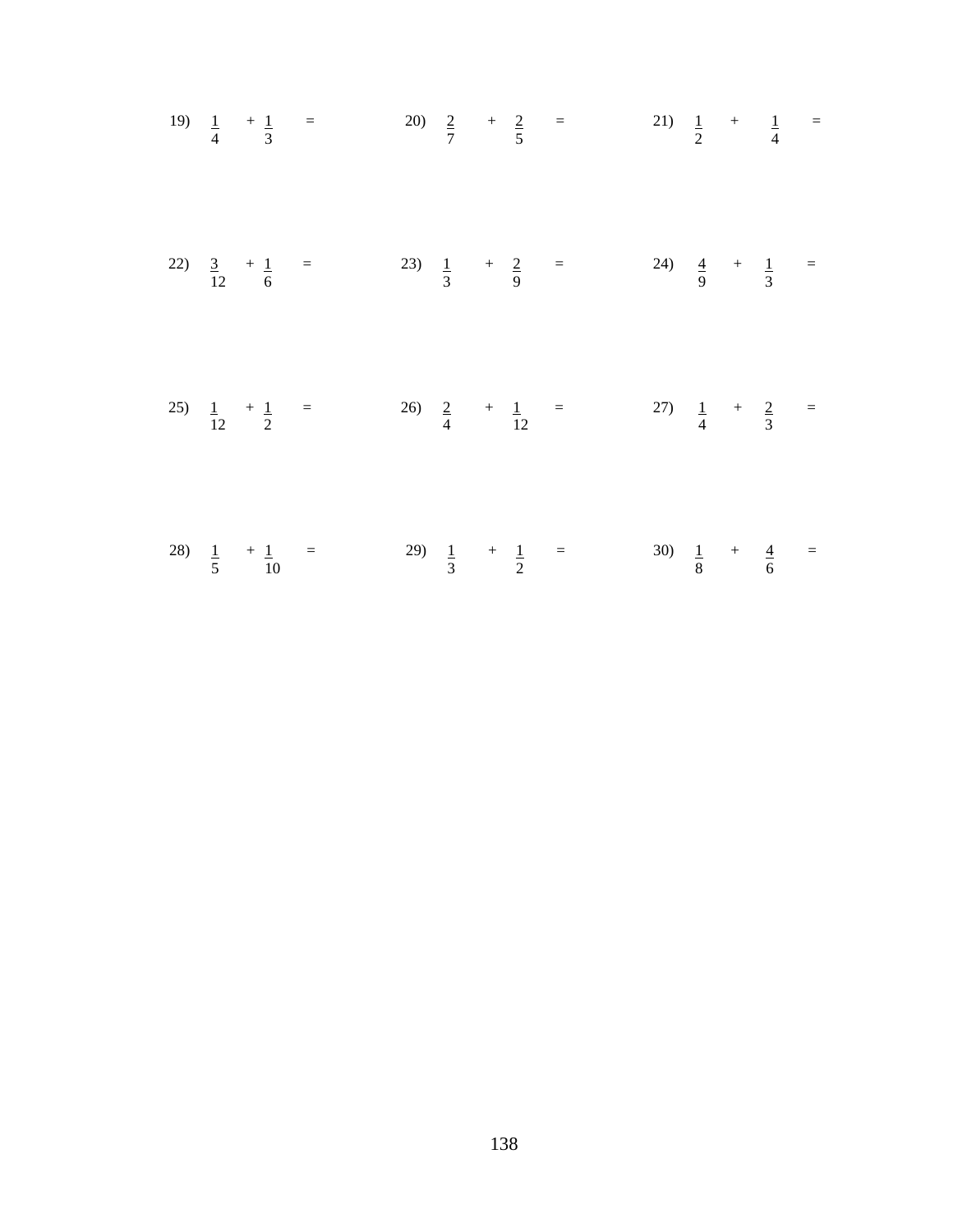19) $\frac{1}{4} + \frac{1}{3} =$

20) $\frac{2}{7} + \frac{2}{5} =$

21) $\frac{1}{2} + \frac{1}{4} =$

22) $\frac{3}{12} + \frac{1}{6} =$

23) $\frac{1}{3} + \frac{2}{9} =$

24) $\frac{4}{9} + \frac{1}{3} =$

25) $\frac{1}{12} + \frac{1}{2} =$

26) $\frac{2}{4} + \frac{1}{12} =$

27) $\frac{1}{4} + \frac{2}{3} =$

28) $\frac{1}{5} + \frac{1}{10} =$

29) $\frac{1}{3} + \frac{1}{2} =$

30) $\frac{1}{8} + \frac{4}{6} =$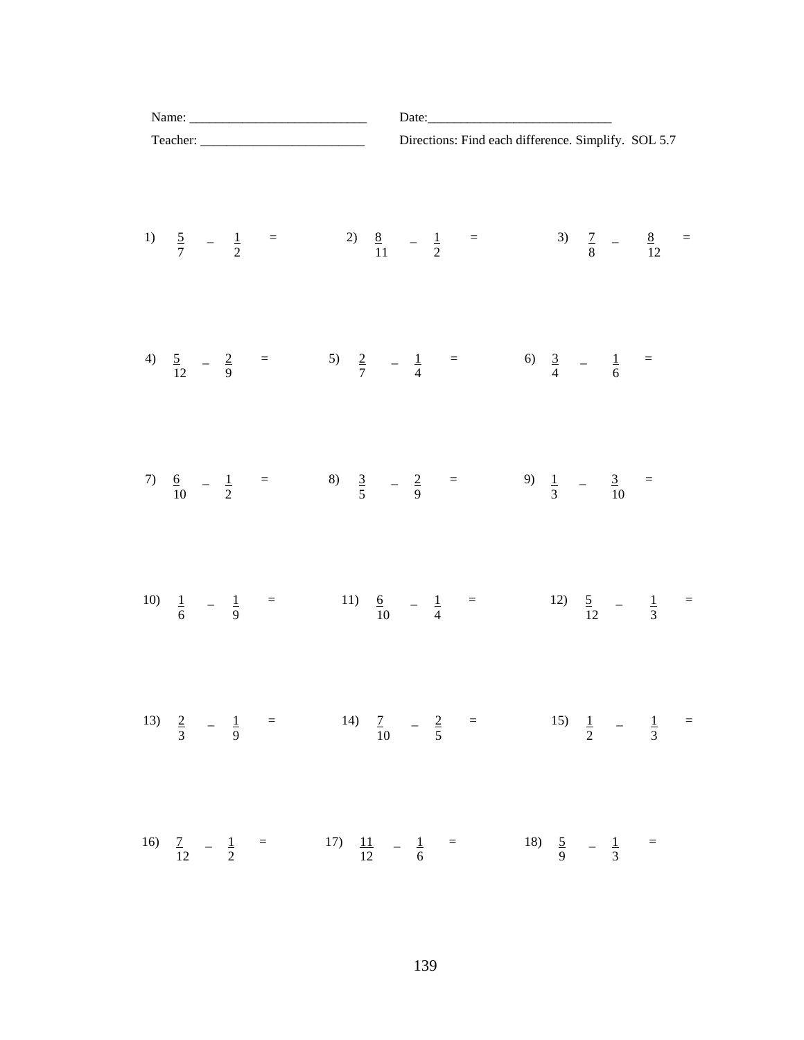Name: ___________________________ Date:____________________________

Teacher: _________________________ Directions: Find each difference. Simplify. SOL 5.7

1) $\frac{5}{7} - \frac{1}{2} =$

2) $\frac{8}{11} - \frac{1}{2} =$

3) $\frac{7}{8} - \frac{8}{12} =$

4) $\frac{5}{12} - \frac{2}{9} =$

5) $\frac{2}{7} - \frac{1}{4} =$

6) $\frac{3}{4} - \frac{1}{6} =$

7) $\frac{6}{10} - \frac{1}{2} =$

8) $\frac{3}{5} - \frac{2}{9} =$

9) $\frac{1}{3} - \frac{3}{10} =$

10) $\frac{1}{6} - \frac{1}{9} =$

11) $\frac{6}{10} - \frac{1}{4} =$

12) $\frac{5}{12} - \frac{1}{3} =$

13) $\frac{2}{3} - \frac{1}{9} =$

14) $\frac{7}{10} - \frac{2}{5} =$

15) $\frac{1}{2} - \frac{1}{3} =$

16) $\frac{7}{12} - \frac{1}{2} =$

17) $\frac{11}{12} - \frac{1}{6} =$

18) $\frac{5}{9} - \frac{1}{3} =$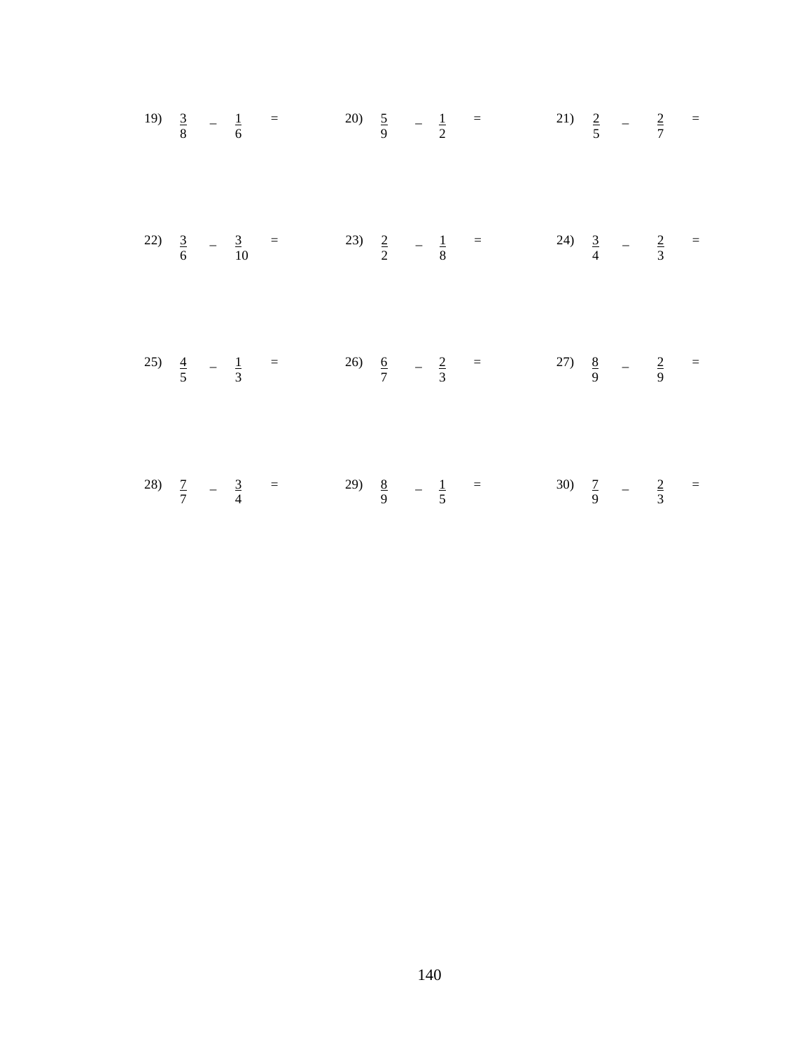19) $\frac{3}{8} - \frac{1}{6} =$

20) $\frac{5}{9} - \frac{1}{2} =$

21) $\frac{2}{5} - \frac{2}{7} =$

22) $\frac{3}{6} - \frac{3}{10} =$

23) $\frac{2}{2} - \frac{1}{8} =$

24) $\frac{3}{4} - \frac{2}{3} =$

25) $\frac{4}{5} - \frac{1}{3} =$

26) $\frac{6}{7} - \frac{2}{3} =$

27) $\frac{8}{9} - \frac{2}{9} =$

28) $\frac{7}{7} - \frac{3}{4} =$

29) $\frac{8}{9} - \frac{1}{5} =$

30) $\frac{7}{9} - \frac{2}{3} =$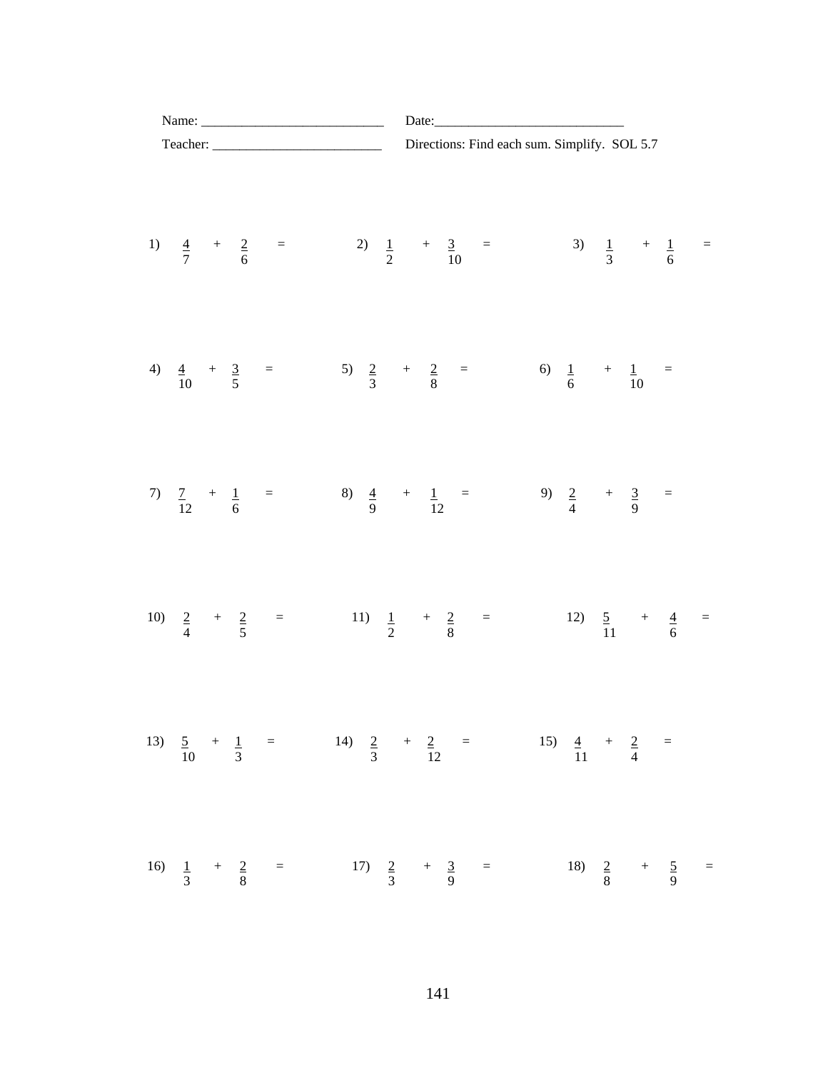Name: ___________________________ Date:____________________________

Teacher: _________________________ Directions: Find each sum. Simplify. SOL 5.7

1) $\frac{4}{7} + \frac{2}{6} =$

2) $\frac{1}{2} + \frac{3}{10} =$

3) $\frac{1}{3} + \frac{1}{6} =$

4) $\frac{4}{10} + \frac{3}{5} =$

5) $\frac{2}{3} + \frac{2}{8} =$

6) $\frac{1}{6} + \frac{1}{10} =$

7) $\frac{7}{12} + \frac{1}{6} =$

8) $\frac{4}{9} + \frac{1}{12} =$

9) $\frac{2}{4} + \frac{3}{9} =$

10) $\frac{2}{4} + \frac{2}{5} =$

11) $\frac{1}{2} + \frac{2}{8} =$

12) $\frac{5}{11} + \frac{4}{6} =$

13) $\frac{5}{10} + \frac{1}{3} =$

14) $\frac{2}{3} + \frac{2}{12} =$

15) $\frac{4}{11} + \frac{2}{4} =$

16) $\frac{1}{3} + \frac{2}{8} =$

17) $\frac{2}{3} + \frac{3}{9} =$

18) $\frac{2}{8} + \frac{5}{9} =$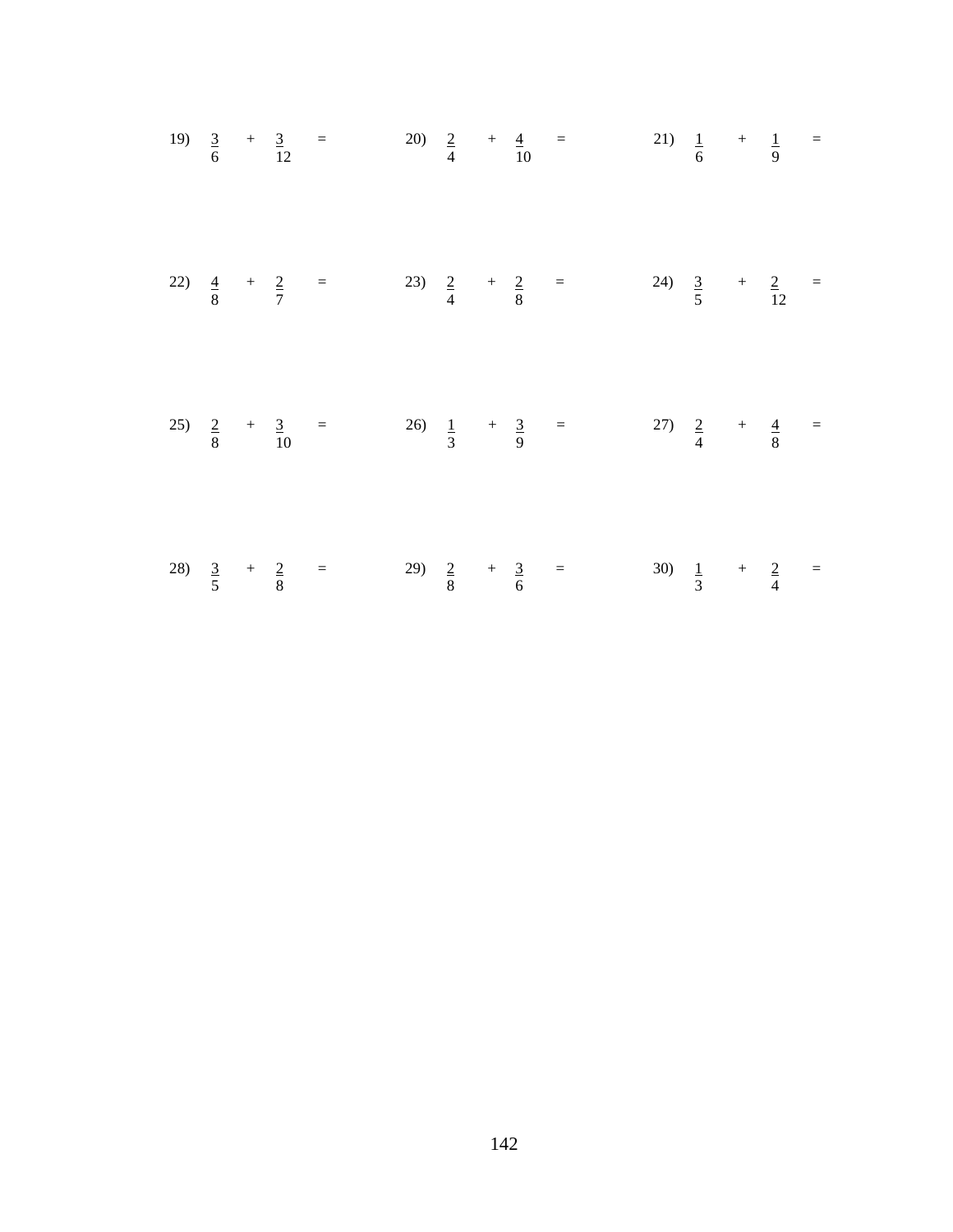19) $\frac{3}{6} + \frac{3}{12} =$

20) $\frac{2}{4} + \frac{4}{10} =$

21) $\frac{1}{6} + \frac{1}{9} =$

22) $\frac{4}{8} + \frac{2}{7} =$

23) $\frac{2}{4} + \frac{2}{8} =$

24) $\frac{3}{5} + \frac{2}{12} =$

25) $\frac{2}{8} + \frac{3}{10} =$

26) $\frac{1}{3} + \frac{3}{9} =$

27) $\frac{2}{4} + \frac{4}{8} =$

28) $\frac{3}{5} + \frac{2}{8} =$

29) $\frac{2}{8} + \frac{3}{6} =$

30) $\frac{1}{3} + \frac{2}{4} =$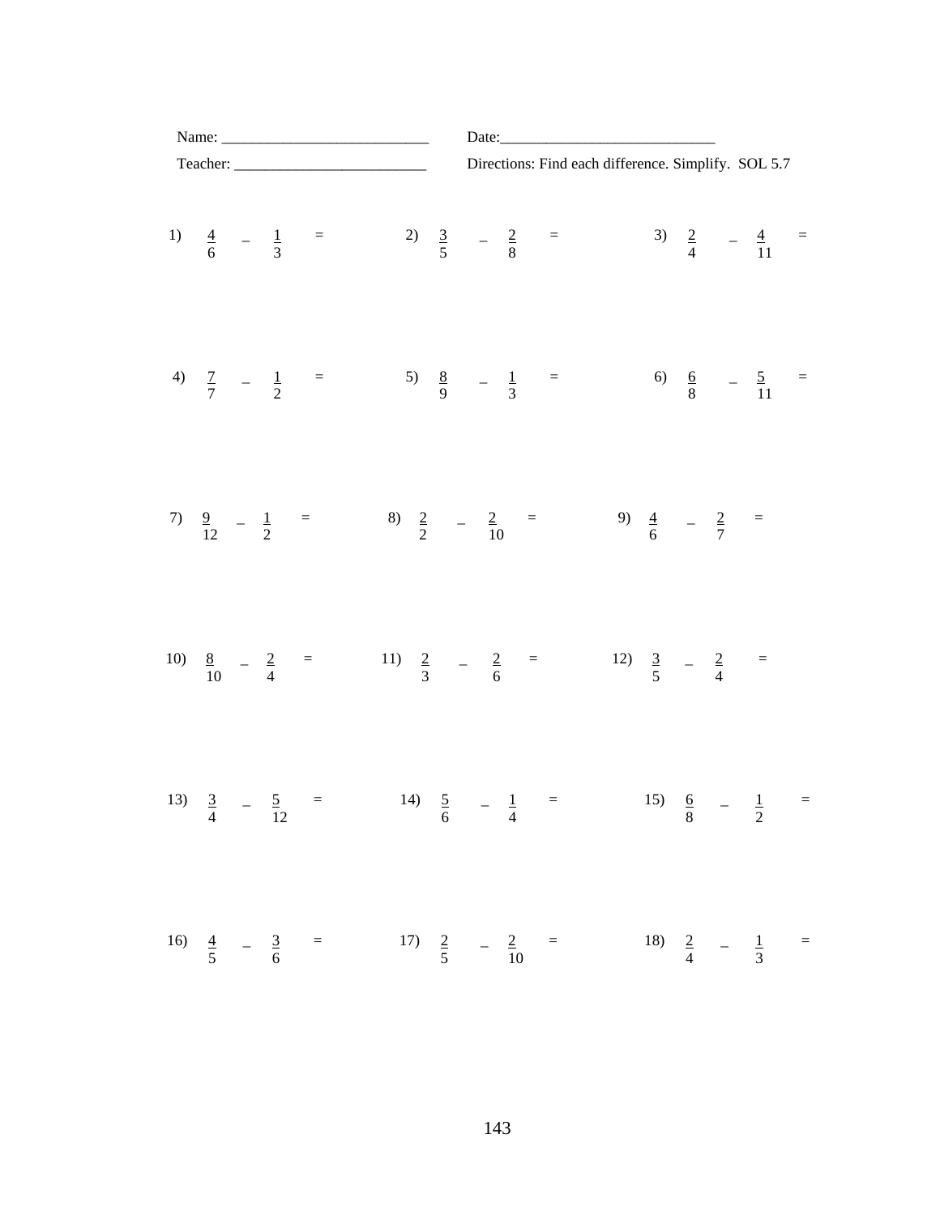Name: ___________________________ Date:____________________________

Teacher: _________________________ Directions: Find each difference. Simplify. SOL 5.7

1) $\frac{4}{6} - \frac{1}{3} =$

2) $\frac{3}{5} - \frac{2}{8} =$

3) $\frac{2}{4} - \frac{4}{11} =$

4) $\frac{7}{7} - \frac{1}{2} =$

5) $\frac{8}{9} - \frac{1}{3} =$

6) $\frac{6}{8} - \frac{5}{11} =$

7) $\frac{9}{12} - \frac{1}{2} =$

8) $\frac{2}{2} - \frac{2}{10} =$

9) $\frac{4}{6} - \frac{2}{7} =$

10) $\frac{8}{10} - \frac{2}{4} =$

11) $\frac{2}{3} - \frac{2}{6} =$

12) $\frac{3}{5} - \frac{2}{4} =$

13) $\frac{3}{4} - \frac{5}{12} =$

14) $\frac{5}{6} - \frac{1}{4} =$

15) $\frac{6}{8} - \frac{1}{2} =$

16) $\frac{4}{5} - \frac{3}{6} =$

17) $\frac{2}{5} - \frac{2}{10} =$

18) $\frac{2}{4} - \frac{1}{3} =$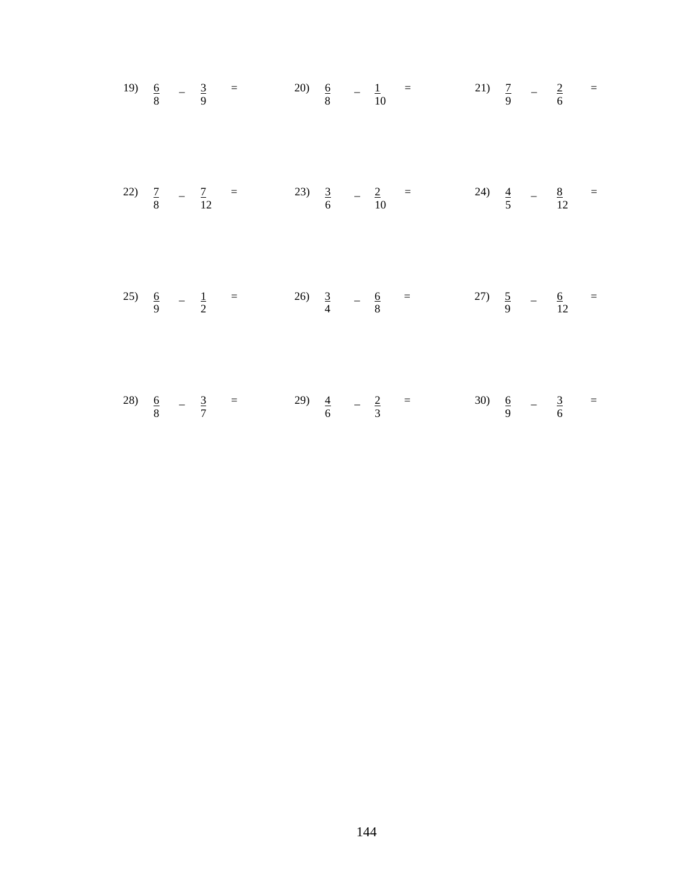19) $\frac{6}{8} - \frac{3}{9} =$

20) $\frac{6}{8} - \frac{1}{10} =$

21) $\frac{7}{9} - \frac{2}{6} =$

22) $\frac{7}{8} - \frac{7}{12} =$

23) $\frac{3}{6} - \frac{2}{10} =$

24) $\frac{4}{5} - \frac{8}{12} =$

25) $\frac{6}{9} - \frac{1}{2} =$

26) $\frac{3}{4} - \frac{6}{8} =$

27) $\frac{5}{9} - \frac{6}{12} =$

28) $\frac{6}{8} - \frac{3}{7} =$

29) $\frac{4}{6} - \frac{2}{3} =$

30) $\frac{6}{9} - \frac{3}{6} =$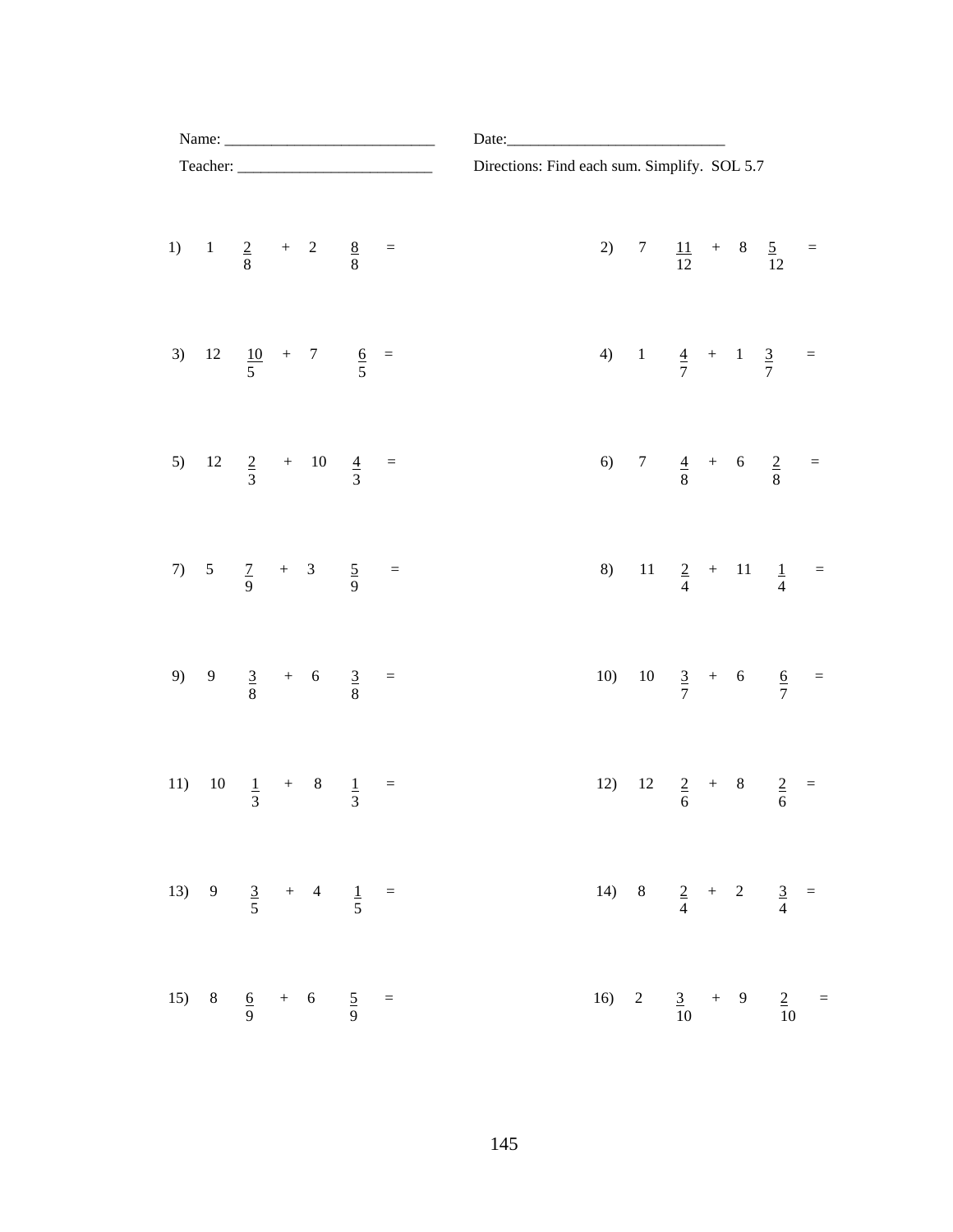Name: ___________________________ Date:____________________________

Teacher: _________________________ Directions: Find each sum. Simplify. SOL 5.7

1) $1\frac{2}{8} + 2\frac{8}{8} =$

2) $7\frac{11}{12} + 8\frac{5}{12} =$

3) $12\frac{10}{5} + 7\frac{6}{5} =$

4) $1\frac{4}{7} + 1\frac{3}{7} =$

5) $12\frac{2}{3} + 10\frac{4}{3} =$

6) $7\frac{4}{8} + 6\frac{2}{8} =$

7) $5\frac{7}{9} + 3\frac{5}{9} =$

8) $11\frac{2}{4} + 11\frac{1}{4} =$

9) $9\frac{3}{8} + 6\frac{3}{8} =$

10) $10\frac{3}{7} + 6\frac{6}{7} =$

11) $10\frac{1}{3} + 8\frac{1}{3} =$

12) $12\frac{2}{6} + 8\frac{2}{6} =$

13) $9\frac{3}{5} + 4\frac{1}{5} =$

14) $8\frac{2}{4} + 2\frac{3}{4} =$

15) $8\frac{6}{9} + 6\frac{5}{9} =$

16) $2\frac{3}{10} + 9\frac{2}{10} =$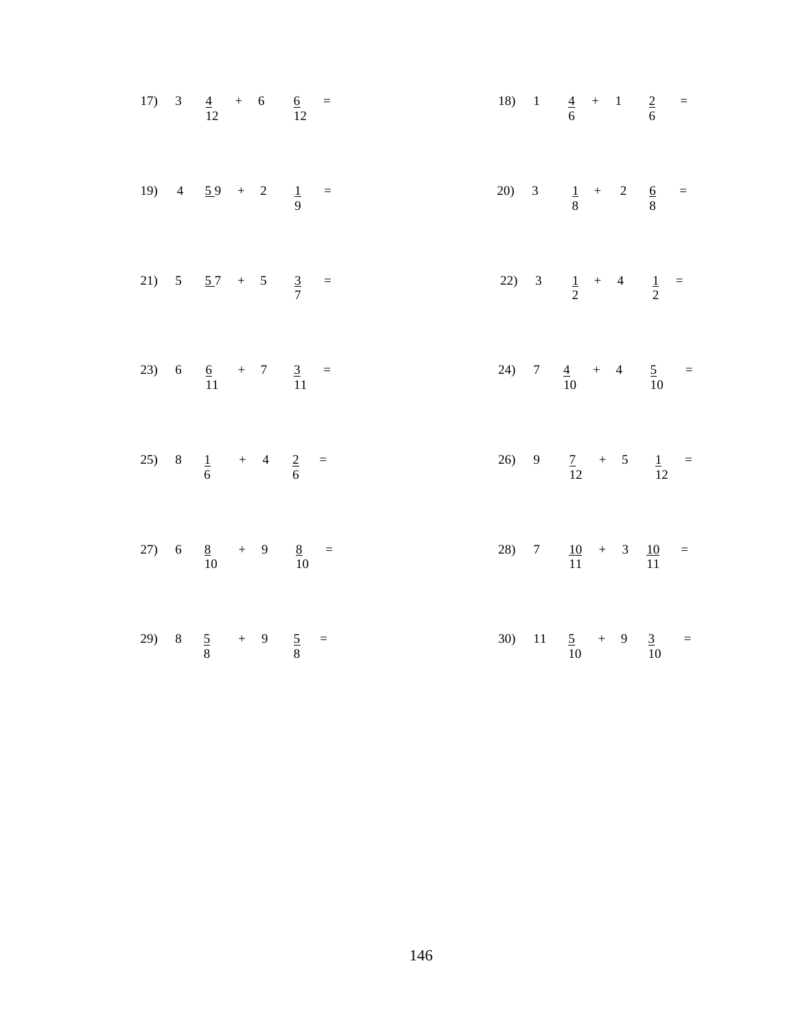17) $3\frac{4}{12} + 6\frac{6}{12} =$

18) $1\frac{4}{6} + 1\frac{2}{6} =$

19) $4\frac{5}{9} + 2\frac{1}{9} =$

20) $3\frac{1}{8} + 2\frac{6}{8} =$

21) $5\frac{5}{7} + 5\frac{3}{7} =$

22) $3\frac{1}{2} + 4\frac{1}{2} =$

23) $6\frac{6}{11} + 7\frac{3}{11} =$

24) $7\frac{4}{10} + 4\frac{5}{10} =$

25) $8\frac{1}{6} + 4\frac{2}{6} =$

26) $9\frac{7}{12} + 5\frac{1}{12} =$

27) $6\frac{8}{10} + 9\frac{8}{10} =$

28) $7\frac{10}{11} + 3\frac{10}{11} =$

29) $8\frac{5}{8} + 9\frac{5}{8} =$

30) $11\frac{5}{10} + 9\frac{3}{10} =$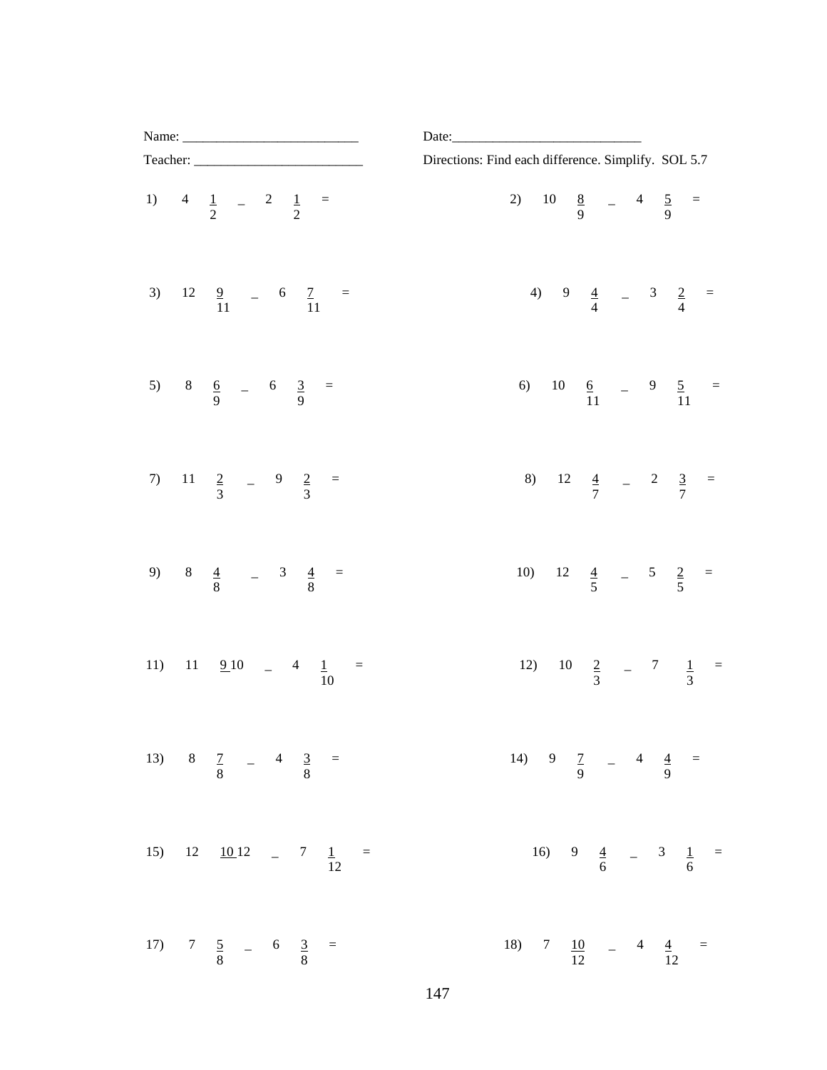Name: ___________________________ Date:_____________________________

Teacher: _________________________ Directions: Find each difference. Simplify. SOL 5.7

1) $4\frac{1}{2} - 2\frac{1}{2} =$

2) $10\frac{8}{9} - 4\frac{5}{9} =$

3) $12\frac{9}{11} - 6\frac{7}{11} =$

4) $9\frac{4}{4} - 3\frac{2}{4} =$

5) $8\frac{6}{9} - 6\frac{3}{9} =$

6) $10\frac{6}{11} - 9\frac{5}{11} =$

7) $11\frac{2}{3} - 9\frac{2}{3} =$

8) $12\frac{4}{7} - 2\frac{3}{7} =$

9) $8\frac{4}{8} - 3\frac{4}{8} =$

10) $12\frac{4}{5} - 5\frac{2}{5} =$

11) $11\frac{9}{10} - 4\frac{1}{10} =$

12) $10\frac{2}{3} - 7\frac{1}{3} =$

13) $8\frac{7}{8} - 4\frac{3}{8} =$

14) $9\frac{7}{9} - 4\frac{4}{9} =$

15) $12\frac{10}{12} - 7\frac{1}{12} =$

16) $9\frac{4}{6} - 3\frac{1}{6} =$

17) $7\frac{5}{8} - 6\frac{3}{8} =$

18) $7\frac{10}{12} - 4\frac{4}{12} =$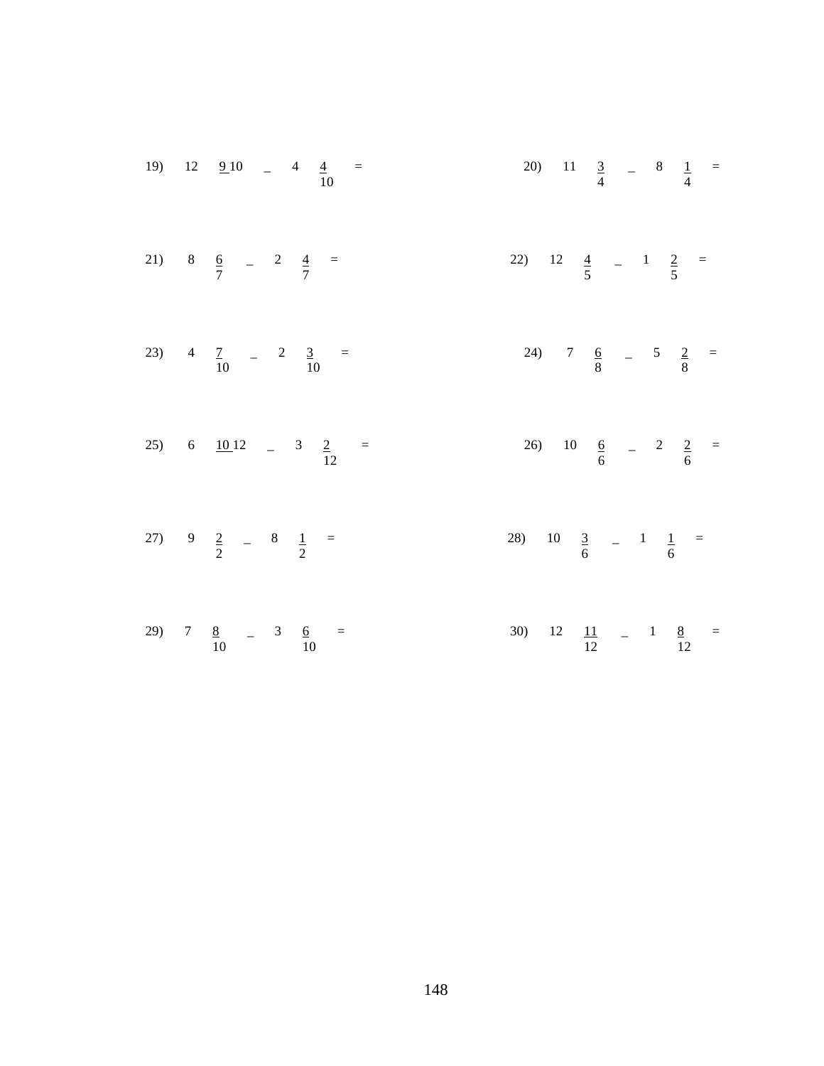19) $12 \frac{9}{10} - 4 \frac{4}{10} =$

20) $11 \frac{3}{4} - 8 \frac{1}{4} =$

21) $8 \frac{6}{7} - 2 \frac{4}{7} =$

22) $12 \frac{4}{5} - 1 \frac{2}{5} =$

23) $4 \frac{7}{10} - 2 \frac{3}{10} =$

24) $7 \frac{6}{8} - 5 \frac{2}{8} =$

25) $6 \frac{10}{12} - 3 \frac{2}{12} =$

26) $10 \frac{6}{6} - 2 \frac{2}{6} =$

27) $9 \frac{2}{2} - 8 \frac{1}{2} =$

28) $10 \frac{3}{6} - 1 \frac{1}{6} =$

29) $7 \frac{8}{10} - 3 \frac{6}{10} =$

30) $12 \frac{11}{12} - 1 \frac{8}{12} =$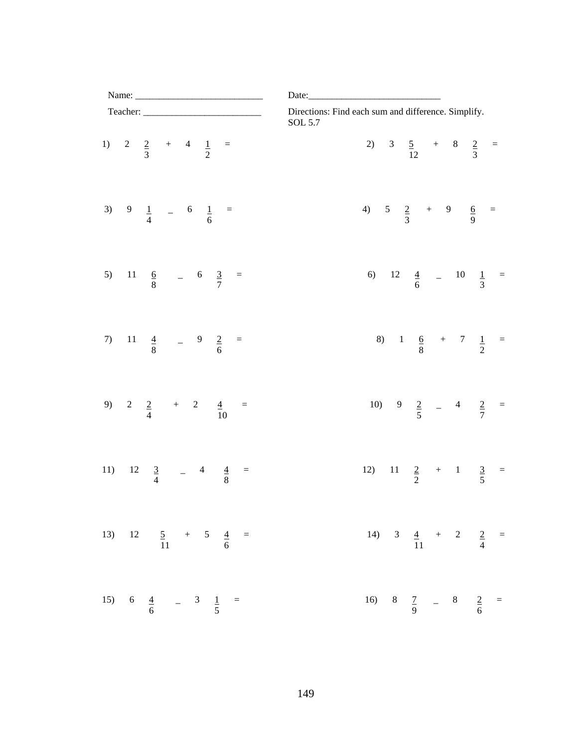Name: ___________________________ Date:____________________________

Teacher: _________________________

Directions: Find each sum and difference. Simplify. SOL 5.7

1) $2\frac{2}{3} + 4\frac{1}{2} =$

2) $3\frac{5}{12} + 8\frac{2}{3} =$

3) $9\frac{1}{4} - 6\frac{1}{6} =$

4) $5\frac{2}{3} + 9\frac{6}{9} =$

5) $11\frac{6}{8} - 6\frac{3}{7} =$

6) $12\frac{4}{6} - 10\frac{1}{3} =$

7) $11\frac{4}{8} - 9\frac{2}{6} =$

8) $1\frac{6}{8} + 7\frac{1}{2} =$

9) $2\frac{2}{4} + 2\frac{4}{10} =$

10) $9\frac{2}{5} - 4\frac{2}{7} =$

11) $12\frac{3}{4} - 4\frac{4}{8} =$

12) $11\frac{2}{2} + 1\frac{3}{5} =$

13) $12\frac{5}{11} + 5\frac{4}{6} =$

14) $3\frac{4}{11} + 2\frac{2}{4} =$

15) $6\frac{4}{6} - 3\frac{1}{5} =$

16) $8\frac{7}{9} - 8\frac{2}{6} =$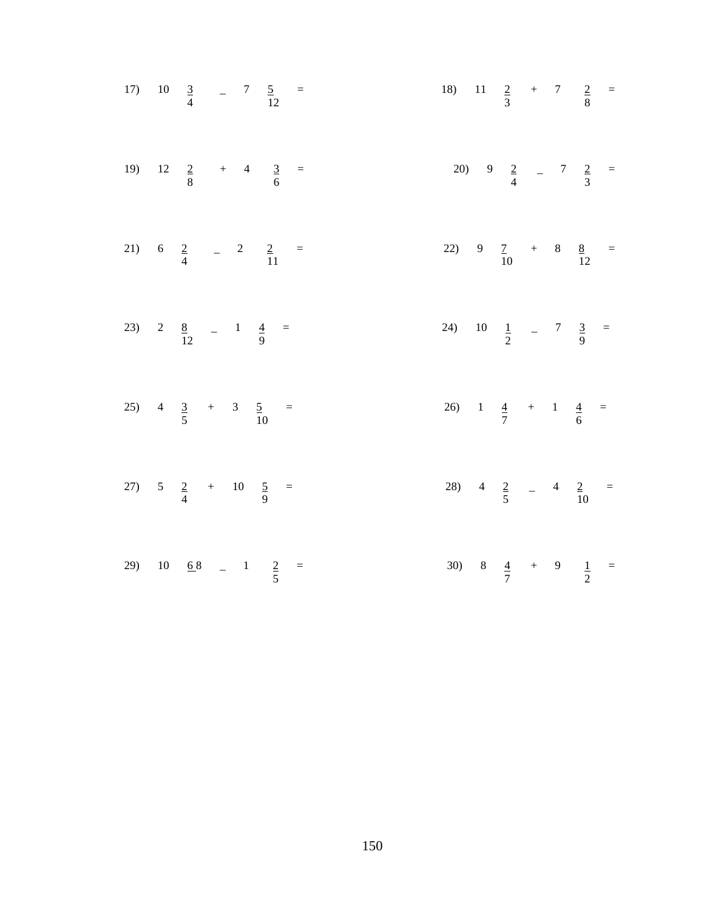17) $10\frac{3}{4} - 7\frac{5}{12} =$

18) $11\frac{2}{3} + 7\frac{2}{8} =$

19) $12\frac{2}{8} + 4\frac{3}{6} =$

20) $9\frac{2}{4} - 7\frac{2}{3} =$

21) $6\frac{2}{4} - 2\frac{2}{11} =$

22) $9\frac{7}{10} + 8\frac{8}{12} =$

23) $2\frac{8}{12} - 1\frac{4}{9} =$

24) $10\frac{1}{2} - 7\frac{3}{9} =$

25) $4\frac{3}{5} + 3\frac{5}{10} =$

26) $1\frac{4}{7} + 1\frac{4}{6} =$

27) $5\frac{2}{4} + 10\frac{5}{9} =$

28) $4\frac{2}{5} - 4\frac{2}{10} =$

29) $10\ \underline{6}\ 8 - 1\frac{2}{5} =$

30) $8\frac{4}{7} + 9\frac{1}{2} =$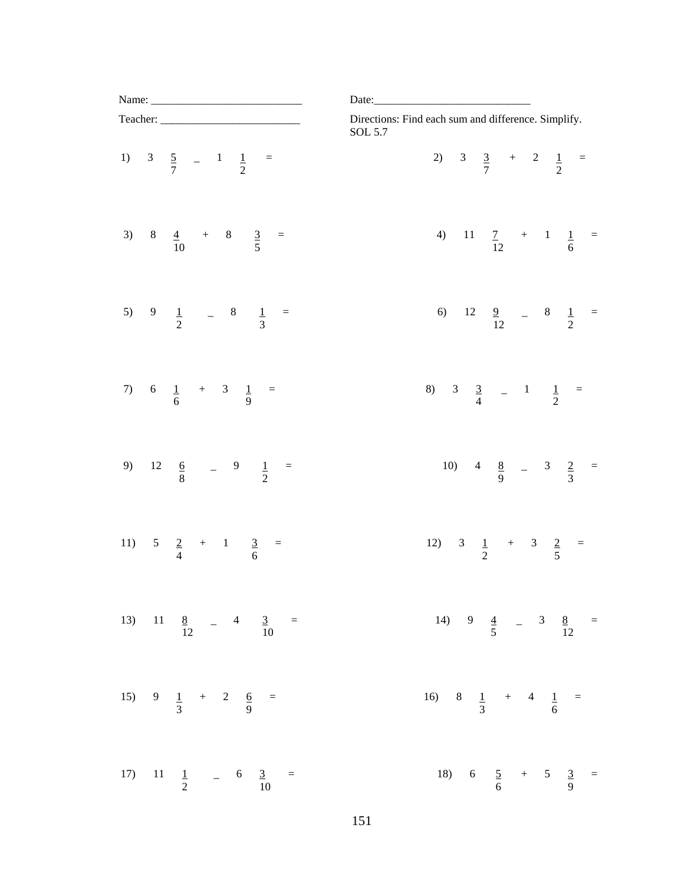Name: ___________________________ Date:____________________________

Teacher: _________________________

Directions: Find each sum and difference. Simplify. SOL 5.7

1) $3\frac{5}{7} - 1\frac{1}{2} =$

2) $3\frac{3}{7} + 2\frac{1}{2} =$

3) $8\frac{4}{10} + 8\frac{3}{5} =$

4) $11\frac{7}{12} + 1\frac{1}{6} =$

5) $9\frac{1}{2} - 8\frac{1}{3} =$

6) $12\frac{9}{12} - 8\frac{1}{2} =$

7) $6\frac{1}{6} + 3\frac{1}{9} =$

8) $3\frac{3}{4} - 1\frac{1}{2} =$

9) $12\frac{6}{8} - 9\frac{1}{2} =$

10) $4\frac{8}{9} - 3\frac{2}{3} =$

11) $5\frac{2}{4} + 1\frac{3}{6} =$

12) $3\frac{1}{2} + 3\frac{2}{5} =$

13) $11\frac{8}{12} - 4\frac{3}{10} =$

14) $9\frac{4}{5} - 3\frac{8}{12} =$

15) $9\frac{1}{3} + 2\frac{6}{9} =$

16) $8\frac{1}{3} + 4\frac{1}{6} =$

17) $11\frac{1}{2} - 6\frac{3}{10} =$

18) $6\frac{5}{6} + 5\frac{3}{9} =$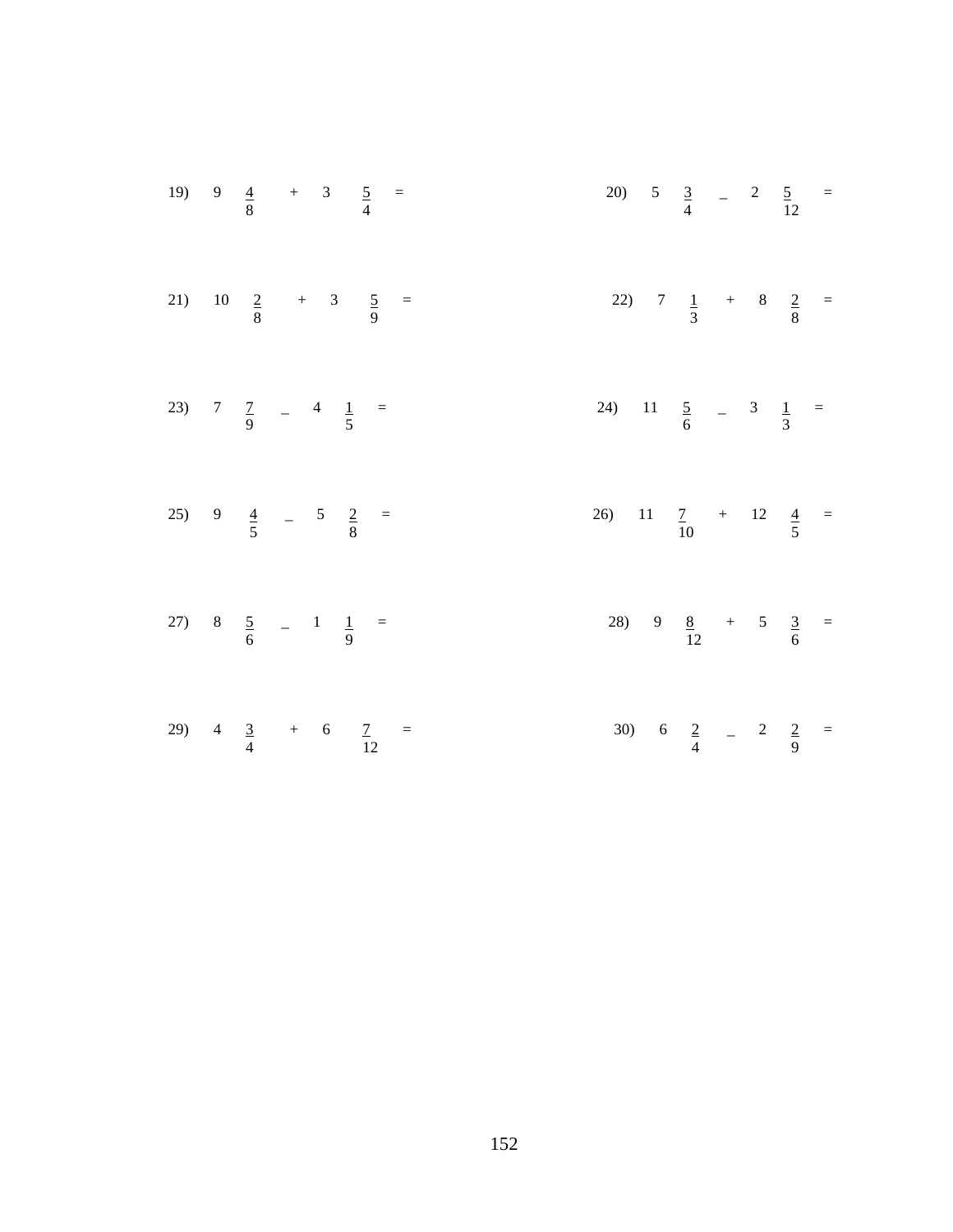19) $9\frac{4}{8} + 3\frac{5}{4} =$

20) $5\frac{3}{4} - 2\frac{5}{12} =$

21) $10\frac{2}{8} + 3\frac{5}{9} =$

22) $7\frac{1}{3} + 8\frac{2}{8} =$

23) $7\frac{7}{9} - 4\frac{1}{5} =$

24) $11\frac{5}{6} - 3\frac{1}{3} =$

25) $9\frac{4}{5} - 5\frac{2}{8} =$

26) $11\frac{7}{10} + 12\frac{4}{5} =$

27) $8\frac{5}{6} - 1\frac{1}{9} =$

28) $9\frac{8}{12} + 5\frac{3}{6} =$

29) $4\frac{3}{4} + 6\frac{7}{12} =$

30) $6\frac{2}{4} - 2\frac{2}{9} =$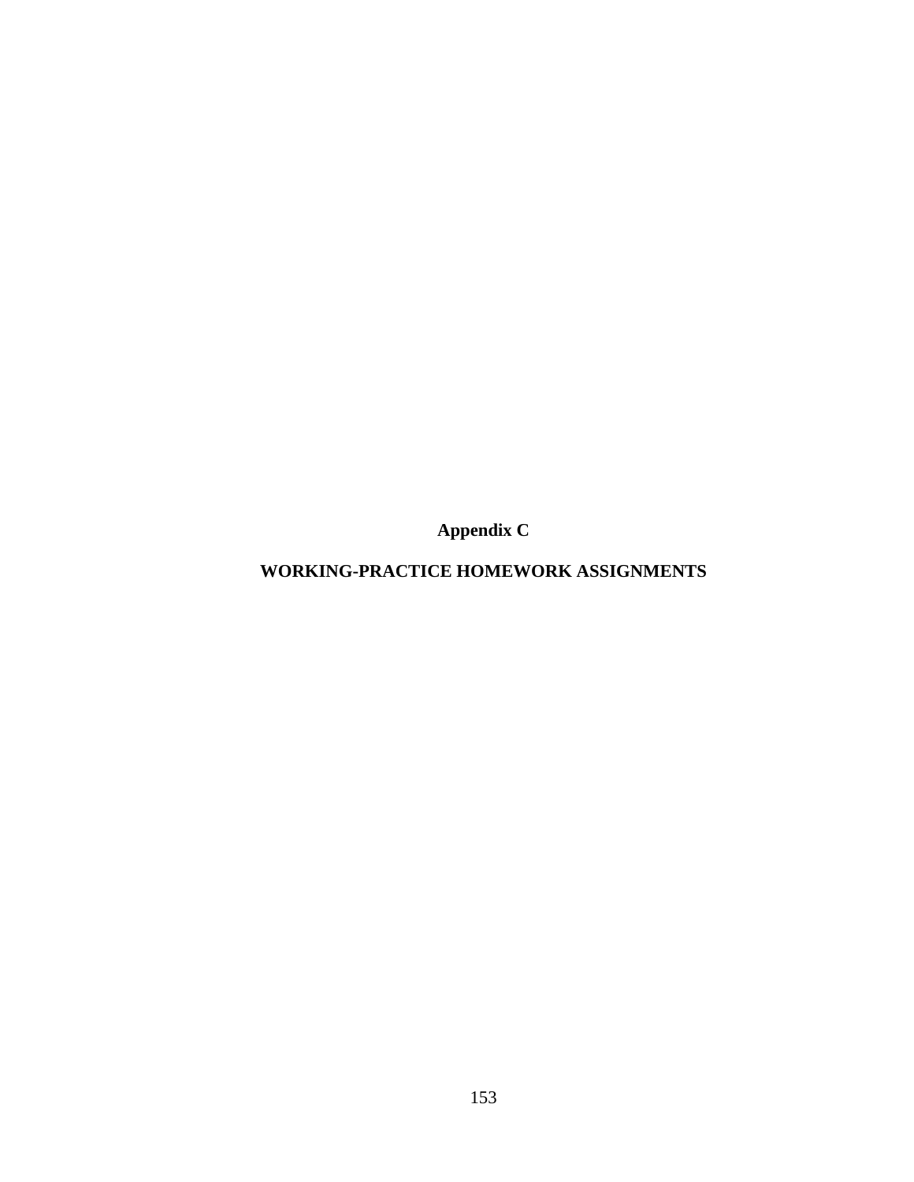# Appendix C

# WORKING-PRACTICE HOMEWORK ASSIGNMENTS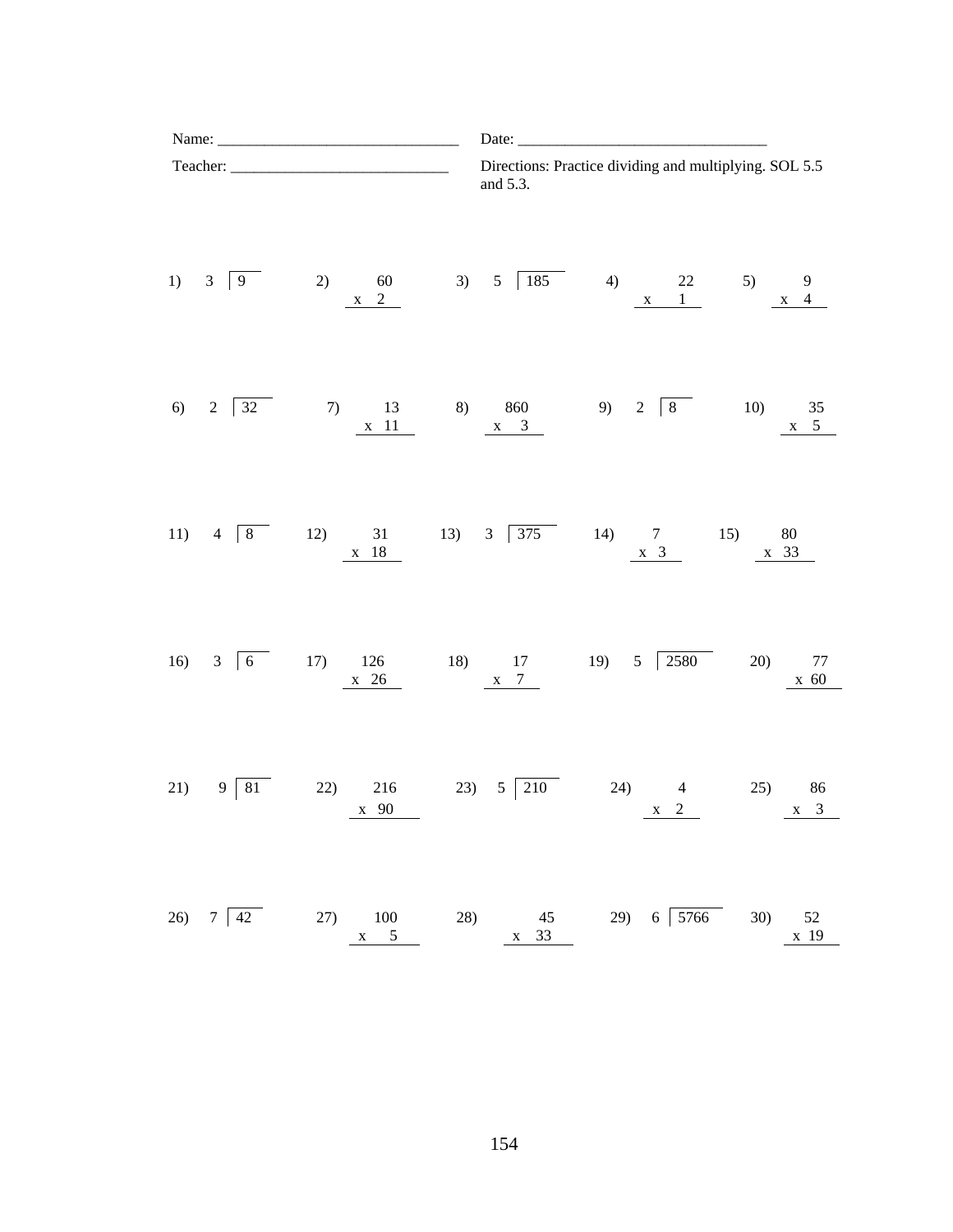Name: _______________________________ Date: _________________________________

Teacher: _____________________________ Directions: Practice dividing and multiplying. SOL 5.5 and 5.3.

1) $3\overline{)9}$  2) $60 \times 2$  3) $5\overline{)185}$  4) $22 \times 1$  5) $9 \times 4$

6) $2\overline{)32}$  7) $13 \times 11$  8) $860 \times 3$  9) $2\overline{)8}$  10) $35 \times 5$

11) $4\overline{)8}$  12) $31 \times 18$  13) $3\overline{)375}$  14) $7 \times 3$  15) $80 \times 33$

16) $3\overline{)6}$  17) $126 \times 26$  18) $17 \times 7$  19) $5\overline{)2580}$  20) $77 \times 60$

21) $9\overline{)81}$  22) $216 \times 90$  23) $5\overline{)210}$  24) $4 \times 2$  25) $86 \times 3$

26) $7\overline{)42}$  27) $100 \times 5$  28) $45 \times 33$  29) $6\overline{)5766}$  30) $52 \times 19$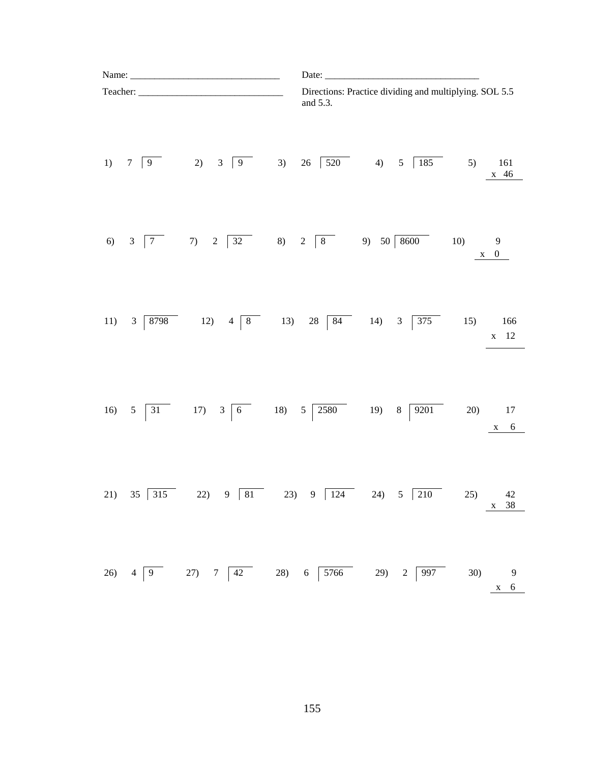Name: _______________________________ Date: _________________________________

Teacher: _______________________________ Directions: Practice dividing and multiplying. SOL 5.5 and 5.3.

| | | | | |
|---|---|---|---|---|
| 1) $7\overline{)9}$ | 2) $3\overline{)9}$ | 3) $26\overline{)520}$ | 4) $5\overline{)185}$ | 5) $\begin{array}{r} 161 \\ \times\ 46 \\ \hline \end{array}$ |
| 6) $3\overline{)7}$ | 7) $2\overline{)32}$ | 8) $2\overline{)8}$ | 9) $50\overline{)8600}$ | 10) $\begin{array}{r} 9 \\ \times\ 0 \\ \hline \end{array}$ |
| 11) $3\overline{)8798}$ | 12) $4\overline{)8}$ | 13) $28\overline{)84}$ | 14) $3\overline{)375}$ | 15) $\begin{array}{r} 166 \\ \times\ 12 \\ \hline \end{array}$ |
| 16) $5\overline{)31}$ | 17) $3\overline{)6}$ | 18) $5\overline{)2580}$ | 19) $8\overline{)9201}$ | 20) $\begin{array}{r} 17 \\ \times\ 6 \\ \hline \end{array}$ |
| 21) $35\overline{)315}$ | 22) $9\overline{)81}$ | 23) $9\overline{)124}$ | 24) $5\overline{)210}$ | 25) $\begin{array}{r} 42 \\ \times\ 38 \\ \hline \end{array}$ |
| 26) $4\overline{)9}$ | 27) $7\overline{)42}$ | 28) $6\overline{)5766}$ | 29) $2\overline{)997}$ | 30) $\begin{array}{r} 9 \\ \times\ 6 \\ \hline \end{array}$ |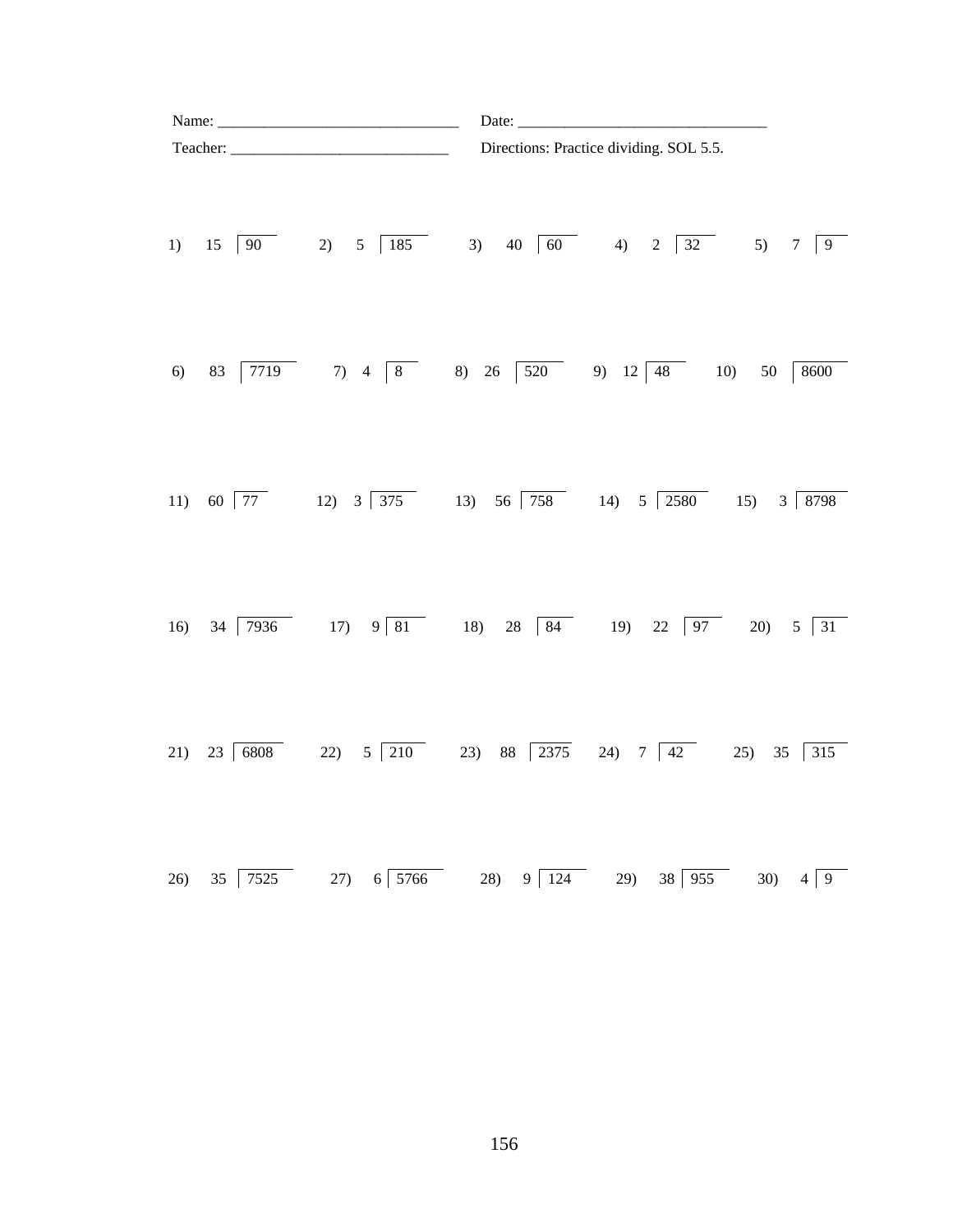Name: ________________________________ Date: _________________________________

Teacher: _____________________________ Directions: Practice dividing. SOL 5.5.

1) $15\overline{)90}$  2) $5\overline{)185}$  3) $40\overline{)60}$  4) $2\overline{)32}$  5) $7\overline{)9}$

6) $83\overline{)7719}$  7) $4\overline{)8}$  8) $26\overline{)520}$  9) $12\overline{)48}$  10) $50\overline{)8600}$

11) $60\overline{)77}$  12) $3\overline{)375}$  13) $56\overline{)758}$  14) $5\overline{)2580}$  15) $3\overline{)8798}$

16) $34\overline{)7936}$  17) $9\overline{)81}$  18) $28\overline{)84}$  19) $22\overline{)97}$  20) $5\overline{)31}$

21) $23\overline{)6808}$  22) $5\overline{)210}$  23) $88\overline{)2375}$  24) $7\overline{)42}$  25) $35\overline{)315}$

26) $35\overline{)7525}$  27) $6\overline{)5766}$  28) $9\overline{)124}$  29) $38\overline{)955}$  30) $4\overline{)9}$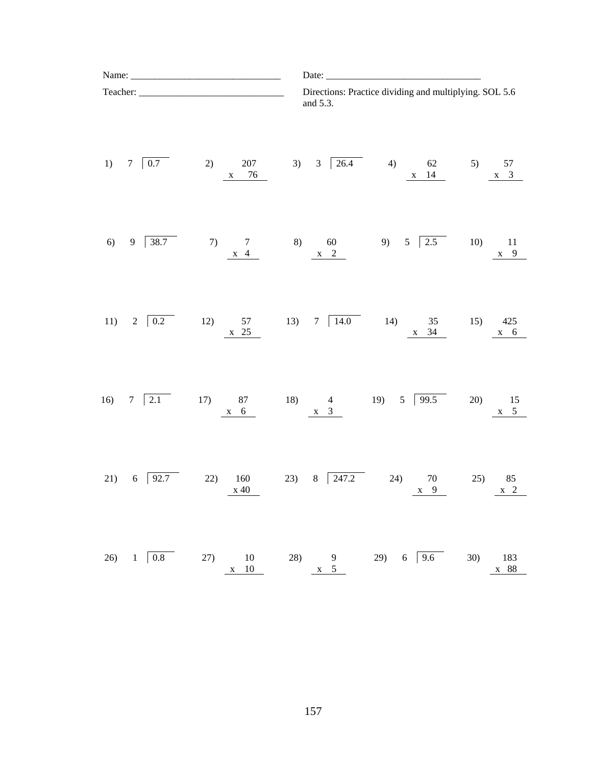Name: _______________________________ Date: _________________________________

Teacher: ______________________________ Directions: Practice dividing and multiplying. SOL 5.6 and 5.3.

| | | | | |
|---|---|---|---|---|
| 1) $7\overline{)0.7}$ | 2) $207 \times 76$ | 3) $3\overline{)26.4}$ | 4) $62 \times 14$ | 5) $57 \times 3$ |
| 6) $9\overline{)38.7}$ | 7) $7 \times 4$ | 8) $60 \times 2$ | 9) $5\overline{)2.5}$ | 10) $11 \times 9$ |
| 11) $2\overline{)0.2}$ | 12) $57 \times 25$ | 13) $7\overline{)14.0}$ | 14) $35 \times 34$ | 15) $425 \times 6$ |
| 16) $7\overline{)2.1}$ | 17) $87 \times 6$ | 18) $4 \times 3$ | 19) $5\overline{)99.5}$ | 20) $15 \times 5$ |
| 21) $6\overline{)92.7}$ | 22) $160 \times 40$ | 23) $8\overline{)247.2}$ | 24) $70 \times 9$ | 25) $85 \times 2$ |
| 26) $1\overline{)0.8}$ | 27) $10 \times 10$ | 28) $9 \times 5$ | 29) $6\overline{)9.6}$ | 30) $183 \times 88$ |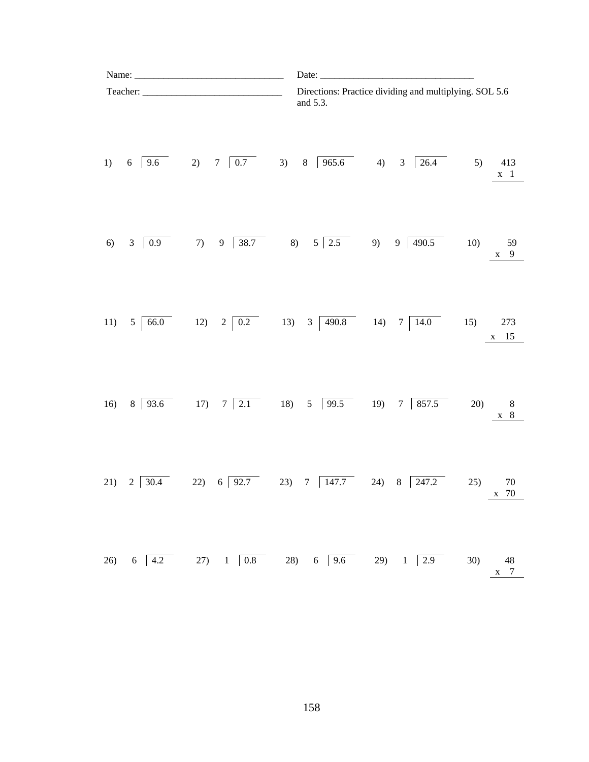Name: ________________________________ Date: _________________________________

Teacher: ______________________________ Directions: Practice dividing and multiplying. SOL 5.6 and 5.3.

| | | | | |
|---|---|---|---|---|
| 1) $6\overline{)9.6}$ | 2) $7\overline{)0.7}$ | 3) $8\overline{)965.6}$ | 4) $3\overline{)26.4}$ | 5) $413 \times 1$ |
| 6) $3\overline{)0.9}$ | 7) $9\overline{)38.7}$ | 8) $5\overline{)2.5}$ | 9) $9\overline{)490.5}$ | 10) $59 \times 9$ |
| 11) $5\overline{)66.0}$ | 12) $2\overline{)0.2}$ | 13) $3\overline{)490.8}$ | 14) $7\overline{)14.0}$ | 15) $273 \times 15$ |
| 16) $8\overline{)93.6}$ | 17) $7\overline{)2.1}$ | 18) $5\overline{)99.5}$ | 19) $7\overline{)857.5}$ | 20) $8 \times 8$ |
| 21) $2\overline{)30.4}$ | 22) $6\overline{)92.7}$ | 23) $7\overline{)147.7}$ | 24) $8\overline{)247.2}$ | 25) $70 \times 70$ |
| 26) $6\overline{)4.2}$ | 27) $1\overline{)0.8}$ | 28) $6\overline{)9.6}$ | 29) $1\overline{)2.9}$ | 30) $48 \times 7$ |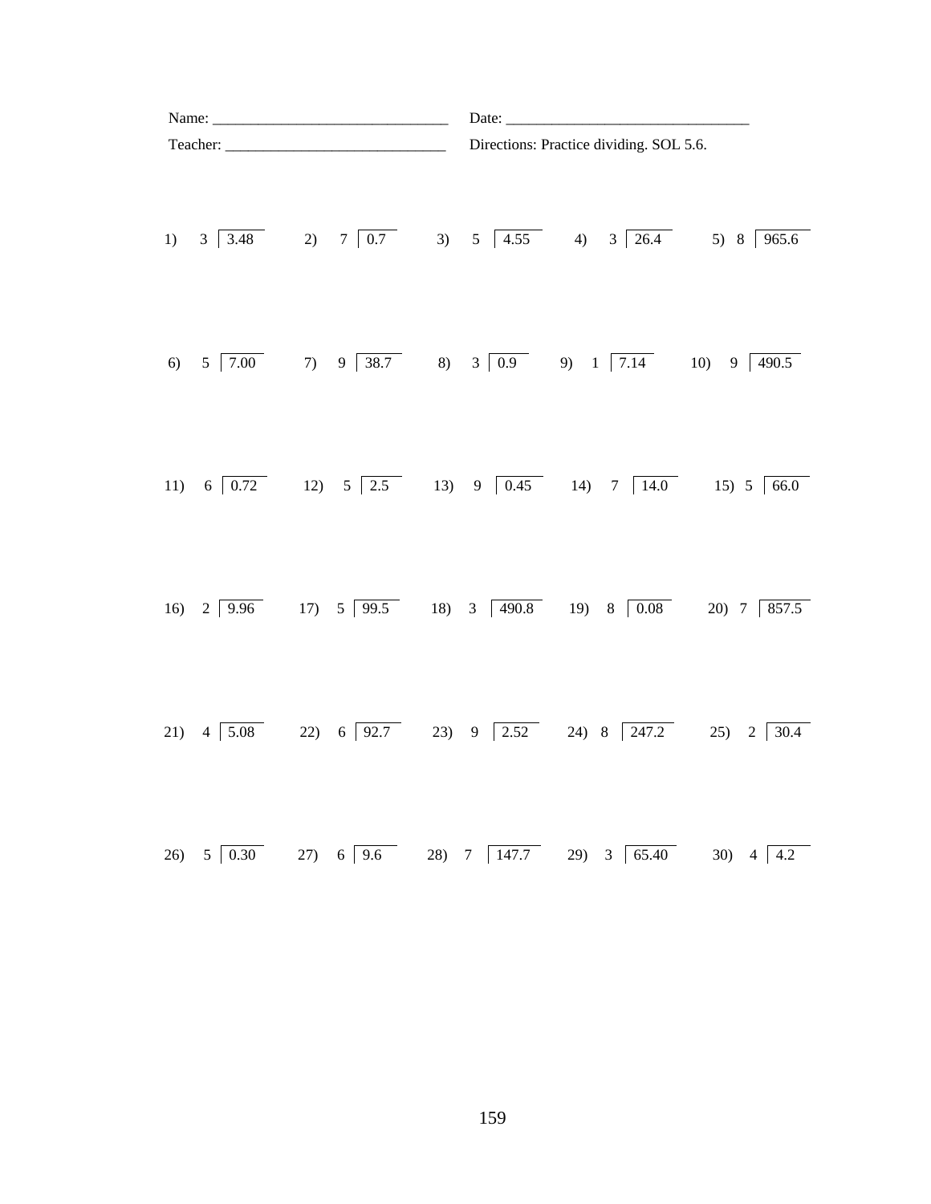Name: ________________________________ Date: _________________________________

Teacher: ______________________________ Directions: Practice dividing. SOL 5.6.

| | | | | |
|---|---|---|---|---|
| 1) $3 \overline{)3.48}$ | 2) $7 \overline{)0.7}$ | 3) $5 \overline{)4.55}$ | 4) $3 \overline{)26.4}$ | 5) $8 \overline{)965.6}$ |
| 6) $5 \overline{)7.00}$ | 7) $9 \overline{)38.7}$ | 8) $3 \overline{)0.9}$ | 9) $1 \overline{)7.14}$ | 10) $9 \overline{)490.5}$ |
| 11) $6 \overline{)0.72}$ | 12) $5 \overline{)2.5}$ | 13) $9 \overline{)0.45}$ | 14) $7 \overline{)14.0}$ | 15) $5 \overline{)66.0}$ |
| 16) $2 \overline{)9.96}$ | 17) $5 \overline{)99.5}$ | 18) $3 \overline{)490.8}$ | 19) $8 \overline{)0.08}$ | 20) $7 \overline{)857.5}$ |
| 21) $4 \overline{)5.08}$ | 22) $6 \overline{)92.7}$ | 23) $9 \overline{)2.52}$ | 24) $8 \overline{)247.2}$ | 25) $2 \overline{)30.4}$ |
| 26) $5 \overline{)0.30}$ | 27) $6 \overline{)9.6}$ | 28) $7 \overline{)147.7}$ | 29) $3 \overline{)65.40}$ | 30) $4 \overline{)4.2}$ |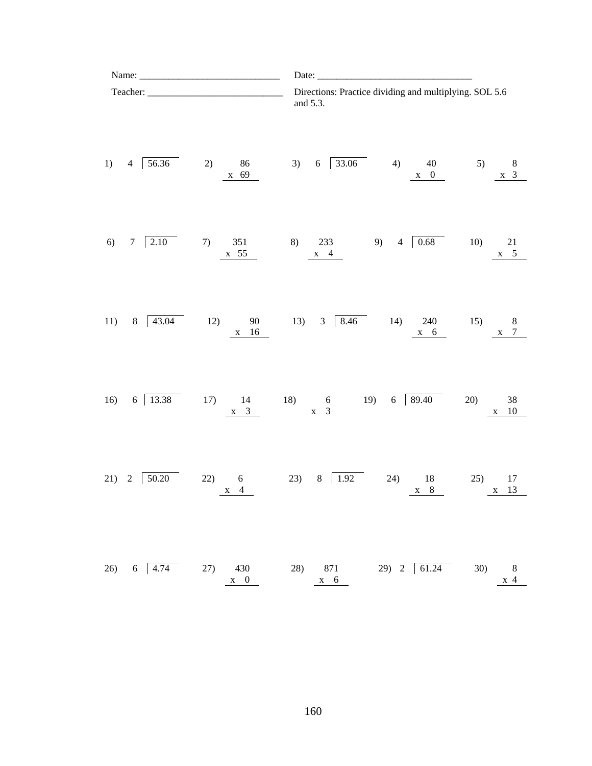Name: ______________________________ Date: _________________________________

Teacher: _____________________________ Directions: Practice dividing and multiplying. SOL 5.6 and 5.3.

| | | | | |
|---|---|---|---|---|
| 1) $4\overline{)56.36}$ | 2) $86 \times 69$ | 3) $6\overline{)33.06}$ | 4) $40 \times 0$ | 5) $8 \times 3$ |
| 6) $7\overline{)2.10}$ | 7) $351 \times 55$ | 8) $233 \times 4$ | 9) $4\overline{)0.68}$ | 10) $21 \times 5$ |
| 11) $8\overline{)43.04}$ | 12) $90 \times 16$ | 13) $3\overline{)8.46}$ | 14) $240 \times 6$ | 15) $8 \times 7$ |
| 16) $6\overline{)13.38}$ | 17) $14 \times 3$ | 18) $6 \times 3$ | 19) $6\overline{)89.40}$ | 20) $38 \times 10$ |
| 21) $2\overline{)50.20}$ | 22) $6 \times 4$ | 23) $8\overline{)1.92}$ | 24) $18 \times 8$ | 25) $17 \times 13$ |
| 26) $6\overline{)4.74}$ | 27) $430 \times 0$ | 28) $871 \times 6$ | 29) $2\overline{)61.24}$ | 30) $8 \times 4$ |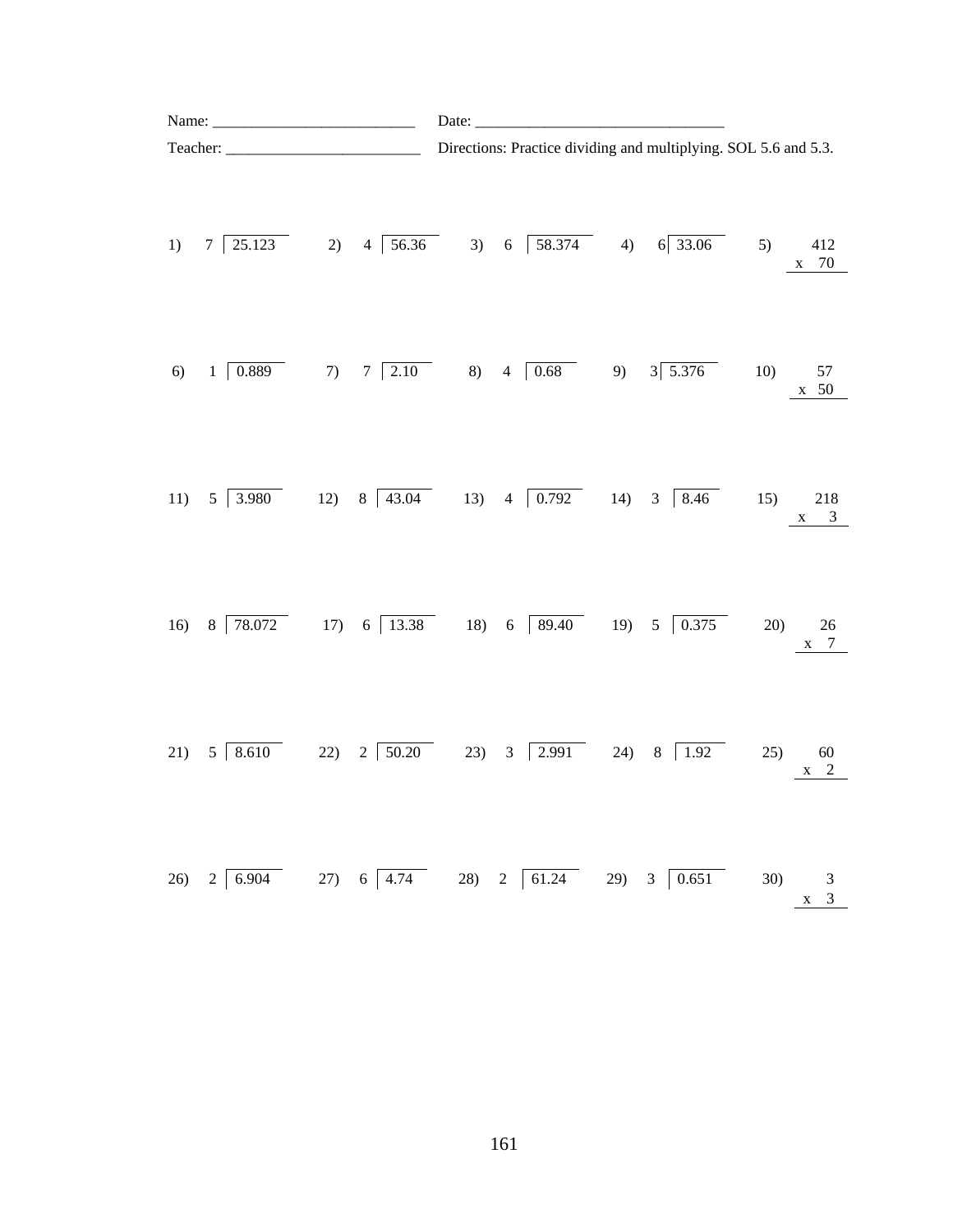Name: ___________________________ Date: _________________________________

Teacher: _________________________ Directions: Practice dividing and multiplying. SOL 5.6 and 5.3.

| | | | | |
|---|---|---|---|---|
| 1) $7\overline{)25.123}$ | 2) $4\overline{)56.36}$ | 3) $6\overline{)58.374}$ | 4) $6\overline{)33.06}$ | 5) $412 \times 70$ |
| 6) $1\overline{)0.889}$ | 7) $7\overline{)2.10}$ | 8) $4\overline{)0.68}$ | 9) $3\overline{)5.376}$ | 10) $57 \times 50$ |
| 11) $5\overline{)3.980}$ | 12) $8\overline{)43.04}$ | 13) $4\overline{)0.792}$ | 14) $3\overline{)8.46}$ | 15) $218 \times 3$ |
| 16) $8\overline{)78.072}$ | 17) $6\overline{)13.38}$ | 18) $6\overline{)89.40}$ | 19) $5\overline{)0.375}$ | 20) $26 \times 7$ |
| 21) $5\overline{)8.610}$ | 22) $2\overline{)50.20}$ | 23) $3\overline{)2.991}$ | 24) $8\overline{)1.92}$ | 25) $60 \times 2$ |
| 26) $2\overline{)6.904}$ | 27) $6\overline{)4.74}$ | 28) $2\overline{)61.24}$ | 29) $3\overline{)0.651}$ | 30) $3 \times 3$ |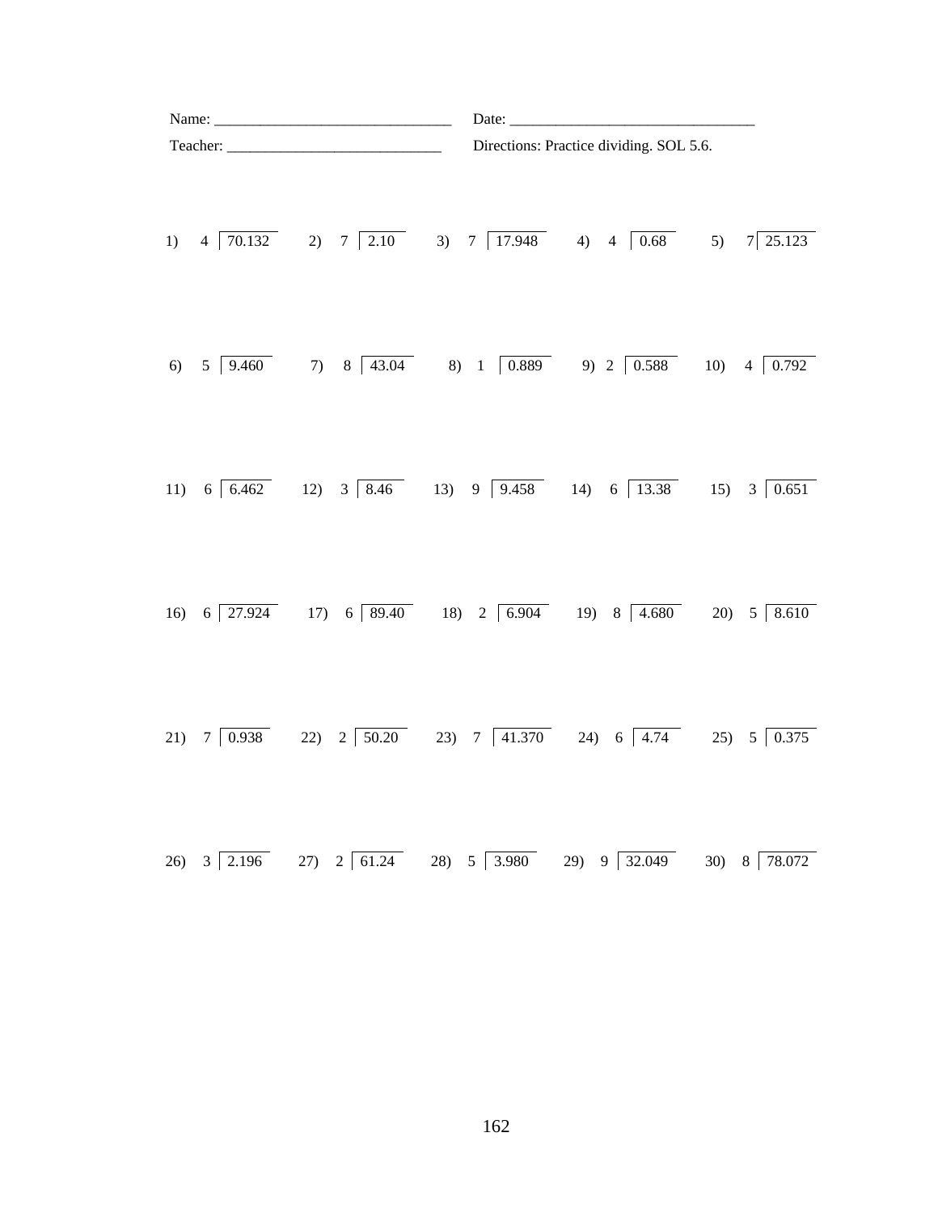Name: ________________________________ Date: _________________________________

Teacher: _____________________________ Directions: Practice dividing. SOL 5.6.

1) $4\overline{)70.132}$ 2) $7\overline{)2.10}$ 3) $7\overline{)17.948}$ 4) $4\overline{)0.68}$ 5) $7\overline{)25.123}$

6) $5\overline{)9.460}$ 7) $8\overline{)43.04}$ 8) $1\overline{)0.889}$ 9) $2\overline{)0.588}$ 10) $4\overline{)0.792}$

11) $6\overline{)6.462}$ 12) $3\overline{)8.46}$ 13) $9\overline{)9.458}$ 14) $6\overline{)13.38}$ 15) $3\overline{)0.651}$

16) $6\overline{)27.924}$ 17) $6\overline{)89.40}$ 18) $2\overline{)6.904}$ 19) $8\overline{)4.680}$ 20) $5\overline{)8.610}$

21) $7\overline{)0.938}$ 22) $2\overline{)50.20}$ 23) $7\overline{)41.370}$ 24) $6\overline{)4.74}$ 25) $5\overline{)0.375}$

26) $3\overline{)2.196}$ 27) $2\overline{)61.24}$ 28) $5\overline{)3.980}$ 29) $9\overline{)32.049}$ 30) $8\overline{)78.072}$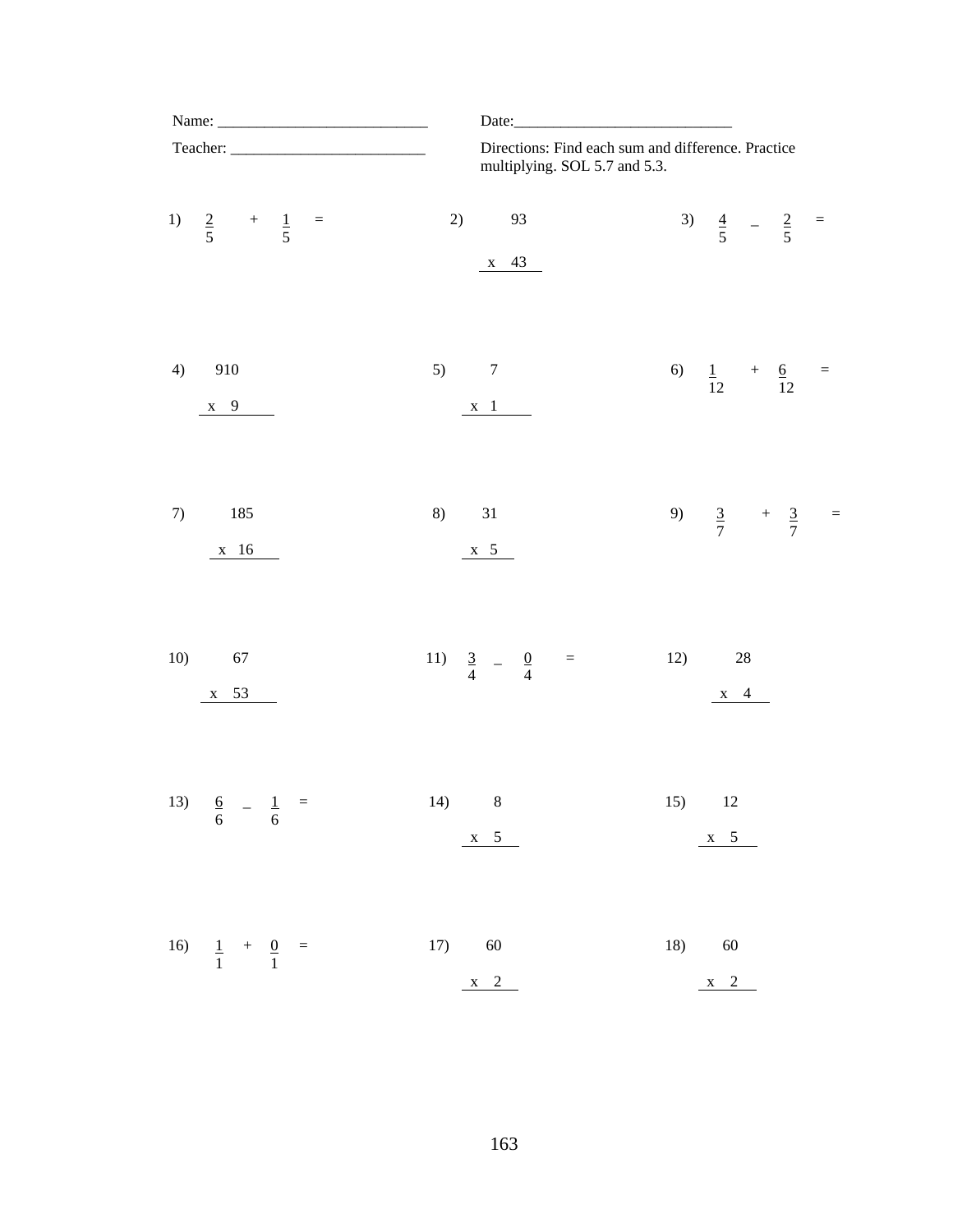Name: ____________________________ Date:_____________________________

Teacher: __________________________

Directions: Find each sum and difference. Practice multiplying. SOL 5.7 and 5.3.

1) $\frac{2}{5} + \frac{1}{5} =$

2) $93 \times 43$

3) $\frac{4}{5} - \frac{2}{5} =$

4) $910 \times 9$

5) $7 \times 1$

6) $\frac{1}{12} + \frac{6}{12} =$

7) $185 \times 16$

8) $31 \times 5$

9) $\frac{3}{7} + \frac{3}{7} =$

10) $67 \times 53$

11) $\frac{3}{4} - \frac{0}{4} =$

12) $28 \times 4$

13) $\frac{6}{6} - \frac{1}{6} =$

14) $8 \times 5$

15) $12 \times 5$

16) $\frac{1}{1} + \frac{0}{1} =$

17) $60 \times 2$

18) $60 \times 2$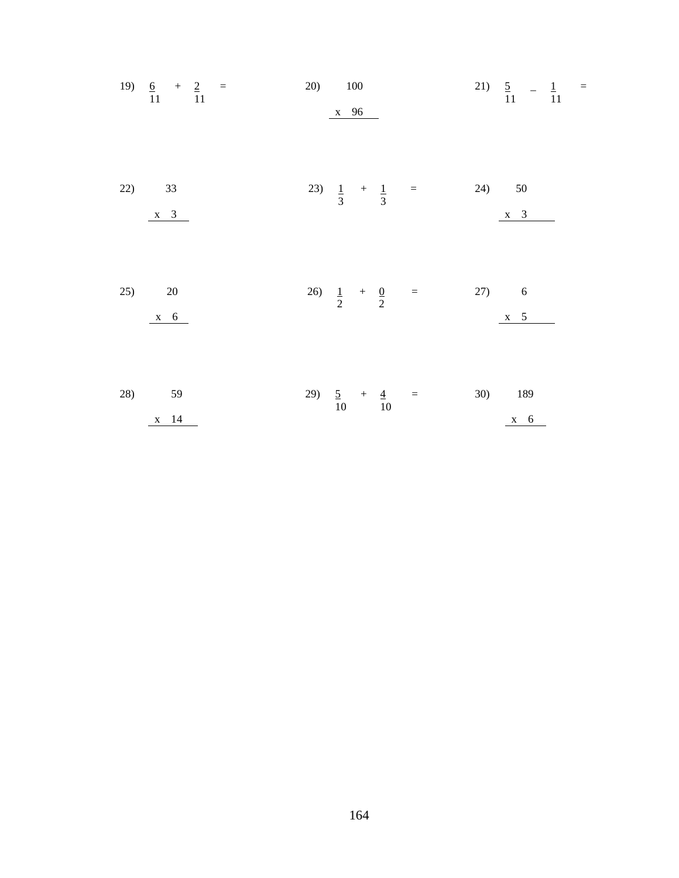19) $\frac{6}{11} + \frac{2}{11} =$

20) $\begin{array}{r} 100 \\ \times\ 96 \\ \hline \end{array}$

21) $\frac{5}{11} - \frac{1}{11} =$

22) $\begin{array}{r} 33 \\ \times\ 3 \\ \hline \end{array}$

23) $\frac{1}{3} + \frac{1}{3} =$

24) $\begin{array}{r} 50 \\ \times\ 3 \\ \hline \end{array}$

25) $\begin{array}{r} 20 \\ \times\ 6 \\ \hline \end{array}$

26) $\frac{1}{2} + \frac{0}{2} =$

27) $\begin{array}{r} 6 \\ \times\ 5 \\ \hline \end{array}$

28) $\begin{array}{r} 59 \\ \times\ 14 \\ \hline \end{array}$

29) $\frac{5}{10} + \frac{4}{10} =$

30) $\begin{array}{r} 189 \\ \times\ 6 \\ \hline \end{array}$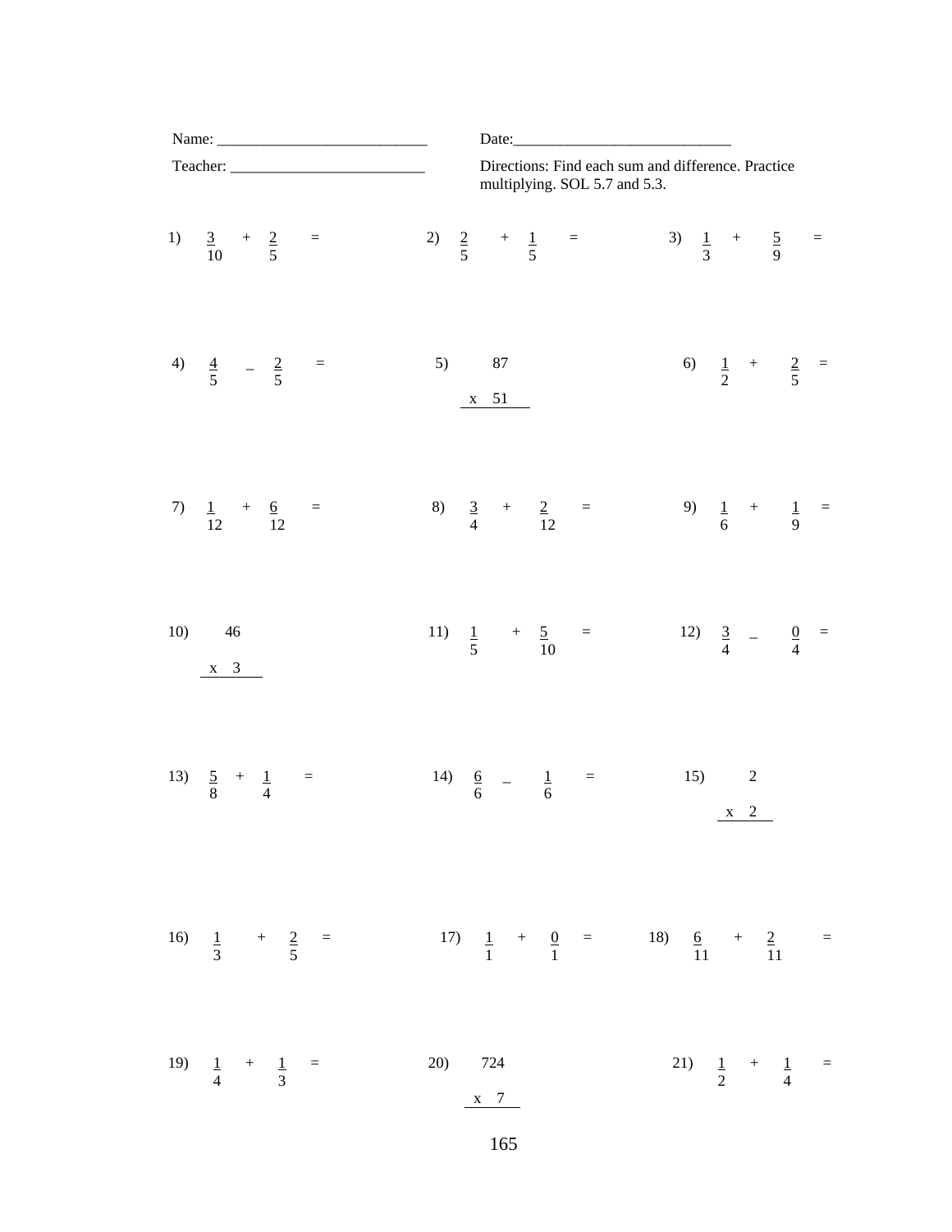Name: ___________________________ Date:____________________________

Teacher: _________________________ Directions: Find each sum and difference. Practice multiplying. SOL 5.7 and 5.3.

1) $\frac{3}{10} + \frac{2}{5} =$

2) $\frac{2}{5} + \frac{1}{5} =$

3) $\frac{1}{3} + \frac{5}{9} =$

4) $\frac{4}{5} - \frac{2}{5} =$

5) $87 \times 51$

6) $\frac{1}{2} + \frac{2}{5} =$

7) $\frac{1}{12} + \frac{6}{12} =$

8) $\frac{3}{4} + \frac{2}{12} =$

9) $\frac{1}{6} + \frac{1}{9} =$

10) $46 \times 3$

11) $\frac{1}{5} + \frac{5}{10} =$

12) $\frac{3}{4} - \frac{0}{4} =$

13) $\frac{5}{8} + \frac{1}{4} =$

14) $\frac{6}{6} - \frac{1}{6} =$

15) $2 \times 2$

16) $\frac{1}{3} + \frac{2}{5} =$

17) $\frac{1}{1} + \frac{0}{1} =$

18) $\frac{6}{11} + \frac{2}{11} =$

19) $\frac{1}{4} + \frac{1}{3} =$

20) $724 \times 7$

21) $\frac{1}{2} + \frac{1}{4} =$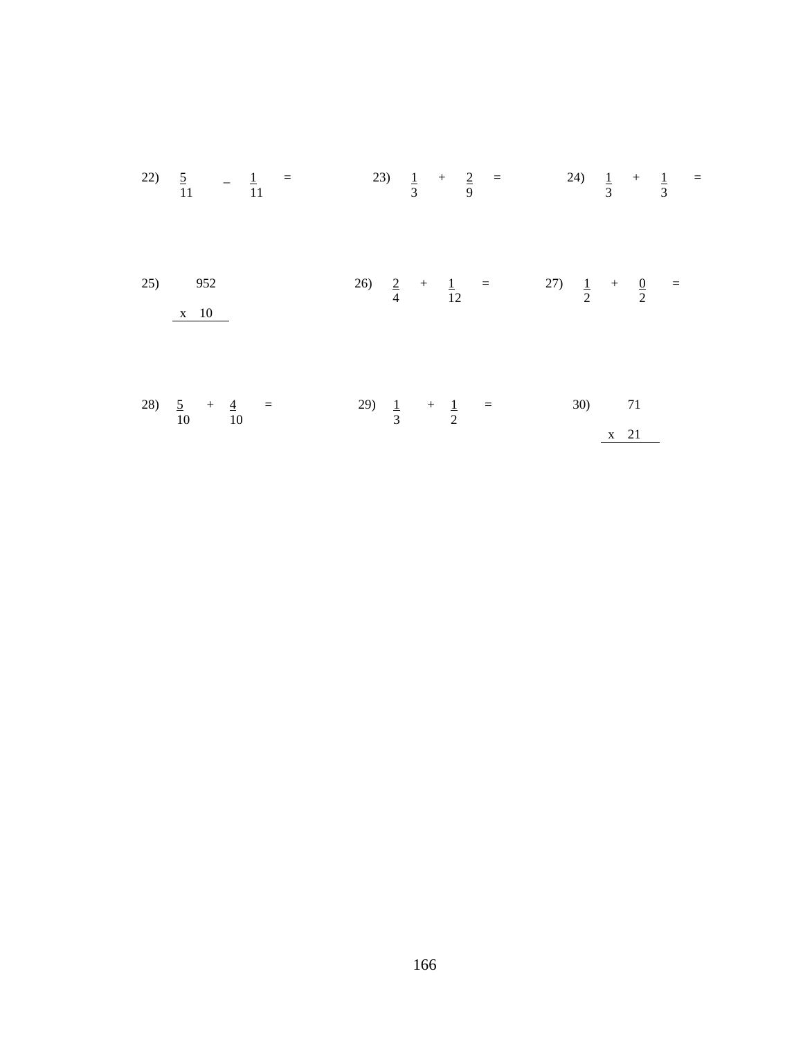22) $\frac{5}{11} - \frac{1}{11} =$

23) $\frac{1}{3} + \frac{2}{9} =$

24) $\frac{1}{3} + \frac{1}{3} =$

25)
$$\begin{array}{r} 952 \\ \times\ 10 \\ \hline \end{array}$$

26) $\frac{2}{4} + \frac{1}{12} =$

27) $\frac{1}{2} + \frac{0}{2} =$

28) $\frac{5}{10} + \frac{4}{10} =$

29) $\frac{1}{3} + \frac{1}{2} =$

30)
$$\begin{array}{r} 71 \\ \times\ 21 \\ \hline \end{array}$$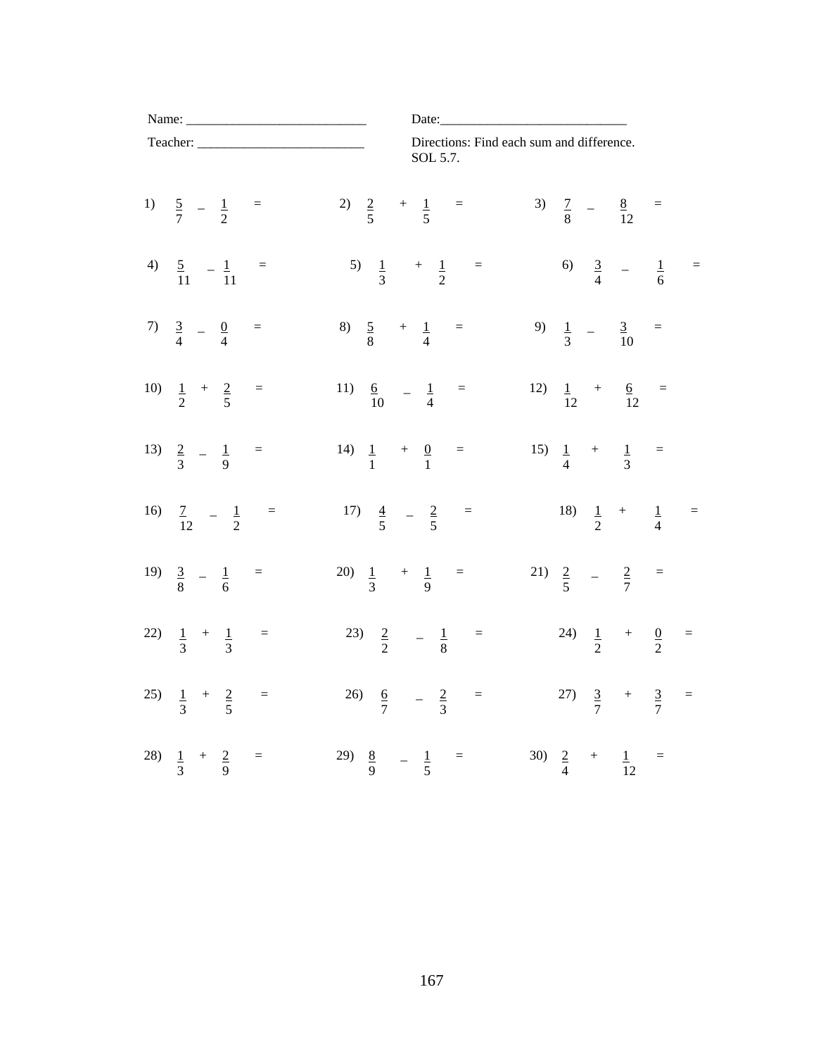Name: ___________________________ Date:____________________________

Teacher: _________________________ Directions: Find each sum and difference. SOL 5.7.

| | | |
|---|---|---|
| 1) $\frac{5}{7} - \frac{1}{2} =$ | 2) $\frac{2}{5} + \frac{1}{5} =$ | 3) $\frac{7}{8} - \frac{8}{12} =$ |
| 4) $\frac{5}{11} - \frac{1}{11} =$ | 5) $\frac{1}{3} + \frac{1}{2} =$ | 6) $\frac{3}{4} - \frac{1}{6} =$ |
| 7) $\frac{3}{4} - \frac{0}{4} =$ | 8) $\frac{5}{8} + \frac{1}{4} =$ | 9) $\frac{1}{3} - \frac{3}{10} =$ |
| 10) $\frac{1}{2} + \frac{2}{5} =$ | 11) $\frac{6}{10} - \frac{1}{4} =$ | 12) $\frac{1}{12} + \frac{6}{12} =$ |
| 13) $\frac{2}{3} - \frac{1}{9} =$ | 14) $\frac{1}{1} + \frac{0}{1} =$ | 15) $\frac{1}{4} + \frac{1}{3} =$ |
| 16) $\frac{7}{12} - \frac{1}{2} =$ | 17) $\frac{4}{5} - \frac{2}{5} =$ | 18) $\frac{1}{2} + \frac{1}{4} =$ |
| 19) $\frac{3}{8} - \frac{1}{6} =$ | 20) $\frac{1}{3} + \frac{1}{9} =$ | 21) $\frac{2}{5} - \frac{2}{7} =$ |
| 22) $\frac{1}{3} + \frac{1}{3} =$ | 23) $\frac{2}{2} - \frac{1}{8} =$ | 24) $\frac{1}{2} + \frac{0}{2} =$ |
| 25) $\frac{1}{3} + \frac{2}{5} =$ | 26) $\frac{6}{7} - \frac{2}{3} =$ | 27) $\frac{3}{7} + \frac{3}{7} =$ |
| 28) $\frac{1}{3} + \frac{2}{9} =$ | 29) $\frac{8}{9} - \frac{1}{5} =$ | 30) $\frac{2}{4} + \frac{1}{12} =$ |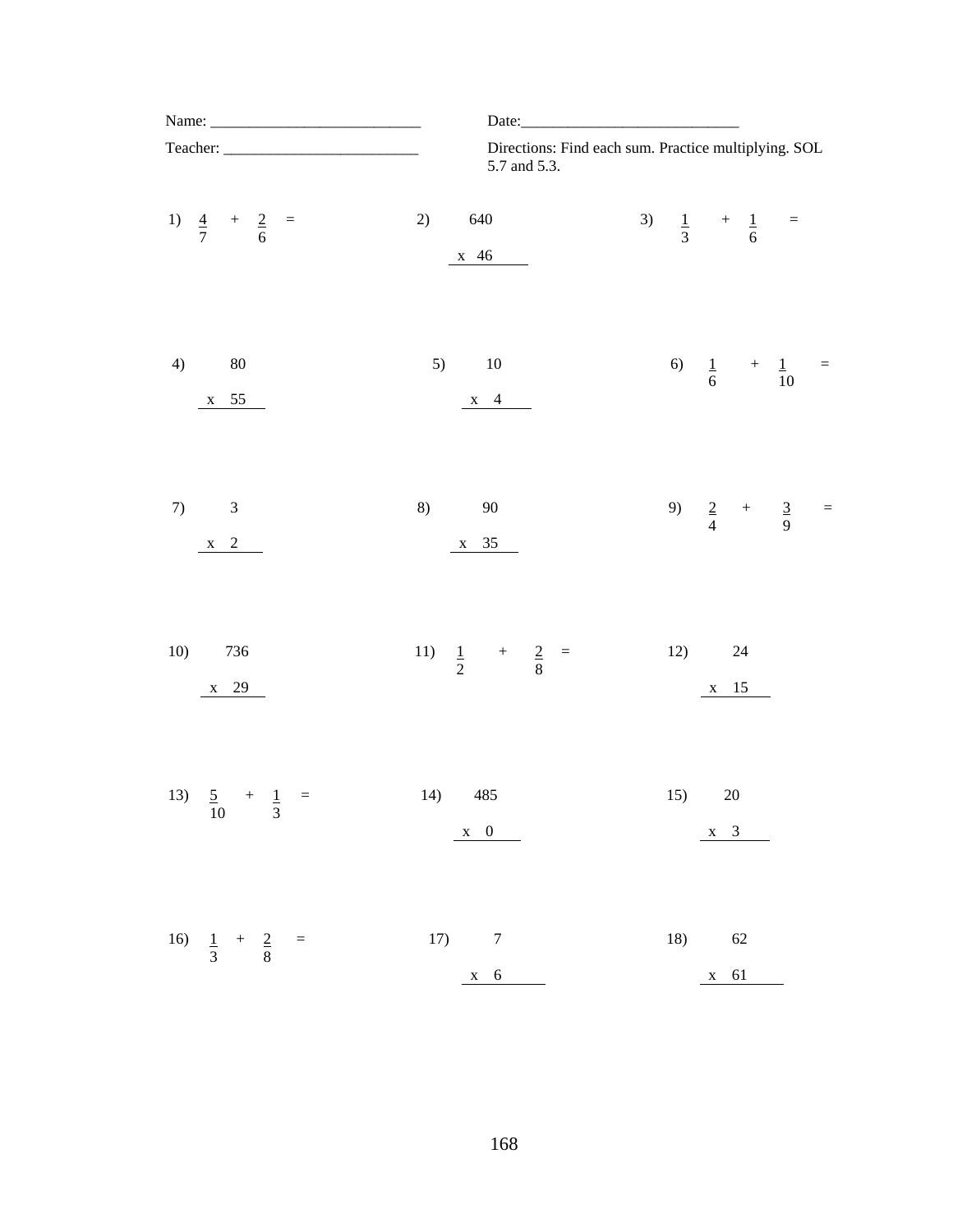Name: ___________________________ Date:_____________________________

Teacher: _________________________

Directions: Find each sum. Practice multiplying. SOL 5.7 and 5.3.

1) $\frac{4}{7} + \frac{2}{6} =$

2) $640 \times 46$

3) $\frac{1}{3} + \frac{1}{6} =$

4) $80 \times 55$

5) $10 \times 4$

6) $\frac{1}{6} + \frac{1}{10} =$

7) $3 \times 2$

8) $90 \times 35$

9) $\frac{2}{4} + \frac{3}{9} =$

10) $736 \times 29$

11) $\frac{1}{2} + \frac{2}{8} =$

12) $24 \times 15$

13) $\frac{5}{10} + \frac{1}{3} =$

14) $485 \times 0$

15) $20 \times 3$

16) $\frac{1}{3} + \frac{2}{8} =$

17) $7 \times 6$

18) $62 \times 61$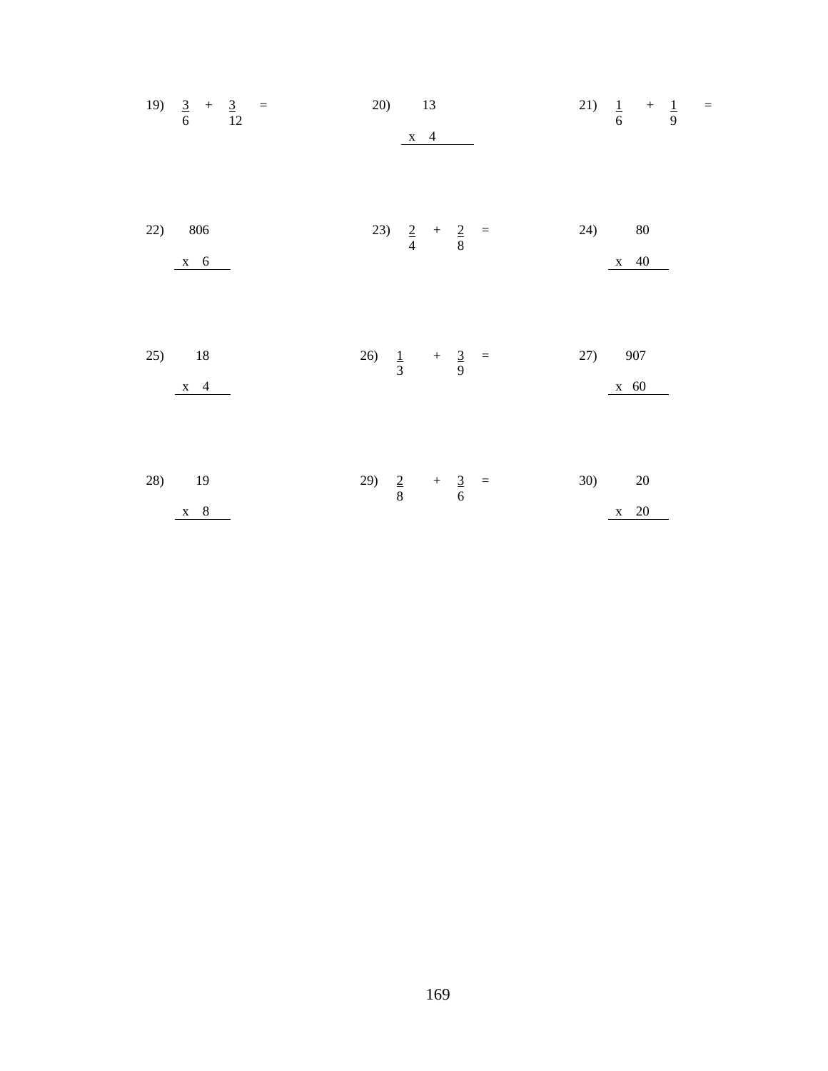19) $\frac{3}{6} + \frac{3}{12} =$

20) $\begin{array}{r} 13 \\ \times\ 4 \\ \hline \end{array}$

21) $\frac{1}{6} + \frac{1}{9} =$

22) $\begin{array}{r} 806 \\ \times\ 6 \\ \hline \end{array}$

23) $\frac{2}{4} + \frac{2}{8} =$

24) $\begin{array}{r} 80 \\ \times\ 40 \\ \hline \end{array}$

25) $\begin{array}{r} 18 \\ \times\ 4 \\ \hline \end{array}$

26) $\frac{1}{3} + \frac{3}{9} =$

27) $\begin{array}{r} 907 \\ \times\ 60 \\ \hline \end{array}$

28) $\begin{array}{r} 19 \\ \times\ 8 \\ \hline \end{array}$

29) $\frac{2}{8} + \frac{3}{6} =$

30) $\begin{array}{r} 20 \\ \times\ 20 \\ \hline \end{array}$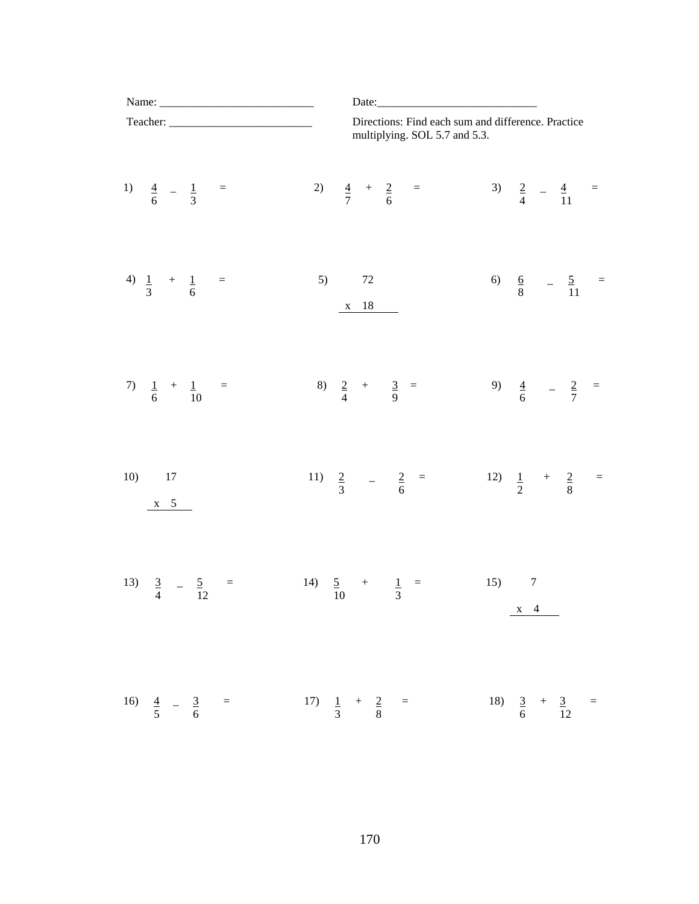Name: ___________________________ Date:____________________________

Teacher: _________________________

Directions: Find each sum and difference. Practice multiplying. SOL 5.7 and 5.3.

1) $\frac{4}{6} - \frac{1}{3} =$

2) $\frac{4}{7} + \frac{2}{6} =$

3) $\frac{2}{4} - \frac{4}{11} =$

4) $\frac{1}{3} + \frac{1}{6} =$

5) $72 \times 18$

$$\begin{array}{r} 72 \\ \times\ 18 \\ \hline \end{array}$$

6) $\frac{6}{8} - \frac{5}{11} =$

7) $\frac{1}{6} + \frac{1}{10} =$

8) $\frac{2}{4} + \frac{3}{9} =$

9) $\frac{4}{6} - \frac{2}{7} =$

10) $17 \times 5$

$$\begin{array}{r} 17 \\ \times\ 5 \\ \hline \end{array}$$

11) $\frac{2}{3} - \frac{2}{6} =$

12) $\frac{1}{2} + \frac{2}{8} =$

13) $\frac{3}{4} - \frac{5}{12} =$

14) $\frac{5}{10} + \frac{1}{3} =$

15) $7 \times 4$

$$\begin{array}{r} 7 \\ \times\ 4 \\ \hline \end{array}$$

16) $\frac{4}{5} - \frac{3}{6} =$

17) $\frac{1}{3} + \frac{2}{8} =$

18) $\frac{3}{6} + \frac{3}{12} =$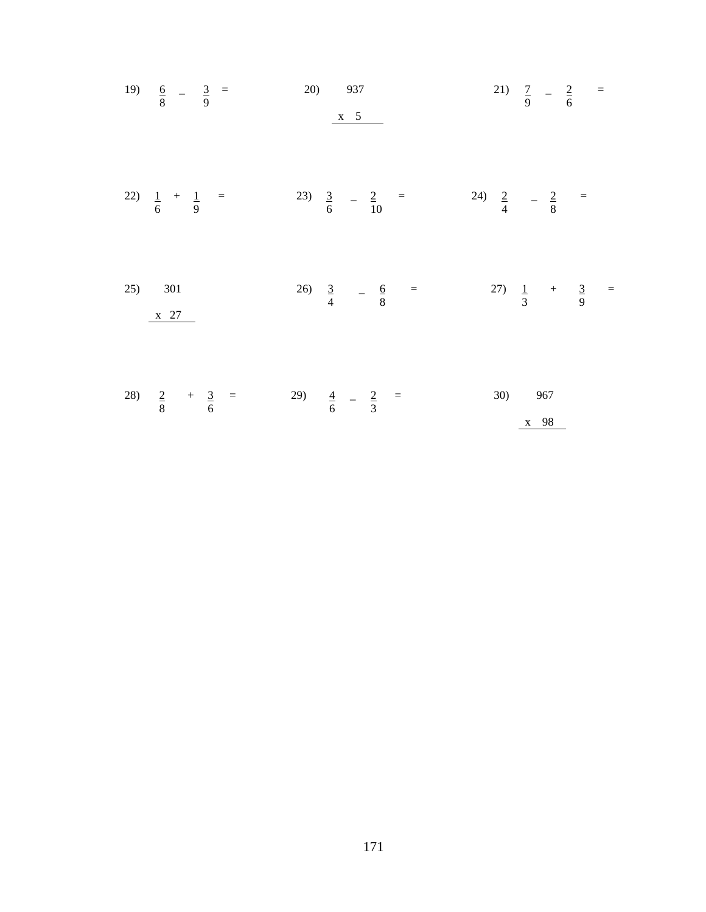19) $\frac{6}{8} - \frac{3}{9} =$

20) $\begin{array}{r} 937 \\ \times \quad 5 \\ \hline \end{array}$

21) $\frac{7}{9} - \frac{2}{6} =$

22) $\frac{1}{6} + \frac{1}{9} =$

23) $\frac{3}{6} - \frac{2}{10} =$

24) $\frac{2}{4} - \frac{2}{8} =$

25) $\begin{array}{r} 301 \\ \times \quad 27 \\ \hline \end{array}$

26) $\frac{3}{4} - \frac{6}{8} =$

27) $\frac{1}{3} + \frac{3}{9} =$

28) $\frac{2}{8} + \frac{3}{6} =$

29) $\frac{4}{6} - \frac{2}{3} =$

30) $\begin{array}{r} 967 \\ \times \quad 98 \\ \hline \end{array}$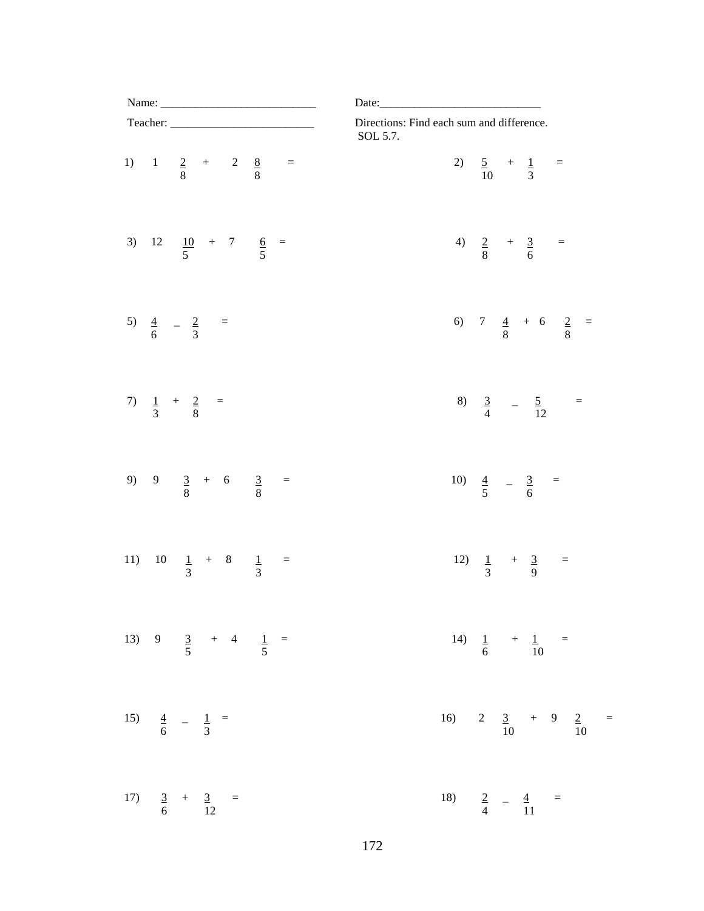Name: ___________________________

Teacher: _________________________

Date:____________________________

Directions: Find each sum and difference.
SOL 5.7.

1) $1\frac{2}{8} + 2\frac{8}{8} =$

2) $\frac{5}{10} + \frac{1}{3} =$

3) $12\frac{10}{5} + 7\frac{6}{5} =$

4) $\frac{2}{8} + \frac{3}{6} =$

5) $\frac{4}{6} - \frac{2}{3} =$

6) $7\frac{4}{8} + 6\frac{2}{8} =$

7) $\frac{1}{3} + \frac{2}{8} =$

8) $\frac{3}{4} - \frac{5}{12} =$

9) $9\frac{3}{8} + 6\frac{3}{8} =$

10) $\frac{4}{5} - \frac{3}{6} =$

11) $10\frac{1}{3} + 8\frac{1}{3} =$

12) $\frac{1}{3} + \frac{3}{9} =$

13) $9\frac{3}{5} + 4\frac{1}{5} =$

14) $\frac{1}{6} + \frac{1}{10} =$

15) $\frac{4}{6} - \frac{1}{3} =$

16) $2\frac{3}{10} + 9\frac{2}{10} =$

17) $\frac{3}{6} + \frac{3}{12} =$

18) $\frac{2}{4} - \frac{4}{11} =$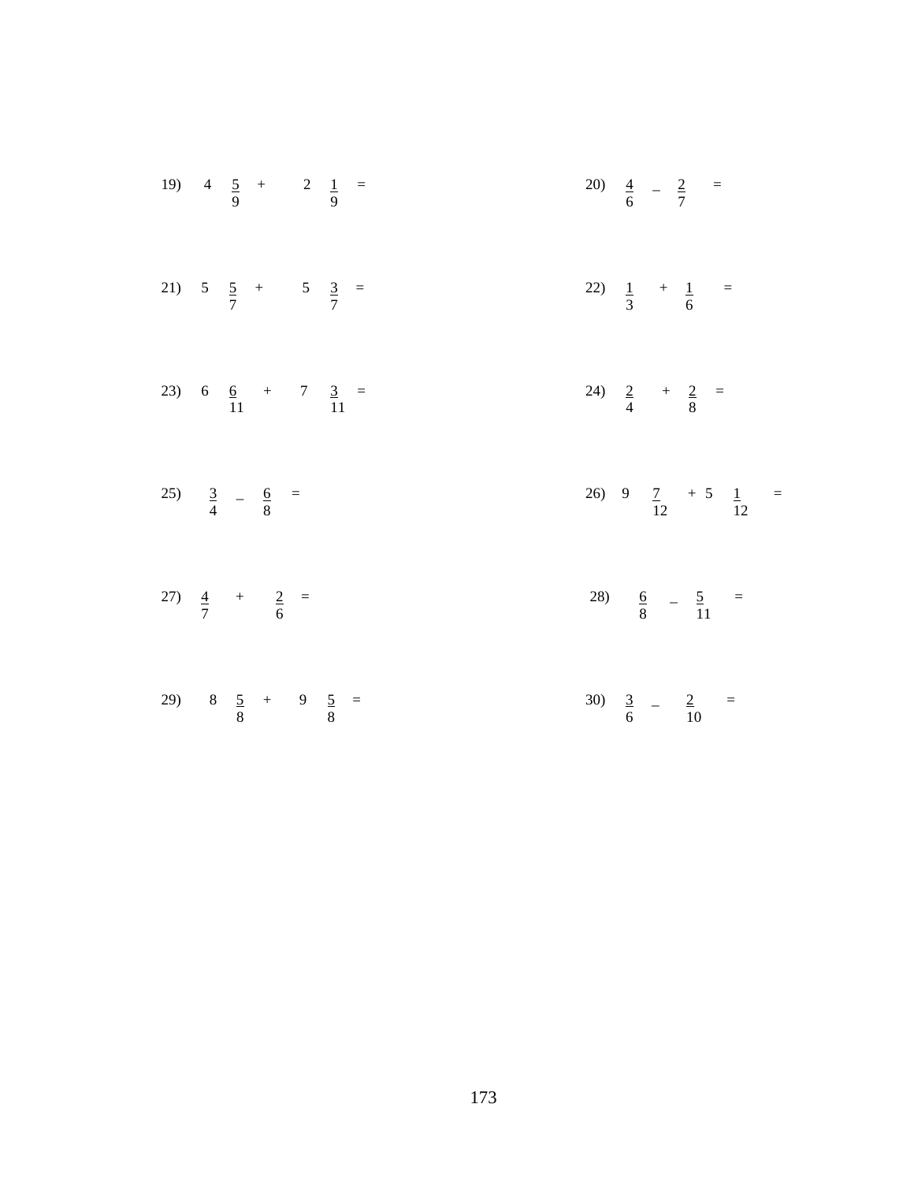19) $4\frac{5}{9} + 2\frac{1}{9} =$

20) $\frac{4}{6} - \frac{2}{7} =$

21) $5\frac{5}{7} + 5\frac{3}{7} =$

22) $\frac{1}{3} + \frac{1}{6} =$

23) $6\frac{6}{11} + 7\frac{3}{11} =$

24) $\frac{2}{4} + \frac{2}{8} =$

25) $\frac{3}{4} - \frac{6}{8} =$

26) $9\frac{7}{12} + 5\frac{1}{12} =$

27) $\frac{4}{7} + \frac{2}{6} =$

28) $\frac{6}{8} - \frac{5}{11} =$

29) $8\frac{5}{8} + 9\frac{5}{8} =$

30) $\frac{3}{6} - \frac{2}{10} =$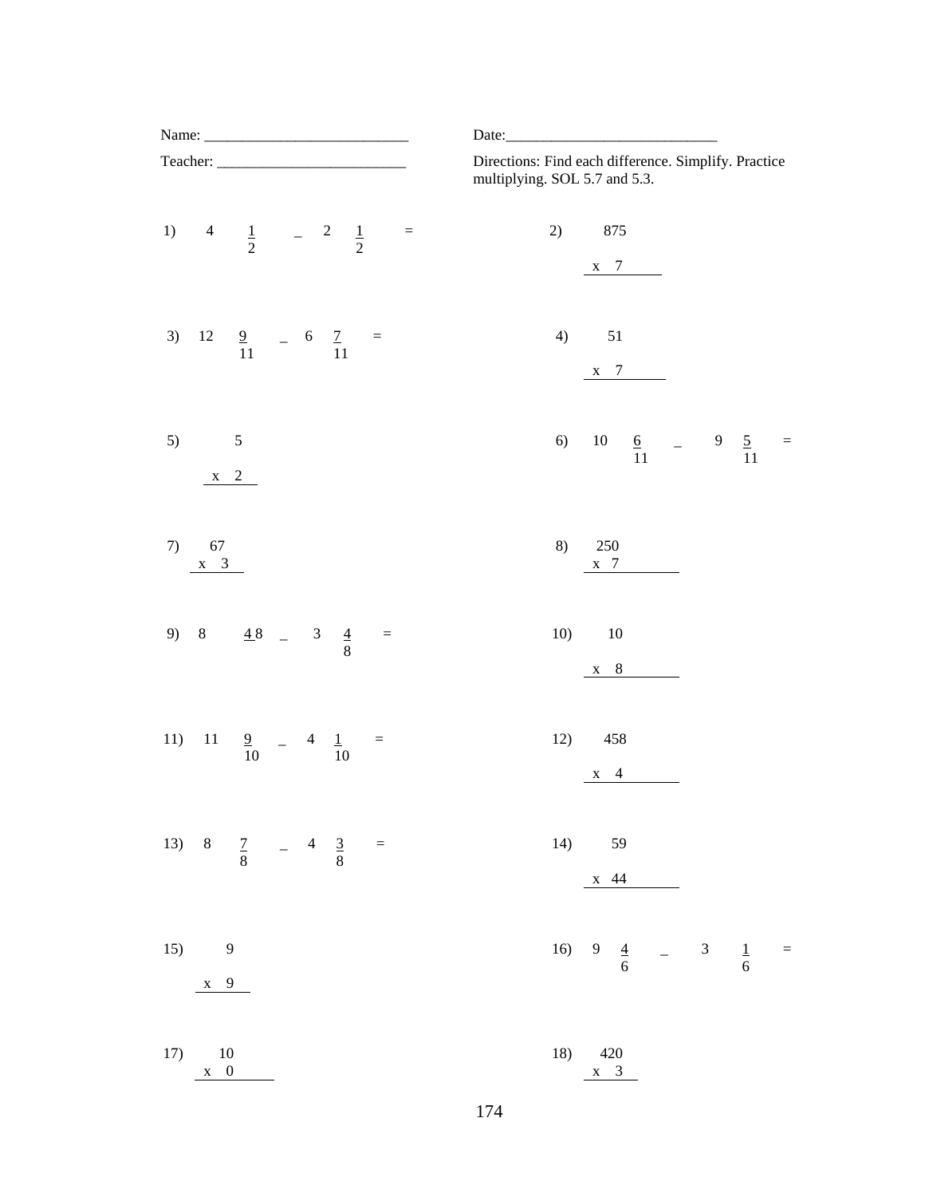Name: ___________________________ Date:____________________________

Teacher: _________________________

Directions: Find each difference. Simplify. Practice multiplying. SOL 5.7 and 5.3.

1) $4\frac{1}{2} - 2\frac{1}{2} =$

2) 875 x 7

3) $12\frac{9}{11} - 6\frac{7}{11} =$

4) 51 x 7

5) 5 x 2

6) $10\frac{6}{11} - 9\frac{5}{11} =$

7) 67 x 3

8) 250 x 7

9) 8 4 8 _ 3 $\frac{4}{8}$ =

10) 10 x 8

11) $11\frac{9}{10} - 4\frac{1}{10} =$

12) 458 x 4

13) $8\frac{7}{8} - 4\frac{3}{8} =$

14) 59 x 44

15) 9 x 9

16) $9\frac{4}{6} - 3\frac{1}{6} =$

17) 10 x 0

18) 420 x 3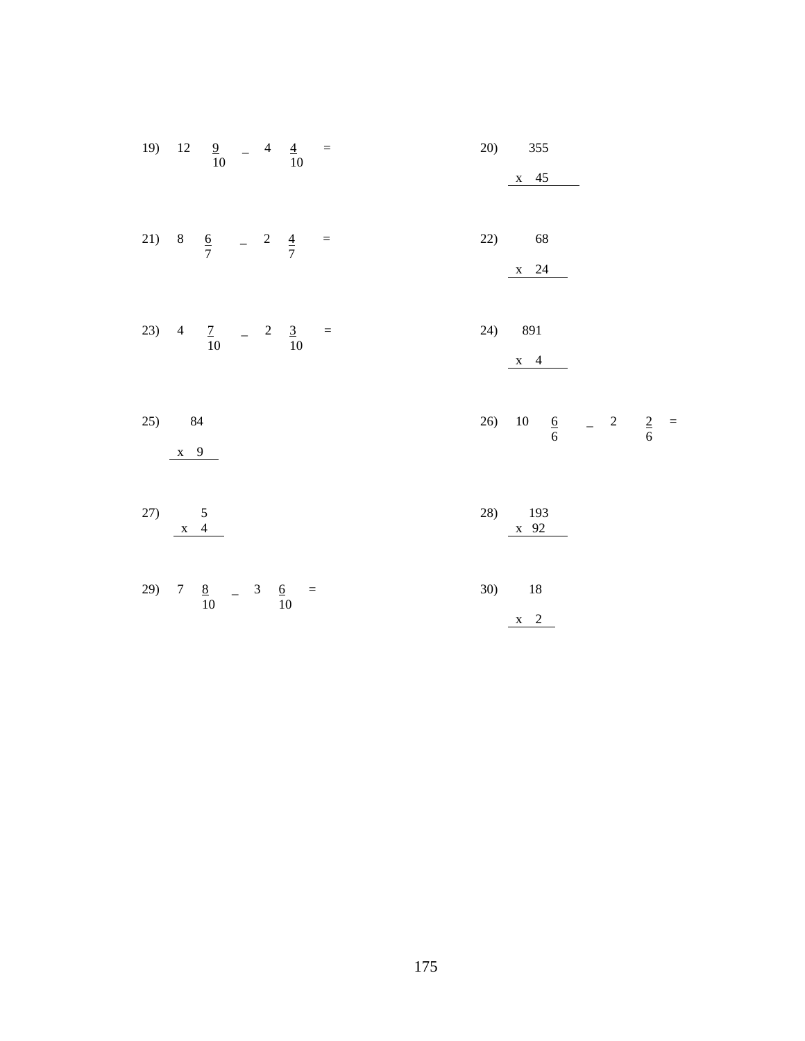19) $12\frac{9}{10} - 4\frac{4}{10} =$

20) $\begin{array}{r} 355 \\ \times\ 45 \\ \hline \end{array}$

21) $8\frac{6}{7} - 2\frac{4}{7} =$

22) $\begin{array}{r} 68 \\ \times\ 24 \\ \hline \end{array}$

23) $4\frac{7}{10} - 2\frac{3}{10} =$

24) $\begin{array}{r} 891 \\ \times\ 4 \\ \hline \end{array}$

25) $\begin{array}{r} 84 \\ \times\ 9 \\ \hline \end{array}$

26) $10\frac{6}{6} - 2\frac{2}{6} =$

27) $\begin{array}{r} 5 \\ \times\ 4 \\ \hline \end{array}$

28) $\begin{array}{r} 193 \\ \times\ 92 \\ \hline \end{array}$

29) $7\frac{8}{10} - 3\frac{6}{10} =$

30) $\begin{array}{r} 18 \\ \times\ 2 \\ \hline \end{array}$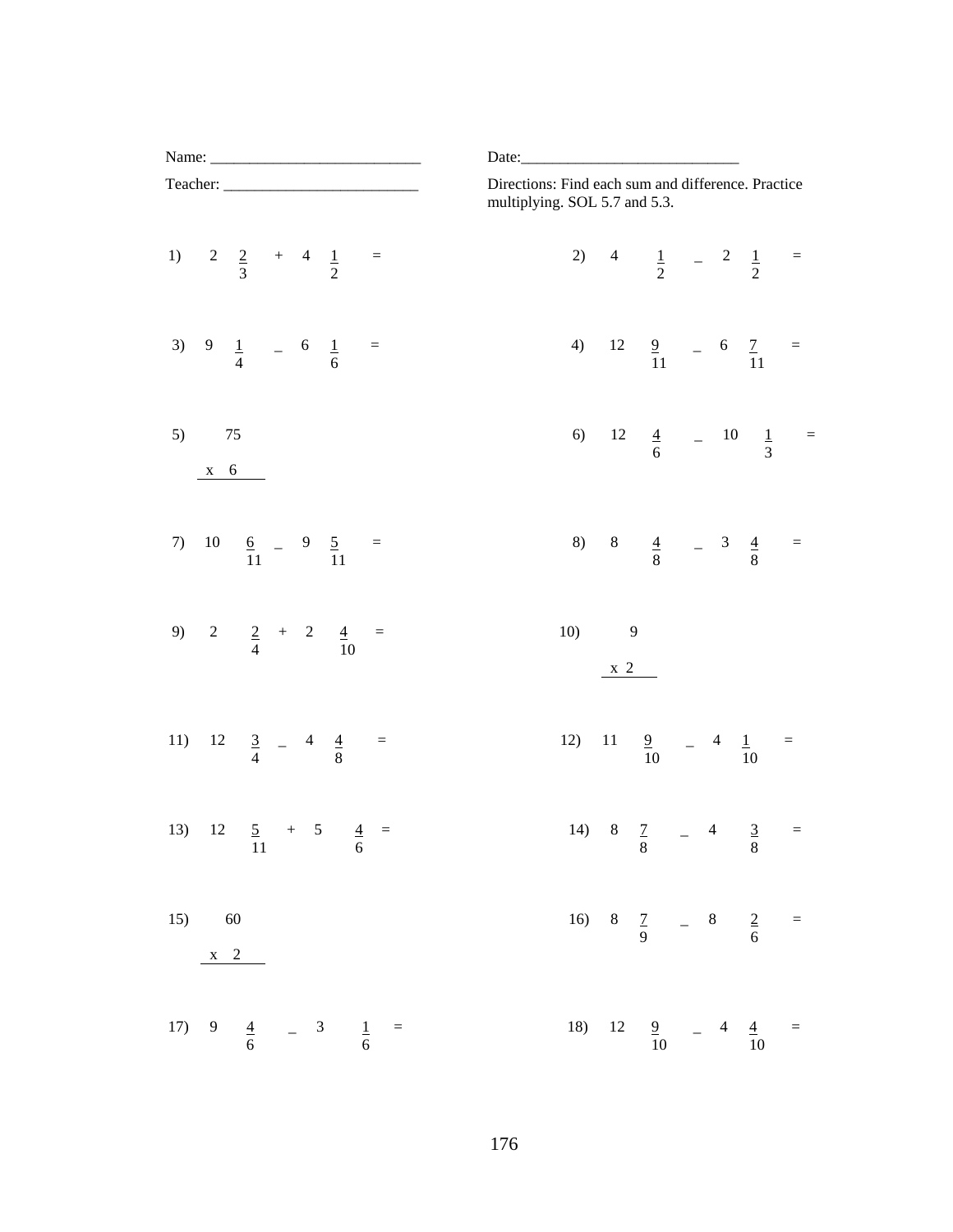Name: ___________________________ Date:____________________________

Teacher: _________________________

Directions: Find each sum and difference. Practice multiplying. SOL 5.7 and 5.3.

1) $2\frac{2}{3} + 4\frac{1}{2} =$

2) $4\frac{1}{2} - 2\frac{1}{2} =$

3) $9\frac{1}{4} - 6\frac{1}{6} =$

4) $12\frac{9}{11} - 6\frac{7}{11} =$

5) $75 \times 6$

6) $12\frac{4}{6} - 10\frac{1}{3} =$

7) $10\frac{6}{11} - 9\frac{5}{11} =$

8) $8\frac{4}{8} - 3\frac{4}{8} =$

9) $2\frac{2}{4} + 2\frac{4}{10} =$

10) $9 \times 2$

11) $12\frac{3}{4} - 4\frac{4}{8} =$

12) $11\frac{9}{10} - 4\frac{1}{10} =$

13) $12\frac{5}{11} + 5\frac{4}{6} =$

14) $8\frac{7}{8} - 4\frac{3}{8} =$

15) $60 \times 2$

16) $8\frac{7}{9} - 8\frac{2}{6} =$

17) $9\frac{4}{6} - 3\frac{1}{6} =$

18) $12\frac{9}{10} - 4\frac{4}{10} =$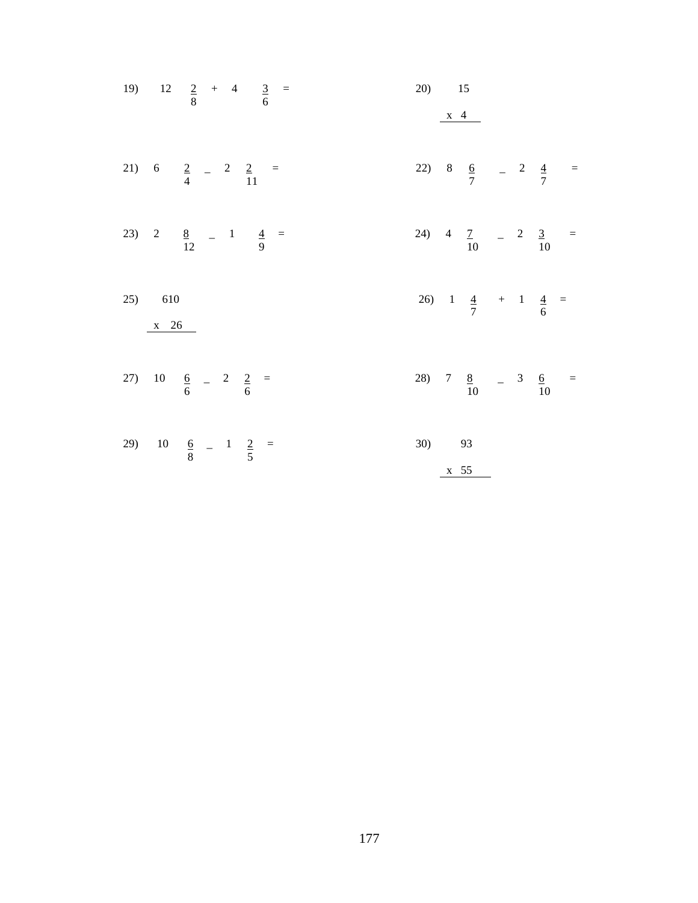19) $12\frac{2}{8} + 4\frac{3}{6} =$

20)
$$\begin{array}{r} 15 \\ \times\ 4 \\ \hline \end{array}$$

21) $6\frac{2}{4} - 2\frac{2}{11} =$

22) $8\frac{6}{7} - 2\frac{4}{7} =$

23) $2\frac{8}{12} - 1\frac{4}{9} =$

24) $4\frac{7}{10} - 2\frac{3}{10} =$

25)
$$\begin{array}{r} 610 \\ \times\ 26 \\ \hline \end{array}$$

26) $1\frac{4}{7} + 1\frac{4}{6} =$

27) $10\frac{6}{6} - 2\frac{2}{6} =$

28) $7\frac{8}{10} - 3\frac{6}{10} =$

29) $10\frac{6}{8} - 1\frac{2}{5} =$

30)
$$\begin{array}{r} 93 \\ \times\ 55 \\ \hline \end{array}$$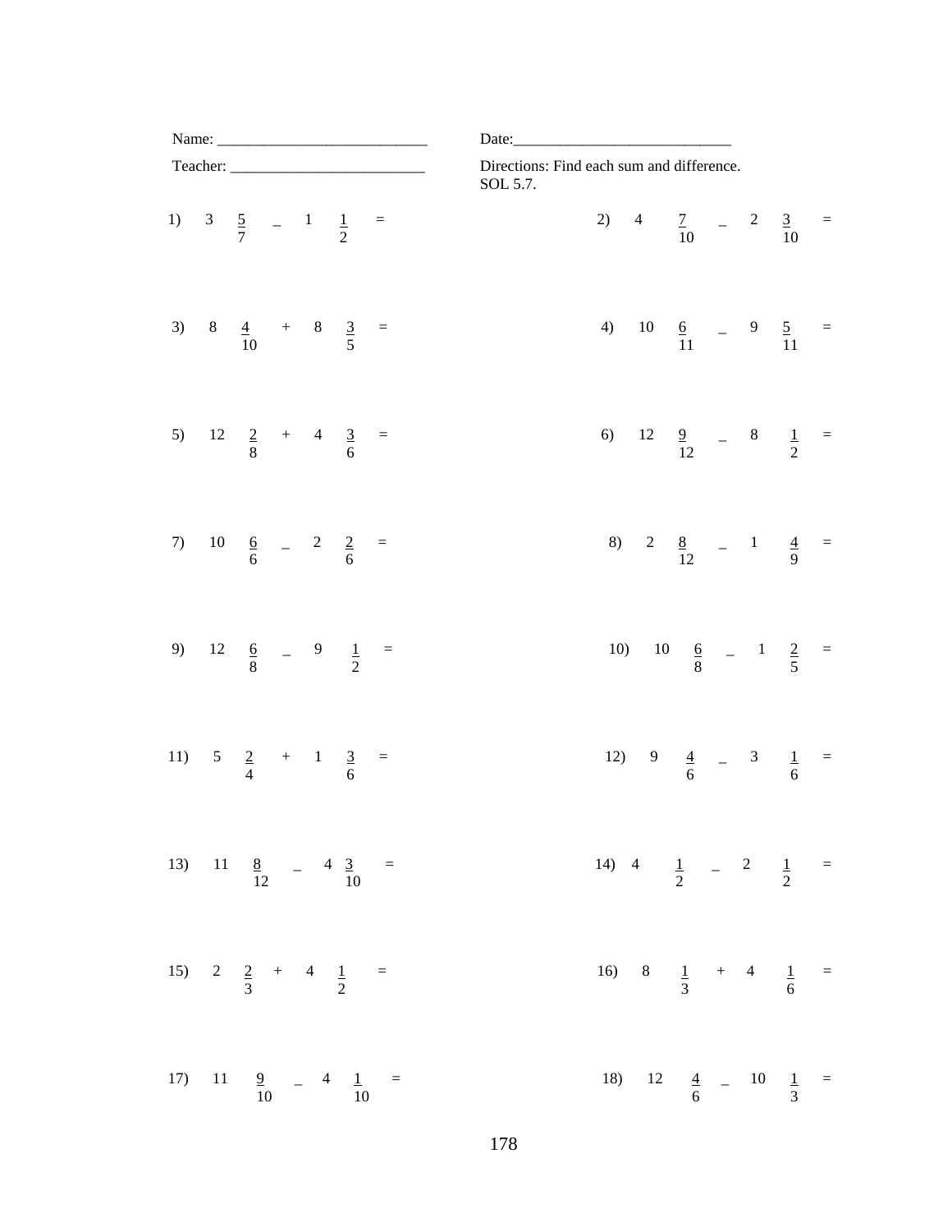Name: ___________________________ Date:____________________________

Teacher: _________________________ Directions: Find each sum and difference. SOL 5.7.

1) $3\frac{5}{7} - 1\frac{1}{2} =$

2) $4\frac{7}{10} - 2\frac{3}{10} =$

3) $8\frac{4}{10} + 8\frac{3}{5} =$

4) $10\frac{6}{11} - 9\frac{5}{11} =$

5) $12\frac{2}{8} + 4\frac{3}{6} =$

6) $12\frac{9}{12} - 8\frac{1}{2} =$

7) $10\frac{6}{6} - 2\frac{2}{6} =$

8) $2\frac{8}{12} - 1\frac{4}{9} =$

9) $12\frac{6}{8} - 9\frac{1}{2} =$

10) $10\frac{6}{8} - 1\frac{2}{5} =$

11) $5\frac{2}{4} + 1\frac{3}{6} =$

12) $9\frac{4}{6} - 3\frac{1}{6} =$

13) $11\frac{8}{12} - 4\frac{3}{10} =$

14) $4\frac{1}{2} - 2\frac{1}{2} =$

15) $2\frac{2}{3} + 4\frac{1}{2} =$

16) $8\frac{1}{3} + 4\frac{1}{6} =$

17) $11\frac{9}{10} - 4\frac{1}{10} =$

18) $12\frac{4}{6} - 10\frac{1}{3} =$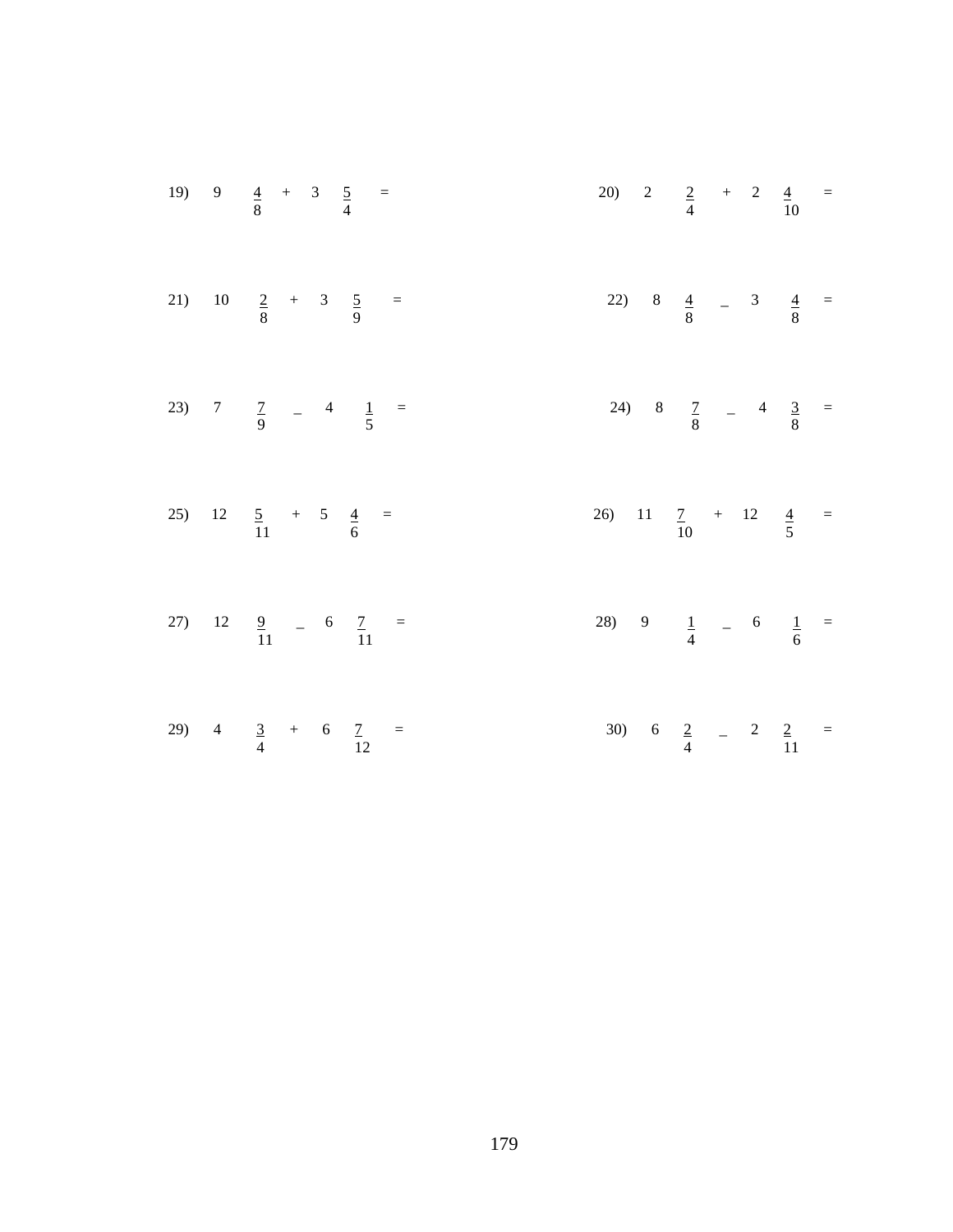19) $9\frac{4}{8} + 3\frac{5}{4} =$

20) $2\frac{2}{4} + 2\frac{4}{10} =$

21) $10\frac{2}{8} + 3\frac{5}{9} =$

22) $8\frac{4}{8} - 3\frac{4}{8} =$

23) $7\frac{7}{9} - 4\frac{1}{5} =$

24) $8\frac{7}{8} - 4\frac{3}{8} =$

25) $12\frac{5}{11} + 5\frac{4}{6} =$

26) $11\frac{7}{10} + 12\frac{4}{5} =$

27) $12\frac{9}{11} - 6\frac{7}{11} =$

28) $9\frac{1}{4} - 6\frac{1}{6} =$

29) $4\frac{3}{4} + 6\frac{7}{12} =$

30) $6\frac{2}{4} - 2\frac{2}{11} =$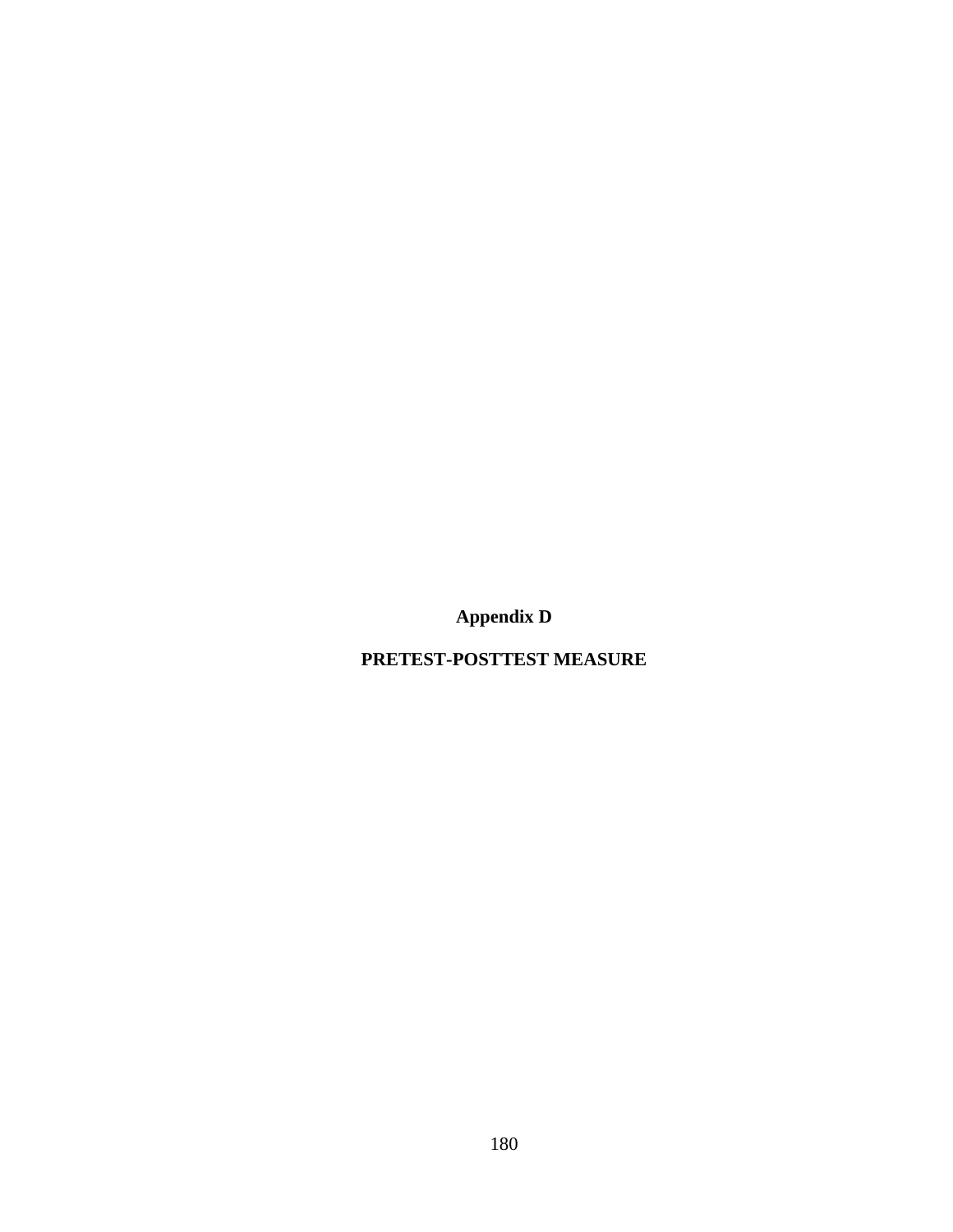# Appendix D

# PRETEST-POSTTEST MEASURE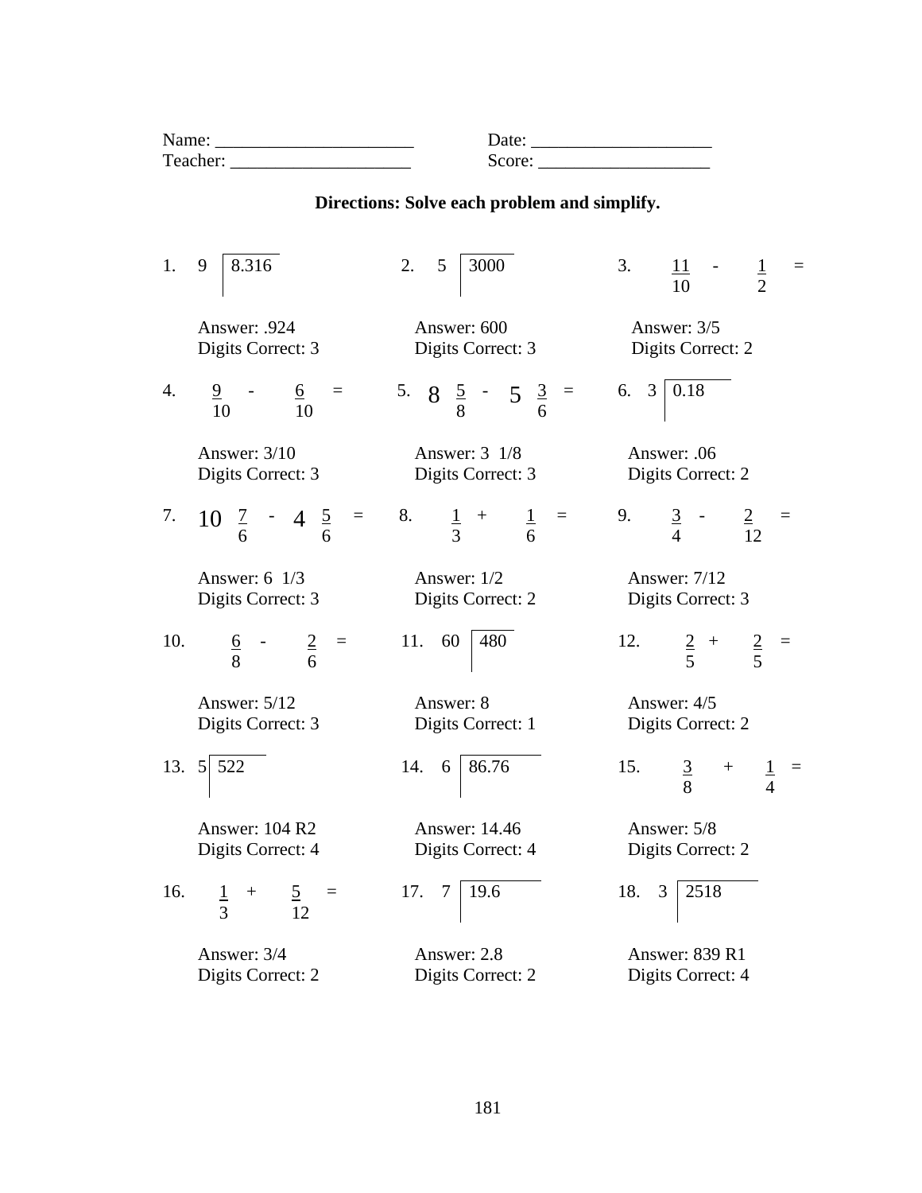Name: ______________________ Date: ____________________

Teacher: ____________________ Score: ___________________

**Directions: Solve each problem and simplify.**

1. $9\overline{)8.316}$

   Answer: .924
   Digits Correct: 3

2. $5\overline{)3000}$

   Answer: 600
   Digits Correct: 3

3. $\frac{11}{10} - \frac{1}{2} =$

   Answer: 3/5
   Digits Correct: 2

4. $\frac{9}{10} - \frac{6}{10} =$

   Answer: 3/10
   Digits Correct: 3

5. $8\frac{5}{8} - 5\frac{3}{6} =$

   Answer: 3 1/8
   Digits Correct: 3

6. $3\overline{)0.18}$

   Answer: .06
   Digits Correct: 2

7. $10\frac{7}{6} - 4\frac{5}{6} =$

   Answer: 6 1/3
   Digits Correct: 3

8. $\frac{1}{3} + \frac{1}{6} =$

   Answer: 1/2
   Digits Correct: 2

9. $\frac{3}{4} - \frac{2}{12} =$

   Answer: 7/12
   Digits Correct: 3

10. $\frac{6}{8} - \frac{2}{6} =$

    Answer: 5/12
    Digits Correct: 3

11. $60\overline{)480}$

    Answer: 8
    Digits Correct: 1

12. $\frac{2}{5} + \frac{2}{5} =$

    Answer: 4/5
    Digits Correct: 2

13. $5\overline{)522}$

    Answer: 104 R2
    Digits Correct: 4

14. $6\overline{)86.76}$

    Answer: 14.46
    Digits Correct: 4

15. $\frac{3}{8} + \frac{1}{4} =$

    Answer: 5/8
    Digits Correct: 2

16. $\frac{1}{3} + \frac{5}{12} =$

    Answer: 3/4
    Digits Correct: 2

17. $7\overline{)19.6}$

    Answer: 2.8
    Digits Correct: 2

18. $3\overline{)2518}$

    Answer: 839 R1
    Digits Correct: 4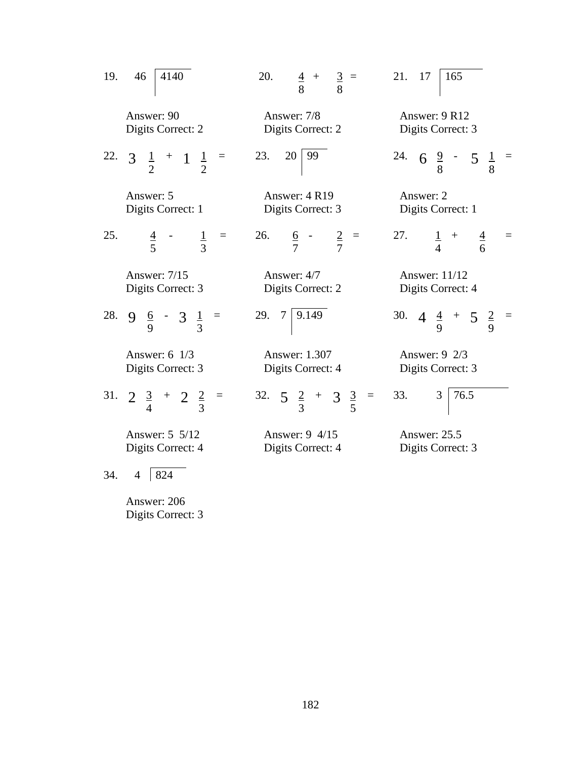19. $46\overline{)4140}$

Answer: 90
Digits Correct: 2

20. $\frac{4}{8} + \frac{3}{8} =$

Answer: 7/8
Digits Correct: 2

21. $17\overline{)165}$

Answer: 9 R12
Digits Correct: 3

22. $3\ \frac{1}{2} + 1\ \frac{1}{2} =$

Answer: 5
Digits Correct: 1

23. $20\overline{)99}$

Answer: 4 R19
Digits Correct: 3

24. $6\ \frac{9}{8} - 5\ \frac{1}{8} =$

Answer: 2
Digits Correct: 1

25. $\frac{4}{5} - \frac{1}{3} =$

Answer: 7/15
Digits Correct: 3

26. $\frac{6}{7} - \frac{2}{7} =$

Answer: 4/7
Digits Correct: 2

27. $\frac{1}{4} + \frac{4}{6} =$

Answer: 11/12
Digits Correct: 4

28. $9\ \frac{6}{9} - 3\ \frac{1}{3} =$

Answer: 6 1/3
Digits Correct: 3

29. $7\overline{)9.149}$

Answer: 1.307
Digits Correct: 4

30. $4\ \frac{4}{9} + 5\ \frac{2}{9} =$

Answer: 9 2/3
Digits Correct: 3

31. $2\ \frac{3}{4} + 2\ \frac{2}{3} =$

Answer: 5 5/12
Digits Correct: 4

32. $5\ \frac{2}{3} + 3\ \frac{3}{5} =$

Answer: 9 4/15
Digits Correct: 4

33. $3\overline{)76.5}$

Answer: 25.5
Digits Correct: 3

34. $4\overline{)824}$

Answer: 206
Digits Correct: 3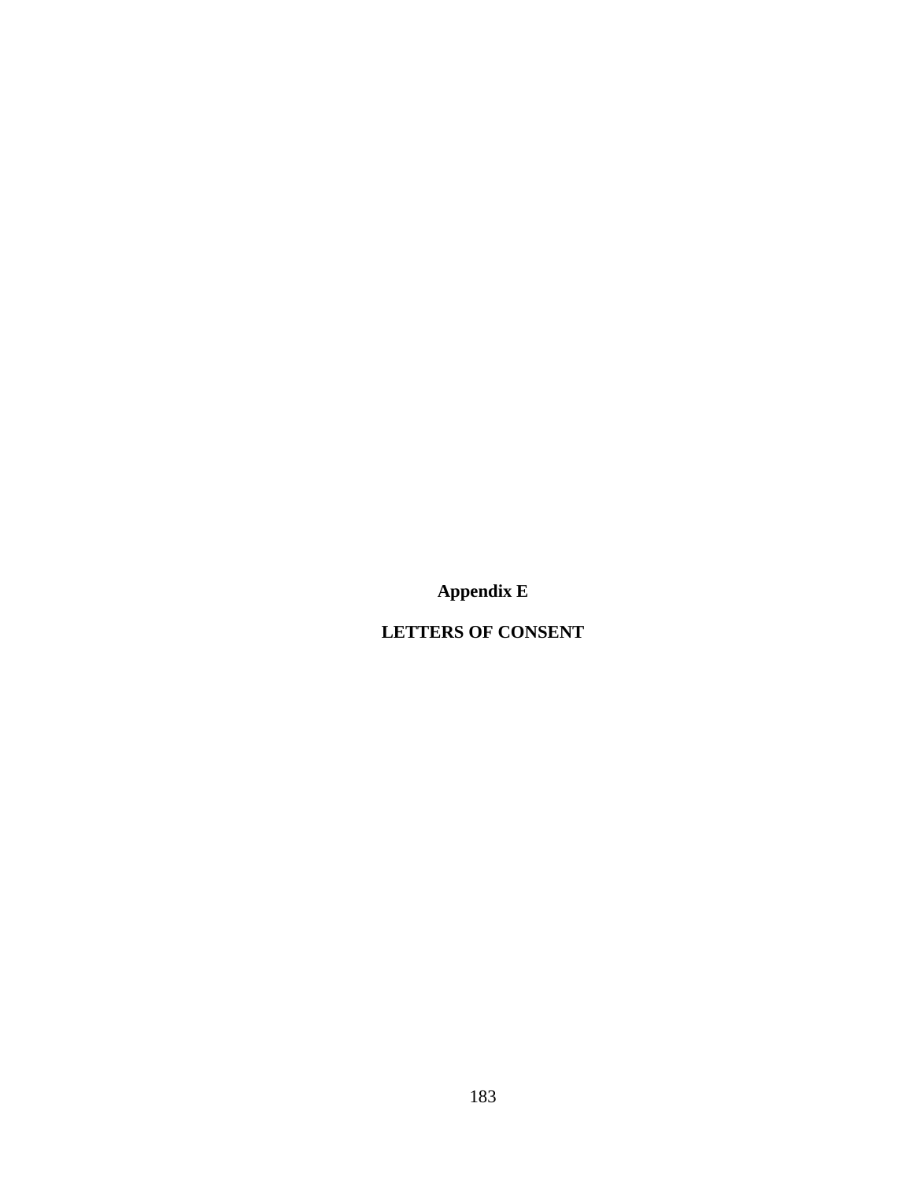# Appendix E

## LETTERS OF CONSENT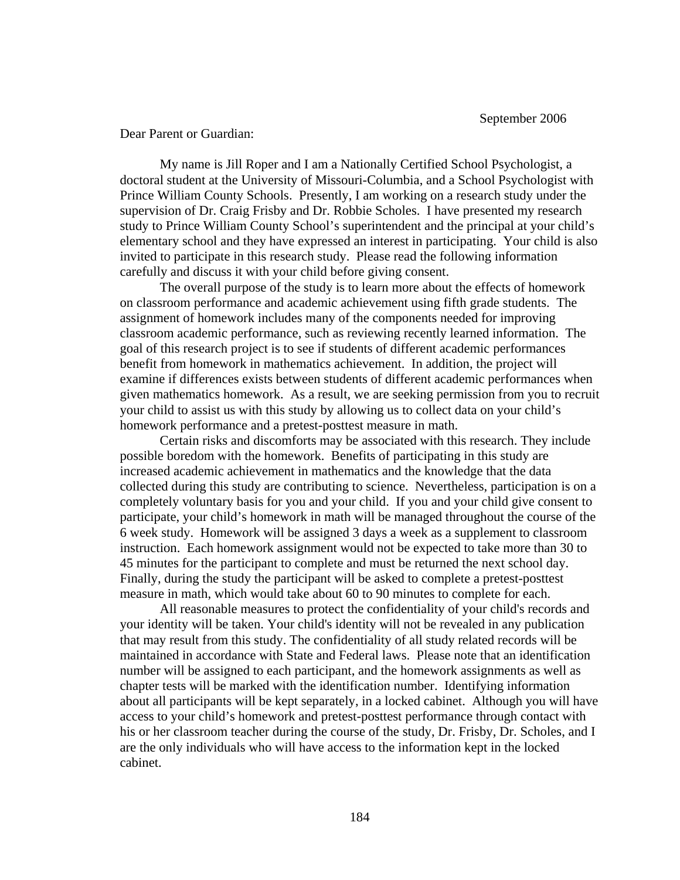September 2006

Dear Parent or Guardian:

My name is Jill Roper and I am a Nationally Certified School Psychologist, a doctoral student at the University of Missouri-Columbia, and a School Psychologist with Prince William County Schools. Presently, I am working on a research study under the supervision of Dr. Craig Frisby and Dr. Robbie Scholes. I have presented my research study to Prince William County School's superintendent and the principal at your child's elementary school and they have expressed an interest in participating. Your child is also invited to participate in this research study. Please read the following information carefully and discuss it with your child before giving consent.

The overall purpose of the study is to learn more about the effects of homework on classroom performance and academic achievement using fifth grade students. The assignment of homework includes many of the components needed for improving classroom academic performance, such as reviewing recently learned information. The goal of this research project is to see if students of different academic performances benefit from homework in mathematics achievement. In addition, the project will examine if differences exists between students of different academic performances when given mathematics homework. As a result, we are seeking permission from you to recruit your child to assist us with this study by allowing us to collect data on your child's homework performance and a pretest-posttest measure in math.

Certain risks and discomforts may be associated with this research. They include possible boredom with the homework. Benefits of participating in this study are increased academic achievement in mathematics and the knowledge that the data collected during this study are contributing to science. Nevertheless, participation is on a completely voluntary basis for you and your child. If you and your child give consent to participate, your child's homework in math will be managed throughout the course of the 6 week study. Homework will be assigned 3 days a week as a supplement to classroom instruction. Each homework assignment would not be expected to take more than 30 to 45 minutes for the participant to complete and must be returned the next school day. Finally, during the study the participant will be asked to complete a pretest-posttest measure in math, which would take about 60 to 90 minutes to complete for each.

All reasonable measures to protect the confidentiality of your child's records and your identity will be taken. Your child's identity will not be revealed in any publication that may result from this study. The confidentiality of all study related records will be maintained in accordance with State and Federal laws. Please note that an identification number will be assigned to each participant, and the homework assignments as well as chapter tests will be marked with the identification number. Identifying information about all participants will be kept separately, in a locked cabinet. Although you will have access to your child's homework and pretest-posttest performance through contact with his or her classroom teacher during the course of the study, Dr. Frisby, Dr. Scholes, and I are the only individuals who will have access to the information kept in the locked cabinet.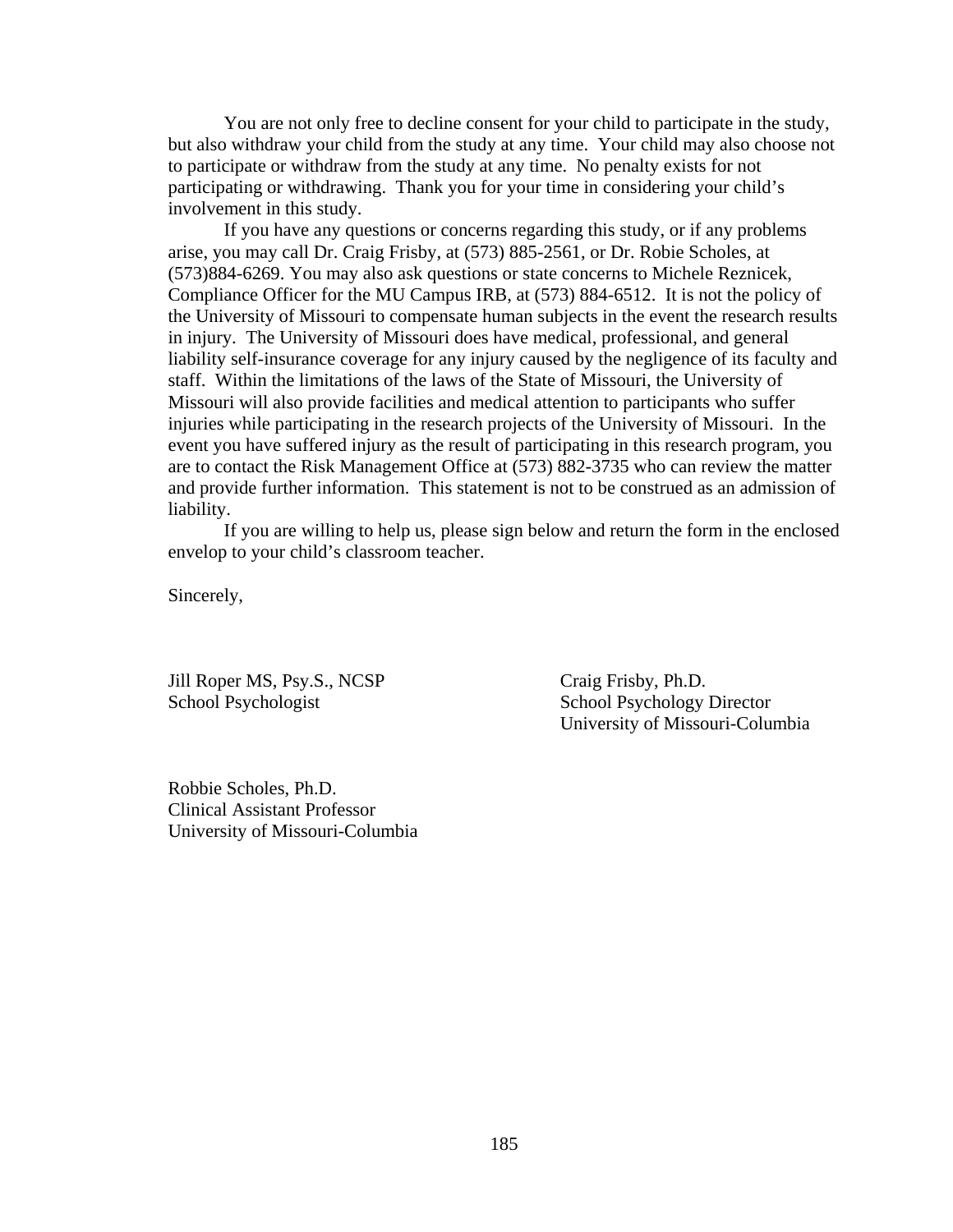You are not only free to decline consent for your child to participate in the study, but also withdraw your child from the study at any time. Your child may also choose not to participate or withdraw from the study at any time. No penalty exists for not participating or withdrawing. Thank you for your time in considering your child's involvement in this study.

If you have any questions or concerns regarding this study, or if any problems arise, you may call Dr. Craig Frisby, at (573) 885-2561, or Dr. Robie Scholes, at (573)884-6269. You may also ask questions or state concerns to Michele Reznicek, Compliance Officer for the MU Campus IRB, at (573) 884-6512. It is not the policy of the University of Missouri to compensate human subjects in the event the research results in injury. The University of Missouri does have medical, professional, and general liability self-insurance coverage for any injury caused by the negligence of its faculty and staff. Within the limitations of the laws of the State of Missouri, the University of Missouri will also provide facilities and medical attention to participants who suffer injuries while participating in the research projects of the University of Missouri. In the event you have suffered injury as the result of participating in this research program, you are to contact the Risk Management Office at (573) 882-3735 who can review the matter and provide further information. This statement is not to be construed as an admission of liability.

If you are willing to help us, please sign below and return the form in the enclosed envelop to your child's classroom teacher.

Sincerely,

Jill Roper MS, Psy.S., NCSP
School Psychologist

Craig Frisby, Ph.D.
School Psychology Director
University of Missouri-Columbia

Robbie Scholes, Ph.D.
Clinical Assistant Professor
University of Missouri-Columbia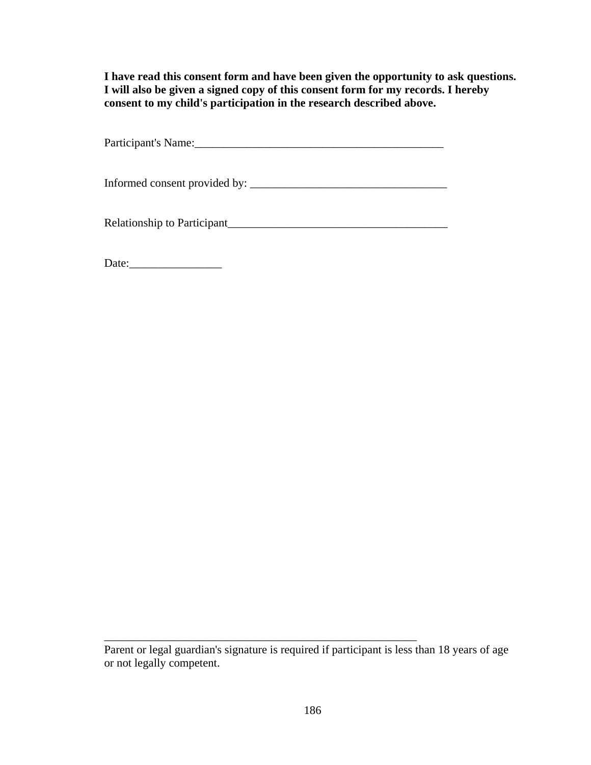**I have read this consent form and have been given the opportunity to ask questions. I will also be given a signed copy of this consent form for my records. I hereby consent to my child's participation in the research described above.**

Participant's Name:____________________________________________

Informed consent provided by: __________________________________

Relationship to Participant______________________________________

Date:________________

________________________________________________________

Parent or legal guardian's signature is required if participant is less than 18 years of age or not legally competent.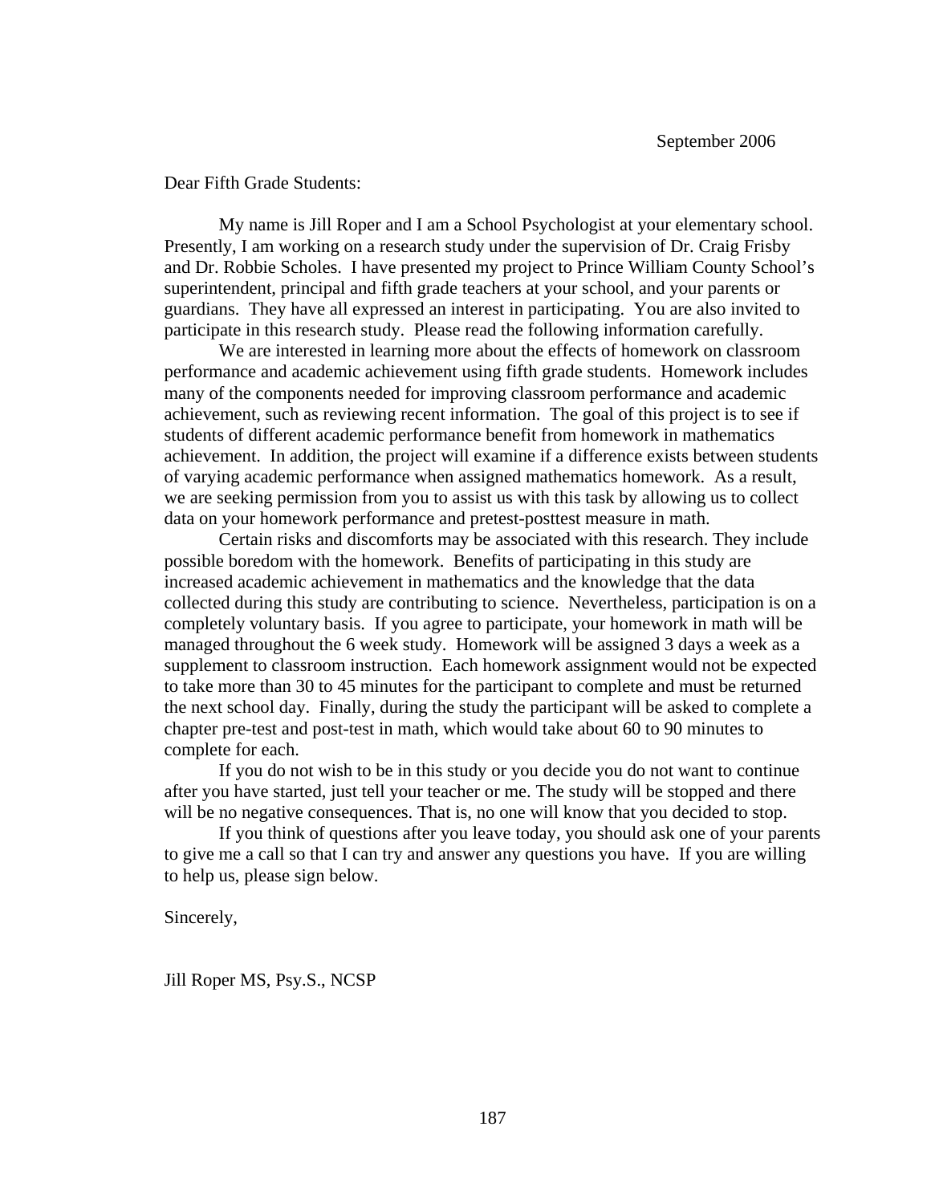September 2006

Dear Fifth Grade Students:

My name is Jill Roper and I am a School Psychologist at your elementary school. Presently, I am working on a research study under the supervision of Dr. Craig Frisby and Dr. Robbie Scholes. I have presented my project to Prince William County School's superintendent, principal and fifth grade teachers at your school, and your parents or guardians. They have all expressed an interest in participating. You are also invited to participate in this research study. Please read the following information carefully.

We are interested in learning more about the effects of homework on classroom performance and academic achievement using fifth grade students. Homework includes many of the components needed for improving classroom performance and academic achievement, such as reviewing recent information. The goal of this project is to see if students of different academic performance benefit from homework in mathematics achievement. In addition, the project will examine if a difference exists between students of varying academic performance when assigned mathematics homework. As a result, we are seeking permission from you to assist us with this task by allowing us to collect data on your homework performance and pretest-posttest measure in math.

Certain risks and discomforts may be associated with this research. They include possible boredom with the homework. Benefits of participating in this study are increased academic achievement in mathematics and the knowledge that the data collected during this study are contributing to science. Nevertheless, participation is on a completely voluntary basis. If you agree to participate, your homework in math will be managed throughout the 6 week study. Homework will be assigned 3 days a week as a supplement to classroom instruction. Each homework assignment would not be expected to take more than 30 to 45 minutes for the participant to complete and must be returned the next school day. Finally, during the study the participant will be asked to complete a chapter pre-test and post-test in math, which would take about 60 to 90 minutes to complete for each.

If you do not wish to be in this study or you decide you do not want to continue after you have started, just tell your teacher or me. The study will be stopped and there will be no negative consequences. That is, no one will know that you decided to stop.

If you think of questions after you leave today, you should ask one of your parents to give me a call so that I can try and answer any questions you have. If you are willing to help us, please sign below.

Sincerely,

Jill Roper MS, Psy.S., NCSP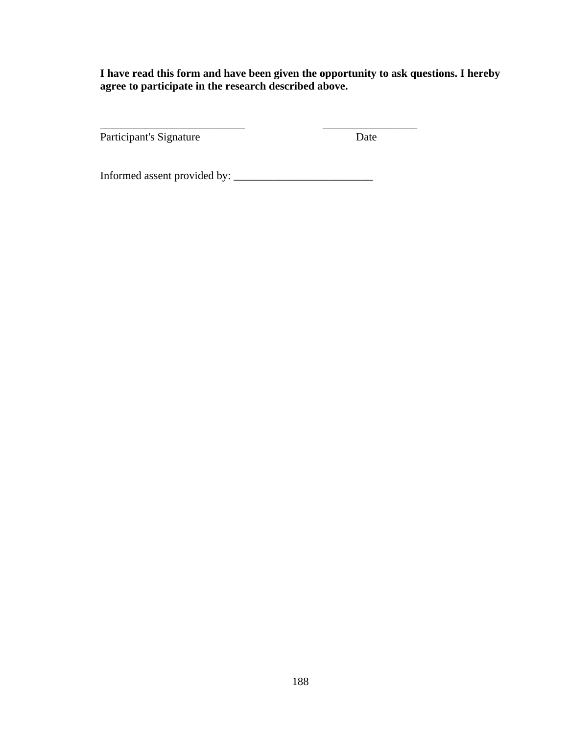**I have read this form and have been given the opportunity to ask questions. I hereby agree to participate in the research described above.**

___________________________ _________________

Participant's Signature Date

Informed assent provided by: __________________________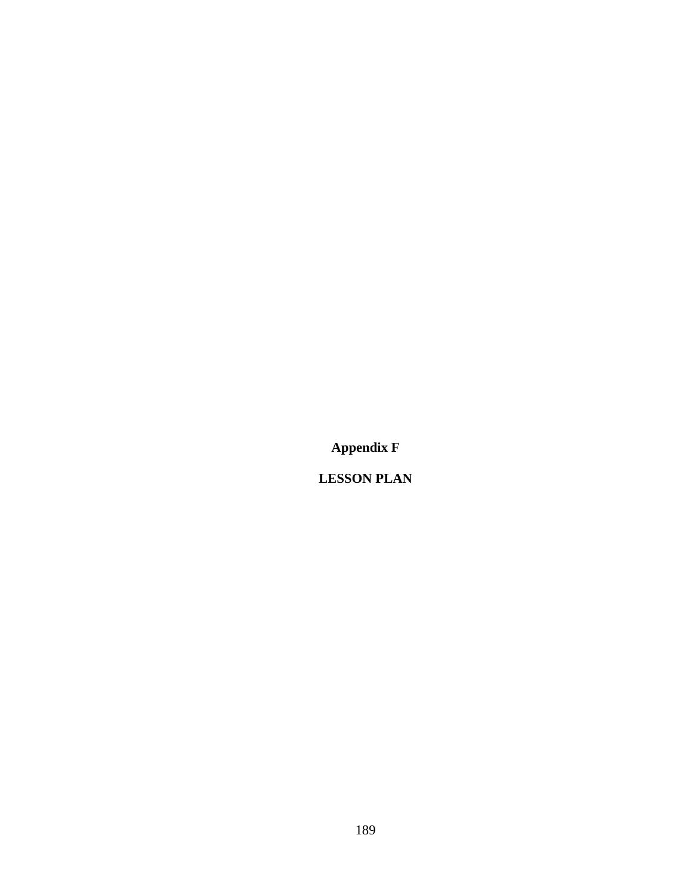# Appendix F

# LESSON PLAN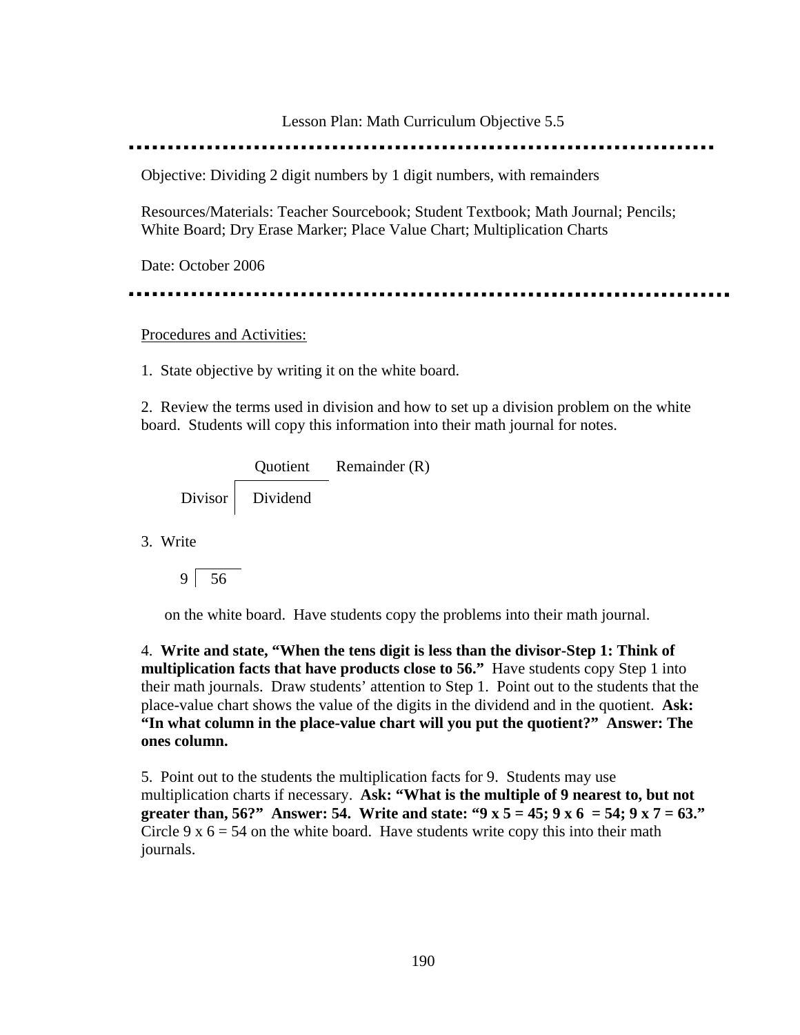Lesson Plan: Math Curriculum Objective 5.5

---

Objective: Dividing 2 digit numbers by 1 digit numbers, with remainders

Resources/Materials: Teacher Sourcebook; Student Textbook; Math Journal; Pencils; White Board; Dry Erase Marker; Place Value Chart; Multiplication Charts

Date: October 2006

---

Procedures and Activities:

1. State objective by writing it on the white board.

2. Review the terms used in division and how to set up a division problem on the white board. Students will copy this information into their math journal for notes.

```
           Quotient    Remainder (R)
         ___________
Divisor |  Dividend
```

3. Write

```
    ____
9 |  56
```

on the white board. Have students copy the problems into their math journal.

4. **Write and state, "When the tens digit is less than the divisor-Step 1: Think of multiplication facts that have products close to 56."** Have students copy Step 1 into their math journals. Draw students' attention to Step 1. Point out to the students that the place-value chart shows the value of the digits in the dividend and in the quotient. **Ask: "In what column in the place-value chart will you put the quotient?" Answer: The ones column.**

5. Point out to the students the multiplication facts for 9. Students may use multiplication charts if necessary. **Ask: "What is the multiple of 9 nearest to, but not greater than, 56?" Answer: 54. Write and state: "9 x 5 = 45; 9 x 6 = 54; 9 x 7 = 63."** Circle 9 x 6 = 54 on the white board. Have students write copy this into their math journals.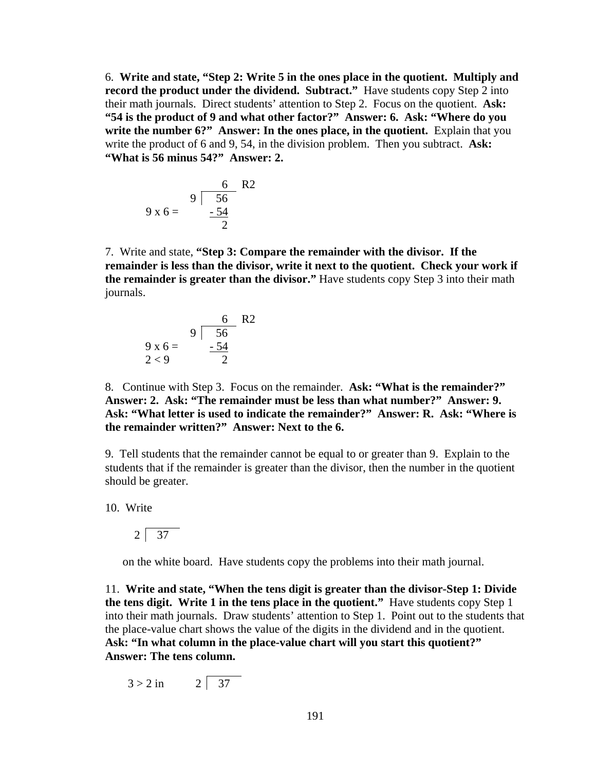6. **Write and state, "Step 2: Write 5 in the ones place in the quotient. Multiply and record the product under the dividend. Subtract."** Have students copy Step 2 into their math journals. Direct students' attention to Step 2. Focus on the quotient. **Ask: "54 is the product of 9 and what other factor?" Answer: 6. Ask: "Where do you write the number 6?" Answer: In the ones place, in the quotient.** Explain that you write the product of 6 and 9, 54, in the division problem. Then you subtract. **Ask: "What is 56 minus 54?" Answer: 2.**

```
                6   R2
          9 ⟌  56
9 x 6 =       - 54
                 2
```

7. Write and state, **"Step 3: Compare the remainder with the divisor. If the remainder is less than the divisor, write it next to the quotient. Check your work if the remainder is greater than the divisor."** Have students copy Step 3 into their math journals.

```
                6   R2
          9 ⟌  56
9 x 6 =       - 54
2 < 9            2
```

8. Continue with Step 3. Focus on the remainder. **Ask: "What is the remainder?" Answer: 2. Ask: "The remainder must be less than what number?" Answer: 9. Ask: "What letter is used to indicate the remainder?" Answer: R. Ask: "Where is the remainder written?" Answer: Next to the 6.**

9. Tell students that the remainder cannot be equal to or greater than 9. Explain to the students that if the remainder is greater than the divisor, then the number in the quotient should be greater.

10. Write

```
2 ⟌ 37
```

on the white board. Have students copy the problems into their math journal.

11. **Write and state, "When the tens digit is greater than the divisor-Step 1: Divide the tens digit. Write 1 in the tens place in the quotient."** Have students copy Step 1 into their math journals. Draw students' attention to Step 1. Point out to the students that the place-value chart shows the value of the digits in the dividend and in the quotient. **Ask: "In what column in the place-value chart will you start this quotient?" Answer: The tens column.**

```
3 > 2 in      2 ⟌ 37
```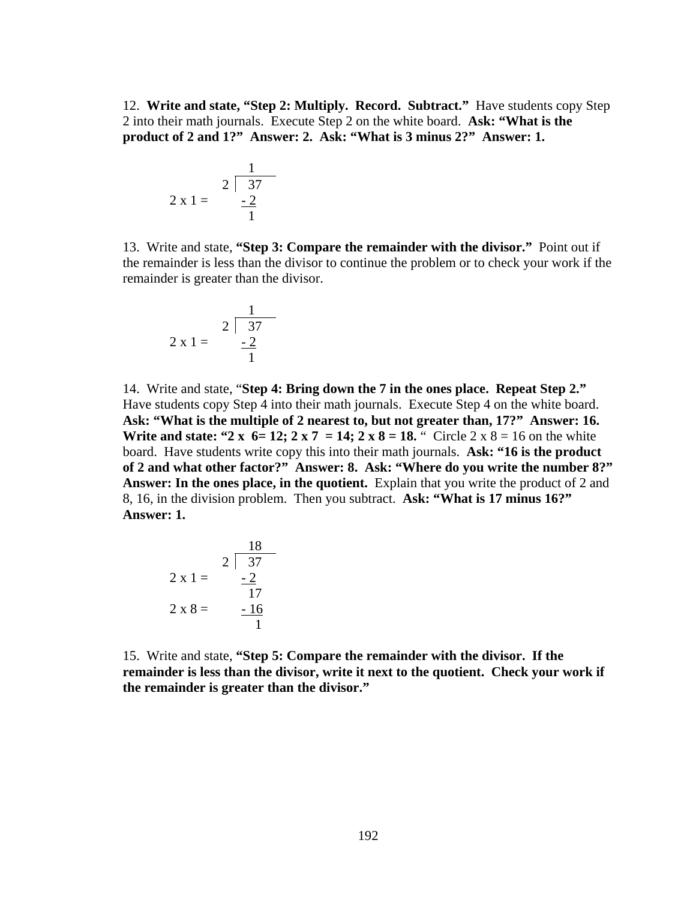12. **Write and state, "Step 2: Multiply. Record. Subtract."** Have students copy Step 2 into their math journals. Execute Step 2 on the white board. **Ask: "What is the product of 2 and 1?" Answer: 2. Ask: "What is 3 minus 2?" Answer: 1.**

```
              1
          2 | 37
2 x 1 =      - 2
              1
```

13. Write and state, **"Step 3: Compare the remainder with the divisor."** Point out if the remainder is less than the divisor to continue the problem or to check your work if the remainder is greater than the divisor.

```
              1
          2 | 37
2 x 1 =      - 2
              1
```

14. Write and state, "**Step 4: Bring down the 7 in the ones place. Repeat Step 2."** Have students copy Step 4 into their math journals. Execute Step 4 on the white board. **Ask: "What is the multiple of 2 nearest to, but not greater than, 17?" Answer: 16. Write and state: "2 x 6= 12; 2 x 7 = 14; 2 x 8 = 18.** " Circle 2 x 8 = 16 on the white board. Have students write copy this into their math journals. **Ask: "16 is the product of 2 and what other factor?" Answer: 8. Ask: "Where do you write the number 8?" Answer: In the ones place, in the quotient.** Explain that you write the product of 2 and 8, 16, in the division problem. Then you subtract. **Ask: "What is 17 minus 16?" Answer: 1.**

```
              18
          2 | 37
2 x 1 =      - 2
              17
2 x 8 =      - 16
               1
```

15. Write and state, **"Step 5: Compare the remainder with the divisor. If the remainder is less than the divisor, write it next to the quotient. Check your work if the remainder is greater than the divisor."**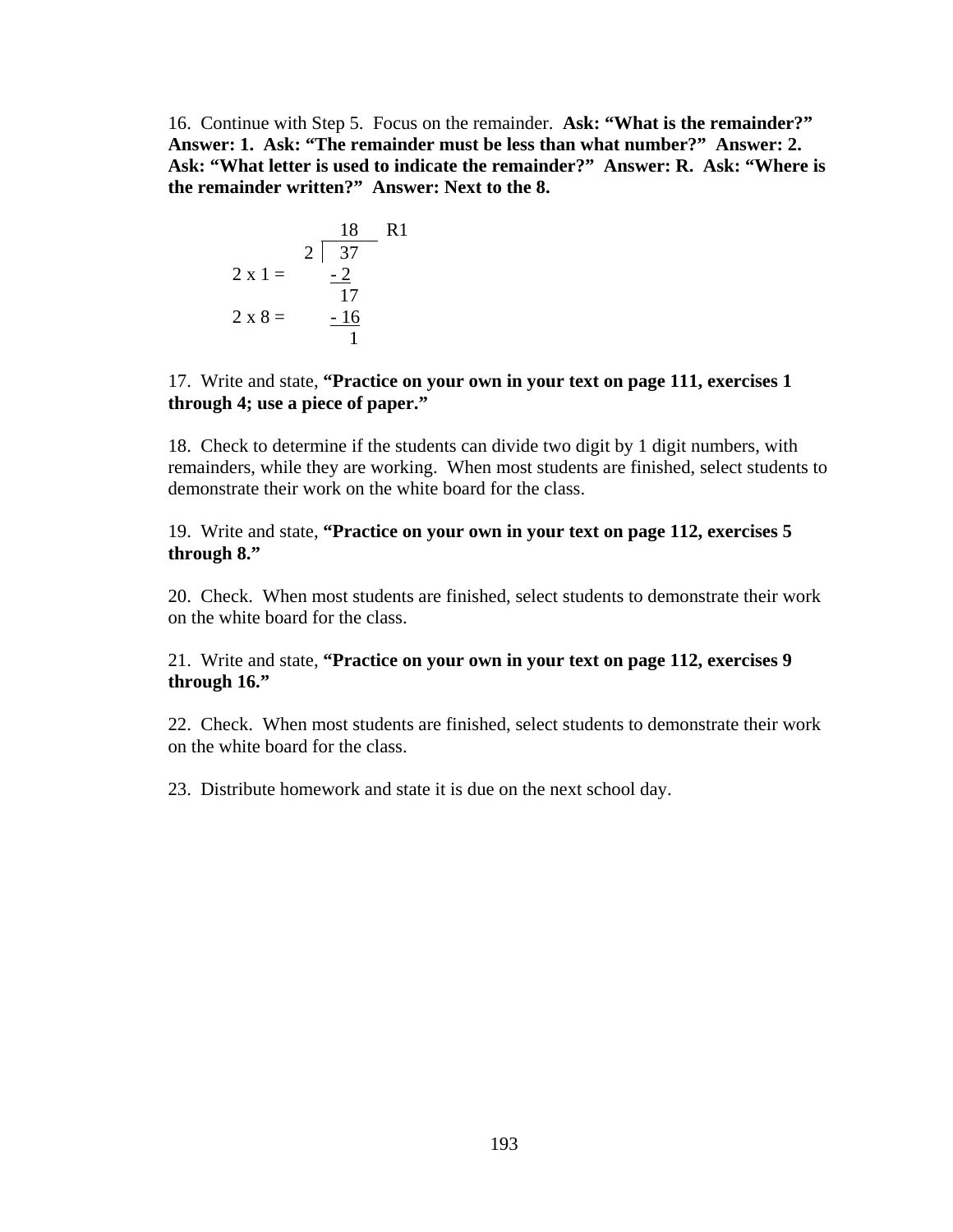16. Continue with Step 5. Focus on the remainder. **Ask: "What is the remainder?" Answer: 1. Ask: "The remainder must be less than what number?" Answer: 2. Ask: "What letter is used to indicate the remainder?" Answer: R. Ask: "Where is the remainder written?" Answer: Next to the 8.**

```
                 18   R1
              2 | 37
   2 x 1 =       - 2
                  17
   2 x 8 =      - 16
                   1
```

17. Write and state, **"Practice on your own in your text on page 111, exercises 1 through 4; use a piece of paper."**

18. Check to determine if the students can divide two digit by 1 digit numbers, with remainders, while they are working. When most students are finished, select students to demonstrate their work on the white board for the class.

19. Write and state, **"Practice on your own in your text on page 112, exercises 5 through 8."**

20. Check. When most students are finished, select students to demonstrate their work on the white board for the class.

21. Write and state, **"Practice on your own in your text on page 112, exercises 9 through 16."**

22. Check. When most students are finished, select students to demonstrate their work on the white board for the class.

23. Distribute homework and state it is due on the next school day.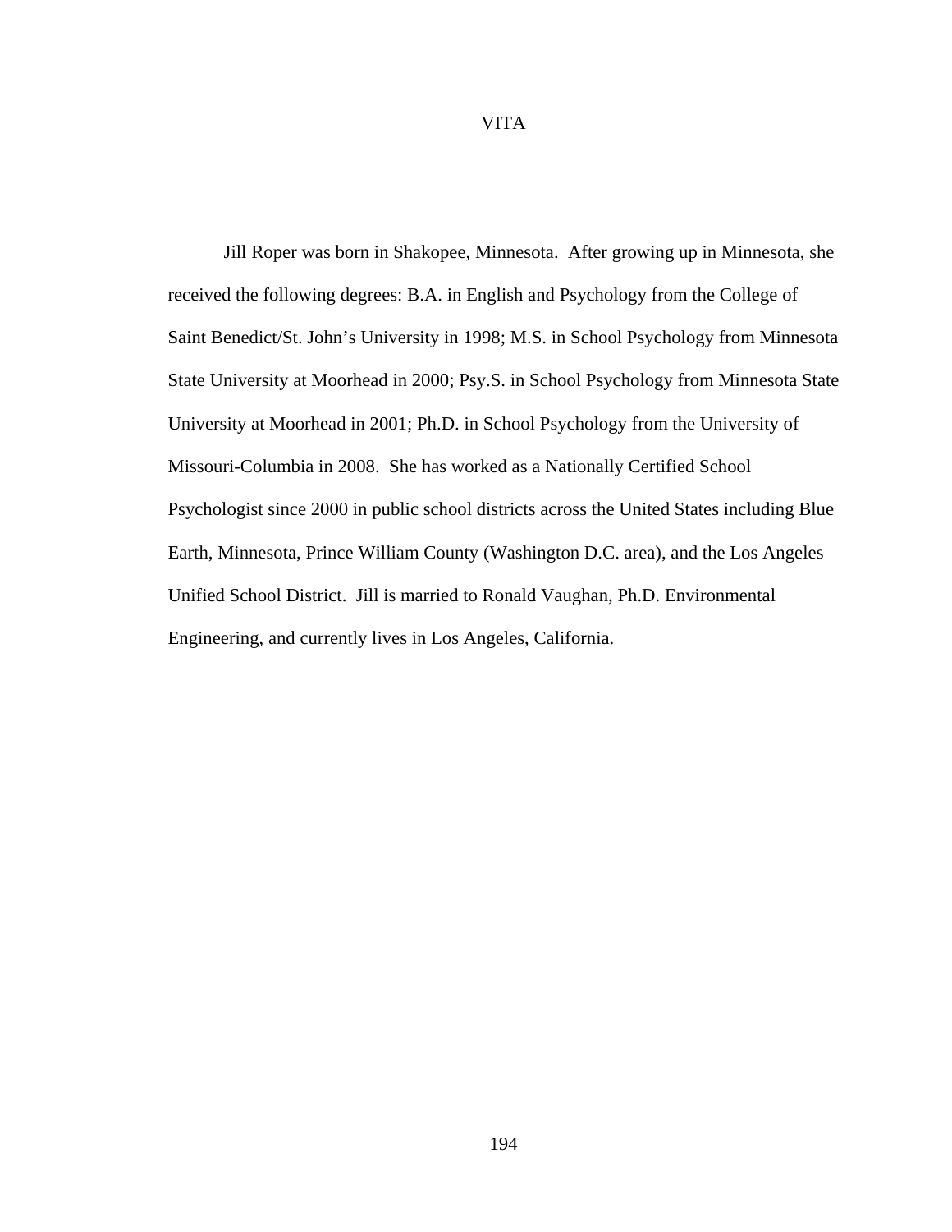# VITA

Jill Roper was born in Shakopee, Minnesota. After growing up in Minnesota, she received the following degrees: B.A. in English and Psychology from the College of Saint Benedict/St. John's University in 1998; M.S. in School Psychology from Minnesota State University at Moorhead in 2000; Psy.S. in School Psychology from Minnesota State University at Moorhead in 2001; Ph.D. in School Psychology from the University of Missouri-Columbia in 2008. She has worked as a Nationally Certified School Psychologist since 2000 in public school districts across the United States including Blue Earth, Minnesota, Prince William County (Washington D.C. area), and the Los Angeles Unified School District. Jill is married to Ronald Vaughan, Ph.D. Environmental Engineering, and currently lives in Los Angeles, California.